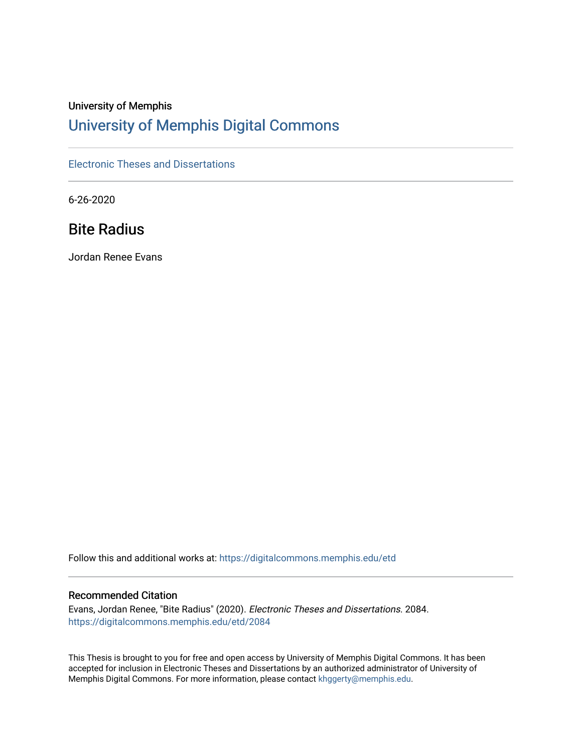University of Memphis

# University of Memphis Digital Commons

Electronic Theses and Dissertations

6-26-2020

## Bite Radius

Jordan Renee Evans

Follow this and additional works at: https://digitalcommons.memphis.edu/etd

### Recommended Citation

Evans, Jordan Renee, "Bite Radius" (2020). *Electronic Theses and Dissertations*. 2084.
https://digitalcommons.memphis.edu/etd/2084

This Thesis is brought to you for free and open access by University of Memphis Digital Commons. It has been accepted for inclusion in Electronic Theses and Dissertations by an authorized administrator of University of Memphis Digital Commons. For more information, please contact khggerty@memphis.edu.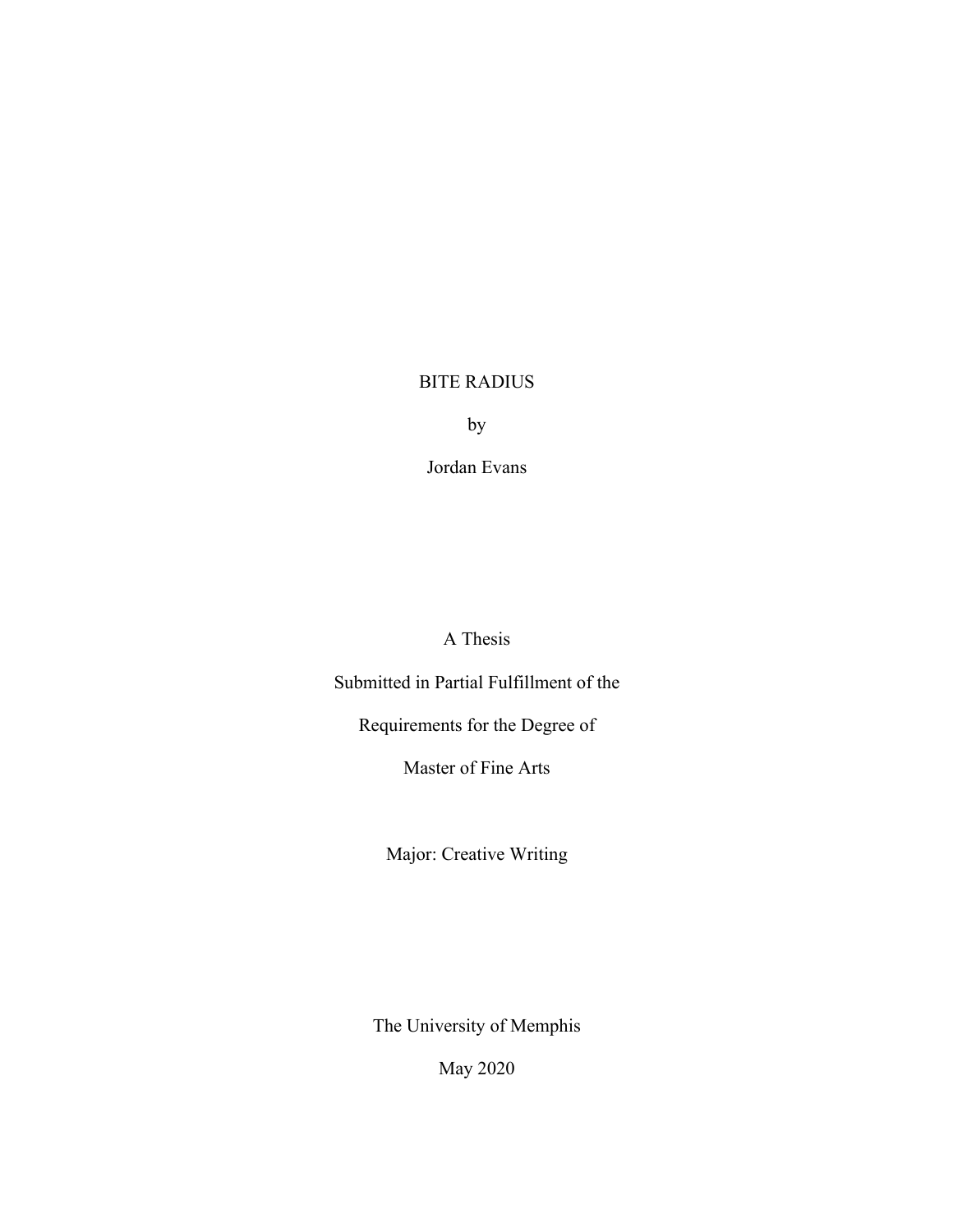# BITE RADIUS

by

Jordan Evans

A Thesis

Submitted in Partial Fulfillment of the

Requirements for the Degree of

Master of Fine Arts

Major: Creative Writing

The University of Memphis

May 2020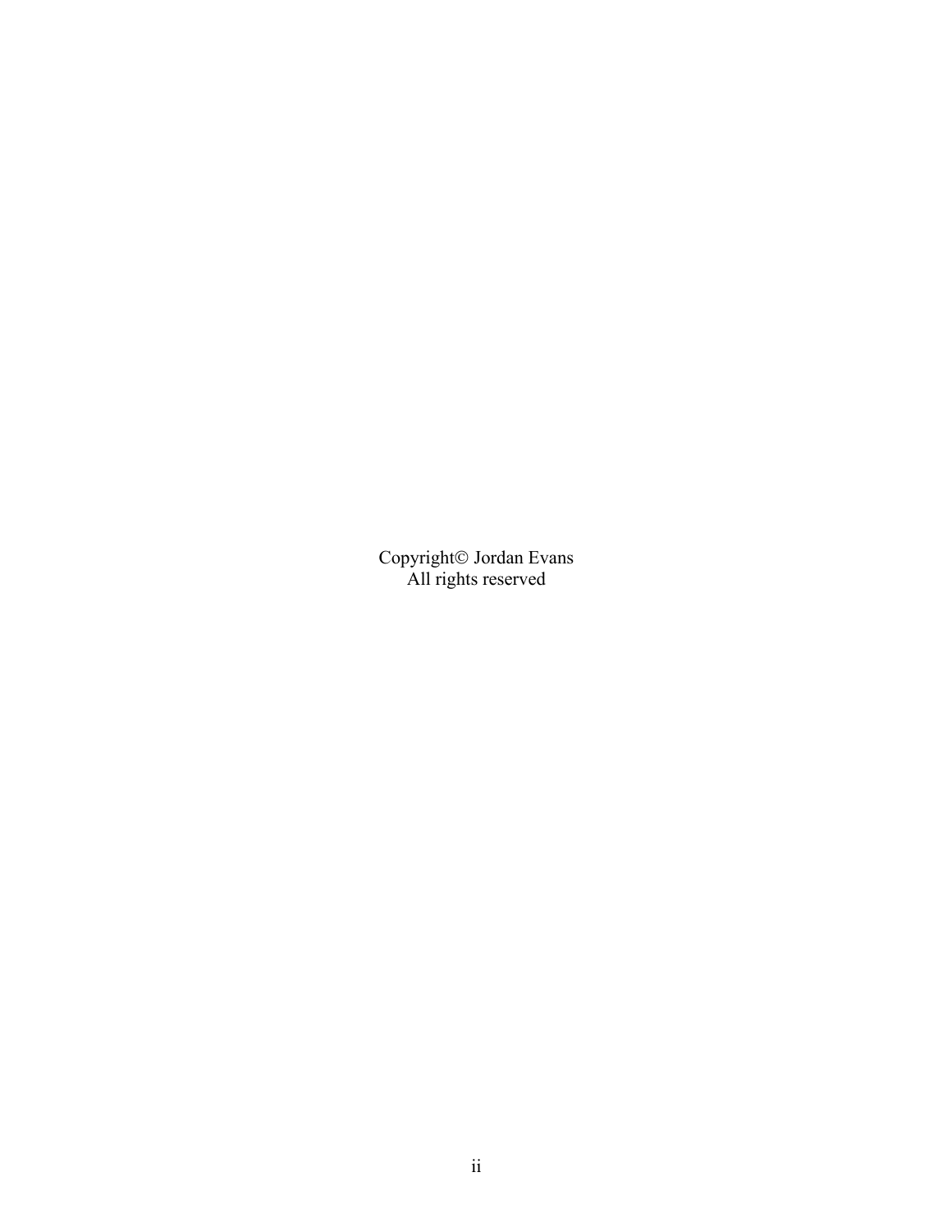Copyright© Jordan Evans
All rights reserved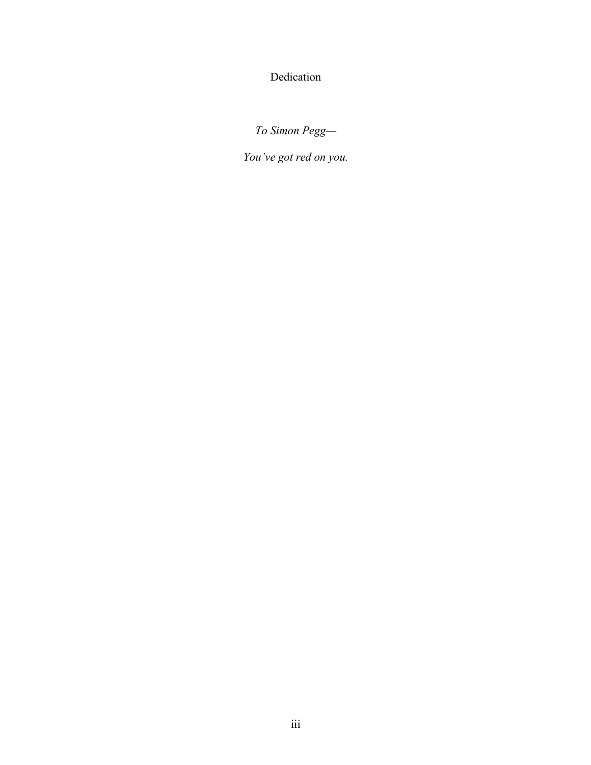# Dedication

*To Simon Pegg—*

*You've got red on you.*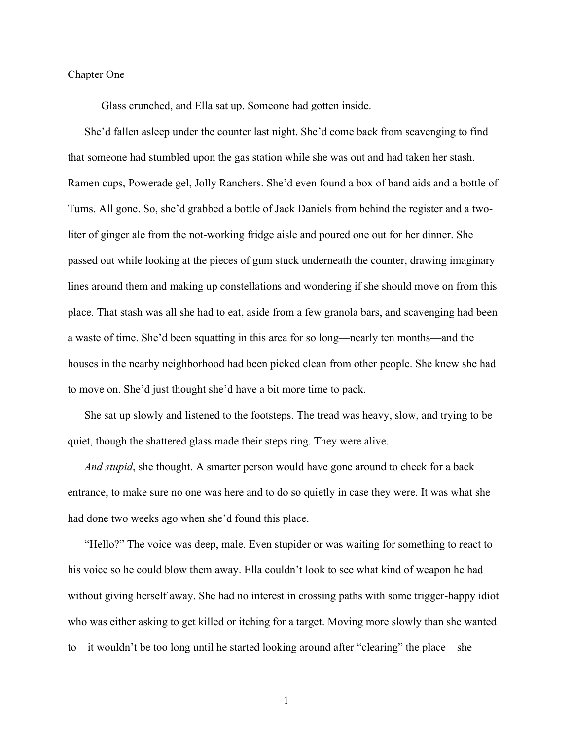# Chapter One

Glass crunched, and Ella sat up. Someone had gotten inside.

She'd fallen asleep under the counter last night. She'd come back from scavenging to find that someone had stumbled upon the gas station while she was out and had taken her stash. Ramen cups, Powerade gel, Jolly Ranchers. She'd even found a box of band aids and a bottle of Tums. All gone. So, she'd grabbed a bottle of Jack Daniels from behind the register and a two-liter of ginger ale from the not-working fridge aisle and poured one out for her dinner. She passed out while looking at the pieces of gum stuck underneath the counter, drawing imaginary lines around them and making up constellations and wondering if she should move on from this place. That stash was all she had to eat, aside from a few granola bars, and scavenging had been a waste of time. She'd been squatting in this area for so long—nearly ten months—and the houses in the nearby neighborhood had been picked clean from other people. She knew she had to move on. She'd just thought she'd have a bit more time to pack.

She sat up slowly and listened to the footsteps. The tread was heavy, slow, and trying to be quiet, though the shattered glass made their steps ring. They were alive.

*And stupid*, she thought. A smarter person would have gone around to check for a back entrance, to make sure no one was here and to do so quietly in case they were. It was what she had done two weeks ago when she'd found this place.

"Hello?" The voice was deep, male. Even stupider or was waiting for something to react to his voice so he could blow them away. Ella couldn't look to see what kind of weapon he had without giving herself away. She had no interest in crossing paths with some trigger-happy idiot who was either asking to get killed or itching for a target. Moving more slowly than she wanted to—it wouldn't be too long until he started looking around after "clearing" the place—she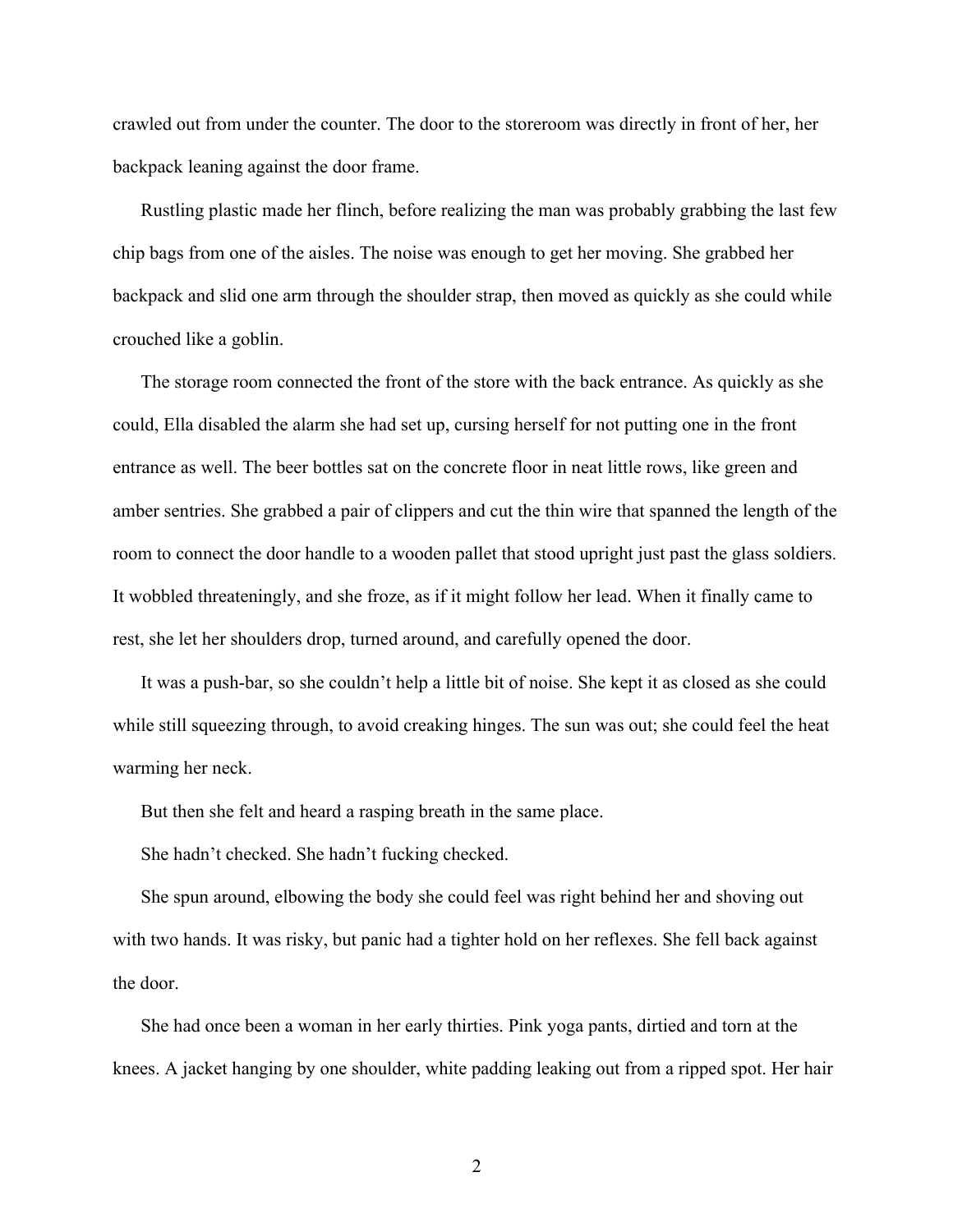crawled out from under the counter. The door to the storeroom was directly in front of her, her backpack leaning against the door frame.

Rustling plastic made her flinch, before realizing the man was probably grabbing the last few chip bags from one of the aisles. The noise was enough to get her moving. She grabbed her backpack and slid one arm through the shoulder strap, then moved as quickly as she could while crouched like a goblin.

The storage room connected the front of the store with the back entrance. As quickly as she could, Ella disabled the alarm she had set up, cursing herself for not putting one in the front entrance as well. The beer bottles sat on the concrete floor in neat little rows, like green and amber sentries. She grabbed a pair of clippers and cut the thin wire that spanned the length of the room to connect the door handle to a wooden pallet that stood upright just past the glass soldiers. It wobbled threateningly, and she froze, as if it might follow her lead. When it finally came to rest, she let her shoulders drop, turned around, and carefully opened the door.

It was a push-bar, so she couldn't help a little bit of noise. She kept it as closed as she could while still squeezing through, to avoid creaking hinges. The sun was out; she could feel the heat warming her neck.

But then she felt and heard a rasping breath in the same place.

She hadn't checked. She hadn't fucking checked.

She spun around, elbowing the body she could feel was right behind her and shoving out with two hands. It was risky, but panic had a tighter hold on her reflexes. She fell back against the door.

She had once been a woman in her early thirties. Pink yoga pants, dirtied and torn at the knees. A jacket hanging by one shoulder, white padding leaking out from a ripped spot. Her hair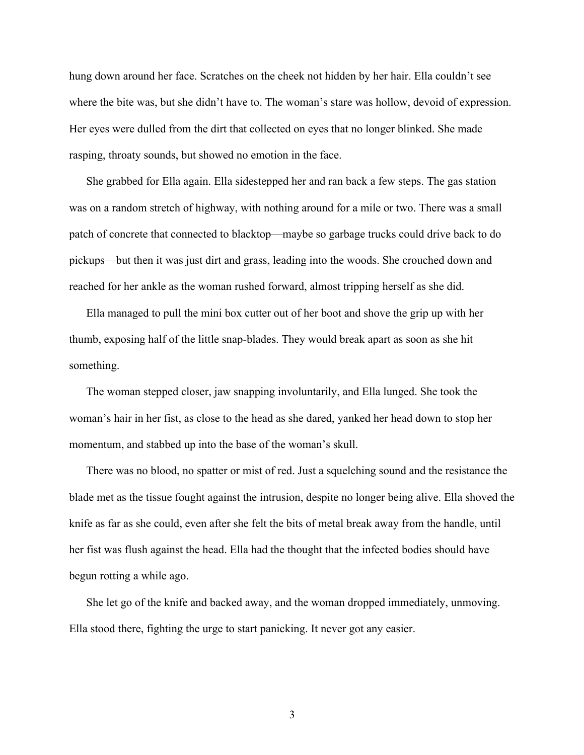hung down around her face. Scratches on the cheek not hidden by her hair. Ella couldn't see where the bite was, but she didn't have to. The woman's stare was hollow, devoid of expression. Her eyes were dulled from the dirt that collected on eyes that no longer blinked. She made rasping, throaty sounds, but showed no emotion in the face.

She grabbed for Ella again. Ella sidestepped her and ran back a few steps. The gas station was on a random stretch of highway, with nothing around for a mile or two. There was a small patch of concrete that connected to blacktop—maybe so garbage trucks could drive back to do pickups—but then it was just dirt and grass, leading into the woods. She crouched down and reached for her ankle as the woman rushed forward, almost tripping herself as she did.

Ella managed to pull the mini box cutter out of her boot and shove the grip up with her thumb, exposing half of the little snap-blades. They would break apart as soon as she hit something.

The woman stepped closer, jaw snapping involuntarily, and Ella lunged. She took the woman's hair in her fist, as close to the head as she dared, yanked her head down to stop her momentum, and stabbed up into the base of the woman's skull.

There was no blood, no spatter or mist of red. Just a squelching sound and the resistance the blade met as the tissue fought against the intrusion, despite no longer being alive. Ella shoved the knife as far as she could, even after she felt the bits of metal break away from the handle, until her fist was flush against the head. Ella had the thought that the infected bodies should have begun rotting a while ago.

She let go of the knife and backed away, and the woman dropped immediately, unmoving. Ella stood there, fighting the urge to start panicking. It never got any easier.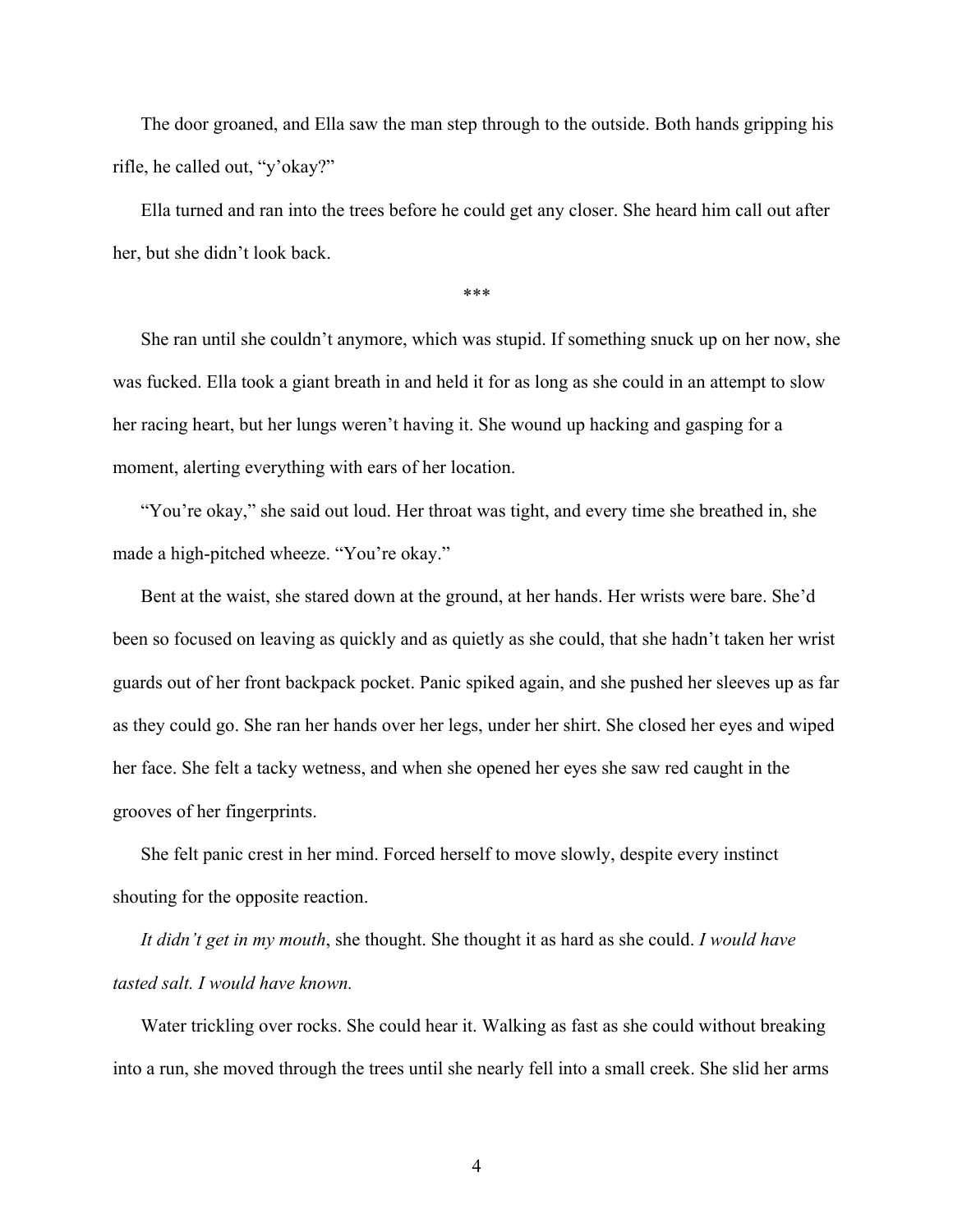The door groaned, and Ella saw the man step through to the outside. Both hands gripping his rifle, he called out, "y'okay?"

Ella turned and ran into the trees before he could get any closer. She heard him call out after her, but she didn't look back.

***

She ran until she couldn't anymore, which was stupid. If something snuck up on her now, she was fucked. Ella took a giant breath in and held it for as long as she could in an attempt to slow her racing heart, but her lungs weren't having it. She wound up hacking and gasping for a moment, alerting everything with ears of her location.

"You're okay," she said out loud. Her throat was tight, and every time she breathed in, she made a high-pitched wheeze. "You're okay."

Bent at the waist, she stared down at the ground, at her hands. Her wrists were bare. She'd been so focused on leaving as quickly and as quietly as she could, that she hadn't taken her wrist guards out of her front backpack pocket. Panic spiked again, and she pushed her sleeves up as far as they could go. She ran her hands over her legs, under her shirt. She closed her eyes and wiped her face. She felt a tacky wetness, and when she opened her eyes she saw red caught in the grooves of her fingerprints.

She felt panic crest in her mind. Forced herself to move slowly, despite every instinct shouting for the opposite reaction.

*It didn't get in my mouth*, she thought. She thought it as hard as she could. *I would have tasted salt. I would have known.*

Water trickling over rocks. She could hear it. Walking as fast as she could without breaking into a run, she moved through the trees until she nearly fell into a small creek. She slid her arms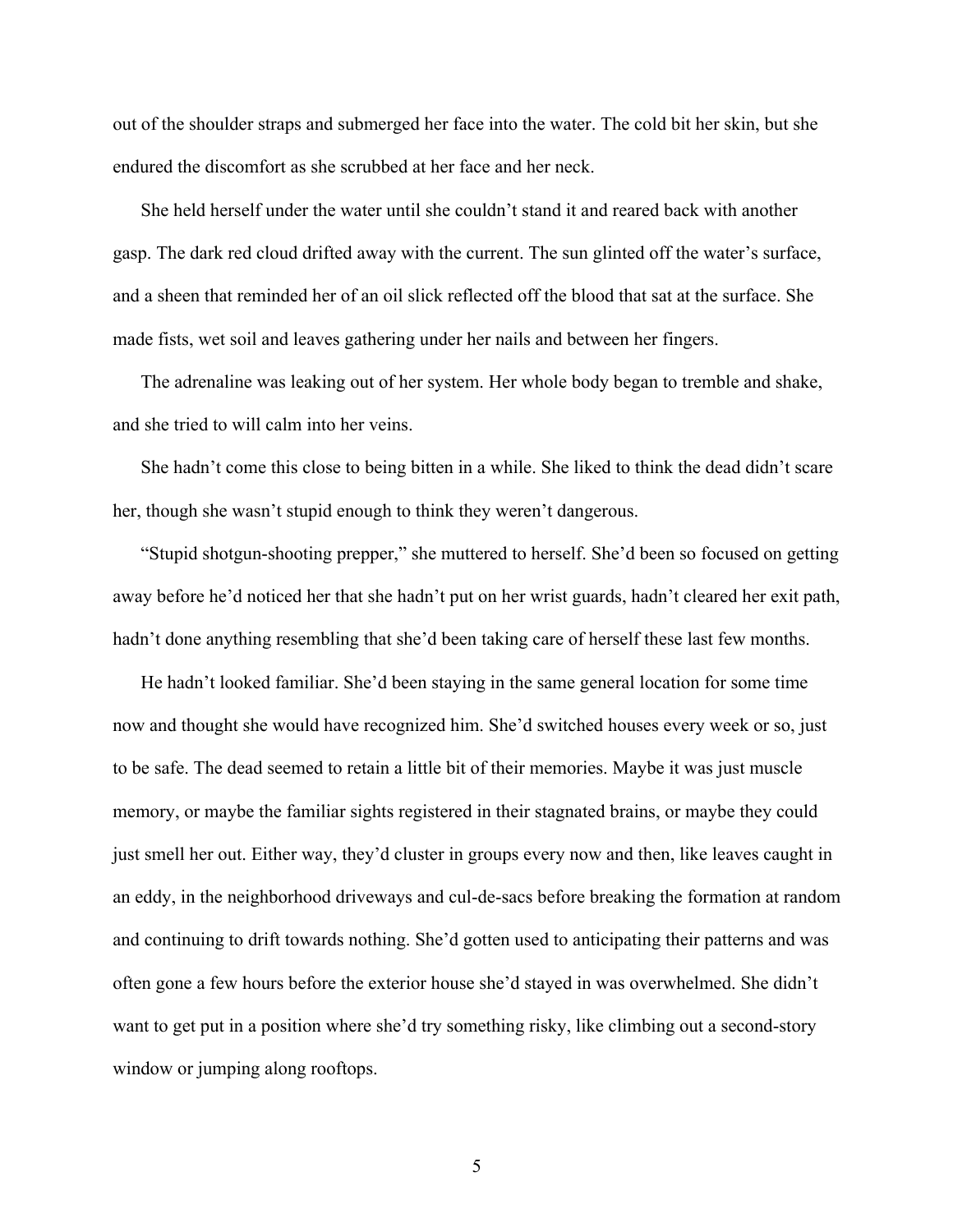out of the shoulder straps and submerged her face into the water. The cold bit her skin, but she endured the discomfort as she scrubbed at her face and her neck.

She held herself under the water until she couldn't stand it and reared back with another gasp. The dark red cloud drifted away with the current. The sun glinted off the water's surface, and a sheen that reminded her of an oil slick reflected off the blood that sat at the surface. She made fists, wet soil and leaves gathering under her nails and between her fingers.

The adrenaline was leaking out of her system. Her whole body began to tremble and shake, and she tried to will calm into her veins.

She hadn't come this close to being bitten in a while. She liked to think the dead didn't scare her, though she wasn't stupid enough to think they weren't dangerous.

"Stupid shotgun-shooting prepper," she muttered to herself. She'd been so focused on getting away before he'd noticed her that she hadn't put on her wrist guards, hadn't cleared her exit path, hadn't done anything resembling that she'd been taking care of herself these last few months.

He hadn't looked familiar. She'd been staying in the same general location for some time now and thought she would have recognized him. She'd switched houses every week or so, just to be safe. The dead seemed to retain a little bit of their memories. Maybe it was just muscle memory, or maybe the familiar sights registered in their stagnated brains, or maybe they could just smell her out. Either way, they'd cluster in groups every now and then, like leaves caught in an eddy, in the neighborhood driveways and cul-de-sacs before breaking the formation at random and continuing to drift towards nothing. She'd gotten used to anticipating their patterns and was often gone a few hours before the exterior house she'd stayed in was overwhelmed. She didn't want to get put in a position where she'd try something risky, like climbing out a second-story window or jumping along rooftops.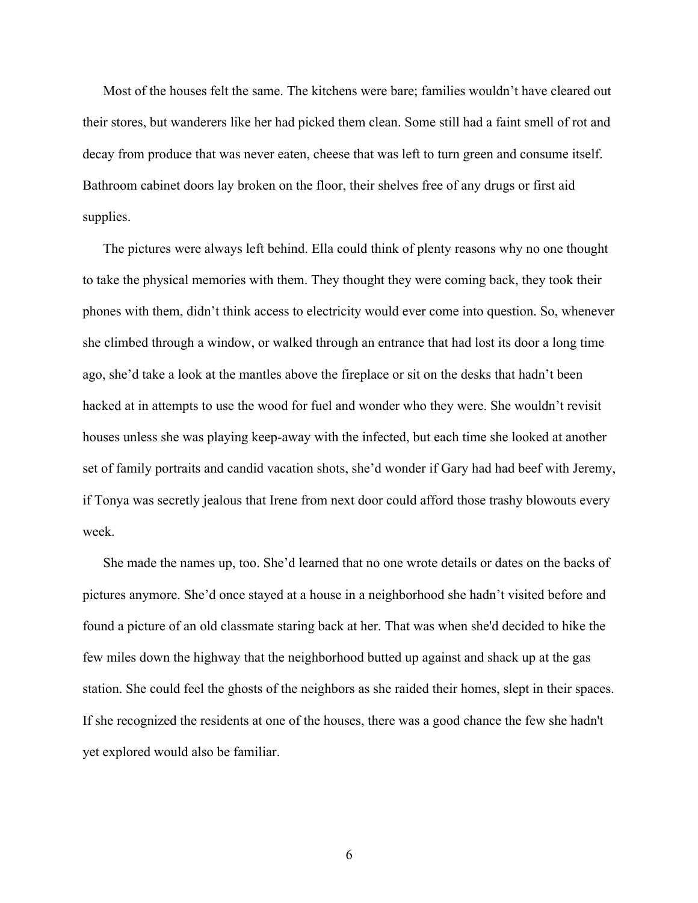Most of the houses felt the same. The kitchens were bare; families wouldn't have cleared out their stores, but wanderers like her had picked them clean. Some still had a faint smell of rot and decay from produce that was never eaten, cheese that was left to turn green and consume itself. Bathroom cabinet doors lay broken on the floor, their shelves free of any drugs or first aid supplies.

The pictures were always left behind. Ella could think of plenty reasons why no one thought to take the physical memories with them. They thought they were coming back, they took their phones with them, didn't think access to electricity would ever come into question. So, whenever she climbed through a window, or walked through an entrance that had lost its door a long time ago, she'd take a look at the mantles above the fireplace or sit on the desks that hadn't been hacked at in attempts to use the wood for fuel and wonder who they were. She wouldn't revisit houses unless she was playing keep-away with the infected, but each time she looked at another set of family portraits and candid vacation shots, she'd wonder if Gary had had beef with Jeremy, if Tonya was secretly jealous that Irene from next door could afford those trashy blowouts every week.

She made the names up, too. She'd learned that no one wrote details or dates on the backs of pictures anymore. She'd once stayed at a house in a neighborhood she hadn't visited before and found a picture of an old classmate staring back at her. That was when she'd decided to hike the few miles down the highway that the neighborhood butted up against and shack up at the gas station. She could feel the ghosts of the neighbors as she raided their homes, slept in their spaces. If she recognized the residents at one of the houses, there was a good chance the few she hadn't yet explored would also be familiar.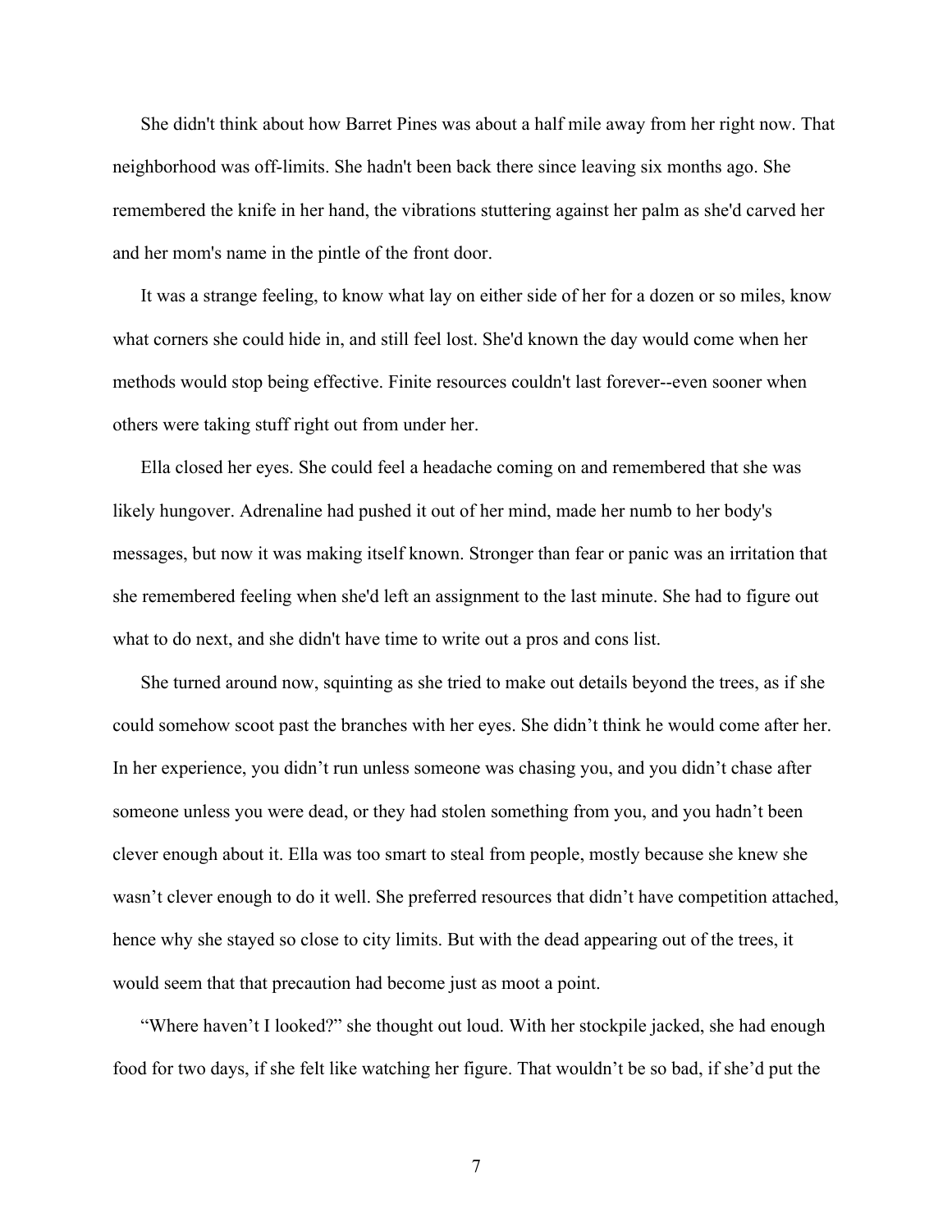She didn't think about how Barret Pines was about a half mile away from her right now. That neighborhood was off-limits. She hadn't been back there since leaving six months ago. She remembered the knife in her hand, the vibrations stuttering against her palm as she'd carved her and her mom's name in the pintle of the front door.

It was a strange feeling, to know what lay on either side of her for a dozen or so miles, know what corners she could hide in, and still feel lost. She'd known the day would come when her methods would stop being effective. Finite resources couldn't last forever--even sooner when others were taking stuff right out from under her.

Ella closed her eyes. She could feel a headache coming on and remembered that she was likely hungover. Adrenaline had pushed it out of her mind, made her numb to her body's messages, but now it was making itself known. Stronger than fear or panic was an irritation that she remembered feeling when she'd left an assignment to the last minute. She had to figure out what to do next, and she didn't have time to write out a pros and cons list.

She turned around now, squinting as she tried to make out details beyond the trees, as if she could somehow scoot past the branches with her eyes. She didn't think he would come after her. In her experience, you didn't run unless someone was chasing you, and you didn't chase after someone unless you were dead, or they had stolen something from you, and you hadn't been clever enough about it. Ella was too smart to steal from people, mostly because she knew she wasn't clever enough to do it well. She preferred resources that didn't have competition attached, hence why she stayed so close to city limits. But with the dead appearing out of the trees, it would seem that that precaution had become just as moot a point.

"Where haven't I looked?" she thought out loud. With her stockpile jacked, she had enough food for two days, if she felt like watching her figure. That wouldn't be so bad, if she'd put the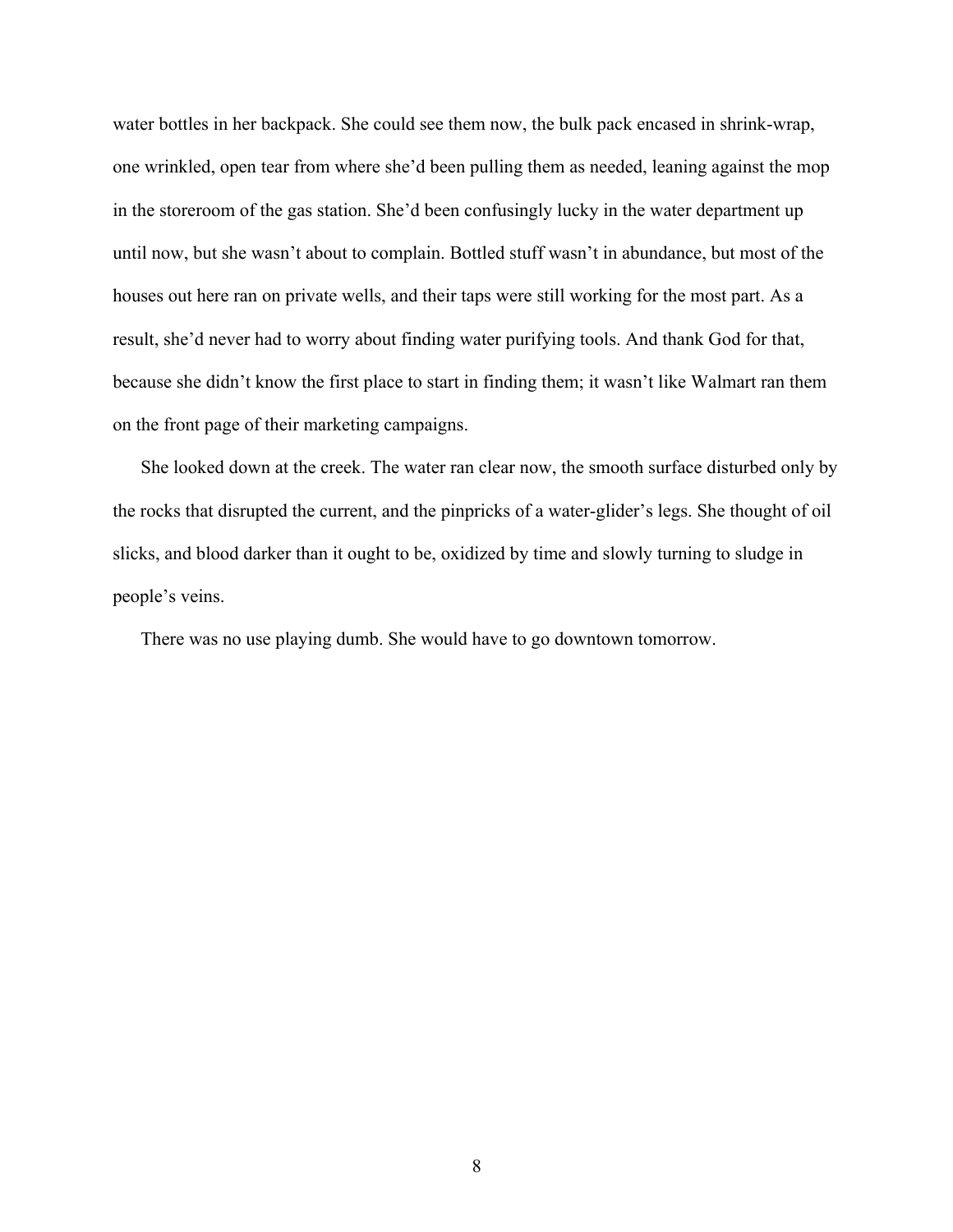water bottles in her backpack. She could see them now, the bulk pack encased in shrink-wrap, one wrinkled, open tear from where she'd been pulling them as needed, leaning against the mop in the storeroom of the gas station. She'd been confusingly lucky in the water department up until now, but she wasn't about to complain. Bottled stuff wasn't in abundance, but most of the houses out here ran on private wells, and their taps were still working for the most part. As a result, she'd never had to worry about finding water purifying tools. And thank God for that, because she didn't know the first place to start in finding them; it wasn't like Walmart ran them on the front page of their marketing campaigns.

She looked down at the creek. The water ran clear now, the smooth surface disturbed only by the rocks that disrupted the current, and the pinpricks of a water-glider's legs. She thought of oil slicks, and blood darker than it ought to be, oxidized by time and slowly turning to sludge in people's veins.

There was no use playing dumb. She would have to go downtown tomorrow.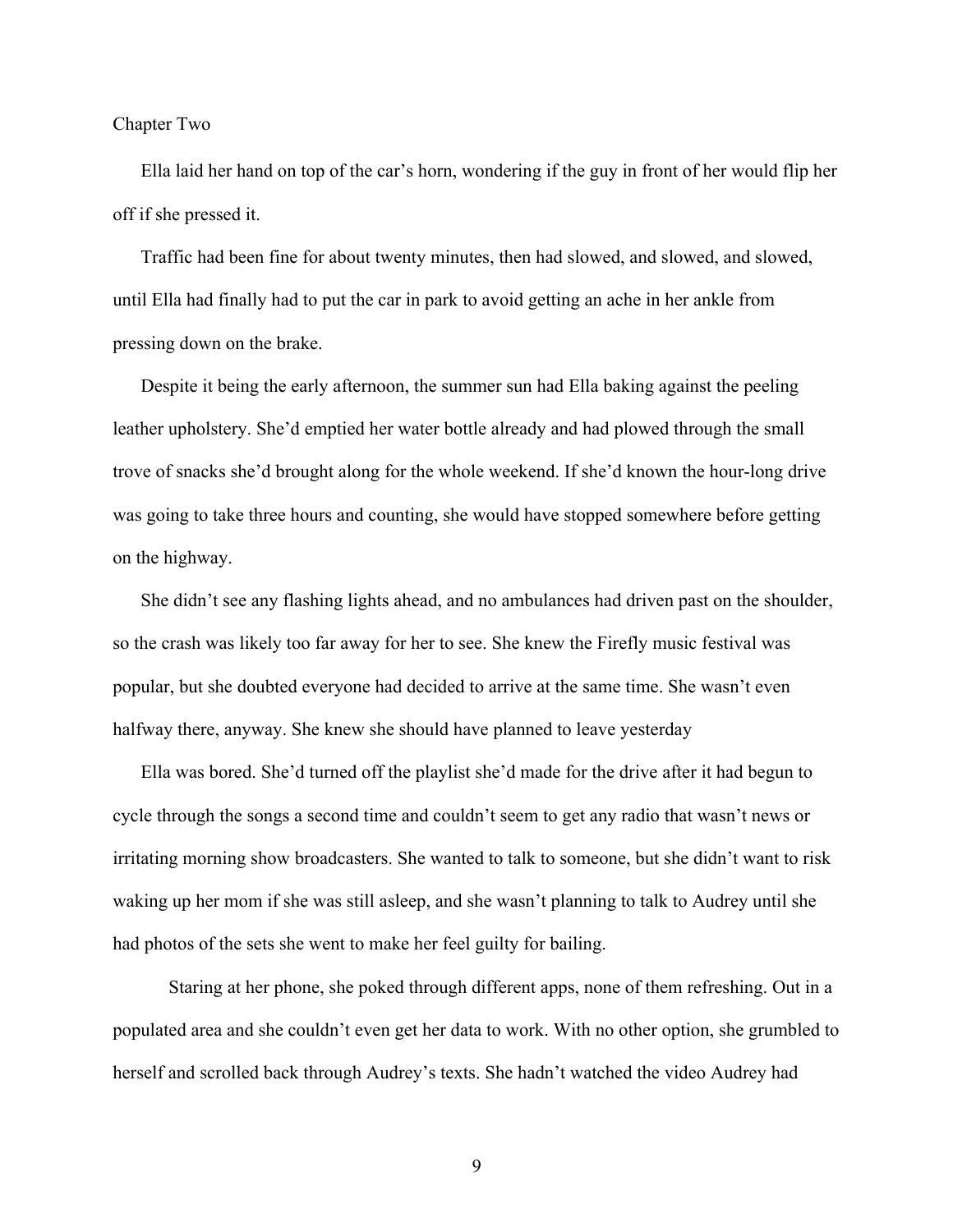# Chapter Two

Ella laid her hand on top of the car's horn, wondering if the guy in front of her would flip her off if she pressed it.

Traffic had been fine for about twenty minutes, then had slowed, and slowed, and slowed, until Ella had finally had to put the car in park to avoid getting an ache in her ankle from pressing down on the brake.

Despite it being the early afternoon, the summer sun had Ella baking against the peeling leather upholstery. She'd emptied her water bottle already and had plowed through the small trove of snacks she'd brought along for the whole weekend. If she'd known the hour-long drive was going to take three hours and counting, she would have stopped somewhere before getting on the highway.

She didn't see any flashing lights ahead, and no ambulances had driven past on the shoulder, so the crash was likely too far away for her to see. She knew the Firefly music festival was popular, but she doubted everyone had decided to arrive at the same time. She wasn't even halfway there, anyway. She knew she should have planned to leave yesterday

Ella was bored. She'd turned off the playlist she'd made for the drive after it had begun to cycle through the songs a second time and couldn't seem to get any radio that wasn't news or irritating morning show broadcasters. She wanted to talk to someone, but she didn't want to risk waking up her mom if she was still asleep, and she wasn't planning to talk to Audrey until she had photos of the sets she went to make her feel guilty for bailing.

Staring at her phone, she poked through different apps, none of them refreshing. Out in a populated area and she couldn't even get her data to work. With no other option, she grumbled to herself and scrolled back through Audrey's texts. She hadn't watched the video Audrey had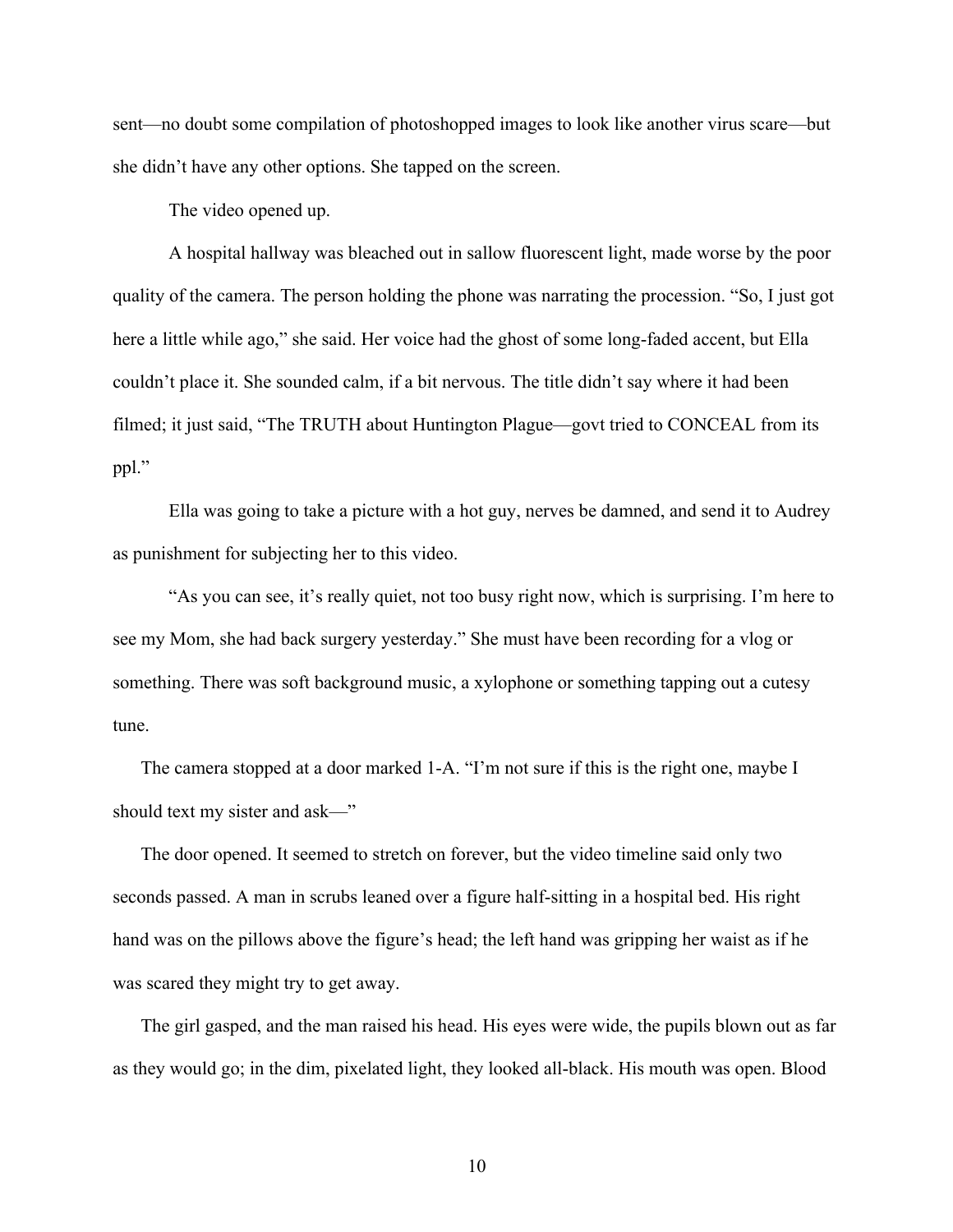sent—no doubt some compilation of photoshopped images to look like another virus scare—but she didn't have any other options. She tapped on the screen.

The video opened up.

A hospital hallway was bleached out in sallow fluorescent light, made worse by the poor quality of the camera. The person holding the phone was narrating the procession. "So, I just got here a little while ago," she said. Her voice had the ghost of some long-faded accent, but Ella couldn't place it. She sounded calm, if a bit nervous. The title didn't say where it had been filmed; it just said, "The TRUTH about Huntington Plague—govt tried to CONCEAL from its ppl."

Ella was going to take a picture with a hot guy, nerves be damned, and send it to Audrey as punishment for subjecting her to this video.

"As you can see, it's really quiet, not too busy right now, which is surprising. I'm here to see my Mom, she had back surgery yesterday." She must have been recording for a vlog or something. There was soft background music, a xylophone or something tapping out a cutesy tune.

The camera stopped at a door marked 1-A. "I'm not sure if this is the right one, maybe I should text my sister and ask—"

The door opened. It seemed to stretch on forever, but the video timeline said only two seconds passed. A man in scrubs leaned over a figure half-sitting in a hospital bed. His right hand was on the pillows above the figure's head; the left hand was gripping her waist as if he was scared they might try to get away.

The girl gasped, and the man raised his head. His eyes were wide, the pupils blown out as far as they would go; in the dim, pixelated light, they looked all-black. His mouth was open. Blood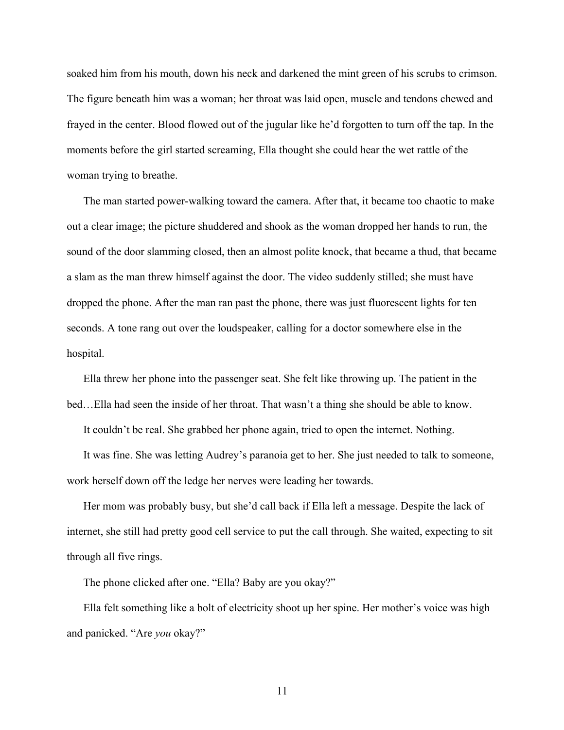soaked him from his mouth, down his neck and darkened the mint green of his scrubs to crimson. The figure beneath him was a woman; her throat was laid open, muscle and tendons chewed and frayed in the center. Blood flowed out of the jugular like he'd forgotten to turn off the tap. In the moments before the girl started screaming, Ella thought she could hear the wet rattle of the woman trying to breathe.

The man started power-walking toward the camera. After that, it became too chaotic to make out a clear image; the picture shuddered and shook as the woman dropped her hands to run, the sound of the door slamming closed, then an almost polite knock, that became a thud, that became a slam as the man threw himself against the door. The video suddenly stilled; she must have dropped the phone. After the man ran past the phone, there was just fluorescent lights for ten seconds. A tone rang out over the loudspeaker, calling for a doctor somewhere else in the hospital.

Ella threw her phone into the passenger seat. She felt like throwing up. The patient in the bed…Ella had seen the inside of her throat. That wasn't a thing she should be able to know.

It couldn't be real. She grabbed her phone again, tried to open the internet. Nothing.

It was fine. She was letting Audrey's paranoia get to her. She just needed to talk to someone, work herself down off the ledge her nerves were leading her towards.

Her mom was probably busy, but she'd call back if Ella left a message. Despite the lack of internet, she still had pretty good cell service to put the call through. She waited, expecting to sit through all five rings.

The phone clicked after one. "Ella? Baby are you okay?"

Ella felt something like a bolt of electricity shoot up her spine. Her mother's voice was high and panicked. "Are *you* okay?"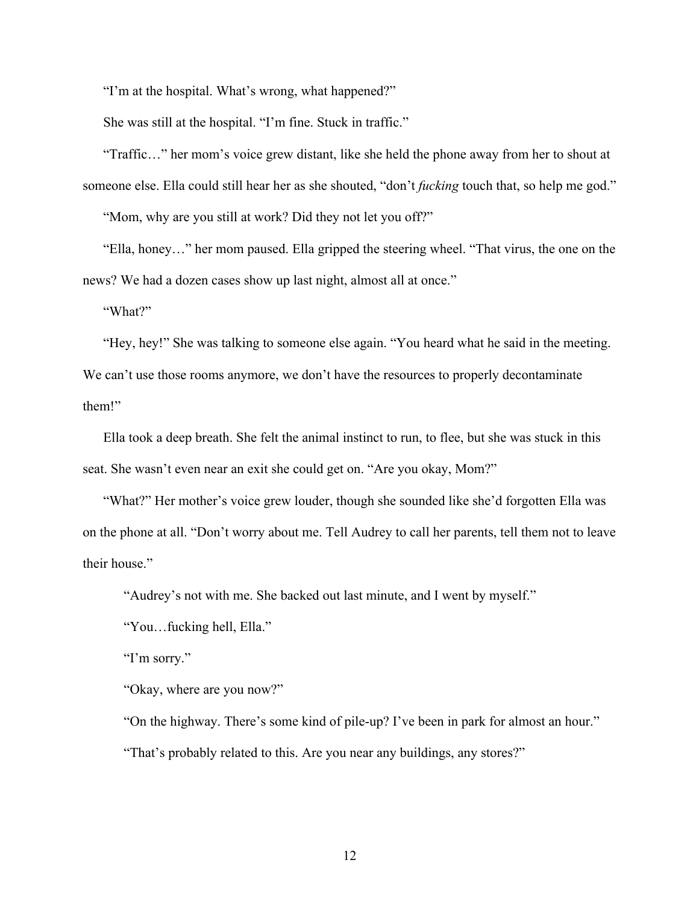"I'm at the hospital. What's wrong, what happened?"

She was still at the hospital. "I'm fine. Stuck in traffic."

"Traffic…" her mom's voice grew distant, like she held the phone away from her to shout at someone else. Ella could still hear her as she shouted, "don't *fucking* touch that, so help me god."

"Mom, why are you still at work? Did they not let you off?"

"Ella, honey…" her mom paused. Ella gripped the steering wheel. "That virus, the one on the news? We had a dozen cases show up last night, almost all at once."

"What?"

"Hey, hey!" She was talking to someone else again. "You heard what he said in the meeting. We can't use those rooms anymore, we don't have the resources to properly decontaminate them!"

Ella took a deep breath. She felt the animal instinct to run, to flee, but she was stuck in this seat. She wasn't even near an exit she could get on. "Are you okay, Mom?"

"What?" Her mother's voice grew louder, though she sounded like she'd forgotten Ella was on the phone at all. "Don't worry about me. Tell Audrey to call her parents, tell them not to leave their house."

"Audrey's not with me. She backed out last minute, and I went by myself."

"You…fucking hell, Ella."

"I'm sorry."

"Okay, where are you now?"

"On the highway. There's some kind of pile-up? I've been in park for almost an hour."

"That's probably related to this. Are you near any buildings, any stores?"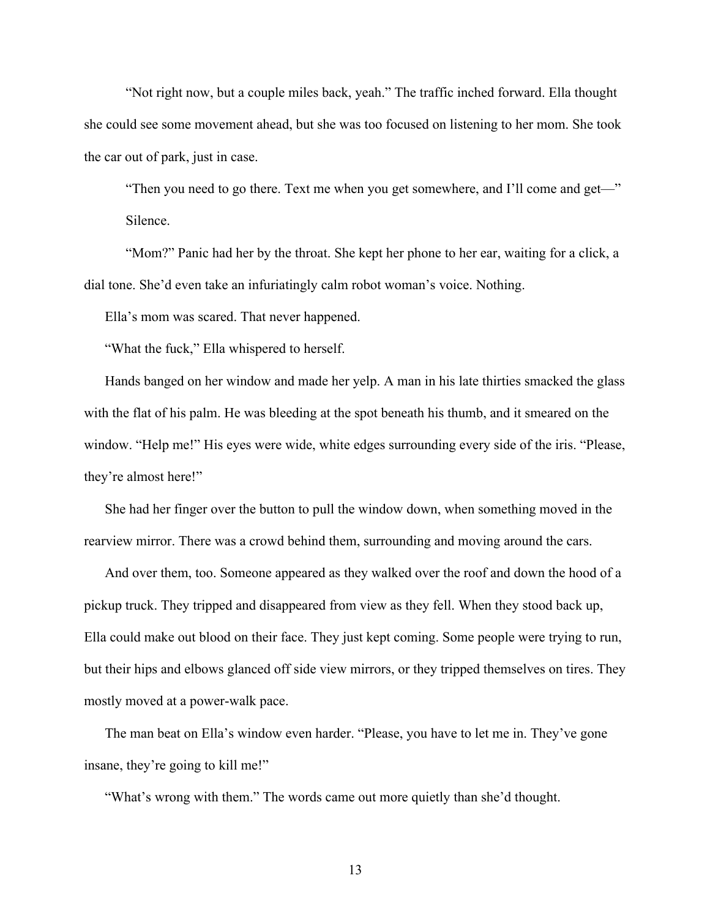"Not right now, but a couple miles back, yeah." The traffic inched forward. Ella thought she could see some movement ahead, but she was too focused on listening to her mom. She took the car out of park, just in case.

"Then you need to go there. Text me when you get somewhere, and I'll come and get—"

Silence.

"Mom?" Panic had her by the throat. She kept her phone to her ear, waiting for a click, a dial tone. She'd even take an infuriatingly calm robot woman's voice. Nothing.

Ella's mom was scared. That never happened.

"What the fuck," Ella whispered to herself.

Hands banged on her window and made her yelp. A man in his late thirties smacked the glass with the flat of his palm. He was bleeding at the spot beneath his thumb, and it smeared on the window. "Help me!" His eyes were wide, white edges surrounding every side of the iris. "Please, they're almost here!"

She had her finger over the button to pull the window down, when something moved in the rearview mirror. There was a crowd behind them, surrounding and moving around the cars.

And over them, too. Someone appeared as they walked over the roof and down the hood of a pickup truck. They tripped and disappeared from view as they fell. When they stood back up, Ella could make out blood on their face. They just kept coming. Some people were trying to run, but their hips and elbows glanced off side view mirrors, or they tripped themselves on tires. They mostly moved at a power-walk pace.

The man beat on Ella's window even harder. "Please, you have to let me in. They've gone insane, they're going to kill me!"

"What's wrong with them." The words came out more quietly than she'd thought.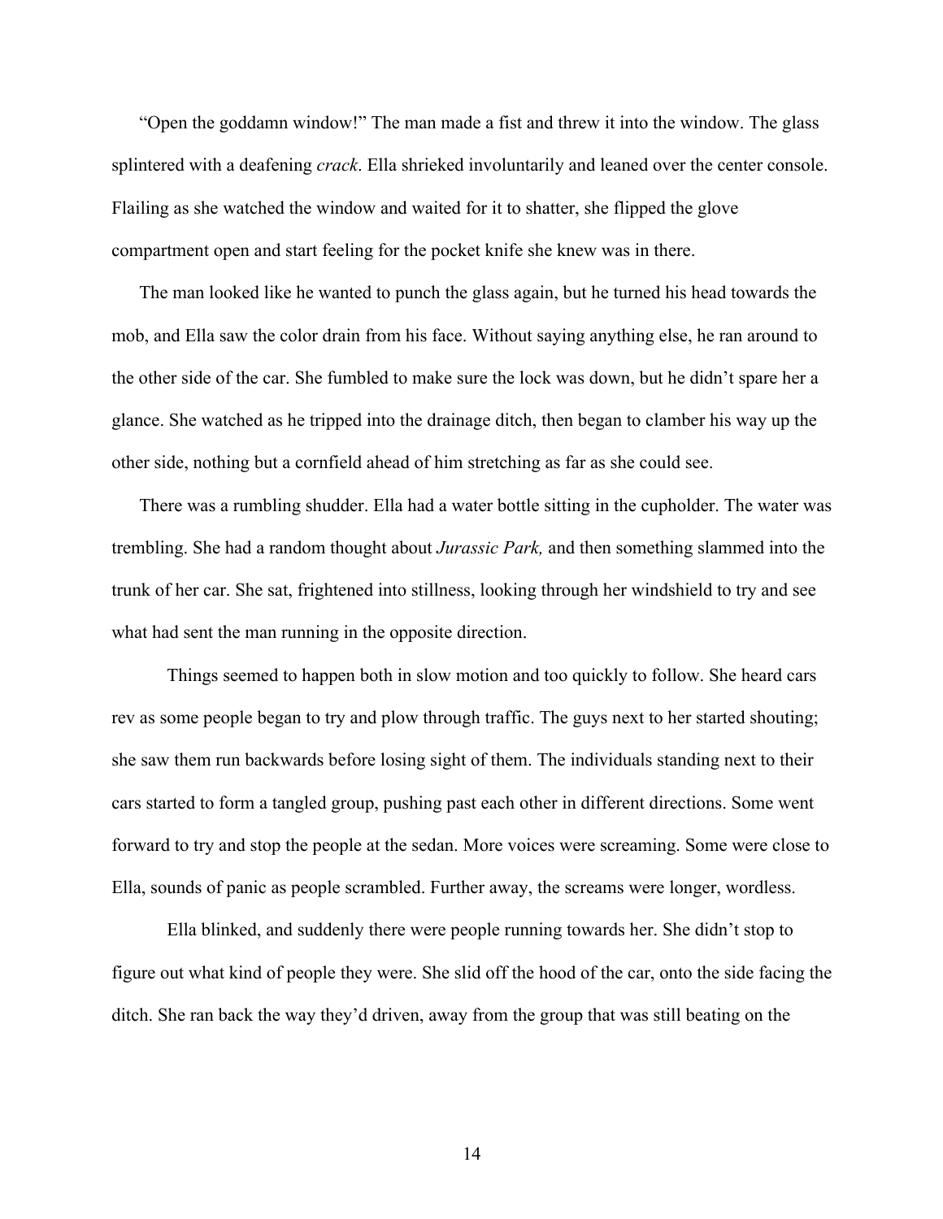"Open the goddamn window!" The man made a fist and threw it into the window. The glass splintered with a deafening *crack*. Ella shrieked involuntarily and leaned over the center console. Flailing as she watched the window and waited for it to shatter, she flipped the glove compartment open and start feeling for the pocket knife she knew was in there.

The man looked like he wanted to punch the glass again, but he turned his head towards the mob, and Ella saw the color drain from his face. Without saying anything else, he ran around to the other side of the car. She fumbled to make sure the lock was down, but he didn't spare her a glance. She watched as he tripped into the drainage ditch, then began to clamber his way up the other side, nothing but a cornfield ahead of him stretching as far as she could see.

There was a rumbling shudder. Ella had a water bottle sitting in the cupholder. The water was trembling. She had a random thought about *Jurassic Park,* and then something slammed into the trunk of her car. She sat, frightened into stillness, looking through her windshield to try and see what had sent the man running in the opposite direction.

Things seemed to happen both in slow motion and too quickly to follow. She heard cars rev as some people began to try and plow through traffic. The guys next to her started shouting; she saw them run backwards before losing sight of them. The individuals standing next to their cars started to form a tangled group, pushing past each other in different directions. Some went forward to try and stop the people at the sedan. More voices were screaming. Some were close to Ella, sounds of panic as people scrambled. Further away, the screams were longer, wordless.

Ella blinked, and suddenly there were people running towards her. She didn't stop to figure out what kind of people they were. She slid off the hood of the car, onto the side facing the ditch. She ran back the way they'd driven, away from the group that was still beating on the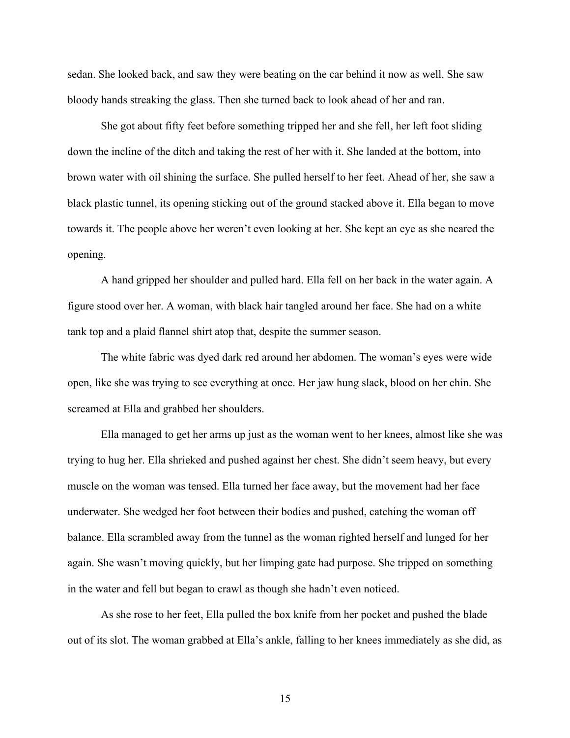sedan. She looked back, and saw they were beating on the car behind it now as well. She saw bloody hands streaking the glass. Then she turned back to look ahead of her and ran.

She got about fifty feet before something tripped her and she fell, her left foot sliding down the incline of the ditch and taking the rest of her with it. She landed at the bottom, into brown water with oil shining the surface. She pulled herself to her feet. Ahead of her, she saw a black plastic tunnel, its opening sticking out of the ground stacked above it. Ella began to move towards it. The people above her weren't even looking at her. She kept an eye as she neared the opening.

A hand gripped her shoulder and pulled hard. Ella fell on her back in the water again. A figure stood over her. A woman, with black hair tangled around her face. She had on a white tank top and a plaid flannel shirt atop that, despite the summer season.

The white fabric was dyed dark red around her abdomen. The woman's eyes were wide open, like she was trying to see everything at once. Her jaw hung slack, blood on her chin. She screamed at Ella and grabbed her shoulders.

Ella managed to get her arms up just as the woman went to her knees, almost like she was trying to hug her. Ella shrieked and pushed against her chest. She didn't seem heavy, but every muscle on the woman was tensed. Ella turned her face away, but the movement had her face underwater. She wedged her foot between their bodies and pushed, catching the woman off balance. Ella scrambled away from the tunnel as the woman righted herself and lunged for her again. She wasn't moving quickly, but her limping gate had purpose. She tripped on something in the water and fell but began to crawl as though she hadn't even noticed.

As she rose to her feet, Ella pulled the box knife from her pocket and pushed the blade out of its slot. The woman grabbed at Ella's ankle, falling to her knees immediately as she did, as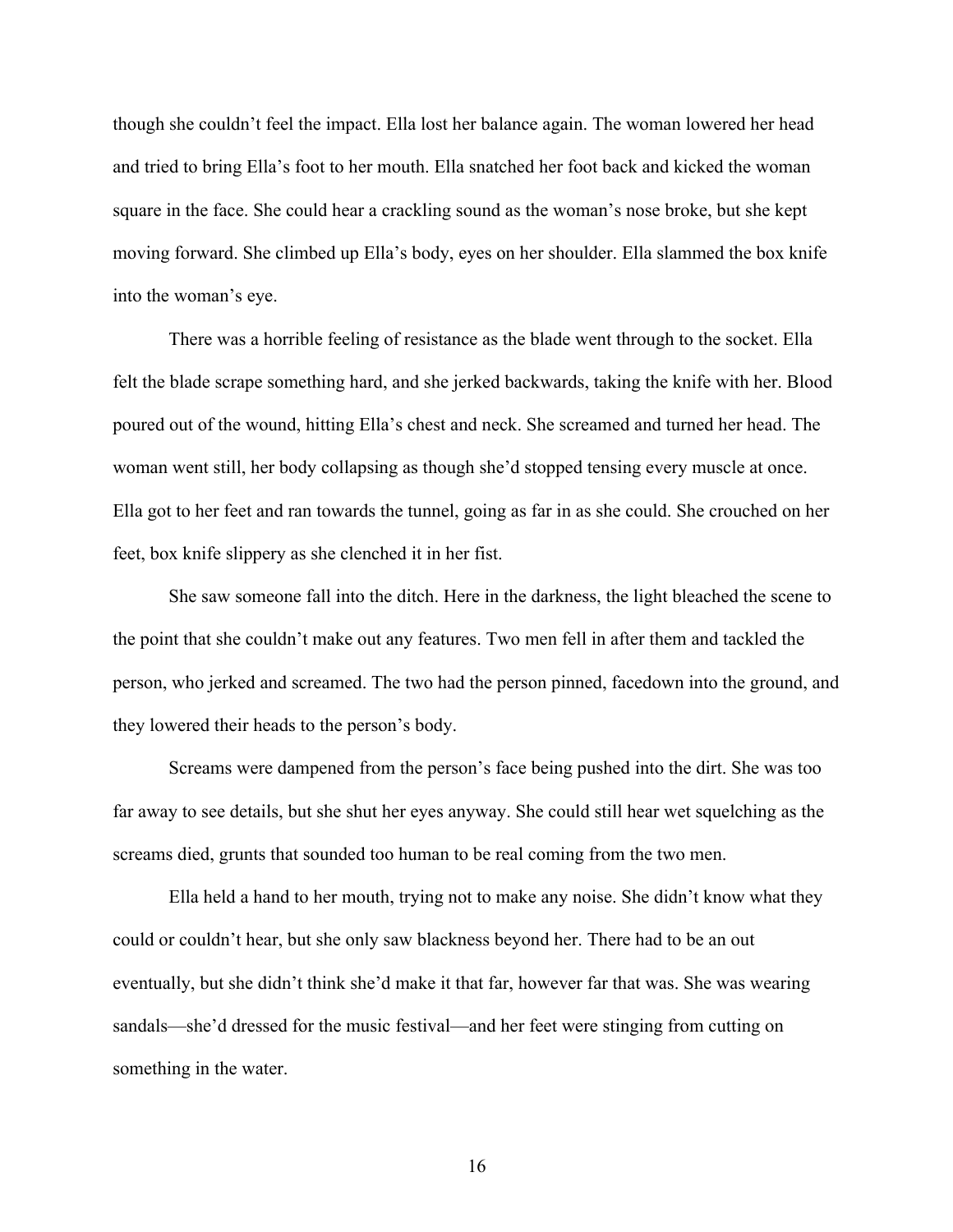though she couldn't feel the impact. Ella lost her balance again. The woman lowered her head and tried to bring Ella's foot to her mouth. Ella snatched her foot back and kicked the woman square in the face. She could hear a crackling sound as the woman's nose broke, but she kept moving forward. She climbed up Ella's body, eyes on her shoulder. Ella slammed the box knife into the woman's eye.

There was a horrible feeling of resistance as the blade went through to the socket. Ella felt the blade scrape something hard, and she jerked backwards, taking the knife with her. Blood poured out of the wound, hitting Ella's chest and neck. She screamed and turned her head. The woman went still, her body collapsing as though she'd stopped tensing every muscle at once. Ella got to her feet and ran towards the tunnel, going as far in as she could. She crouched on her feet, box knife slippery as she clenched it in her fist.

She saw someone fall into the ditch. Here in the darkness, the light bleached the scene to the point that she couldn't make out any features. Two men fell in after them and tackled the person, who jerked and screamed. The two had the person pinned, facedown into the ground, and they lowered their heads to the person's body.

Screams were dampened from the person's face being pushed into the dirt. She was too far away to see details, but she shut her eyes anyway. She could still hear wet squelching as the screams died, grunts that sounded too human to be real coming from the two men.

Ella held a hand to her mouth, trying not to make any noise. She didn't know what they could or couldn't hear, but she only saw blackness beyond her. There had to be an out eventually, but she didn't think she'd make it that far, however far that was. She was wearing sandals—she'd dressed for the music festival—and her feet were stinging from cutting on something in the water.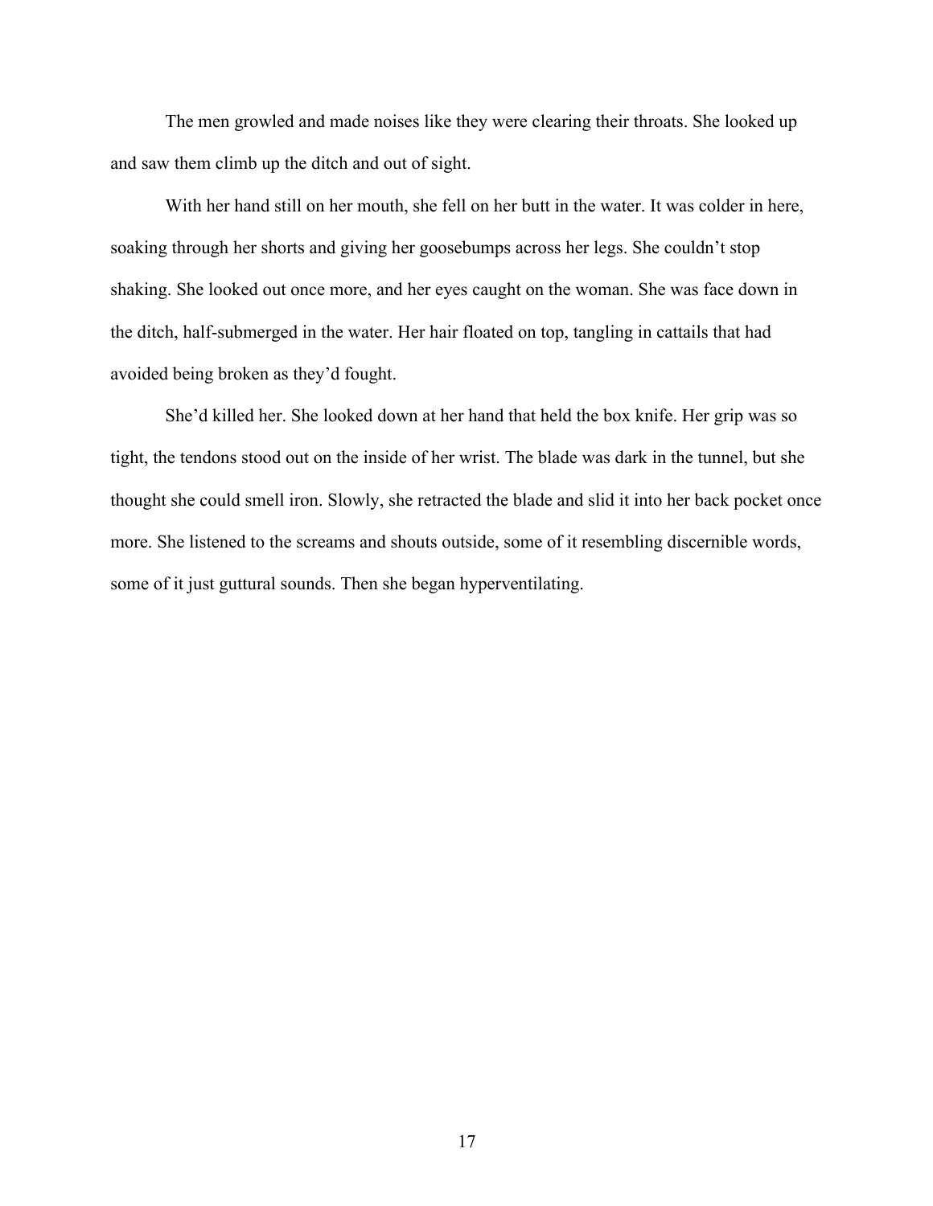The men growled and made noises like they were clearing their throats. She looked up and saw them climb up the ditch and out of sight.

With her hand still on her mouth, she fell on her butt in the water. It was colder in here, soaking through her shorts and giving her goosebumps across her legs. She couldn't stop shaking. She looked out once more, and her eyes caught on the woman. She was face down in the ditch, half-submerged in the water. Her hair floated on top, tangling in cattails that had avoided being broken as they'd fought.

She'd killed her. She looked down at her hand that held the box knife. Her grip was so tight, the tendons stood out on the inside of her wrist. The blade was dark in the tunnel, but she thought she could smell iron. Slowly, she retracted the blade and slid it into her back pocket once more. She listened to the screams and shouts outside, some of it resembling discernible words, some of it just guttural sounds. Then she began hyperventilating.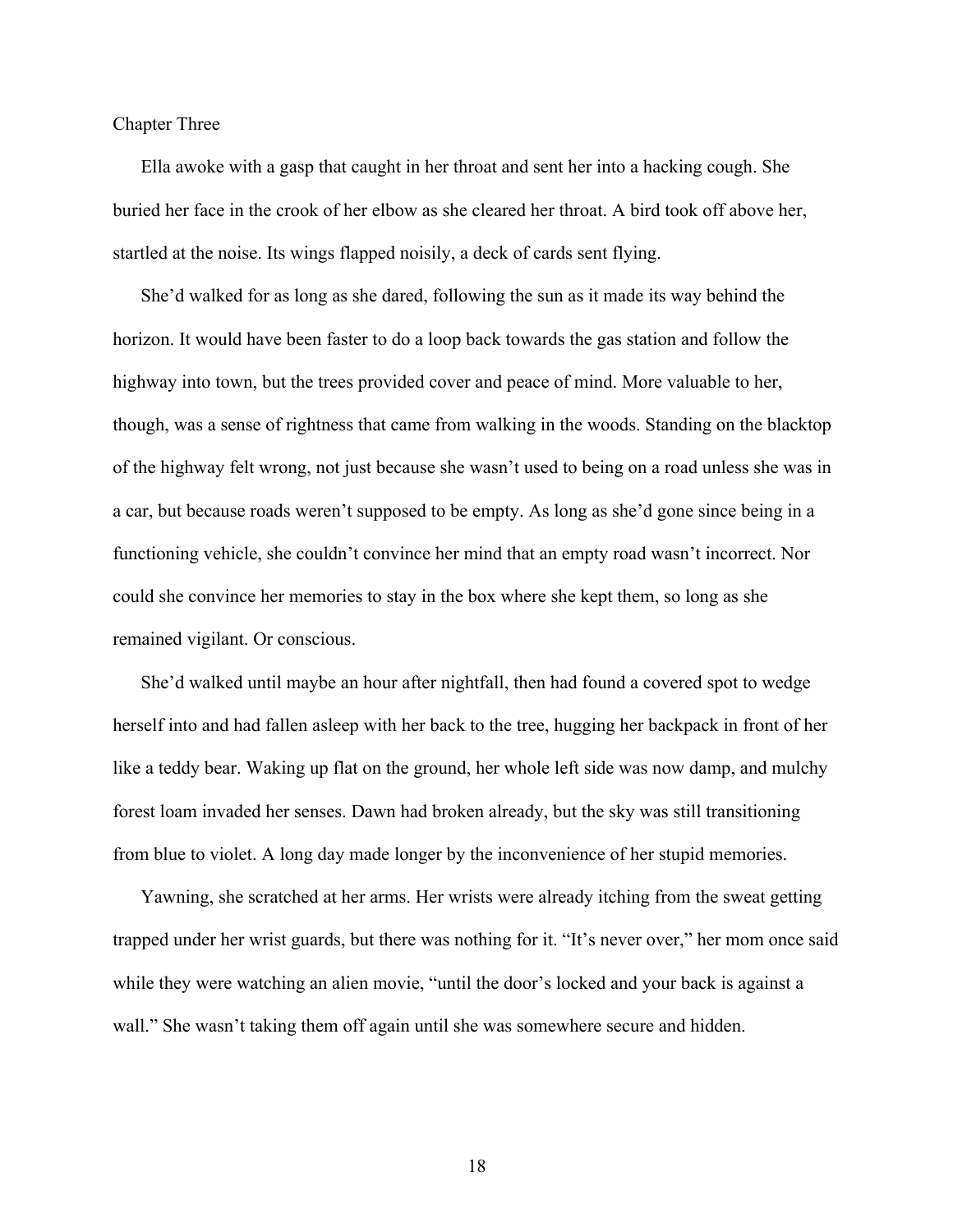## Chapter Three

Ella awoke with a gasp that caught in her throat and sent her into a hacking cough. She buried her face in the crook of her elbow as she cleared her throat. A bird took off above her, startled at the noise. Its wings flapped noisily, a deck of cards sent flying.

She'd walked for as long as she dared, following the sun as it made its way behind the horizon. It would have been faster to do a loop back towards the gas station and follow the highway into town, but the trees provided cover and peace of mind. More valuable to her, though, was a sense of rightness that came from walking in the woods. Standing on the blacktop of the highway felt wrong, not just because she wasn't used to being on a road unless she was in a car, but because roads weren't supposed to be empty. As long as she'd gone since being in a functioning vehicle, she couldn't convince her mind that an empty road wasn't incorrect. Nor could she convince her memories to stay in the box where she kept them, so long as she remained vigilant. Or conscious.

She'd walked until maybe an hour after nightfall, then had found a covered spot to wedge herself into and had fallen asleep with her back to the tree, hugging her backpack in front of her like a teddy bear. Waking up flat on the ground, her whole left side was now damp, and mulchy forest loam invaded her senses. Dawn had broken already, but the sky was still transitioning from blue to violet. A long day made longer by the inconvenience of her stupid memories.

Yawning, she scratched at her arms. Her wrists were already itching from the sweat getting trapped under her wrist guards, but there was nothing for it. "It's never over," her mom once said while they were watching an alien movie, "until the door's locked and your back is against a wall." She wasn't taking them off again until she was somewhere secure and hidden.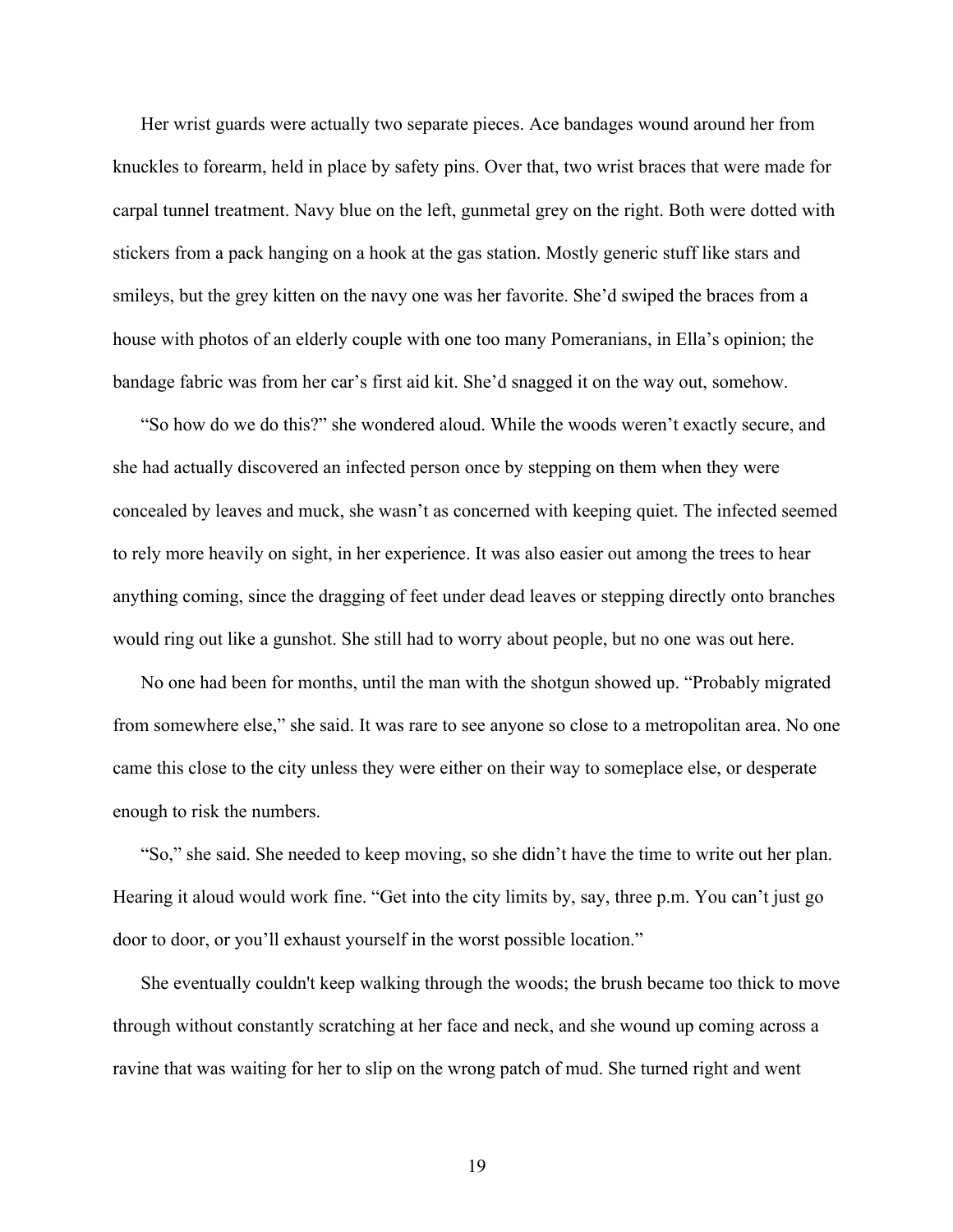Her wrist guards were actually two separate pieces. Ace bandages wound around her from knuckles to forearm, held in place by safety pins. Over that, two wrist braces that were made for carpal tunnel treatment. Navy blue on the left, gunmetal grey on the right. Both were dotted with stickers from a pack hanging on a hook at the gas station. Mostly generic stuff like stars and smileys, but the grey kitten on the navy one was her favorite. She'd swiped the braces from a house with photos of an elderly couple with one too many Pomeranians, in Ella's opinion; the bandage fabric was from her car's first aid kit. She'd snagged it on the way out, somehow.

"So how do we do this?" she wondered aloud. While the woods weren't exactly secure, and she had actually discovered an infected person once by stepping on them when they were concealed by leaves and muck, she wasn't as concerned with keeping quiet. The infected seemed to rely more heavily on sight, in her experience. It was also easier out among the trees to hear anything coming, since the dragging of feet under dead leaves or stepping directly onto branches would ring out like a gunshot. She still had to worry about people, but no one was out here.

No one had been for months, until the man with the shotgun showed up. "Probably migrated from somewhere else," she said. It was rare to see anyone so close to a metropolitan area. No one came this close to the city unless they were either on their way to someplace else, or desperate enough to risk the numbers.

"So," she said. She needed to keep moving, so she didn't have the time to write out her plan. Hearing it aloud would work fine. "Get into the city limits by, say, three p.m. You can't just go door to door, or you'll exhaust yourself in the worst possible location."

She eventually couldn't keep walking through the woods; the brush became too thick to move through without constantly scratching at her face and neck, and she wound up coming across a ravine that was waiting for her to slip on the wrong patch of mud. She turned right and went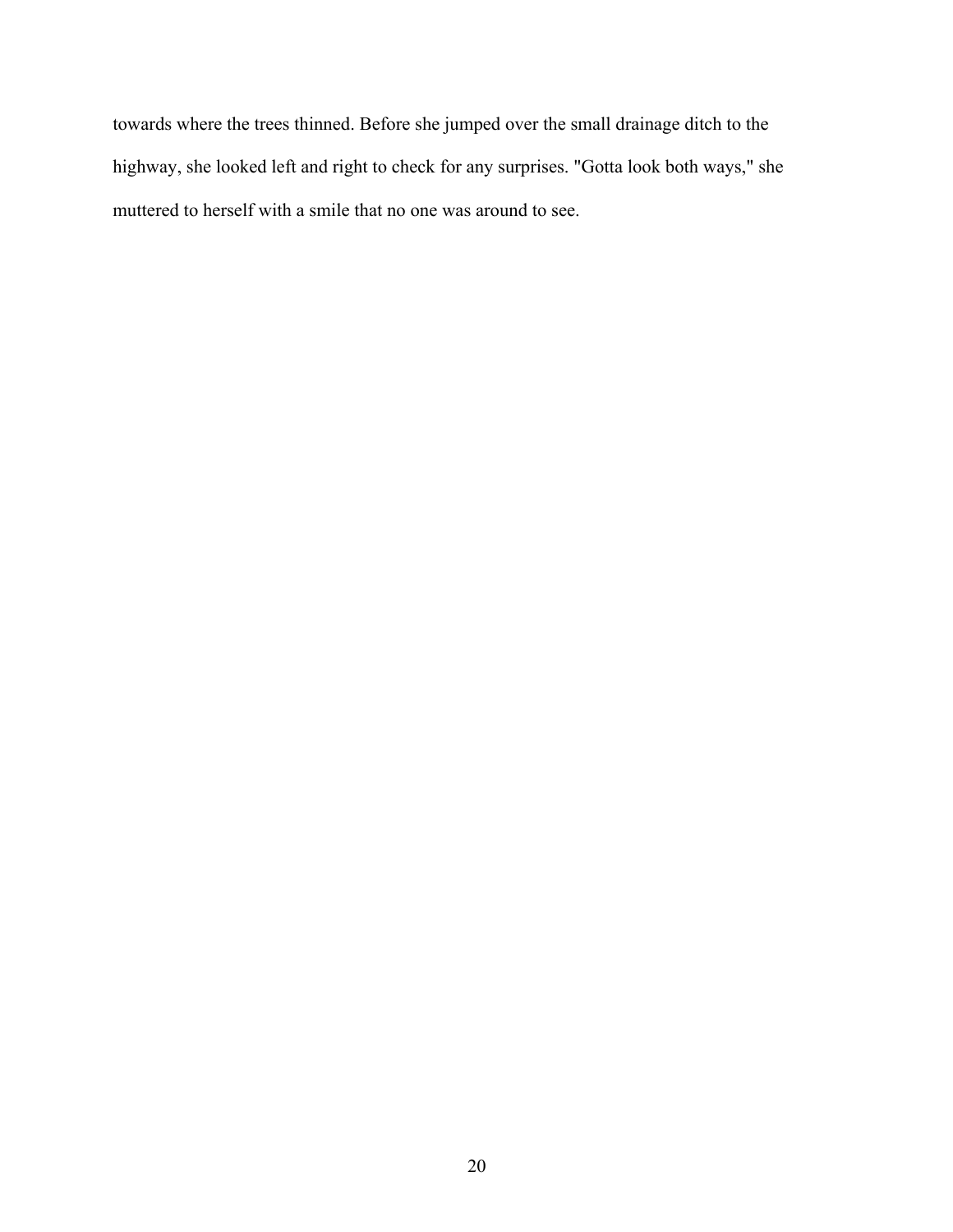towards where the trees thinned. Before she jumped over the small drainage ditch to the highway, she looked left and right to check for any surprises. "Gotta look both ways," she muttered to herself with a smile that no one was around to see.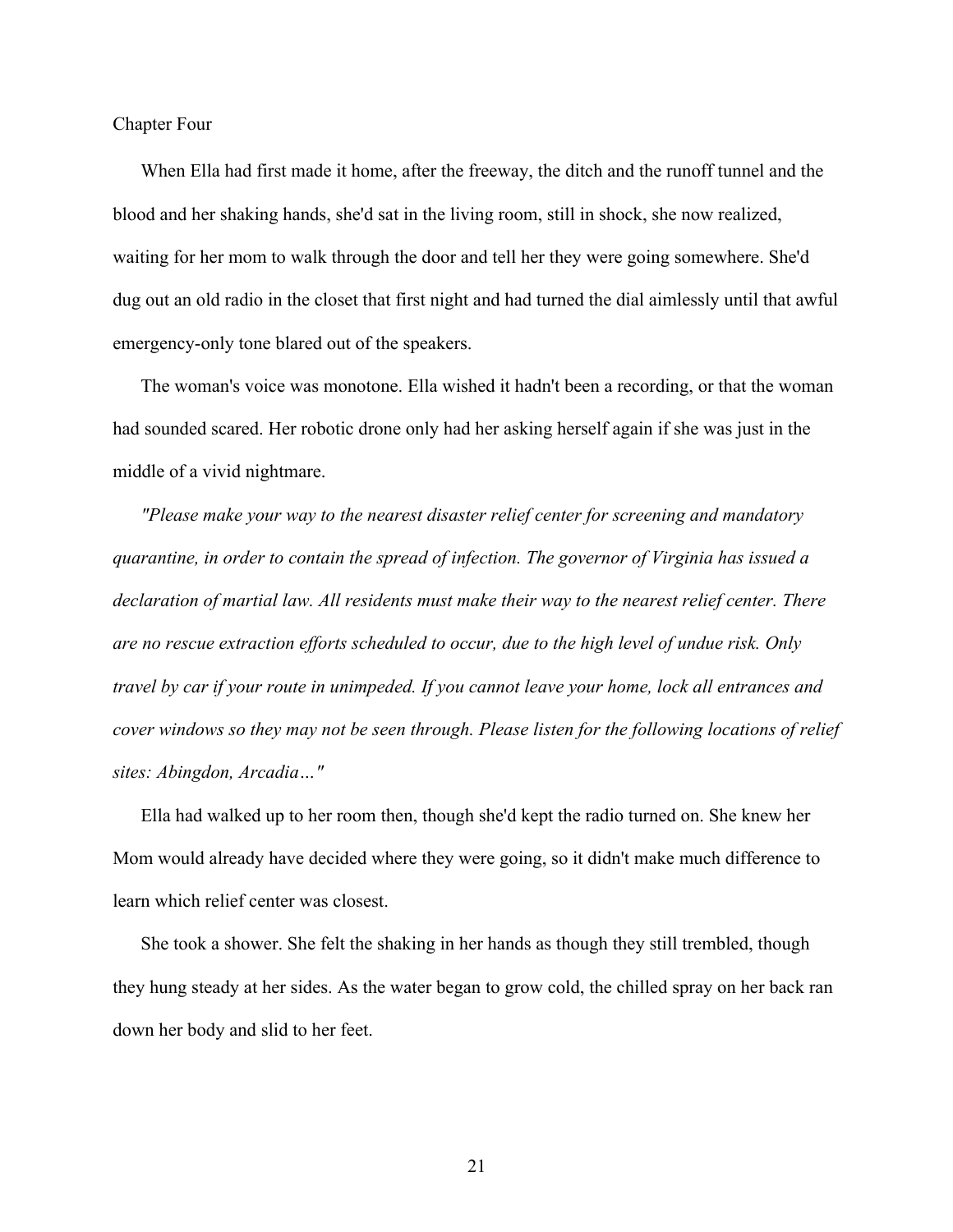## Chapter Four

When Ella had first made it home, after the freeway, the ditch and the runoff tunnel and the blood and her shaking hands, she'd sat in the living room, still in shock, she now realized, waiting for her mom to walk through the door and tell her they were going somewhere. She'd dug out an old radio in the closet that first night and had turned the dial aimlessly until that awful emergency-only tone blared out of the speakers.

The woman's voice was monotone. Ella wished it hadn't been a recording, or that the woman had sounded scared. Her robotic drone only had her asking herself again if she was just in the middle of a vivid nightmare.

*"Please make your way to the nearest disaster relief center for screening and mandatory quarantine, in order to contain the spread of infection. The governor of Virginia has issued a declaration of martial law. All residents must make their way to the nearest relief center. There are no rescue extraction efforts scheduled to occur, due to the high level of undue risk. Only travel by car if your route in unimpeded. If you cannot leave your home, lock all entrances and cover windows so they may not be seen through. Please listen for the following locations of relief sites: Abingdon, Arcadia…"*

Ella had walked up to her room then, though she'd kept the radio turned on. She knew her Mom would already have decided where they were going, so it didn't make much difference to learn which relief center was closest.

She took a shower. She felt the shaking in her hands as though they still trembled, though they hung steady at her sides. As the water began to grow cold, the chilled spray on her back ran down her body and slid to her feet.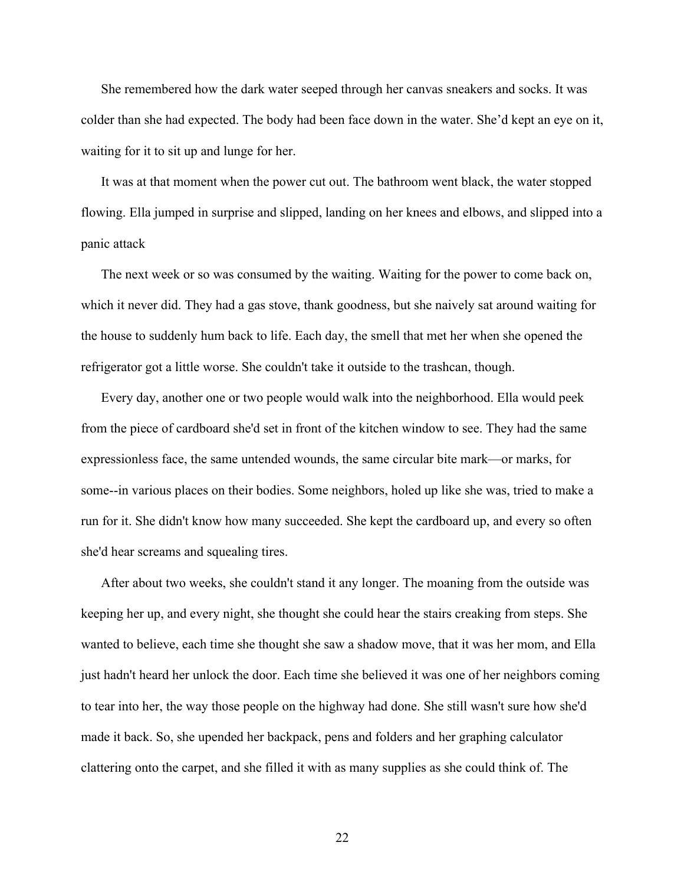She remembered how the dark water seeped through her canvas sneakers and socks. It was colder than she had expected. The body had been face down in the water. She'd kept an eye on it, waiting for it to sit up and lunge for her.

It was at that moment when the power cut out. The bathroom went black, the water stopped flowing. Ella jumped in surprise and slipped, landing on her knees and elbows, and slipped into a panic attack

The next week or so was consumed by the waiting. Waiting for the power to come back on, which it never did. They had a gas stove, thank goodness, but she naively sat around waiting for the house to suddenly hum back to life. Each day, the smell that met her when she opened the refrigerator got a little worse. She couldn't take it outside to the trashcan, though.

Every day, another one or two people would walk into the neighborhood. Ella would peek from the piece of cardboard she'd set in front of the kitchen window to see. They had the same expressionless face, the same untended wounds, the same circular bite mark—or marks, for some--in various places on their bodies. Some neighbors, holed up like she was, tried to make a run for it. She didn't know how many succeeded. She kept the cardboard up, and every so often she'd hear screams and squealing tires.

After about two weeks, she couldn't stand it any longer. The moaning from the outside was keeping her up, and every night, she thought she could hear the stairs creaking from steps. She wanted to believe, each time she thought she saw a shadow move, that it was her mom, and Ella just hadn't heard her unlock the door. Each time she believed it was one of her neighbors coming to tear into her, the way those people on the highway had done. She still wasn't sure how she'd made it back. So, she upended her backpack, pens and folders and her graphing calculator clattering onto the carpet, and she filled it with as many supplies as she could think of. The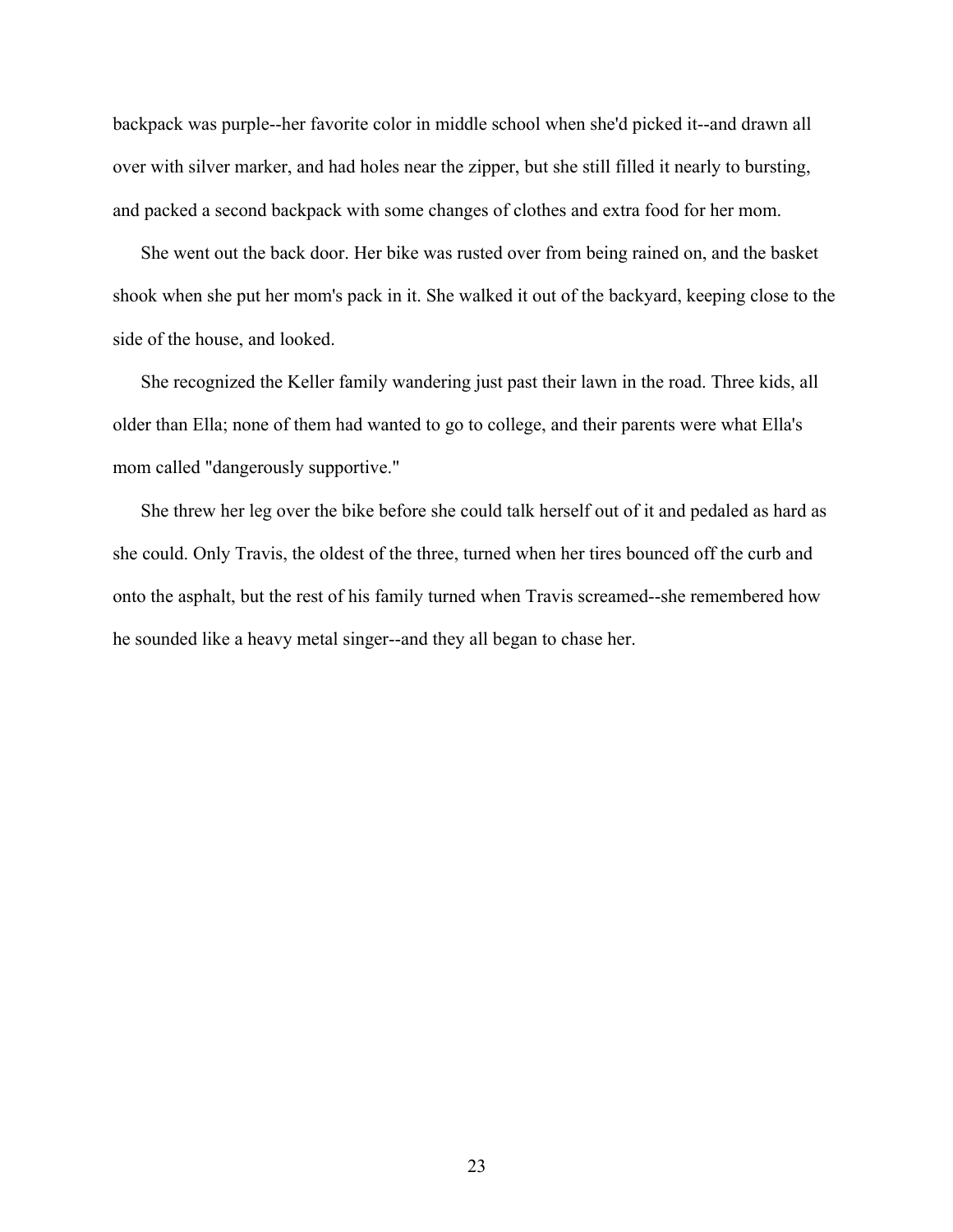backpack was purple--her favorite color in middle school when she'd picked it--and drawn all over with silver marker, and had holes near the zipper, but she still filled it nearly to bursting, and packed a second backpack with some changes of clothes and extra food for her mom.

She went out the back door. Her bike was rusted over from being rained on, and the basket shook when she put her mom's pack in it. She walked it out of the backyard, keeping close to the side of the house, and looked.

She recognized the Keller family wandering just past their lawn in the road. Three kids, all older than Ella; none of them had wanted to go to college, and their parents were what Ella's mom called "dangerously supportive."

She threw her leg over the bike before she could talk herself out of it and pedaled as hard as she could. Only Travis, the oldest of the three, turned when her tires bounced off the curb and onto the asphalt, but the rest of his family turned when Travis screamed--she remembered how he sounded like a heavy metal singer--and they all began to chase her.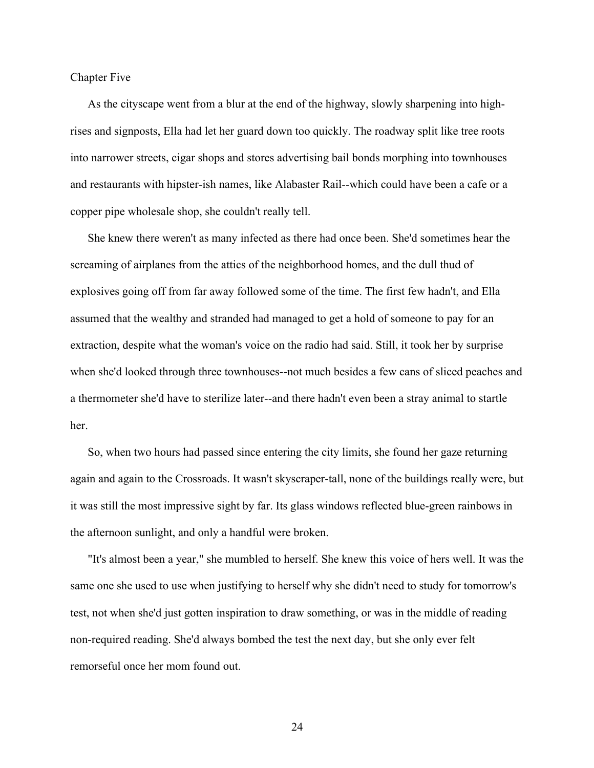# Chapter Five

As the cityscape went from a blur at the end of the highway, slowly sharpening into high-rises and signposts, Ella had let her guard down too quickly. The roadway split like tree roots into narrower streets, cigar shops and stores advertising bail bonds morphing into townhouses and restaurants with hipster-ish names, like Alabaster Rail--which could have been a cafe or a copper pipe wholesale shop, she couldn't really tell.

She knew there weren't as many infected as there had once been. She'd sometimes hear the screaming of airplanes from the attics of the neighborhood homes, and the dull thud of explosives going off from far away followed some of the time. The first few hadn't, and Ella assumed that the wealthy and stranded had managed to get a hold of someone to pay for an extraction, despite what the woman's voice on the radio had said. Still, it took her by surprise when she'd looked through three townhouses--not much besides a few cans of sliced peaches and a thermometer she'd have to sterilize later--and there hadn't even been a stray animal to startle her.

So, when two hours had passed since entering the city limits, she found her gaze returning again and again to the Crossroads. It wasn't skyscraper-tall, none of the buildings really were, but it was still the most impressive sight by far. Its glass windows reflected blue-green rainbows in the afternoon sunlight, and only a handful were broken.

"It's almost been a year," she mumbled to herself. She knew this voice of hers well. It was the same one she used to use when justifying to herself why she didn't need to study for tomorrow's test, not when she'd just gotten inspiration to draw something, or was in the middle of reading non-required reading. She'd always bombed the test the next day, but she only ever felt remorseful once her mom found out.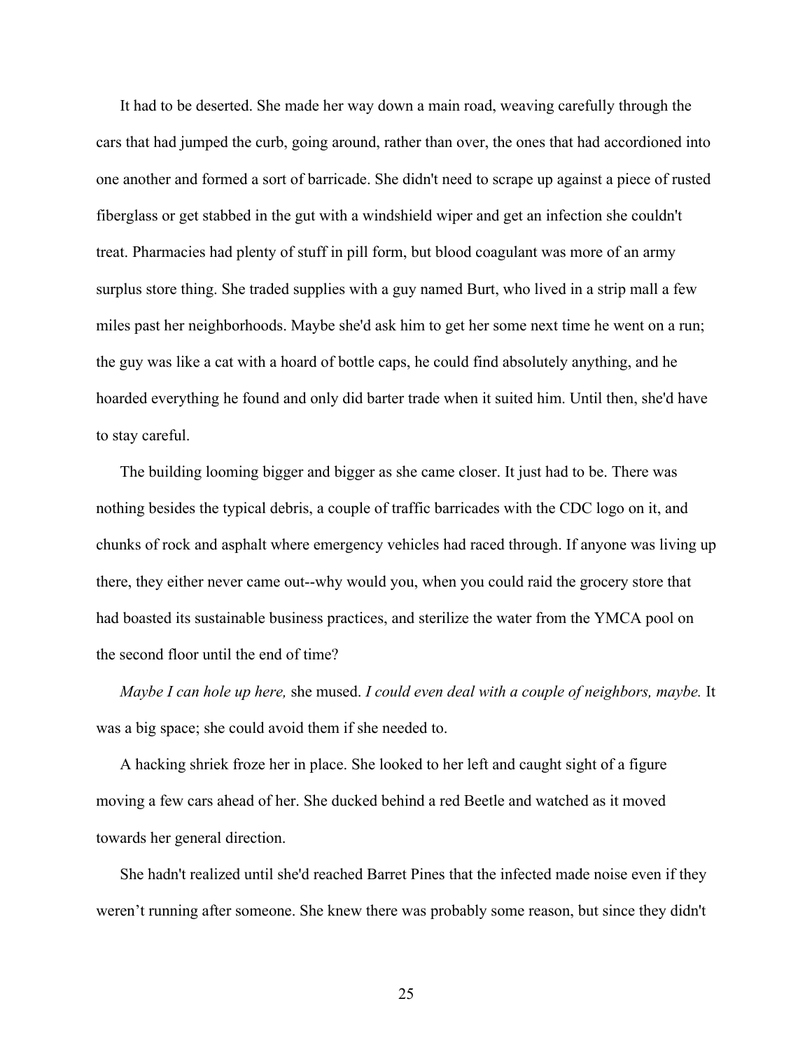It had to be deserted. She made her way down a main road, weaving carefully through the cars that had jumped the curb, going around, rather than over, the ones that had accordioned into one another and formed a sort of barricade. She didn't need to scrape up against a piece of rusted fiberglass or get stabbed in the gut with a windshield wiper and get an infection she couldn't treat. Pharmacies had plenty of stuff in pill form, but blood coagulant was more of an army surplus store thing. She traded supplies with a guy named Burt, who lived in a strip mall a few miles past her neighborhoods. Maybe she'd ask him to get her some next time he went on a run; the guy was like a cat with a hoard of bottle caps, he could find absolutely anything, and he hoarded everything he found and only did barter trade when it suited him. Until then, she'd have to stay careful.

The building looming bigger and bigger as she came closer. It just had to be. There was nothing besides the typical debris, a couple of traffic barricades with the CDC logo on it, and chunks of rock and asphalt where emergency vehicles had raced through. If anyone was living up there, they either never came out--why would you, when you could raid the grocery store that had boasted its sustainable business practices, and sterilize the water from the YMCA pool on the second floor until the end of time?

*Maybe I can hole up here,* she mused. *I could even deal with a couple of neighbors, maybe.* It was a big space; she could avoid them if she needed to.

A hacking shriek froze her in place. She looked to her left and caught sight of a figure moving a few cars ahead of her. She ducked behind a red Beetle and watched as it moved towards her general direction.

She hadn't realized until she'd reached Barret Pines that the infected made noise even if they weren't running after someone. She knew there was probably some reason, but since they didn't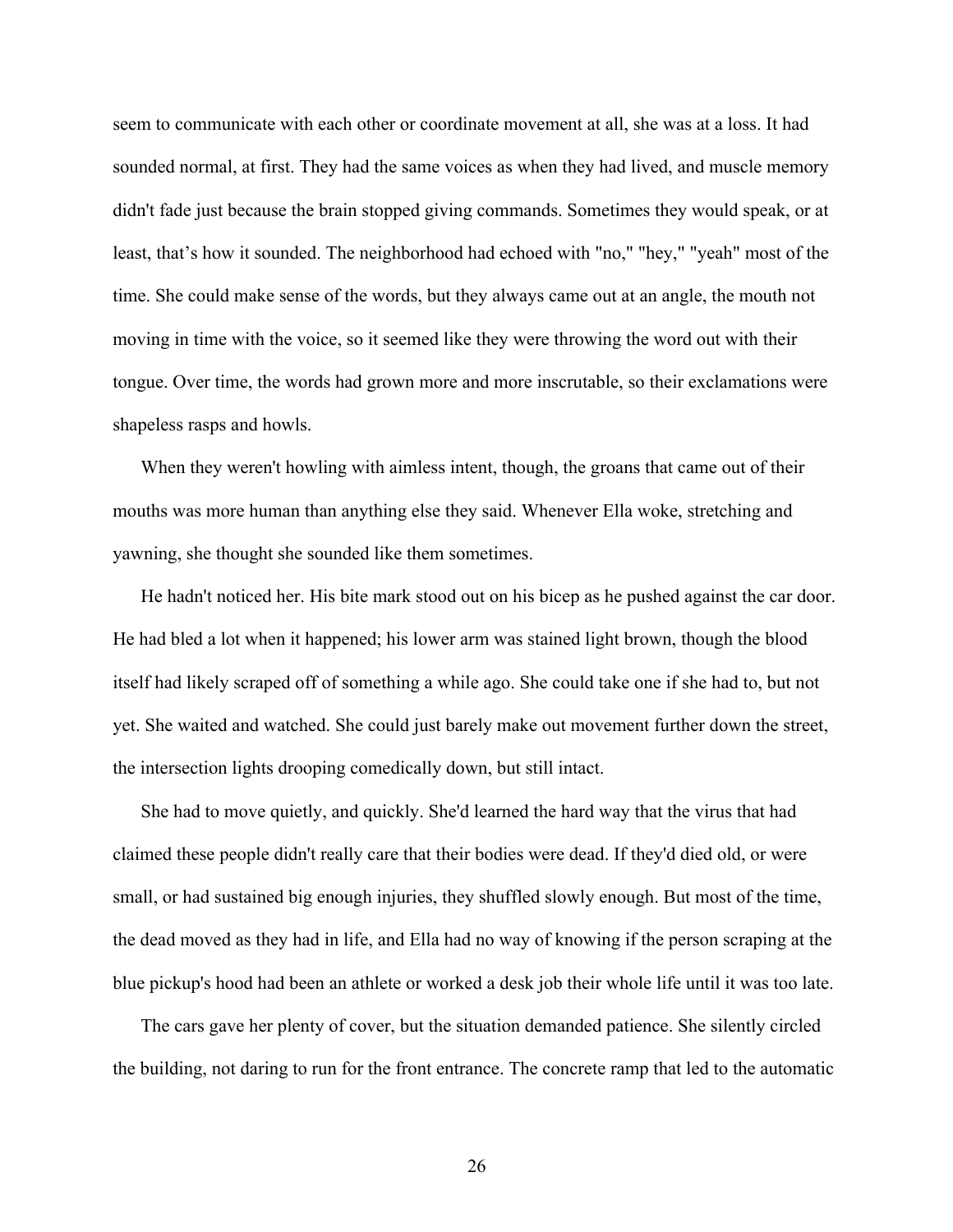seem to communicate with each other or coordinate movement at all, she was at a loss. It had sounded normal, at first. They had the same voices as when they had lived, and muscle memory didn't fade just because the brain stopped giving commands. Sometimes they would speak, or at least, that's how it sounded. The neighborhood had echoed with "no," "hey," "yeah" most of the time. She could make sense of the words, but they always came out at an angle, the mouth not moving in time with the voice, so it seemed like they were throwing the word out with their tongue. Over time, the words had grown more and more inscrutable, so their exclamations were shapeless rasps and howls.

When they weren't howling with aimless intent, though, the groans that came out of their mouths was more human than anything else they said. Whenever Ella woke, stretching and yawning, she thought she sounded like them sometimes.

He hadn't noticed her. His bite mark stood out on his bicep as he pushed against the car door. He had bled a lot when it happened; his lower arm was stained light brown, though the blood itself had likely scraped off of something a while ago. She could take one if she had to, but not yet. She waited and watched. She could just barely make out movement further down the street, the intersection lights drooping comedically down, but still intact.

She had to move quietly, and quickly. She'd learned the hard way that the virus that had claimed these people didn't really care that their bodies were dead. If they'd died old, or were small, or had sustained big enough injuries, they shuffled slowly enough. But most of the time, the dead moved as they had in life, and Ella had no way of knowing if the person scraping at the blue pickup's hood had been an athlete or worked a desk job their whole life until it was too late.

The cars gave her plenty of cover, but the situation demanded patience. She silently circled the building, not daring to run for the front entrance. The concrete ramp that led to the automatic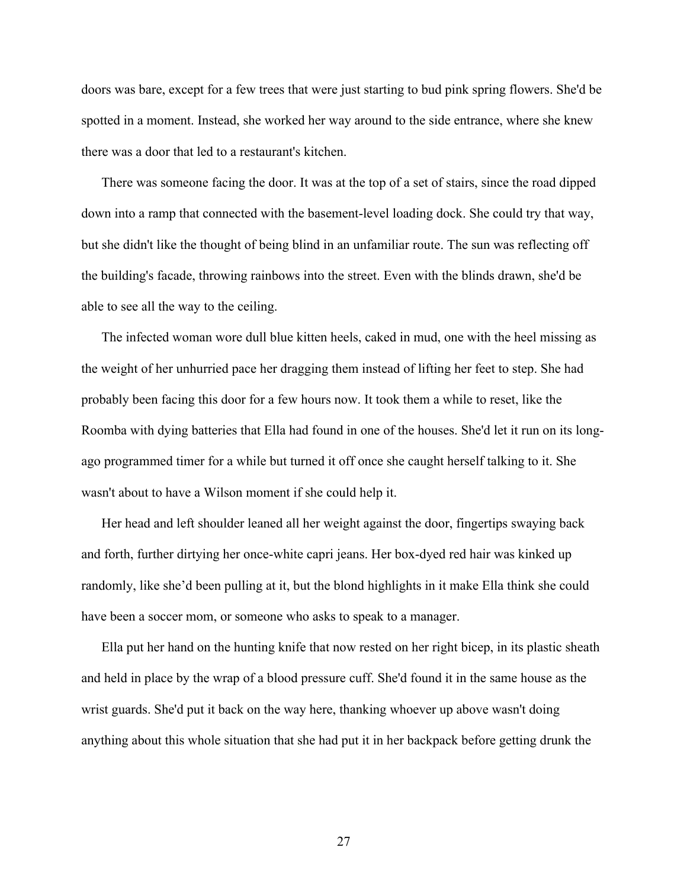doors was bare, except for a few trees that were just starting to bud pink spring flowers. She'd be spotted in a moment. Instead, she worked her way around to the side entrance, where she knew there was a door that led to a restaurant's kitchen.

There was someone facing the door. It was at the top of a set of stairs, since the road dipped down into a ramp that connected with the basement-level loading dock. She could try that way, but she didn't like the thought of being blind in an unfamiliar route. The sun was reflecting off the building's facade, throwing rainbows into the street. Even with the blinds drawn, she'd be able to see all the way to the ceiling.

The infected woman wore dull blue kitten heels, caked in mud, one with the heel missing as the weight of her unhurried pace her dragging them instead of lifting her feet to step. She had probably been facing this door for a few hours now. It took them a while to reset, like the Roomba with dying batteries that Ella had found in one of the houses. She'd let it run on its long-ago programmed timer for a while but turned it off once she caught herself talking to it. She wasn't about to have a Wilson moment if she could help it.

Her head and left shoulder leaned all her weight against the door, fingertips swaying back and forth, further dirtying her once-white capri jeans. Her box-dyed red hair was kinked up randomly, like she'd been pulling at it, but the blond highlights in it make Ella think she could have been a soccer mom, or someone who asks to speak to a manager.

Ella put her hand on the hunting knife that now rested on her right bicep, in its plastic sheath and held in place by the wrap of a blood pressure cuff. She'd found it in the same house as the wrist guards. She'd put it back on the way here, thanking whoever up above wasn't doing anything about this whole situation that she had put it in her backpack before getting drunk the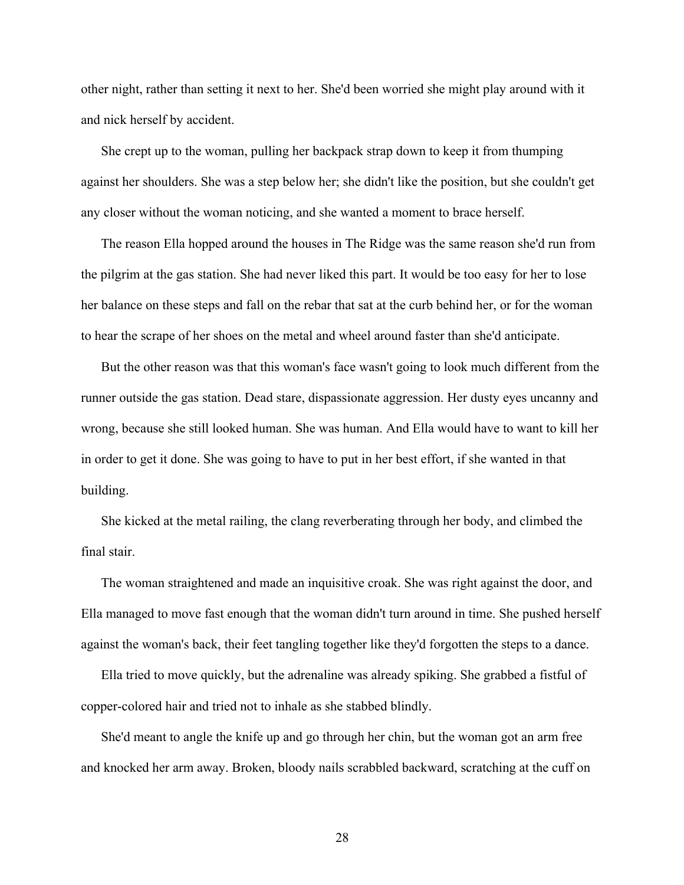other night, rather than setting it next to her. She'd been worried she might play around with it and nick herself by accident.

She crept up to the woman, pulling her backpack strap down to keep it from thumping against her shoulders. She was a step below her; she didn't like the position, but she couldn't get any closer without the woman noticing, and she wanted a moment to brace herself.

The reason Ella hopped around the houses in The Ridge was the same reason she'd run from the pilgrim at the gas station. She had never liked this part. It would be too easy for her to lose her balance on these steps and fall on the rebar that sat at the curb behind her, or for the woman to hear the scrape of her shoes on the metal and wheel around faster than she'd anticipate.

But the other reason was that this woman's face wasn't going to look much different from the runner outside the gas station. Dead stare, dispassionate aggression. Her dusty eyes uncanny and wrong, because she still looked human. She was human. And Ella would have to want to kill her in order to get it done. She was going to have to put in her best effort, if she wanted in that building.

She kicked at the metal railing, the clang reverberating through her body, and climbed the final stair.

The woman straightened and made an inquisitive croak. She was right against the door, and Ella managed to move fast enough that the woman didn't turn around in time. She pushed herself against the woman's back, their feet tangling together like they'd forgotten the steps to a dance.

Ella tried to move quickly, but the adrenaline was already spiking. She grabbed a fistful of copper-colored hair and tried not to inhale as she stabbed blindly.

She'd meant to angle the knife up and go through her chin, but the woman got an arm free and knocked her arm away. Broken, bloody nails scrabbled backward, scratching at the cuff on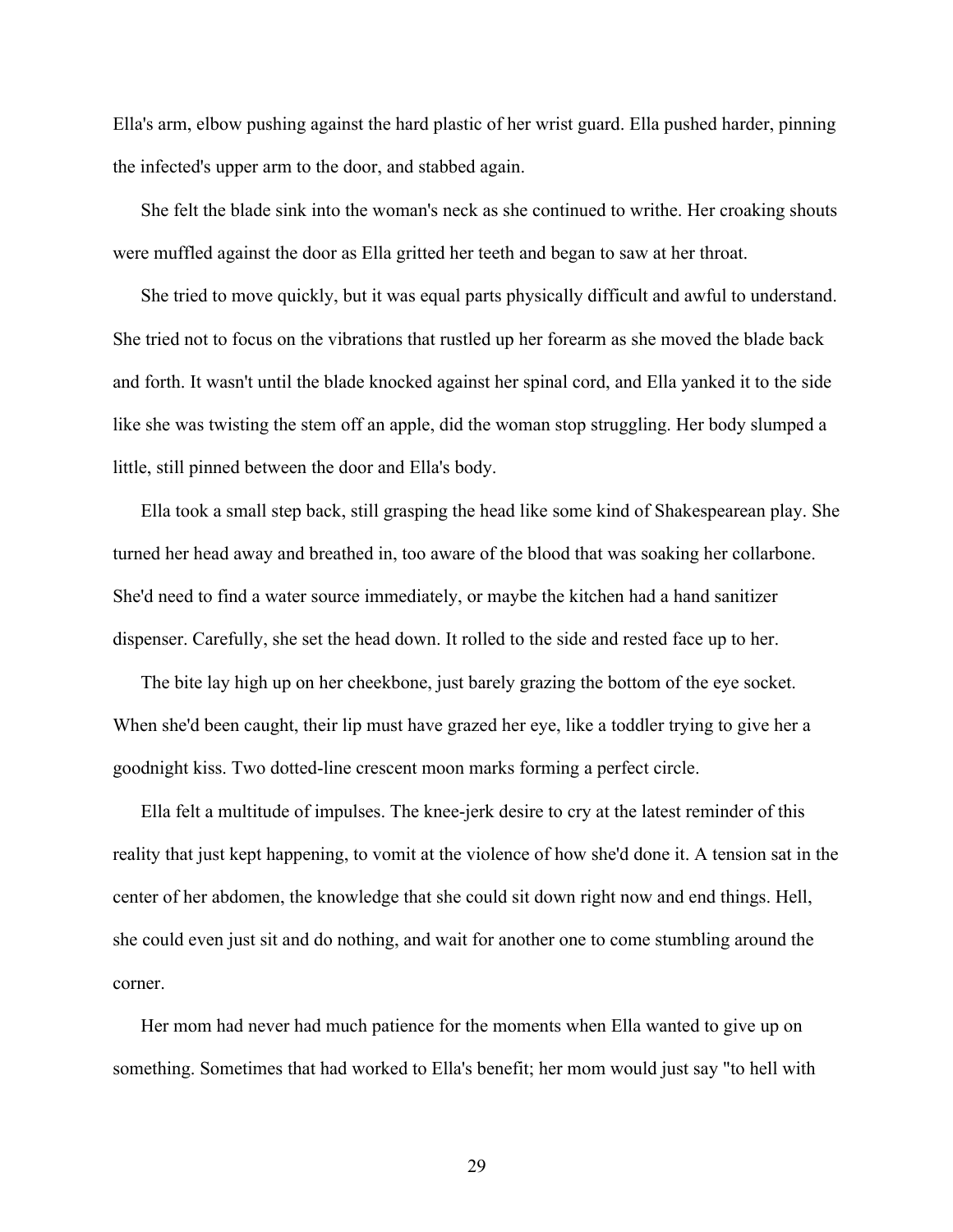Ella's arm, elbow pushing against the hard plastic of her wrist guard. Ella pushed harder, pinning the infected's upper arm to the door, and stabbed again.

She felt the blade sink into the woman's neck as she continued to writhe. Her croaking shouts were muffled against the door as Ella gritted her teeth and began to saw at her throat.

She tried to move quickly, but it was equal parts physically difficult and awful to understand. She tried not to focus on the vibrations that rustled up her forearm as she moved the blade back and forth. It wasn't until the blade knocked against her spinal cord, and Ella yanked it to the side like she was twisting the stem off an apple, did the woman stop struggling. Her body slumped a little, still pinned between the door and Ella's body.

Ella took a small step back, still grasping the head like some kind of Shakespearean play. She turned her head away and breathed in, too aware of the blood that was soaking her collarbone. She'd need to find a water source immediately, or maybe the kitchen had a hand sanitizer dispenser. Carefully, she set the head down. It rolled to the side and rested face up to her.

The bite lay high up on her cheekbone, just barely grazing the bottom of the eye socket. When she'd been caught, their lip must have grazed her eye, like a toddler trying to give her a goodnight kiss. Two dotted-line crescent moon marks forming a perfect circle.

Ella felt a multitude of impulses. The knee-jerk desire to cry at the latest reminder of this reality that just kept happening, to vomit at the violence of how she'd done it. A tension sat in the center of her abdomen, the knowledge that she could sit down right now and end things. Hell, she could even just sit and do nothing, and wait for another one to come stumbling around the corner.

Her mom had never had much patience for the moments when Ella wanted to give up on something. Sometimes that had worked to Ella's benefit; her mom would just say "to hell with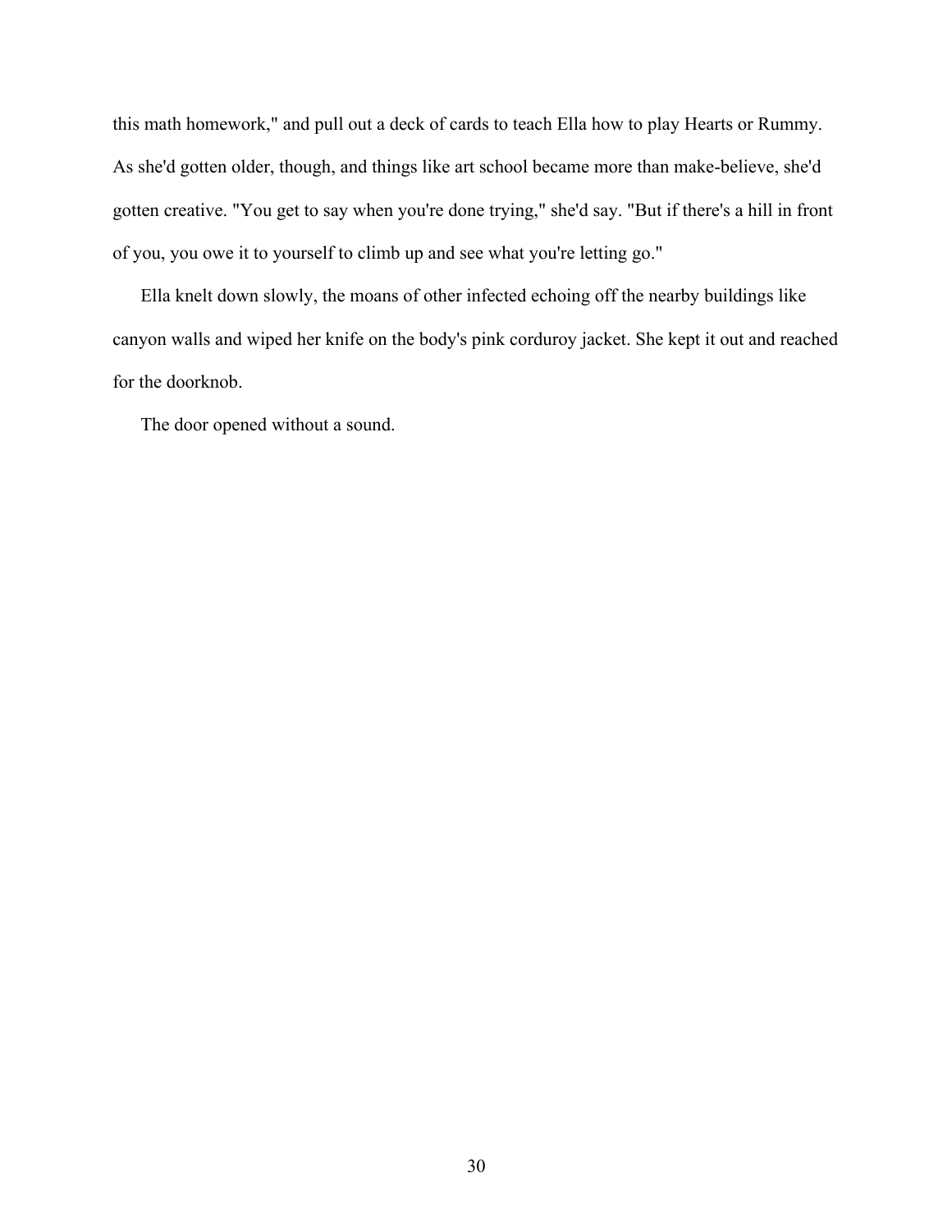this math homework," and pull out a deck of cards to teach Ella how to play Hearts or Rummy. As she'd gotten older, though, and things like art school became more than make-believe, she'd gotten creative. "You get to say when you're done trying," she'd say. "But if there's a hill in front of you, you owe it to yourself to climb up and see what you're letting go."

Ella knelt down slowly, the moans of other infected echoing off the nearby buildings like canyon walls and wiped her knife on the body's pink corduroy jacket. She kept it out and reached for the doorknob.

The door opened without a sound.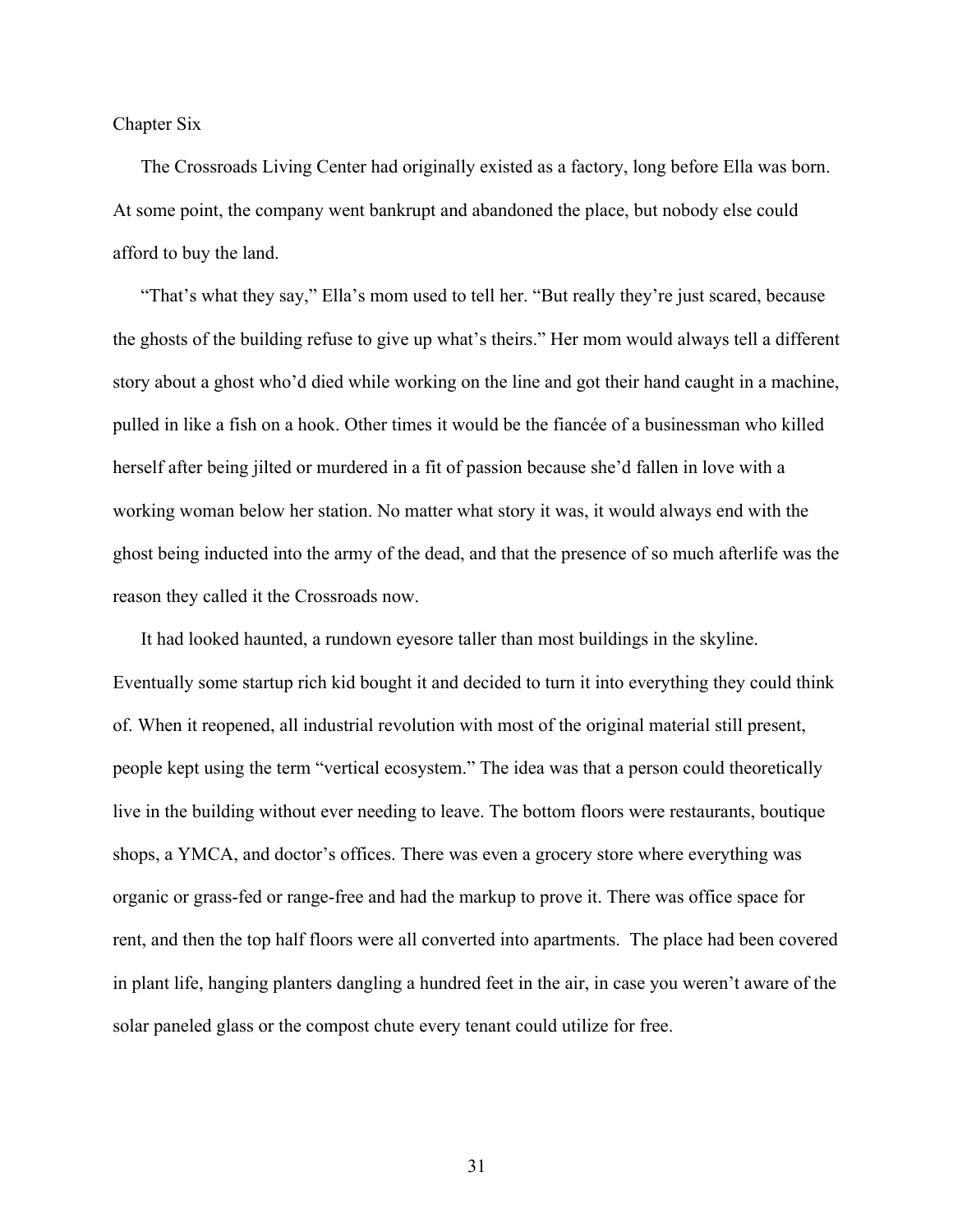# Chapter Six

The Crossroads Living Center had originally existed as a factory, long before Ella was born. At some point, the company went bankrupt and abandoned the place, but nobody else could afford to buy the land.

"That's what they say," Ella's mom used to tell her. "But really they're just scared, because the ghosts of the building refuse to give up what's theirs." Her mom would always tell a different story about a ghost who'd died while working on the line and got their hand caught in a machine, pulled in like a fish on a hook. Other times it would be the fiancée of a businessman who killed herself after being jilted or murdered in a fit of passion because she'd fallen in love with a working woman below her station. No matter what story it was, it would always end with the ghost being inducted into the army of the dead, and that the presence of so much afterlife was the reason they called it the Crossroads now.

It had looked haunted, a rundown eyesore taller than most buildings in the skyline. Eventually some startup rich kid bought it and decided to turn it into everything they could think of. When it reopened, all industrial revolution with most of the original material still present, people kept using the term "vertical ecosystem." The idea was that a person could theoretically live in the building without ever needing to leave. The bottom floors were restaurants, boutique shops, a YMCA, and doctor's offices. There was even a grocery store where everything was organic or grass-fed or range-free and had the markup to prove it. There was office space for rent, and then the top half floors were all converted into apartments. The place had been covered in plant life, hanging planters dangling a hundred feet in the air, in case you weren't aware of the solar paneled glass or the compost chute every tenant could utilize for free.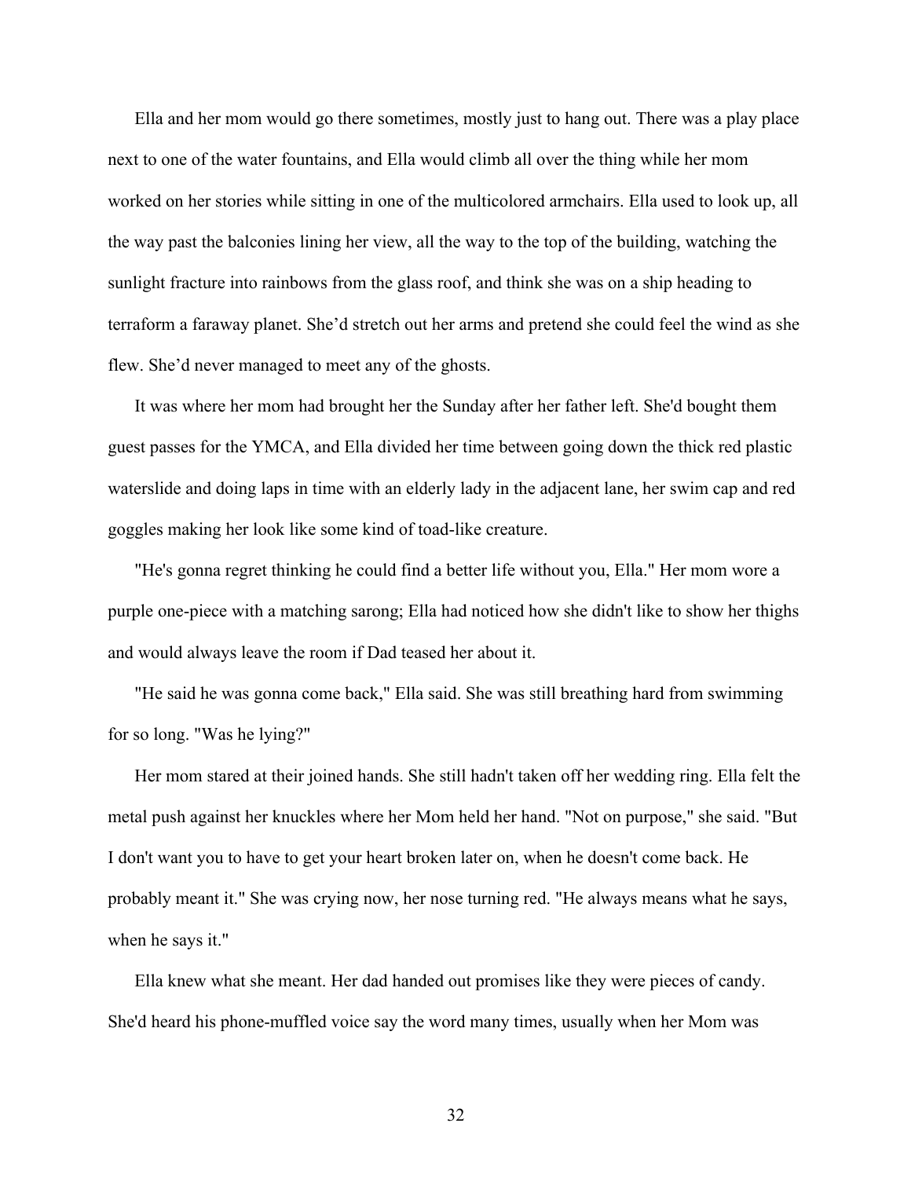Ella and her mom would go there sometimes, mostly just to hang out. There was a play place next to one of the water fountains, and Ella would climb all over the thing while her mom worked on her stories while sitting in one of the multicolored armchairs. Ella used to look up, all the way past the balconies lining her view, all the way to the top of the building, watching the sunlight fracture into rainbows from the glass roof, and think she was on a ship heading to terraform a faraway planet. She'd stretch out her arms and pretend she could feel the wind as she flew. She'd never managed to meet any of the ghosts.

It was where her mom had brought her the Sunday after her father left. She'd bought them guest passes for the YMCA, and Ella divided her time between going down the thick red plastic waterslide and doing laps in time with an elderly lady in the adjacent lane, her swim cap and red goggles making her look like some kind of toad-like creature.

"He's gonna regret thinking he could find a better life without you, Ella." Her mom wore a purple one-piece with a matching sarong; Ella had noticed how she didn't like to show her thighs and would always leave the room if Dad teased her about it.

"He said he was gonna come back," Ella said. She was still breathing hard from swimming for so long. "Was he lying?"

Her mom stared at their joined hands. She still hadn't taken off her wedding ring. Ella felt the metal push against her knuckles where her Mom held her hand. "Not on purpose," she said. "But I don't want you to have to get your heart broken later on, when he doesn't come back. He probably meant it." She was crying now, her nose turning red. "He always means what he says, when he says it."

Ella knew what she meant. Her dad handed out promises like they were pieces of candy. She'd heard his phone-muffled voice say the word many times, usually when her Mom was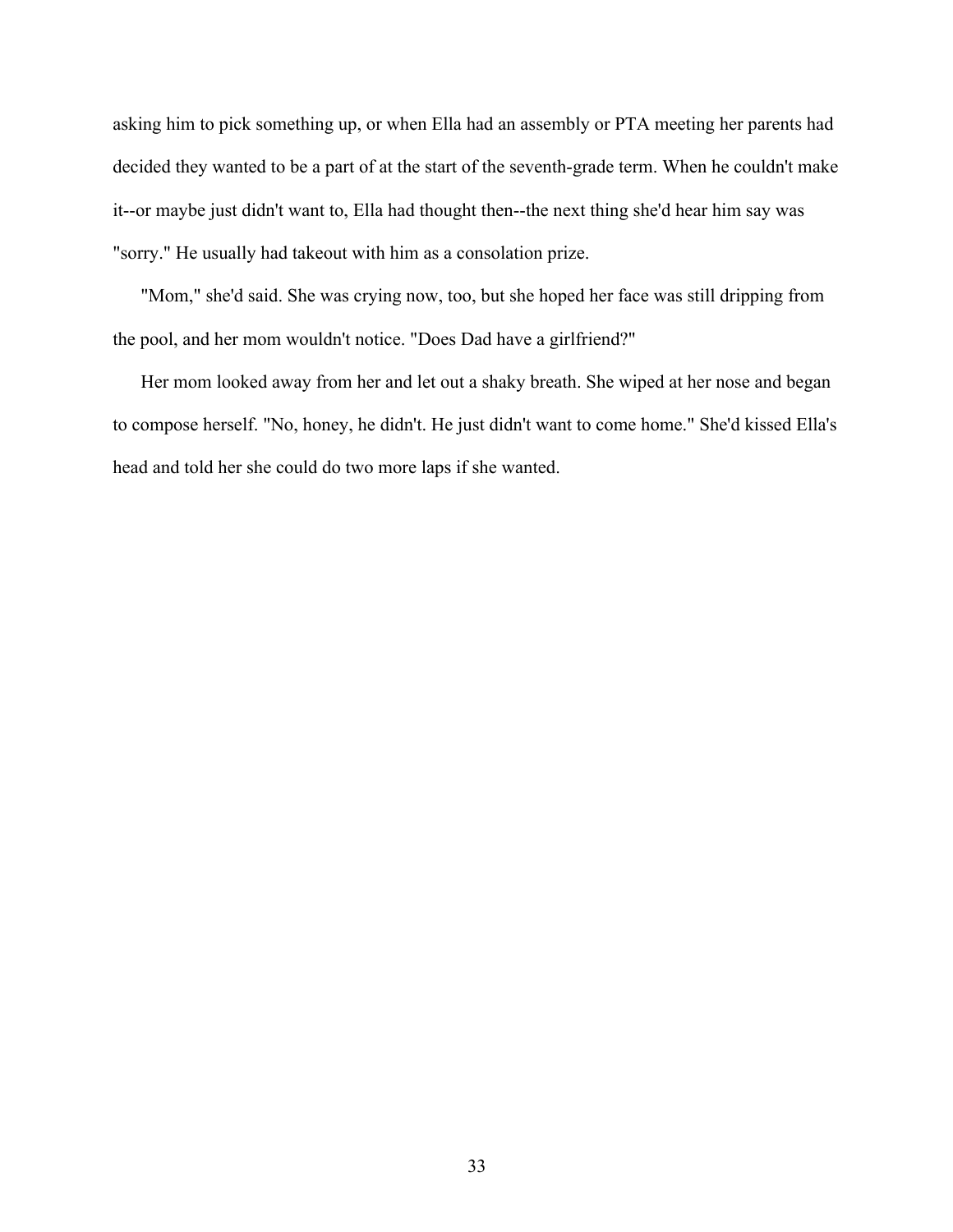asking him to pick something up, or when Ella had an assembly or PTA meeting her parents had decided they wanted to be a part of at the start of the seventh-grade term. When he couldn't make it--or maybe just didn't want to, Ella had thought then--the next thing she'd hear him say was "sorry." He usually had takeout with him as a consolation prize.

"Mom," she'd said. She was crying now, too, but she hoped her face was still dripping from the pool, and her mom wouldn't notice. "Does Dad have a girlfriend?"

Her mom looked away from her and let out a shaky breath. She wiped at her nose and began to compose herself. "No, honey, he didn't. He just didn't want to come home." She'd kissed Ella's head and told her she could do two more laps if she wanted.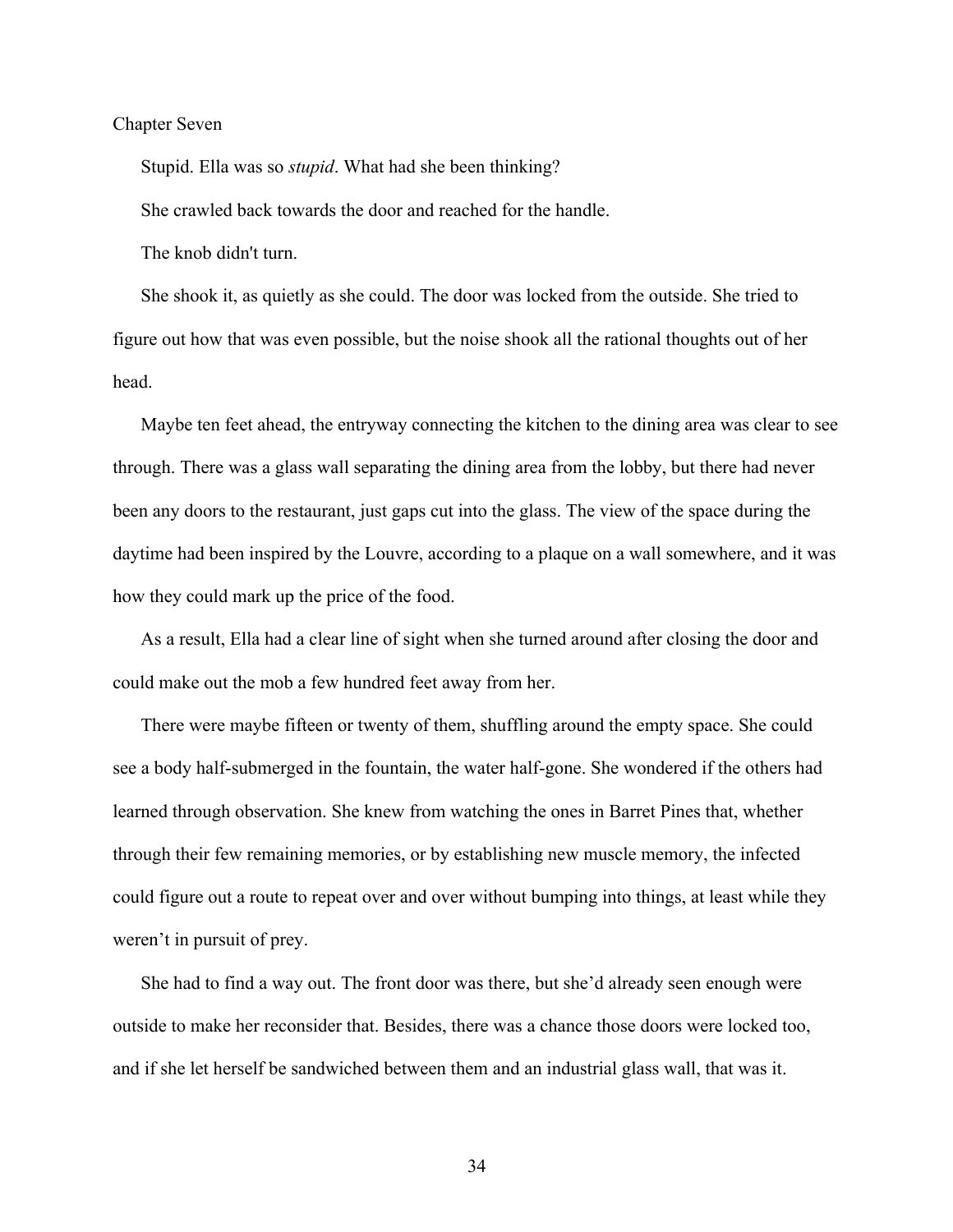# Chapter Seven

Stupid. Ella was so *stupid*. What had she been thinking?

She crawled back towards the door and reached for the handle.

The knob didn't turn.

She shook it, as quietly as she could. The door was locked from the outside. She tried to figure out how that was even possible, but the noise shook all the rational thoughts out of her head.

Maybe ten feet ahead, the entryway connecting the kitchen to the dining area was clear to see through. There was a glass wall separating the dining area from the lobby, but there had never been any doors to the restaurant, just gaps cut into the glass. The view of the space during the daytime had been inspired by the Louvre, according to a plaque on a wall somewhere, and it was how they could mark up the price of the food.

As a result, Ella had a clear line of sight when she turned around after closing the door and could make out the mob a few hundred feet away from her.

There were maybe fifteen or twenty of them, shuffling around the empty space. She could see a body half-submerged in the fountain, the water half-gone. She wondered if the others had learned through observation. She knew from watching the ones in Barret Pines that, whether through their few remaining memories, or by establishing new muscle memory, the infected could figure out a route to repeat over and over without bumping into things, at least while they weren't in pursuit of prey.

She had to find a way out. The front door was there, but she'd already seen enough were outside to make her reconsider that. Besides, there was a chance those doors were locked too, and if she let herself be sandwiched between them and an industrial glass wall, that was it.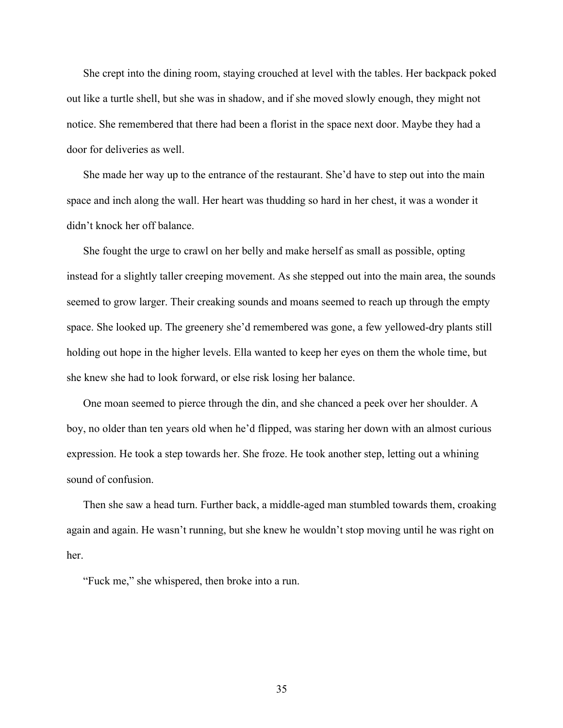She crept into the dining room, staying crouched at level with the tables. Her backpack poked out like a turtle shell, but she was in shadow, and if she moved slowly enough, they might not notice. She remembered that there had been a florist in the space next door. Maybe they had a door for deliveries as well.

She made her way up to the entrance of the restaurant. She'd have to step out into the main space and inch along the wall. Her heart was thudding so hard in her chest, it was a wonder it didn't knock her off balance.

She fought the urge to crawl on her belly and make herself as small as possible, opting instead for a slightly taller creeping movement. As she stepped out into the main area, the sounds seemed to grow larger. Their creaking sounds and moans seemed to reach up through the empty space. She looked up. The greenery she'd remembered was gone, a few yellowed-dry plants still holding out hope in the higher levels. Ella wanted to keep her eyes on them the whole time, but she knew she had to look forward, or else risk losing her balance.

One moan seemed to pierce through the din, and she chanced a peek over her shoulder. A boy, no older than ten years old when he'd flipped, was staring her down with an almost curious expression. He took a step towards her. She froze. He took another step, letting out a whining sound of confusion.

Then she saw a head turn. Further back, a middle-aged man stumbled towards them, croaking again and again. He wasn't running, but she knew he wouldn't stop moving until he was right on her.

"Fuck me," she whispered, then broke into a run.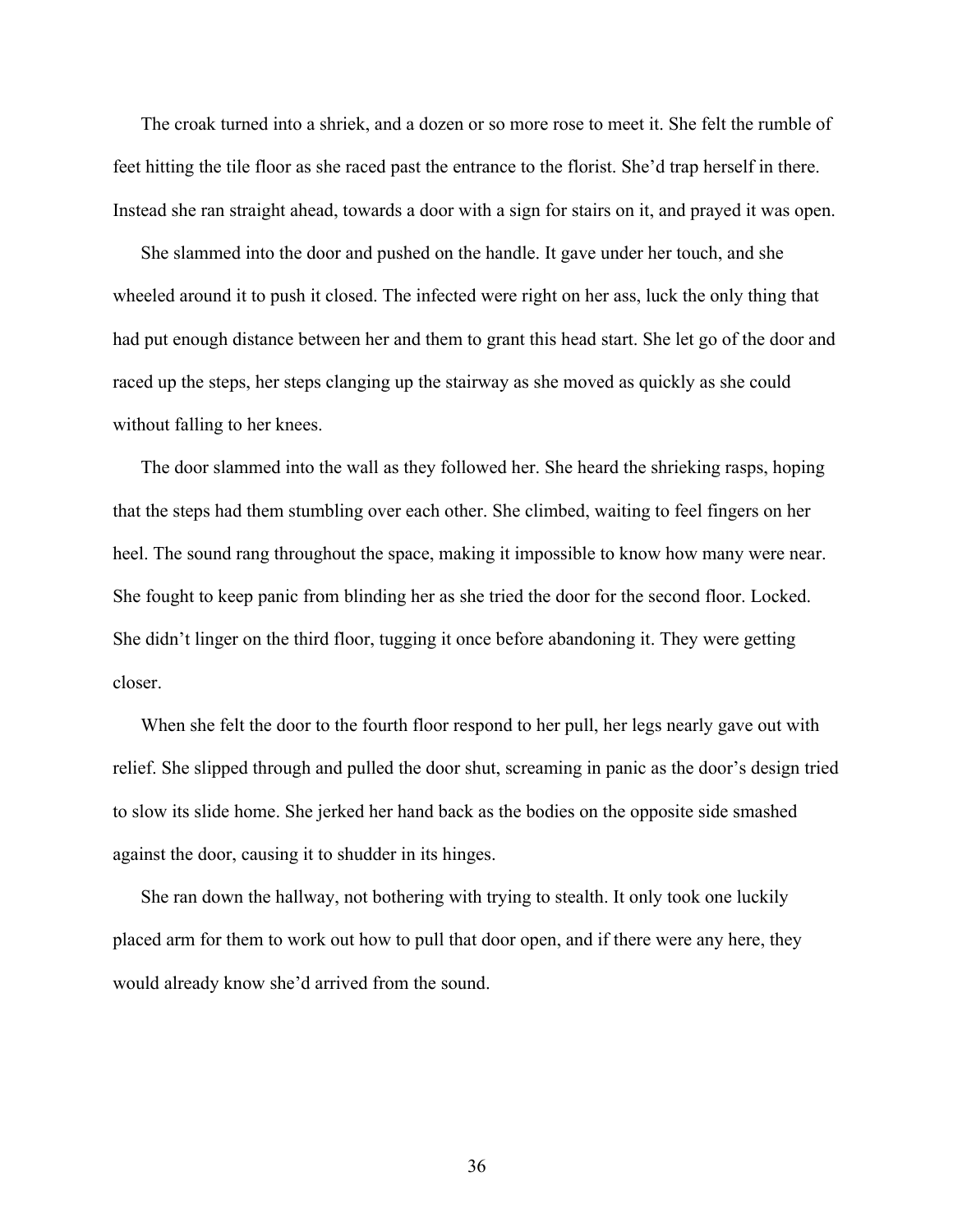The croak turned into a shriek, and a dozen or so more rose to meet it. She felt the rumble of feet hitting the tile floor as she raced past the entrance to the florist. She'd trap herself in there. Instead she ran straight ahead, towards a door with a sign for stairs on it, and prayed it was open.

She slammed into the door and pushed on the handle. It gave under her touch, and she wheeled around it to push it closed. The infected were right on her ass, luck the only thing that had put enough distance between her and them to grant this head start. She let go of the door and raced up the steps, her steps clanging up the stairway as she moved as quickly as she could without falling to her knees.

The door slammed into the wall as they followed her. She heard the shrieking rasps, hoping that the steps had them stumbling over each other. She climbed, waiting to feel fingers on her heel. The sound rang throughout the space, making it impossible to know how many were near. She fought to keep panic from blinding her as she tried the door for the second floor. Locked. She didn't linger on the third floor, tugging it once before abandoning it. They were getting closer.

When she felt the door to the fourth floor respond to her pull, her legs nearly gave out with relief. She slipped through and pulled the door shut, screaming in panic as the door's design tried to slow its slide home. She jerked her hand back as the bodies on the opposite side smashed against the door, causing it to shudder in its hinges.

She ran down the hallway, not bothering with trying to stealth. It only took one luckily placed arm for them to work out how to pull that door open, and if there were any here, they would already know she'd arrived from the sound.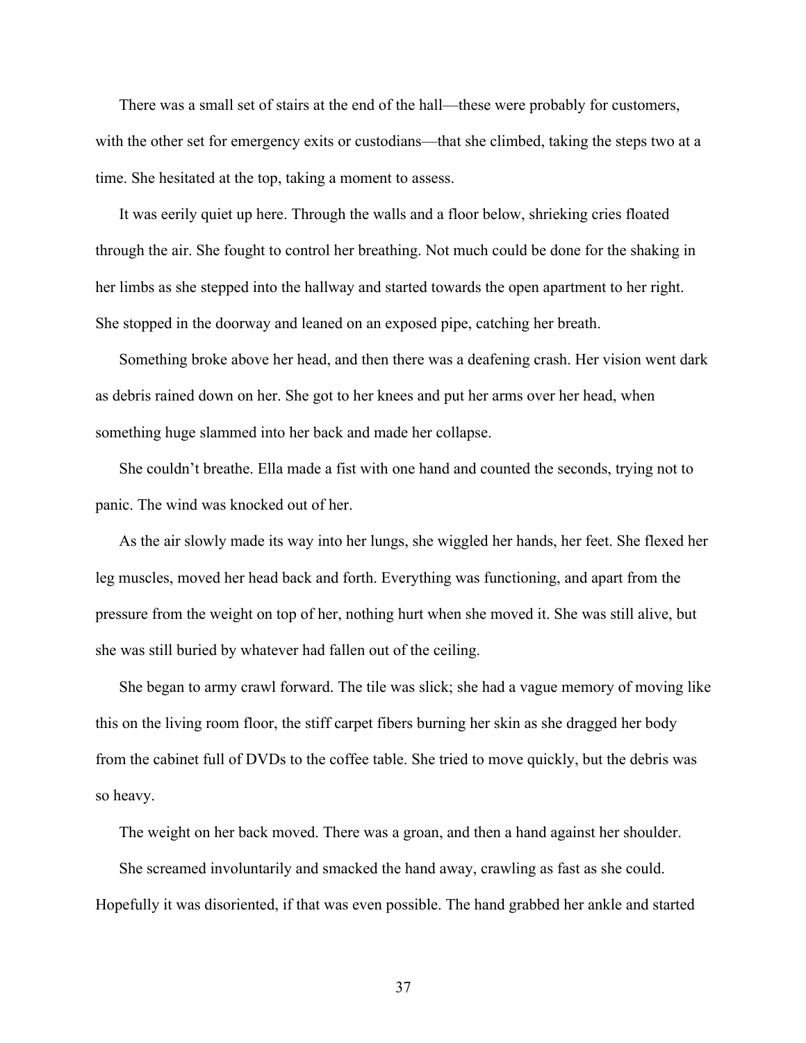There was a small set of stairs at the end of the hall—these were probably for customers, with the other set for emergency exits or custodians—that she climbed, taking the steps two at a time. She hesitated at the top, taking a moment to assess.

It was eerily quiet up here. Through the walls and a floor below, shrieking cries floated through the air. She fought to control her breathing. Not much could be done for the shaking in her limbs as she stepped into the hallway and started towards the open apartment to her right. She stopped in the doorway and leaned on an exposed pipe, catching her breath.

Something broke above her head, and then there was a deafening crash. Her vision went dark as debris rained down on her. She got to her knees and put her arms over her head, when something huge slammed into her back and made her collapse.

She couldn't breathe. Ella made a fist with one hand and counted the seconds, trying not to panic. The wind was knocked out of her.

As the air slowly made its way into her lungs, she wiggled her hands, her feet. She flexed her leg muscles, moved her head back and forth. Everything was functioning, and apart from the pressure from the weight on top of her, nothing hurt when she moved it. She was still alive, but she was still buried by whatever had fallen out of the ceiling.

She began to army crawl forward. The tile was slick; she had a vague memory of moving like this on the living room floor, the stiff carpet fibers burning her skin as she dragged her body from the cabinet full of DVDs to the coffee table. She tried to move quickly, but the debris was so heavy.

The weight on her back moved. There was a groan, and then a hand against her shoulder.

She screamed involuntarily and smacked the hand away, crawling as fast as she could. Hopefully it was disoriented, if that was even possible. The hand grabbed her ankle and started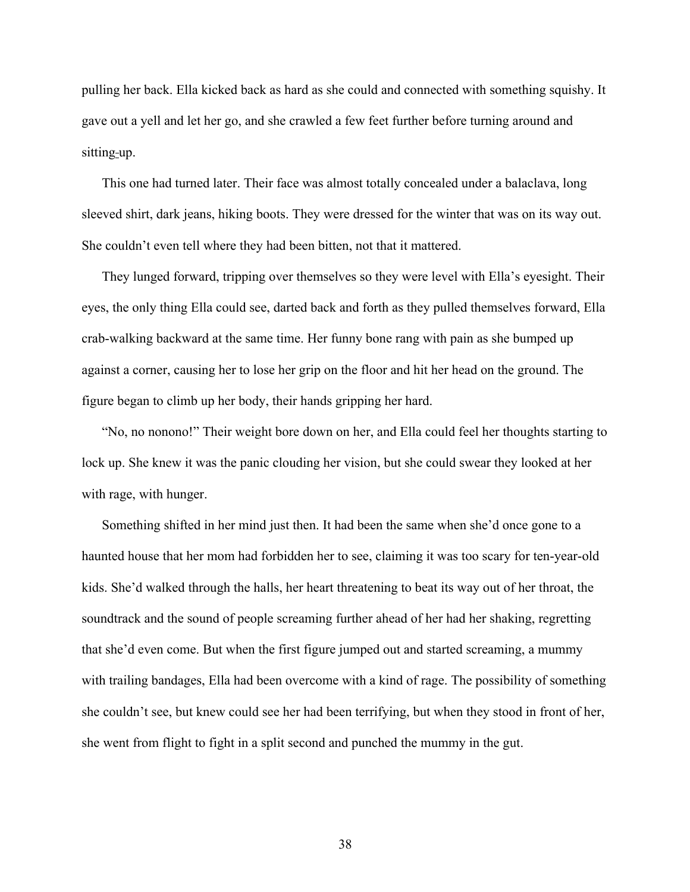pulling her back. Ella kicked back as hard as she could and connected with something squishy. It gave out a yell and let her go, and she crawled a few feet further before turning around and sitting up.

This one had turned later. Their face was almost totally concealed under a balaclava, long sleeved shirt, dark jeans, hiking boots. They were dressed for the winter that was on its way out. She couldn't even tell where they had been bitten, not that it mattered.

They lunged forward, tripping over themselves so they were level with Ella's eyesight. Their eyes, the only thing Ella could see, darted back and forth as they pulled themselves forward, Ella crab-walking backward at the same time. Her funny bone rang with pain as she bumped up against a corner, causing her to lose her grip on the floor and hit her head on the ground. The figure began to climb up her body, their hands gripping her hard.

"No, no nonono!" Their weight bore down on her, and Ella could feel her thoughts starting to lock up. She knew it was the panic clouding her vision, but she could swear they looked at her with rage, with hunger.

Something shifted in her mind just then. It had been the same when she'd once gone to a haunted house that her mom had forbidden her to see, claiming it was too scary for ten-year-old kids. She'd walked through the halls, her heart threatening to beat its way out of her throat, the soundtrack and the sound of people screaming further ahead of her had her shaking, regretting that she'd even come. But when the first figure jumped out and started screaming, a mummy with trailing bandages, Ella had been overcome with a kind of rage. The possibility of something she couldn't see, but knew could see her had been terrifying, but when they stood in front of her, she went from flight to fight in a split second and punched the mummy in the gut.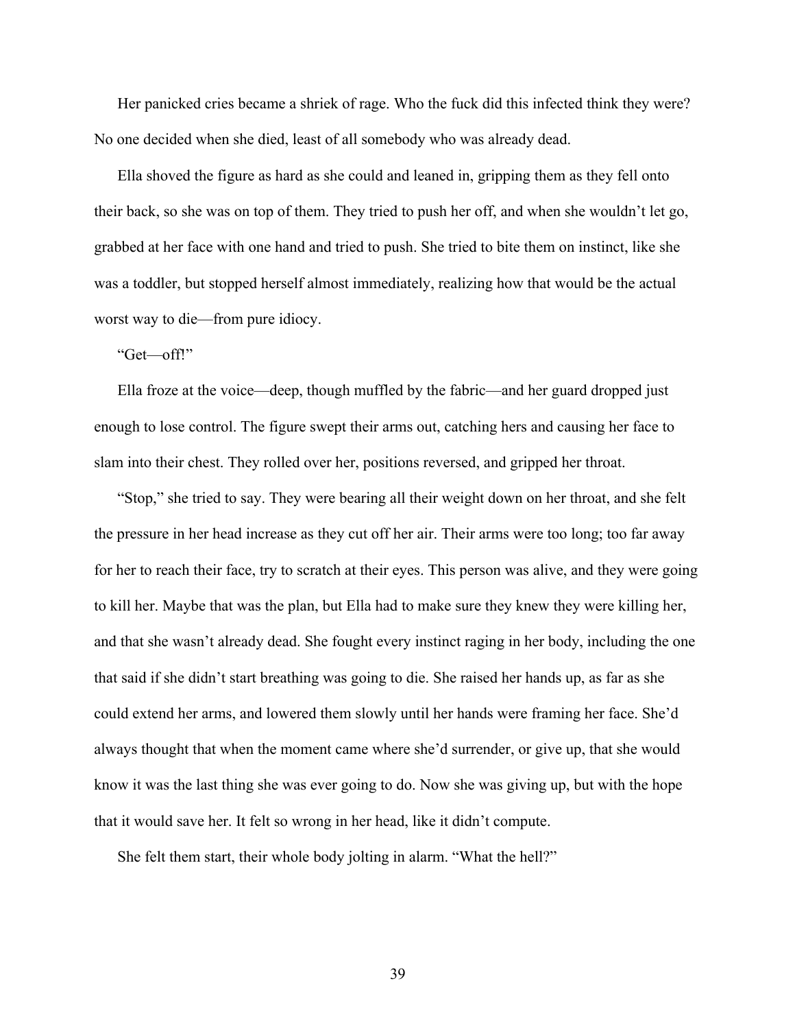Her panicked cries became a shriek of rage. Who the fuck did this infected think they were? No one decided when she died, least of all somebody who was already dead.

Ella shoved the figure as hard as she could and leaned in, gripping them as they fell onto their back, so she was on top of them. They tried to push her off, and when she wouldn't let go, grabbed at her face with one hand and tried to push. She tried to bite them on instinct, like she was a toddler, but stopped herself almost immediately, realizing how that would be the actual worst way to die—from pure idiocy.

"Get—off!"

Ella froze at the voice—deep, though muffled by the fabric—and her guard dropped just enough to lose control. The figure swept their arms out, catching hers and causing her face to slam into their chest. They rolled over her, positions reversed, and gripped her throat.

"Stop," she tried to say. They were bearing all their weight down on her throat, and she felt the pressure in her head increase as they cut off her air. Their arms were too long; too far away for her to reach their face, try to scratch at their eyes. This person was alive, and they were going to kill her. Maybe that was the plan, but Ella had to make sure they knew they were killing her, and that she wasn't already dead. She fought every instinct raging in her body, including the one that said if she didn't start breathing was going to die. She raised her hands up, as far as she could extend her arms, and lowered them slowly until her hands were framing her face. She'd always thought that when the moment came where she'd surrender, or give up, that she would know it was the last thing she was ever going to do. Now she was giving up, but with the hope that it would save her. It felt so wrong in her head, like it didn't compute.

She felt them start, their whole body jolting in alarm. "What the hell?"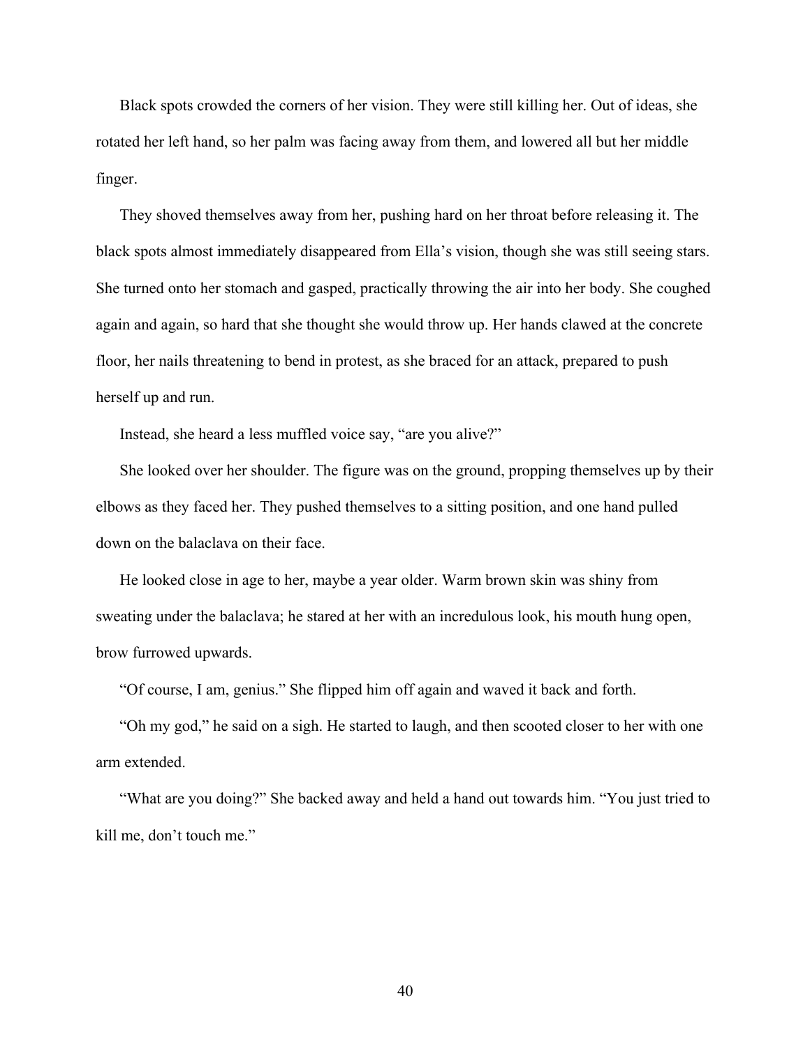Black spots crowded the corners of her vision. They were still killing her. Out of ideas, she rotated her left hand, so her palm was facing away from them, and lowered all but her middle finger.

They shoved themselves away from her, pushing hard on her throat before releasing it. The black spots almost immediately disappeared from Ella's vision, though she was still seeing stars. She turned onto her stomach and gasped, practically throwing the air into her body. She coughed again and again, so hard that she thought she would throw up. Her hands clawed at the concrete floor, her nails threatening to bend in protest, as she braced for an attack, prepared to push herself up and run.

Instead, she heard a less muffled voice say, "are you alive?"

She looked over her shoulder. The figure was on the ground, propping themselves up by their elbows as they faced her. They pushed themselves to a sitting position, and one hand pulled down on the balaclava on their face.

He looked close in age to her, maybe a year older. Warm brown skin was shiny from sweating under the balaclava; he stared at her with an incredulous look, his mouth hung open, brow furrowed upwards.

"Of course, I am, genius." She flipped him off again and waved it back and forth.

"Oh my god," he said on a sigh. He started to laugh, and then scooted closer to her with one arm extended.

"What are you doing?" She backed away and held a hand out towards him. "You just tried to kill me, don't touch me."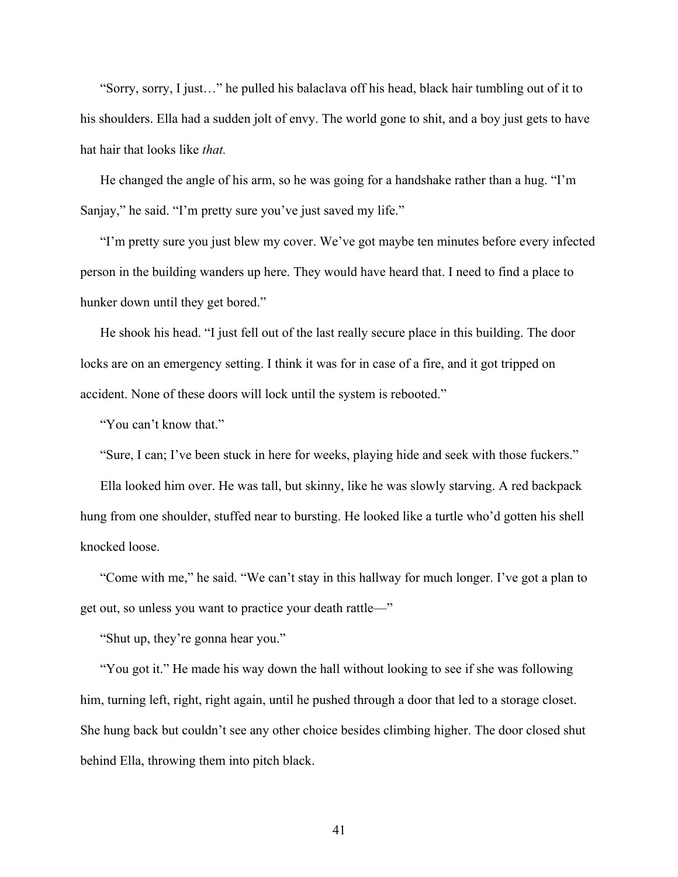"Sorry, sorry, I just…" he pulled his balaclava off his head, black hair tumbling out of it to his shoulders. Ella had a sudden jolt of envy. The world gone to shit, and a boy just gets to have hat hair that looks like *that.*

He changed the angle of his arm, so he was going for a handshake rather than a hug. "I'm Sanjay," he said. "I'm pretty sure you've just saved my life."

"I'm pretty sure you just blew my cover. We've got maybe ten minutes before every infected person in the building wanders up here. They would have heard that. I need to find a place to hunker down until they get bored."

He shook his head. "I just fell out of the last really secure place in this building. The door locks are on an emergency setting. I think it was for in case of a fire, and it got tripped on accident. None of these doors will lock until the system is rebooted."

"You can't know that."

"Sure, I can; I've been stuck in here for weeks, playing hide and seek with those fuckers."

Ella looked him over. He was tall, but skinny, like he was slowly starving. A red backpack hung from one shoulder, stuffed near to bursting. He looked like a turtle who'd gotten his shell knocked loose.

"Come with me," he said. "We can't stay in this hallway for much longer. I've got a plan to get out, so unless you want to practice your death rattle—"

"Shut up, they're gonna hear you."

"You got it." He made his way down the hall without looking to see if she was following him, turning left, right, right again, until he pushed through a door that led to a storage closet. She hung back but couldn't see any other choice besides climbing higher. The door closed shut behind Ella, throwing them into pitch black.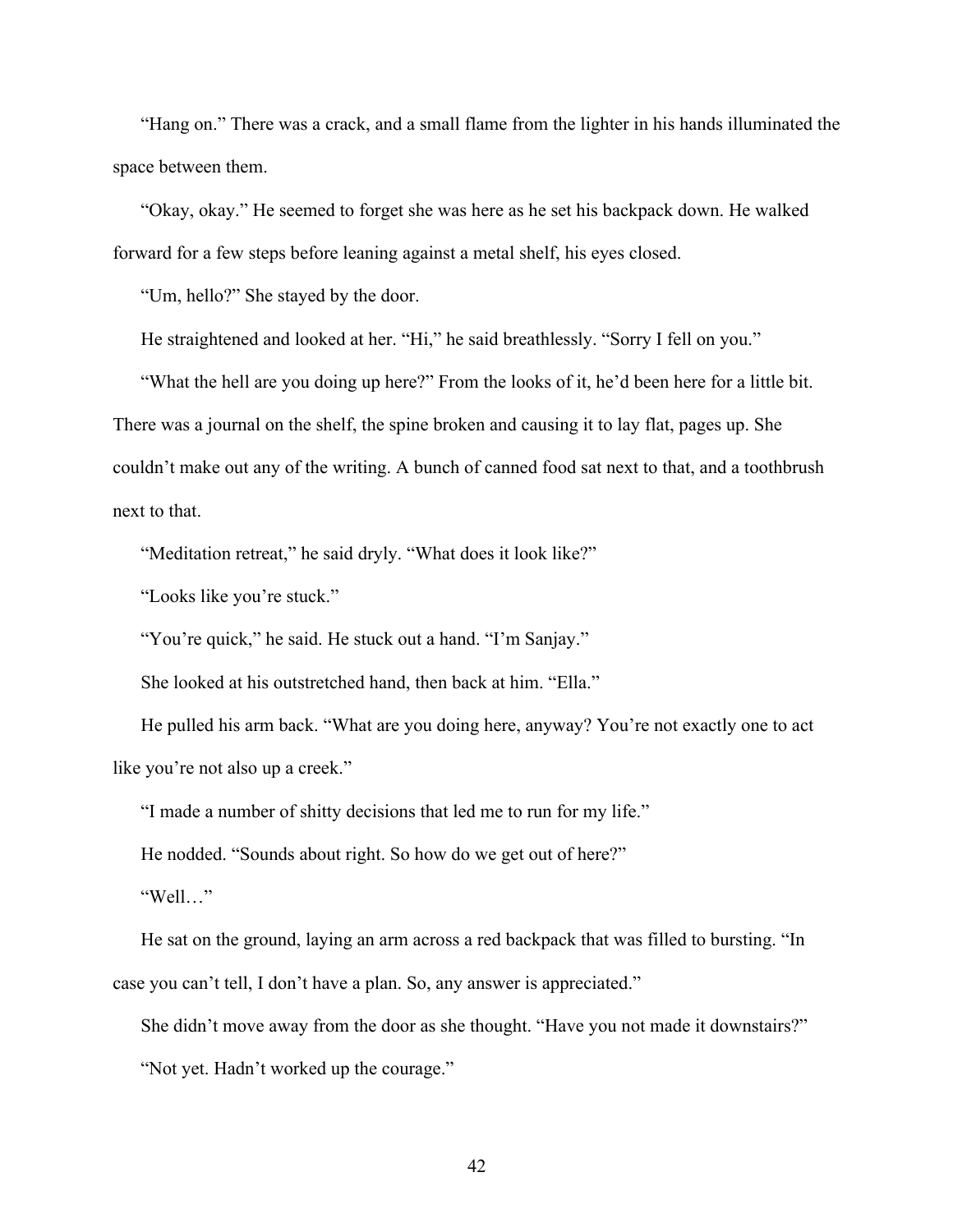"Hang on." There was a crack, and a small flame from the lighter in his hands illuminated the space between them.

"Okay, okay." He seemed to forget she was here as he set his backpack down. He walked forward for a few steps before leaning against a metal shelf, his eyes closed.

"Um, hello?" She stayed by the door.

He straightened and looked at her. "Hi," he said breathlessly. "Sorry I fell on you."

"What the hell are you doing up here?" From the looks of it, he'd been here for a little bit. There was a journal on the shelf, the spine broken and causing it to lay flat, pages up. She couldn't make out any of the writing. A bunch of canned food sat next to that, and a toothbrush next to that.

"Meditation retreat," he said dryly. "What does it look like?"

"Looks like you're stuck."

"You're quick," he said. He stuck out a hand. "I'm Sanjay."

She looked at his outstretched hand, then back at him. "Ella."

He pulled his arm back. "What are you doing here, anyway? You're not exactly one to act like you're not also up a creek."

"I made a number of shitty decisions that led me to run for my life."

He nodded. "Sounds about right. So how do we get out of here?"

"Well…"

He sat on the ground, laying an arm across a red backpack that was filled to bursting. "In case you can't tell, I don't have a plan. So, any answer is appreciated."

She didn't move away from the door as she thought. "Have you not made it downstairs?"

"Not yet. Hadn't worked up the courage."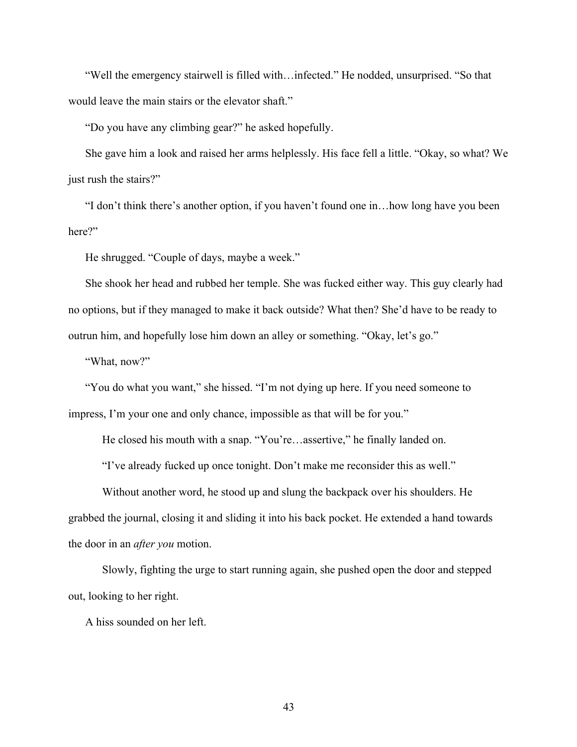"Well the emergency stairwell is filled with…infected." He nodded, unsurprised. "So that would leave the main stairs or the elevator shaft."

"Do you have any climbing gear?" he asked hopefully.

She gave him a look and raised her arms helplessly. His face fell a little. "Okay, so what? We just rush the stairs?"

"I don't think there's another option, if you haven't found one in…how long have you been here?"

He shrugged. "Couple of days, maybe a week."

She shook her head and rubbed her temple. She was fucked either way. This guy clearly had no options, but if they managed to make it back outside? What then? She'd have to be ready to outrun him, and hopefully lose him down an alley or something. "Okay, let's go."

"What, now?"

"You do what you want," she hissed. "I'm not dying up here. If you need someone to impress, I'm your one and only chance, impossible as that will be for you."

He closed his mouth with a snap. "You're…assertive," he finally landed on.

"I've already fucked up once tonight. Don't make me reconsider this as well."

Without another word, he stood up and slung the backpack over his shoulders. He grabbed the journal, closing it and sliding it into his back pocket. He extended a hand towards the door in an *after you* motion.

Slowly, fighting the urge to start running again, she pushed open the door and stepped out, looking to her right.

A hiss sounded on her left.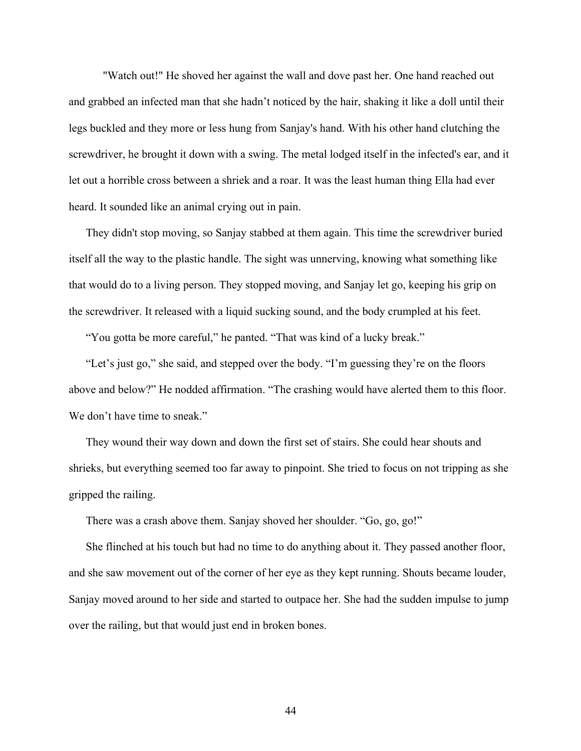"Watch out!" He shoved her against the wall and dove past her. One hand reached out and grabbed an infected man that she hadn't noticed by the hair, shaking it like a doll until their legs buckled and they more or less hung from Sanjay's hand. With his other hand clutching the screwdriver, he brought it down with a swing. The metal lodged itself in the infected's ear, and it let out a horrible cross between a shriek and a roar. It was the least human thing Ella had ever heard. It sounded like an animal crying out in pain.

They didn't stop moving, so Sanjay stabbed at them again. This time the screwdriver buried itself all the way to the plastic handle. The sight was unnerving, knowing what something like that would do to a living person. They stopped moving, and Sanjay let go, keeping his grip on the screwdriver. It released with a liquid sucking sound, and the body crumpled at his feet.

"You gotta be more careful," he panted. "That was kind of a lucky break."

"Let's just go," she said, and stepped over the body. "I'm guessing they're on the floors above and below?" He nodded affirmation. "The crashing would have alerted them to this floor. We don't have time to sneak."

They wound their way down and down the first set of stairs. She could hear shouts and shrieks, but everything seemed too far away to pinpoint. She tried to focus on not tripping as she gripped the railing.

There was a crash above them. Sanjay shoved her shoulder. "Go, go, go!"

She flinched at his touch but had no time to do anything about it. They passed another floor, and she saw movement out of the corner of her eye as they kept running. Shouts became louder, Sanjay moved around to her side and started to outpace her. She had the sudden impulse to jump over the railing, but that would just end in broken bones.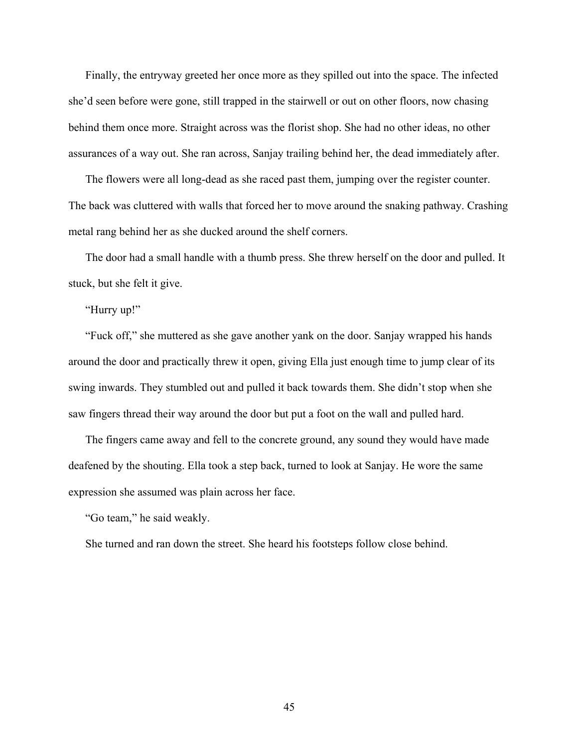Finally, the entryway greeted her once more as they spilled out into the space. The infected she'd seen before were gone, still trapped in the stairwell or out on other floors, now chasing behind them once more. Straight across was the florist shop. She had no other ideas, no other assurances of a way out. She ran across, Sanjay trailing behind her, the dead immediately after.

The flowers were all long-dead as she raced past them, jumping over the register counter. The back was cluttered with walls that forced her to move around the snaking pathway. Crashing metal rang behind her as she ducked around the shelf corners.

The door had a small handle with a thumb press. She threw herself on the door and pulled. It stuck, but she felt it give.

"Hurry up!"

"Fuck off," she muttered as she gave another yank on the door. Sanjay wrapped his hands around the door and practically threw it open, giving Ella just enough time to jump clear of its swing inwards. They stumbled out and pulled it back towards them. She didn't stop when she saw fingers thread their way around the door but put a foot on the wall and pulled hard.

The fingers came away and fell to the concrete ground, any sound they would have made deafened by the shouting. Ella took a step back, turned to look at Sanjay. He wore the same expression she assumed was plain across her face.

"Go team," he said weakly.

She turned and ran down the street. She heard his footsteps follow close behind.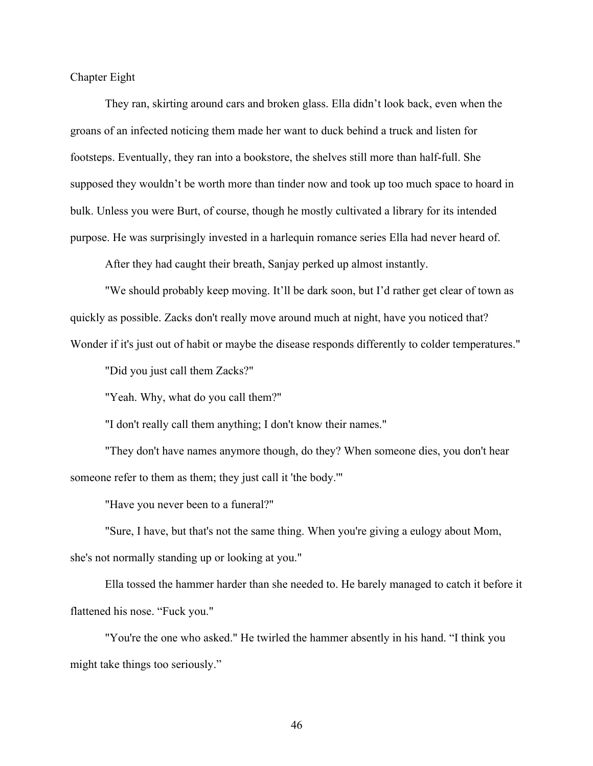Chapter Eight

They ran, skirting around cars and broken glass. Ella didn't look back, even when the groans of an infected noticing them made her want to duck behind a truck and listen for footsteps. Eventually, they ran into a bookstore, the shelves still more than half-full. She supposed they wouldn't be worth more than tinder now and took up too much space to hoard in bulk. Unless you were Burt, of course, though he mostly cultivated a library for its intended purpose. He was surprisingly invested in a harlequin romance series Ella had never heard of.

After they had caught their breath, Sanjay perked up almost instantly.

"We should probably keep moving. It'll be dark soon, but I'd rather get clear of town as quickly as possible. Zacks don't really move around much at night, have you noticed that? Wonder if it's just out of habit or maybe the disease responds differently to colder temperatures."

"Did you just call them Zacks?"

"Yeah. Why, what do you call them?"

"I don't really call them anything; I don't know their names."

"They don't have names anymore though, do they? When someone dies, you don't hear someone refer to them as them; they just call it 'the body.'"

"Have you never been to a funeral?"

"Sure, I have, but that's not the same thing. When you're giving a eulogy about Mom, she's not normally standing up or looking at you."

Ella tossed the hammer harder than she needed to. He barely managed to catch it before it flattened his nose. "Fuck you."

"You're the one who asked." He twirled the hammer absently in his hand. "I think you might take things too seriously."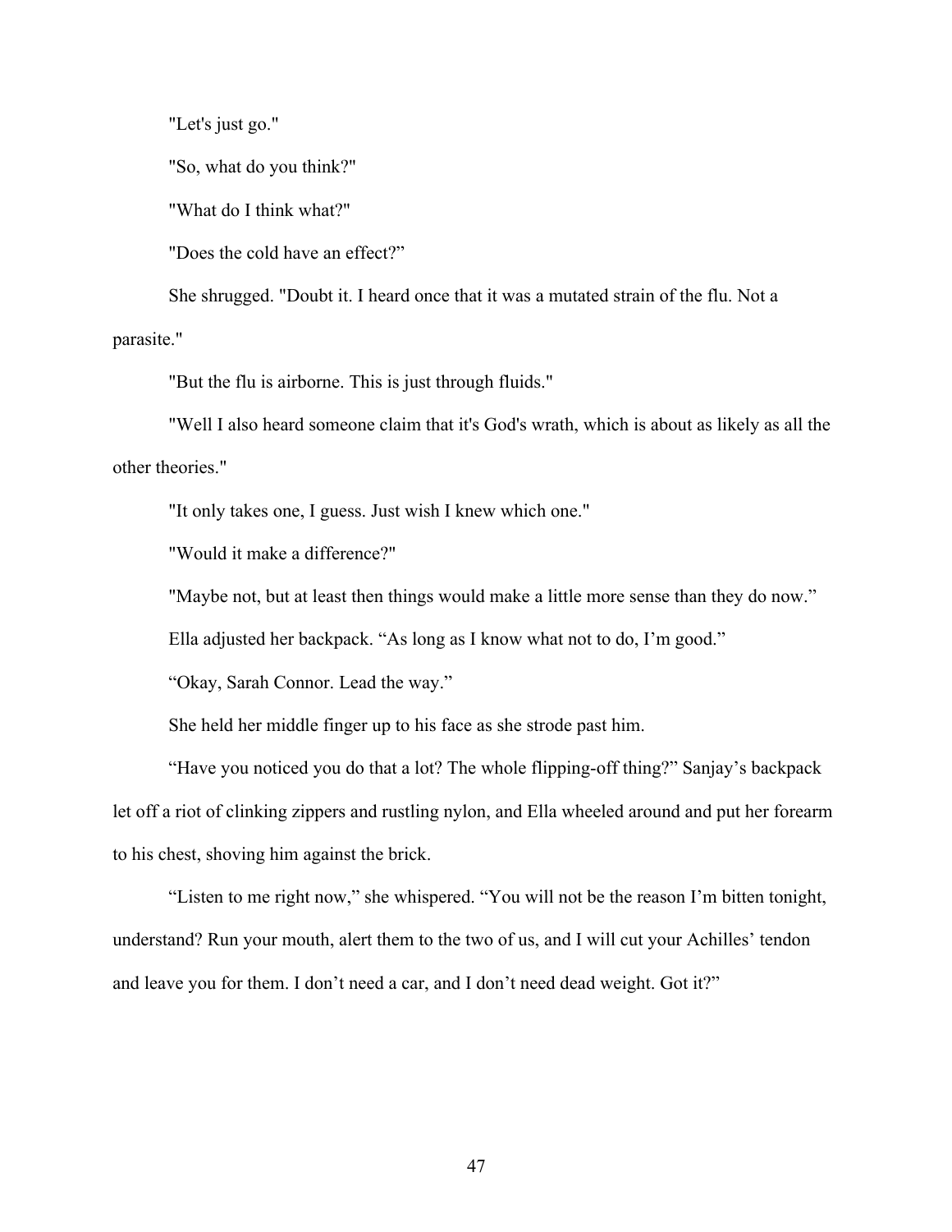"Let's just go."

"So, what do you think?"

"What do I think what?"

"Does the cold have an effect?"

She shrugged. "Doubt it. I heard once that it was a mutated strain of the flu. Not a parasite."

"But the flu is airborne. This is just through fluids."

"Well I also heard someone claim that it's God's wrath, which is about as likely as all the other theories."

"It only takes one, I guess. Just wish I knew which one."

"Would it make a difference?"

"Maybe not, but at least then things would make a little more sense than they do now."

Ella adjusted her backpack. "As long as I know what not to do, I'm good."

"Okay, Sarah Connor. Lead the way."

She held her middle finger up to his face as she strode past him.

"Have you noticed you do that a lot? The whole flipping-off thing?" Sanjay's backpack let off a riot of clinking zippers and rustling nylon, and Ella wheeled around and put her forearm to his chest, shoving him against the brick.

"Listen to me right now," she whispered. "You will not be the reason I'm bitten tonight, understand? Run your mouth, alert them to the two of us, and I will cut your Achilles' tendon and leave you for them. I don't need a car, and I don't need dead weight. Got it?"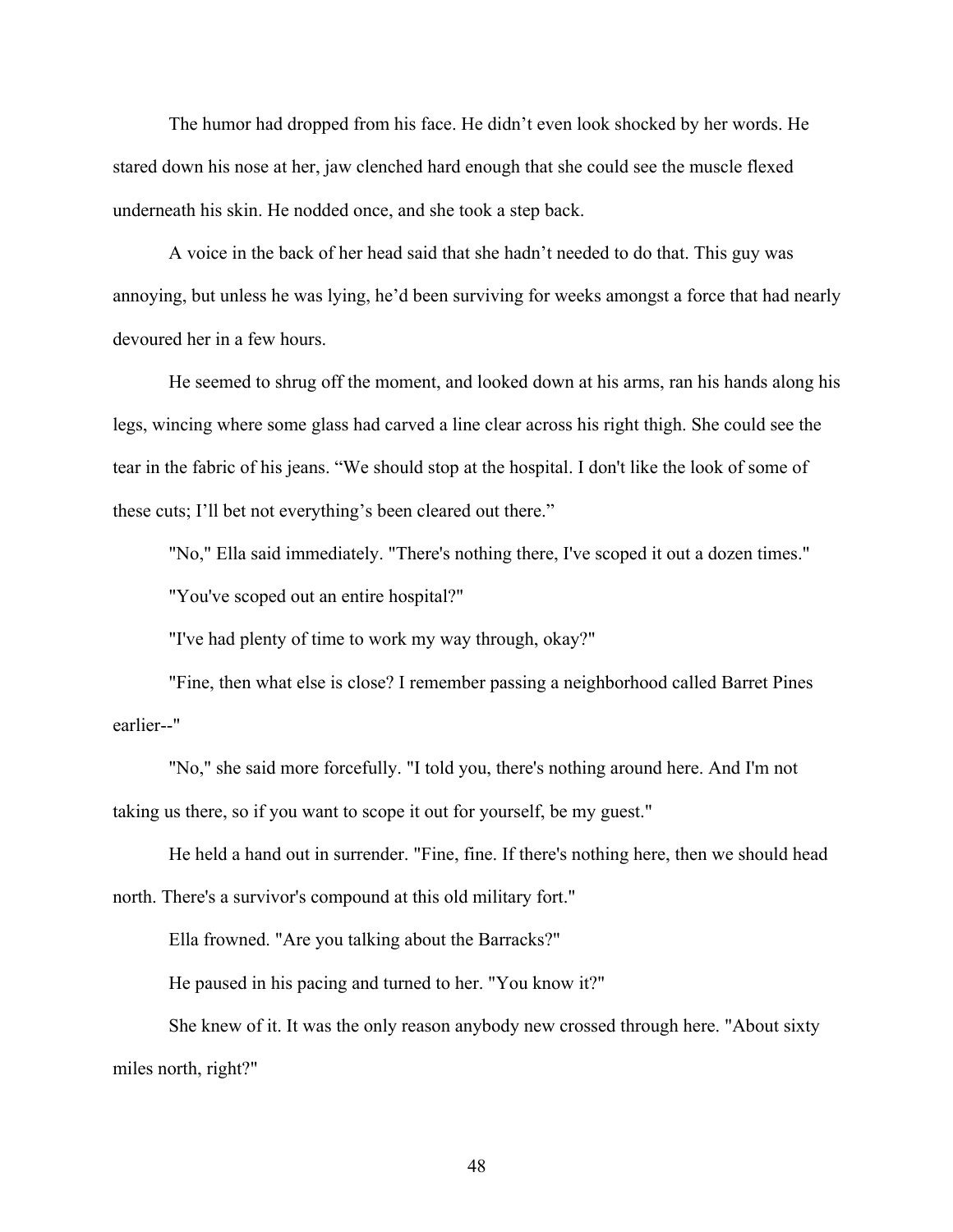The humor had dropped from his face. He didn’t even look shocked by her words. He stared down his nose at her, jaw clenched hard enough that she could see the muscle flexed underneath his skin. He nodded once, and she took a step back.

A voice in the back of her head said that she hadn’t needed to do that. This guy was annoying, but unless he was lying, he’d been surviving for weeks amongst a force that had nearly devoured her in a few hours.

He seemed to shrug off the moment, and looked down at his arms, ran his hands along his legs, wincing where some glass had carved a line clear across his right thigh. She could see the tear in the fabric of his jeans. “We should stop at the hospital. I don't like the look of some of these cuts; I’ll bet not everything’s been cleared out there.”

"No," Ella said immediately. "There's nothing there, I've scoped it out a dozen times."

"You've scoped out an entire hospital?"

"I've had plenty of time to work my way through, okay?"

"Fine, then what else is close? I remember passing a neighborhood called Barret Pines earlier--"

"No," she said more forcefully. "I told you, there's nothing around here. And I'm not taking us there, so if you want to scope it out for yourself, be my guest."

He held a hand out in surrender. "Fine, fine. If there's nothing here, then we should head north. There's a survivor's compound at this old military fort."

Ella frowned. "Are you talking about the Barracks?"

He paused in his pacing and turned to her. "You know it?"

She knew of it. It was the only reason anybody new crossed through here. "About sixty miles north, right?"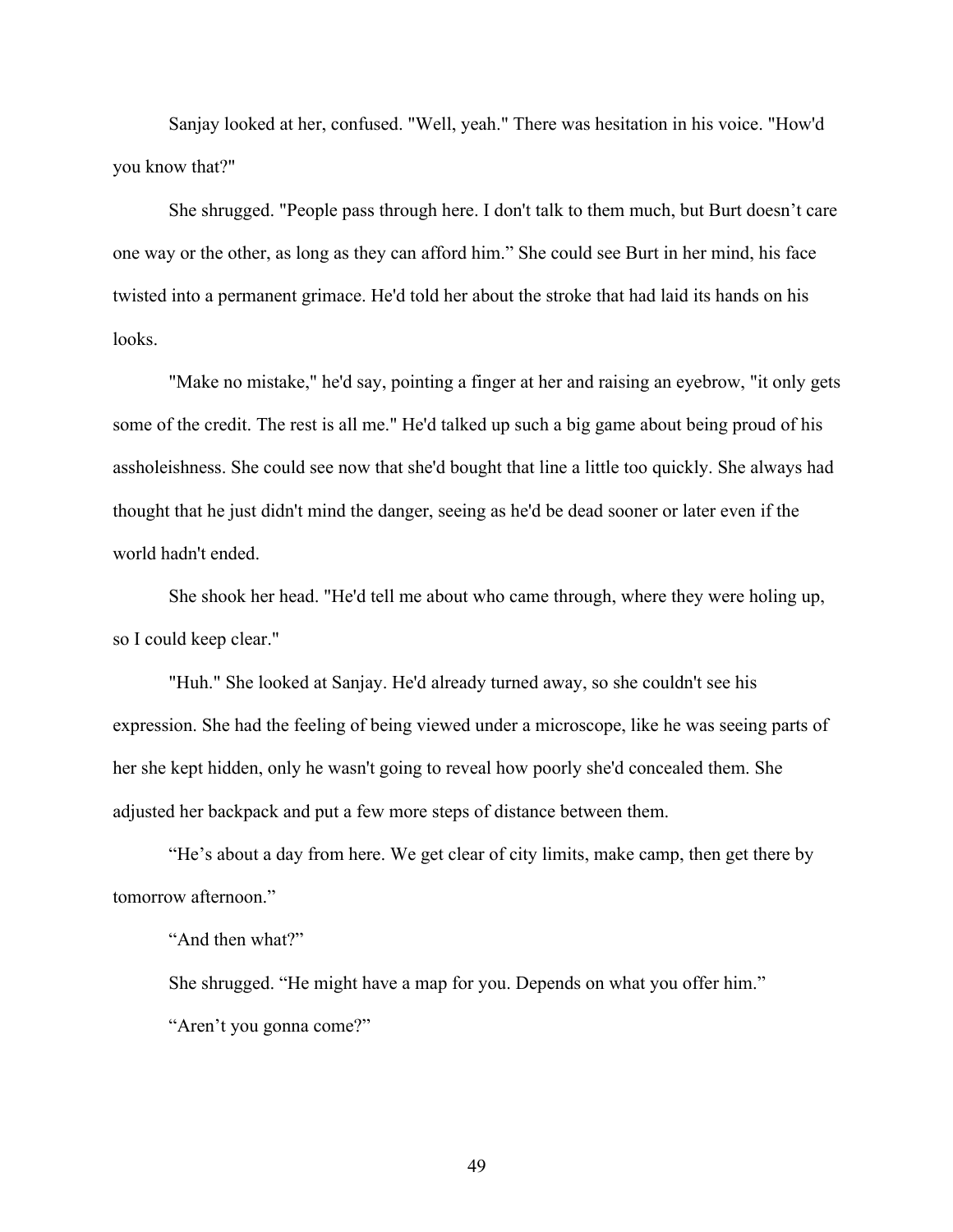Sanjay looked at her, confused. "Well, yeah." There was hesitation in his voice. "How'd you know that?"

She shrugged. "People pass through here. I don't talk to them much, but Burt doesn't care one way or the other, as long as they can afford him." She could see Burt in her mind, his face twisted into a permanent grimace. He'd told her about the stroke that had laid its hands on his looks.

"Make no mistake," he'd say, pointing a finger at her and raising an eyebrow, "it only gets some of the credit. The rest is all me." He'd talked up such a big game about being proud of his assholeishness. She could see now that she'd bought that line a little too quickly. She always had thought that he just didn't mind the danger, seeing as he'd be dead sooner or later even if the world hadn't ended.

She shook her head. "He'd tell me about who came through, where they were holing up, so I could keep clear."

"Huh." She looked at Sanjay. He'd already turned away, so she couldn't see his expression. She had the feeling of being viewed under a microscope, like he was seeing parts of her she kept hidden, only he wasn't going to reveal how poorly she'd concealed them. She adjusted her backpack and put a few more steps of distance between them.

"He's about a day from here. We get clear of city limits, make camp, then get there by tomorrow afternoon."

"And then what?"

She shrugged. "He might have a map for you. Depends on what you offer him."

"Aren't you gonna come?"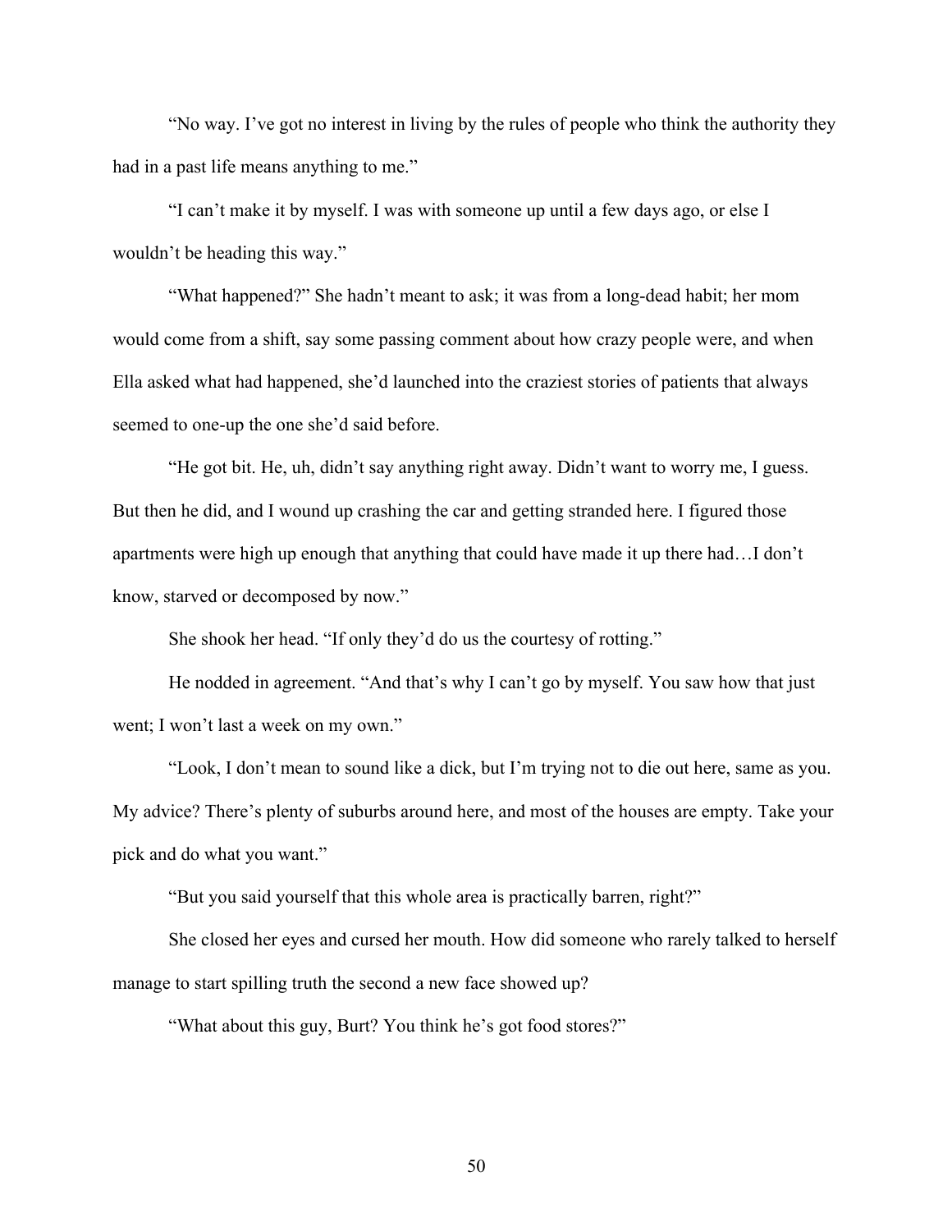"No way. I've got no interest in living by the rules of people who think the authority they had in a past life means anything to me."

"I can't make it by myself. I was with someone up until a few days ago, or else I wouldn't be heading this way."

"What happened?" She hadn't meant to ask; it was from a long-dead habit; her mom would come from a shift, say some passing comment about how crazy people were, and when Ella asked what had happened, she'd launched into the craziest stories of patients that always seemed to one-up the one she'd said before.

"He got bit. He, uh, didn't say anything right away. Didn't want to worry me, I guess. But then he did, and I wound up crashing the car and getting stranded here. I figured those apartments were high up enough that anything that could have made it up there had…I don't know, starved or decomposed by now."

She shook her head. "If only they'd do us the courtesy of rotting."

He nodded in agreement. "And that's why I can't go by myself. You saw how that just went; I won't last a week on my own."

"Look, I don't mean to sound like a dick, but I'm trying not to die out here, same as you. My advice? There's plenty of suburbs around here, and most of the houses are empty. Take your pick and do what you want."

"But you said yourself that this whole area is practically barren, right?"

She closed her eyes and cursed her mouth. How did someone who rarely talked to herself manage to start spilling truth the second a new face showed up?

"What about this guy, Burt? You think he's got food stores?"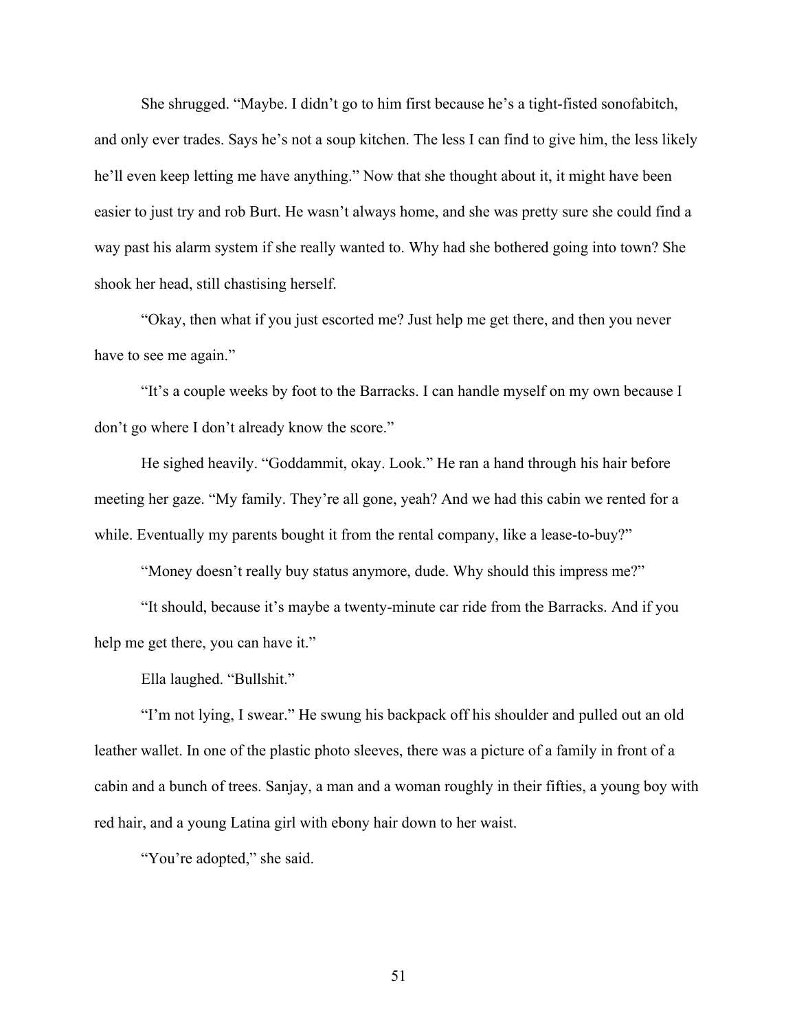She shrugged. "Maybe. I didn't go to him first because he's a tight-fisted sonofabitch, and only ever trades. Says he's not a soup kitchen. The less I can find to give him, the less likely he'll even keep letting me have anything." Now that she thought about it, it might have been easier to just try and rob Burt. He wasn't always home, and she was pretty sure she could find a way past his alarm system if she really wanted to. Why had she bothered going into town? She shook her head, still chastising herself.

"Okay, then what if you just escorted me? Just help me get there, and then you never have to see me again."

"It's a couple weeks by foot to the Barracks. I can handle myself on my own because I don't go where I don't already know the score."

He sighed heavily. "Goddammit, okay. Look." He ran a hand through his hair before meeting her gaze. "My family. They're all gone, yeah? And we had this cabin we rented for a while. Eventually my parents bought it from the rental company, like a lease-to-buy?"

"Money doesn't really buy status anymore, dude. Why should this impress me?"

"It should, because it's maybe a twenty-minute car ride from the Barracks. And if you help me get there, you can have it."

Ella laughed. "Bullshit."

"I'm not lying, I swear." He swung his backpack off his shoulder and pulled out an old leather wallet. In one of the plastic photo sleeves, there was a picture of a family in front of a cabin and a bunch of trees. Sanjay, a man and a woman roughly in their fifties, a young boy with red hair, and a young Latina girl with ebony hair down to her waist.

"You're adopted," she said.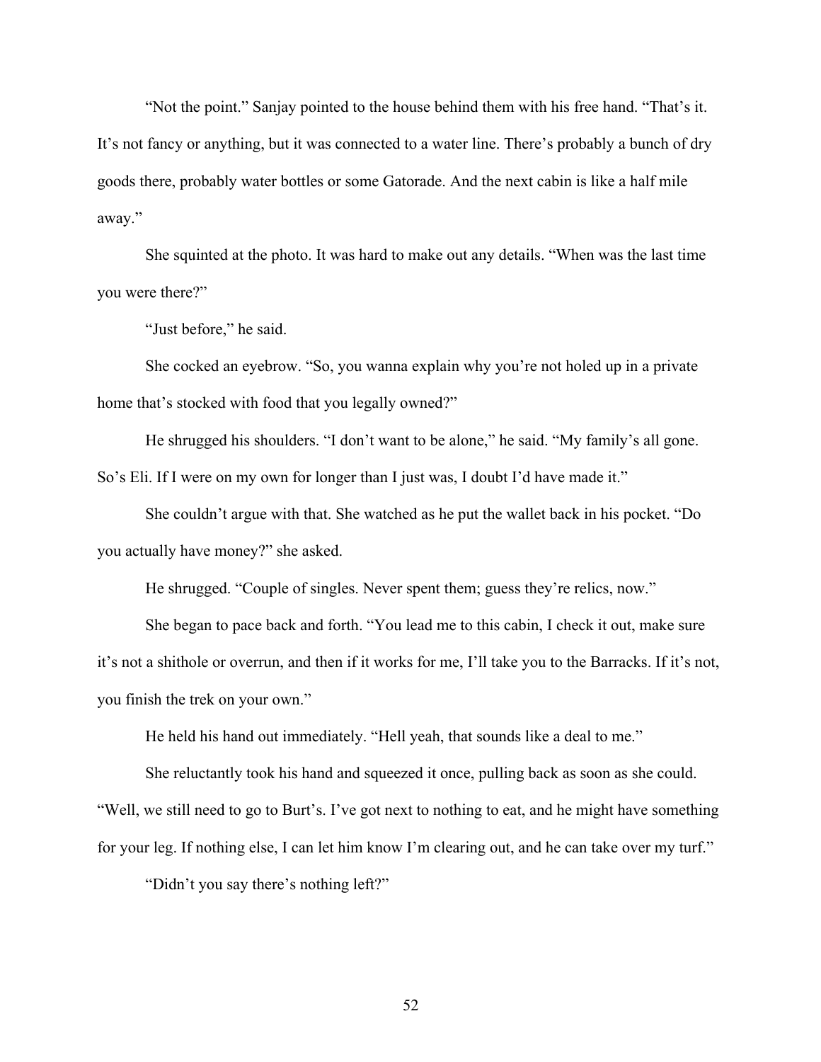“Not the point.” Sanjay pointed to the house behind them with his free hand. “That’s it. It’s not fancy or anything, but it was connected to a water line. There’s probably a bunch of dry goods there, probably water bottles or some Gatorade. And the next cabin is like a half mile away.”

She squinted at the photo. It was hard to make out any details. “When was the last time you were there?”

“Just before,” he said.

She cocked an eyebrow. “So, you wanna explain why you’re not holed up in a private home that’s stocked with food that you legally owned?”

He shrugged his shoulders. “I don’t want to be alone,” he said. “My family’s all gone. So’s Eli. If I were on my own for longer than I just was, I doubt I’d have made it.”

She couldn’t argue with that. She watched as he put the wallet back in his pocket. “Do you actually have money?” she asked.

He shrugged. “Couple of singles. Never spent them; guess they’re relics, now.”

She began to pace back and forth. “You lead me to this cabin, I check it out, make sure it’s not a shithole or overrun, and then if it works for me, I’ll take you to the Barracks. If it’s not, you finish the trek on your own.”

He held his hand out immediately. “Hell yeah, that sounds like a deal to me.”

She reluctantly took his hand and squeezed it once, pulling back as soon as she could. “Well, we still need to go to Burt’s. I’ve got next to nothing to eat, and he might have something for your leg. If nothing else, I can let him know I’m clearing out, and he can take over my turf.”

“Didn’t you say there’s nothing left?”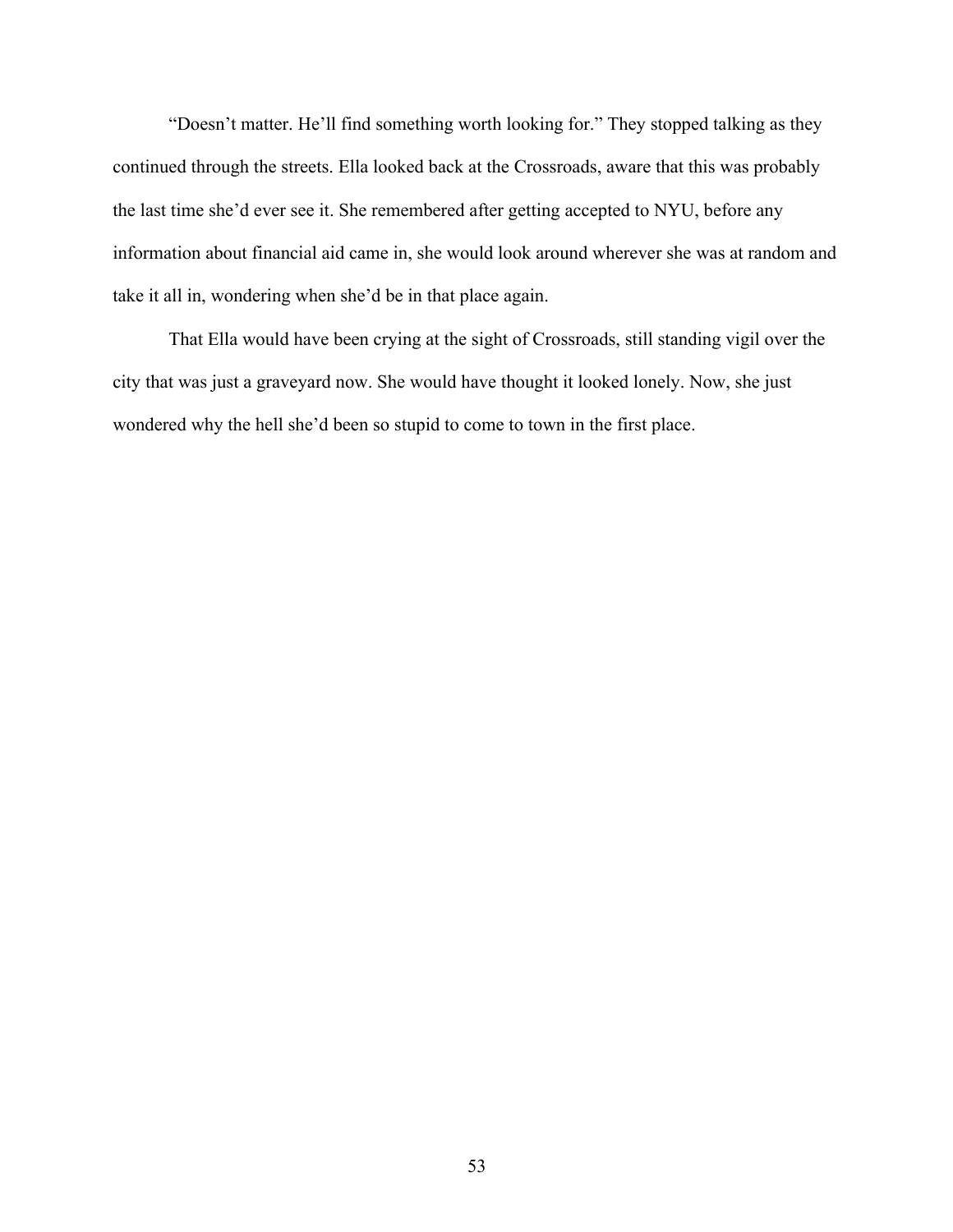"Doesn't matter. He'll find something worth looking for." They stopped talking as they continued through the streets. Ella looked back at the Crossroads, aware that this was probably the last time she'd ever see it. She remembered after getting accepted to NYU, before any information about financial aid came in, she would look around wherever she was at random and take it all in, wondering when she'd be in that place again.

That Ella would have been crying at the sight of Crossroads, still standing vigil over the city that was just a graveyard now. She would have thought it looked lonely. Now, she just wondered why the hell she'd been so stupid to come to town in the first place.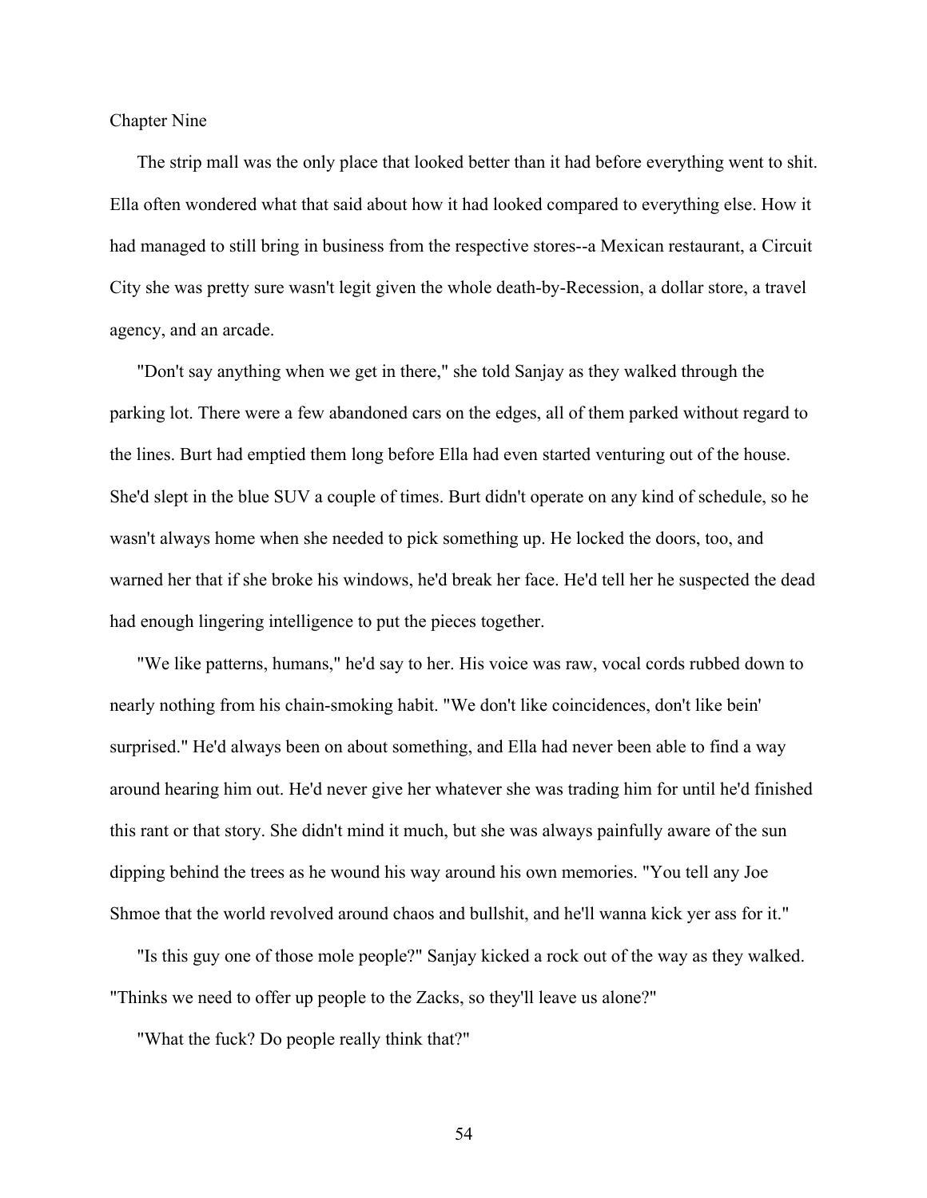Chapter Nine

The strip mall was the only place that looked better than it had before everything went to shit. Ella often wondered what that said about how it had looked compared to everything else. How it had managed to still bring in business from the respective stores--a Mexican restaurant, a Circuit City she was pretty sure wasn't legit given the whole death-by-Recession, a dollar store, a travel agency, and an arcade.

"Don't say anything when we get in there," she told Sanjay as they walked through the parking lot. There were a few abandoned cars on the edges, all of them parked without regard to the lines. Burt had emptied them long before Ella had even started venturing out of the house. She'd slept in the blue SUV a couple of times. Burt didn't operate on any kind of schedule, so he wasn't always home when she needed to pick something up. He locked the doors, too, and warned her that if she broke his windows, he'd break her face. He'd tell her he suspected the dead had enough lingering intelligence to put the pieces together.

"We like patterns, humans," he'd say to her. His voice was raw, vocal cords rubbed down to nearly nothing from his chain-smoking habit. "We don't like coincidences, don't like bein' surprised." He'd always been on about something, and Ella had never been able to find a way around hearing him out. He'd never give her whatever she was trading him for until he'd finished this rant or that story. She didn't mind it much, but she was always painfully aware of the sun dipping behind the trees as he wound his way around his own memories. "You tell any Joe Shmoe that the world revolved around chaos and bullshit, and he'll wanna kick yer ass for it."

"Is this guy one of those mole people?" Sanjay kicked a rock out of the way as they walked. "Thinks we need to offer up people to the Zacks, so they'll leave us alone?"

"What the fuck? Do people really think that?"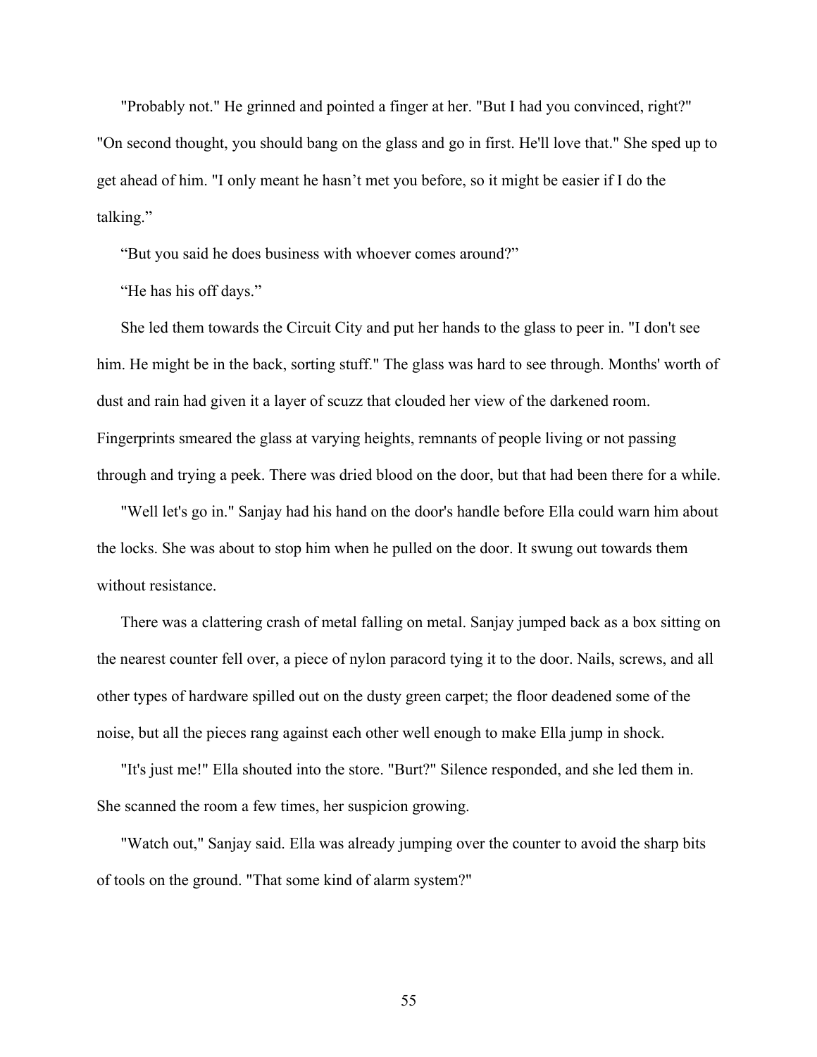"Probably not." He grinned and pointed a finger at her. "But I had you convinced, right?"

"On second thought, you should bang on the glass and go in first. He'll love that." She sped up to get ahead of him. "I only meant he hasn't met you before, so it might be easier if I do the talking."

"But you said he does business with whoever comes around?"

"He has his off days."

She led them towards the Circuit City and put her hands to the glass to peer in. "I don't see him. He might be in the back, sorting stuff." The glass was hard to see through. Months' worth of dust and rain had given it a layer of scuzz that clouded her view of the darkened room. Fingerprints smeared the glass at varying heights, remnants of people living or not passing through and trying a peek. There was dried blood on the door, but that had been there for a while.

"Well let's go in." Sanjay had his hand on the door's handle before Ella could warn him about the locks. She was about to stop him when he pulled on the door. It swung out towards them without resistance.

There was a clattering crash of metal falling on metal. Sanjay jumped back as a box sitting on the nearest counter fell over, a piece of nylon paracord tying it to the door. Nails, screws, and all other types of hardware spilled out on the dusty green carpet; the floor deadened some of the noise, but all the pieces rang against each other well enough to make Ella jump in shock.

"It's just me!" Ella shouted into the store. "Burt?" Silence responded, and she led them in. She scanned the room a few times, her suspicion growing.

"Watch out," Sanjay said. Ella was already jumping over the counter to avoid the sharp bits of tools on the ground. "That some kind of alarm system?"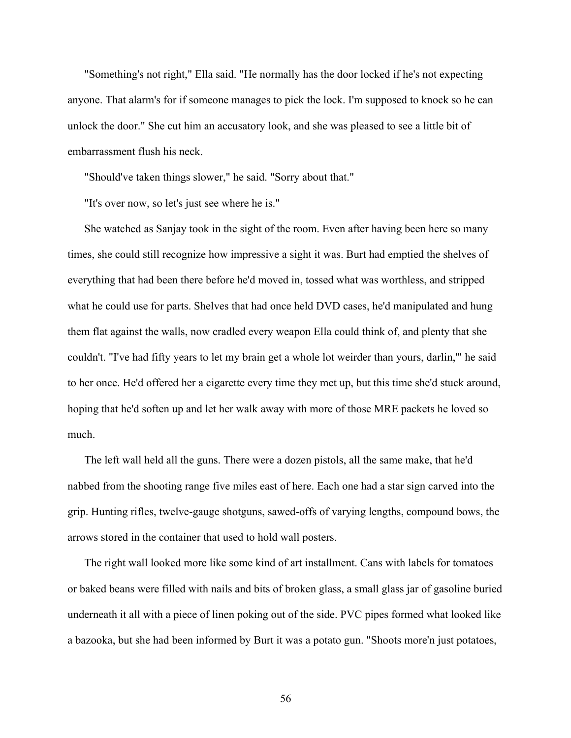"Something's not right," Ella said. "He normally has the door locked if he's not expecting anyone. That alarm's for if someone manages to pick the lock. I'm supposed to knock so he can unlock the door." She cut him an accusatory look, and she was pleased to see a little bit of embarrassment flush his neck.

"Should've taken things slower," he said. "Sorry about that."

"It's over now, so let's just see where he is."

She watched as Sanjay took in the sight of the room. Even after having been here so many times, she could still recognize how impressive a sight it was. Burt had emptied the shelves of everything that had been there before he'd moved in, tossed what was worthless, and stripped what he could use for parts. Shelves that had once held DVD cases, he'd manipulated and hung them flat against the walls, now cradled every weapon Ella could think of, and plenty that she couldn't. "I've had fifty years to let my brain get a whole lot weirder than yours, darlin,'" he said to her once. He'd offered her a cigarette every time they met up, but this time she'd stuck around, hoping that he'd soften up and let her walk away with more of those MRE packets he loved so much.

The left wall held all the guns. There were a dozen pistols, all the same make, that he'd nabbed from the shooting range five miles east of here. Each one had a star sign carved into the grip. Hunting rifles, twelve-gauge shotguns, sawed-offs of varying lengths, compound bows, the arrows stored in the container that used to hold wall posters.

The right wall looked more like some kind of art installment. Cans with labels for tomatoes or baked beans were filled with nails and bits of broken glass, a small glass jar of gasoline buried underneath it all with a piece of linen poking out of the side. PVC pipes formed what looked like a bazooka, but she had been informed by Burt it was a potato gun. "Shoots more'n just potatoes,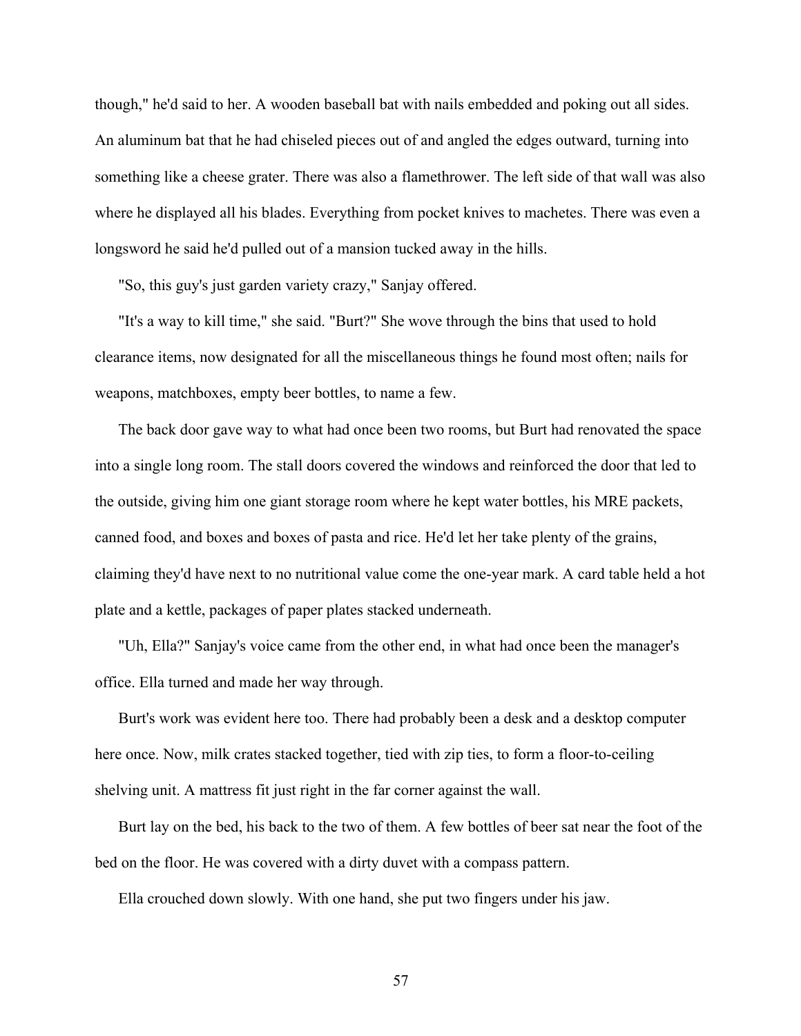though," he'd said to her. A wooden baseball bat with nails embedded and poking out all sides. An aluminum bat that he had chiseled pieces out of and angled the edges outward, turning into something like a cheese grater. There was also a flamethrower. The left side of that wall was also where he displayed all his blades. Everything from pocket knives to machetes. There was even a longsword he said he'd pulled out of a mansion tucked away in the hills.

"So, this guy's just garden variety crazy," Sanjay offered.

"It's a way to kill time," she said. "Burt?" She wove through the bins that used to hold clearance items, now designated for all the miscellaneous things he found most often; nails for weapons, matchboxes, empty beer bottles, to name a few.

The back door gave way to what had once been two rooms, but Burt had renovated the space into a single long room. The stall doors covered the windows and reinforced the door that led to the outside, giving him one giant storage room where he kept water bottles, his MRE packets, canned food, and boxes and boxes of pasta and rice. He'd let her take plenty of the grains, claiming they'd have next to no nutritional value come the one-year mark. A card table held a hot plate and a kettle, packages of paper plates stacked underneath.

"Uh, Ella?" Sanjay's voice came from the other end, in what had once been the manager's office. Ella turned and made her way through.

Burt's work was evident here too. There had probably been a desk and a desktop computer here once. Now, milk crates stacked together, tied with zip ties, to form a floor-to-ceiling shelving unit. A mattress fit just right in the far corner against the wall.

Burt lay on the bed, his back to the two of them. A few bottles of beer sat near the foot of the bed on the floor. He was covered with a dirty duvet with a compass pattern.

Ella crouched down slowly. With one hand, she put two fingers under his jaw.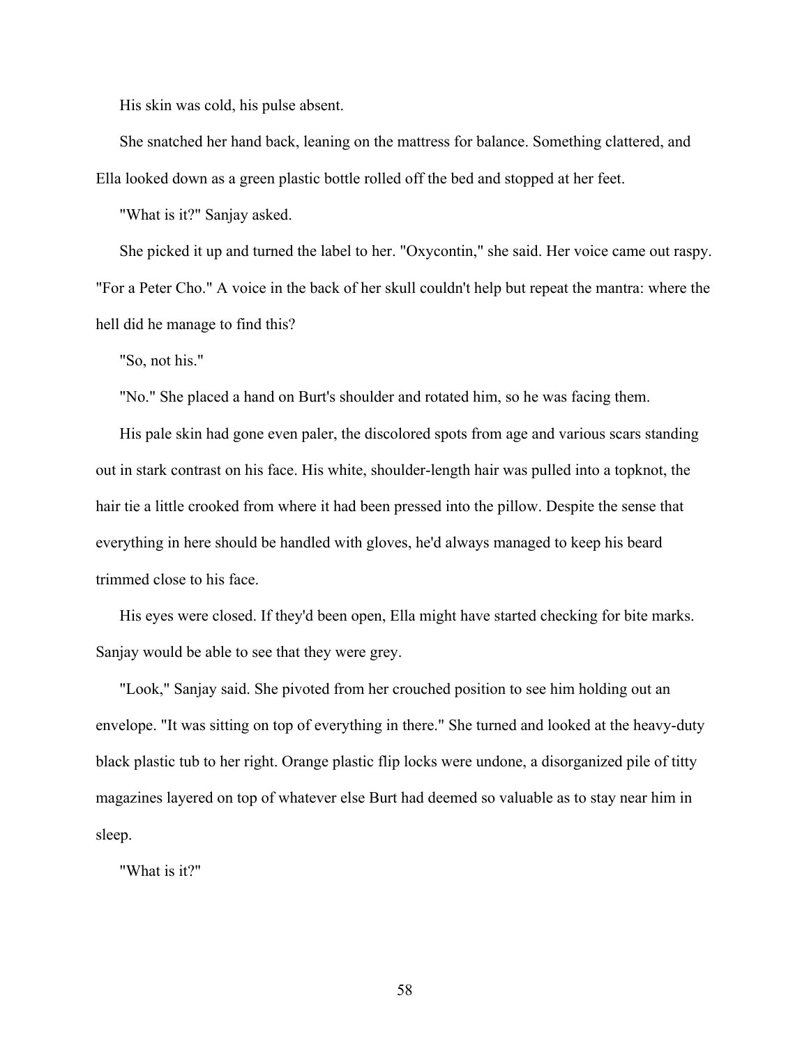His skin was cold, his pulse absent.

She snatched her hand back, leaning on the mattress for balance. Something clattered, and Ella looked down as a green plastic bottle rolled off the bed and stopped at her feet.

"What is it?" Sanjay asked.

She picked it up and turned the label to her. "Oxycontin," she said. Her voice came out raspy. "For a Peter Cho." A voice in the back of her skull couldn't help but repeat the mantra: where the hell did he manage to find this?

"So, not his."

"No." She placed a hand on Burt's shoulder and rotated him, so he was facing them.

His pale skin had gone even paler, the discolored spots from age and various scars standing out in stark contrast on his face. His white, shoulder-length hair was pulled into a topknot, the hair tie a little crooked from where it had been pressed into the pillow. Despite the sense that everything in here should be handled with gloves, he'd always managed to keep his beard trimmed close to his face.

His eyes were closed. If they'd been open, Ella might have started checking for bite marks. Sanjay would be able to see that they were grey.

"Look," Sanjay said. She pivoted from her crouched position to see him holding out an envelope. "It was sitting on top of everything in there." She turned and looked at the heavy-duty black plastic tub to her right. Orange plastic flip locks were undone, a disorganized pile of titty magazines layered on top of whatever else Burt had deemed so valuable as to stay near him in sleep.

"What is it?"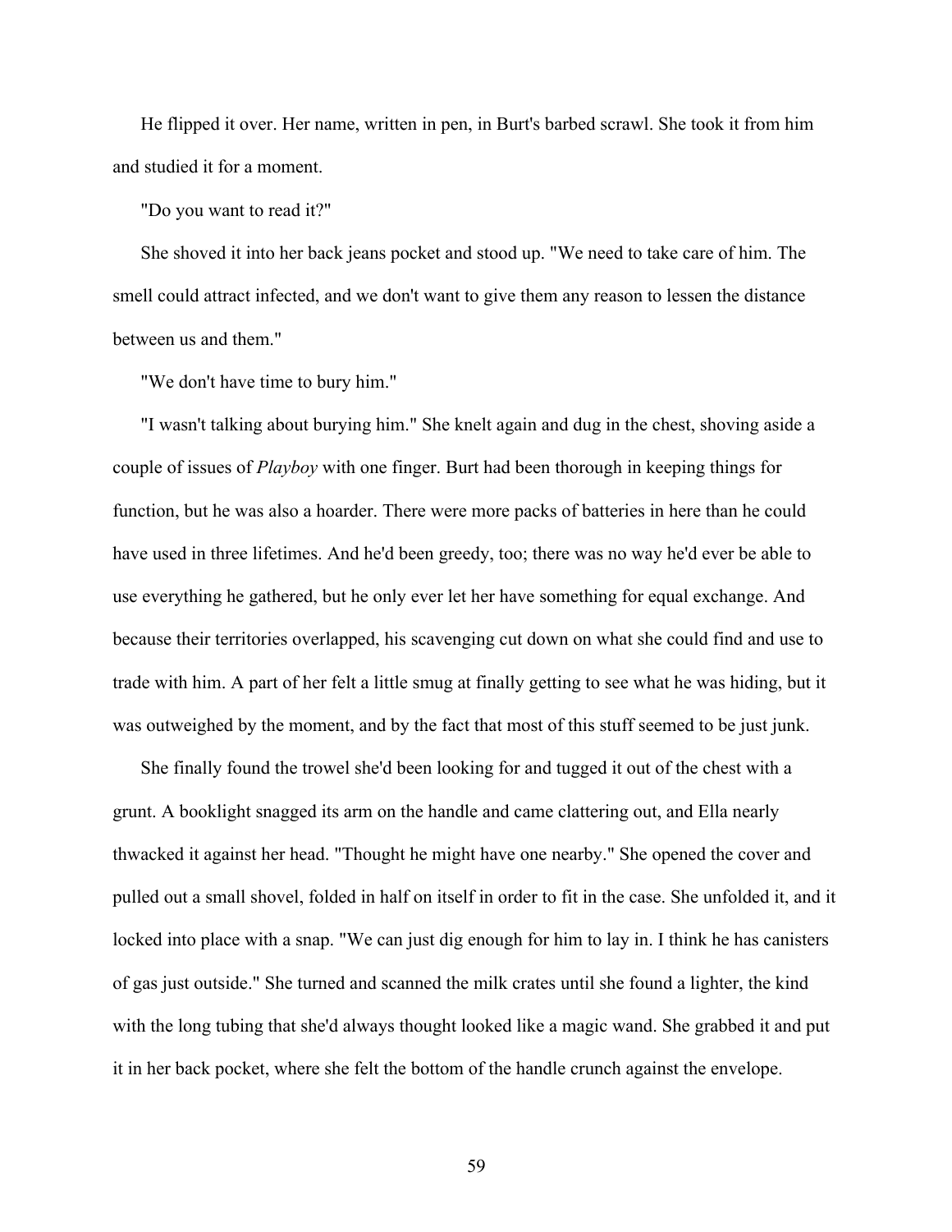He flipped it over. Her name, written in pen, in Burt's barbed scrawl. She took it from him and studied it for a moment.

"Do you want to read it?"

She shoved it into her back jeans pocket and stood up. "We need to take care of him. The smell could attract infected, and we don't want to give them any reason to lessen the distance between us and them."

"We don't have time to bury him."

"I wasn't talking about burying him." She knelt again and dug in the chest, shoving aside a couple of issues of *Playboy* with one finger. Burt had been thorough in keeping things for function, but he was also a hoarder. There were more packs of batteries in here than he could have used in three lifetimes. And he'd been greedy, too; there was no way he'd ever be able to use everything he gathered, but he only ever let her have something for equal exchange. And because their territories overlapped, his scavenging cut down on what she could find and use to trade with him. A part of her felt a little smug at finally getting to see what he was hiding, but it was outweighed by the moment, and by the fact that most of this stuff seemed to be just junk.

She finally found the trowel she'd been looking for and tugged it out of the chest with a grunt. A booklight snagged its arm on the handle and came clattering out, and Ella nearly thwacked it against her head. "Thought he might have one nearby." She opened the cover and pulled out a small shovel, folded in half on itself in order to fit in the case. She unfolded it, and it locked into place with a snap. "We can just dig enough for him to lay in. I think he has canisters of gas just outside." She turned and scanned the milk crates until she found a lighter, the kind with the long tubing that she'd always thought looked like a magic wand. She grabbed it and put it in her back pocket, where she felt the bottom of the handle crunch against the envelope.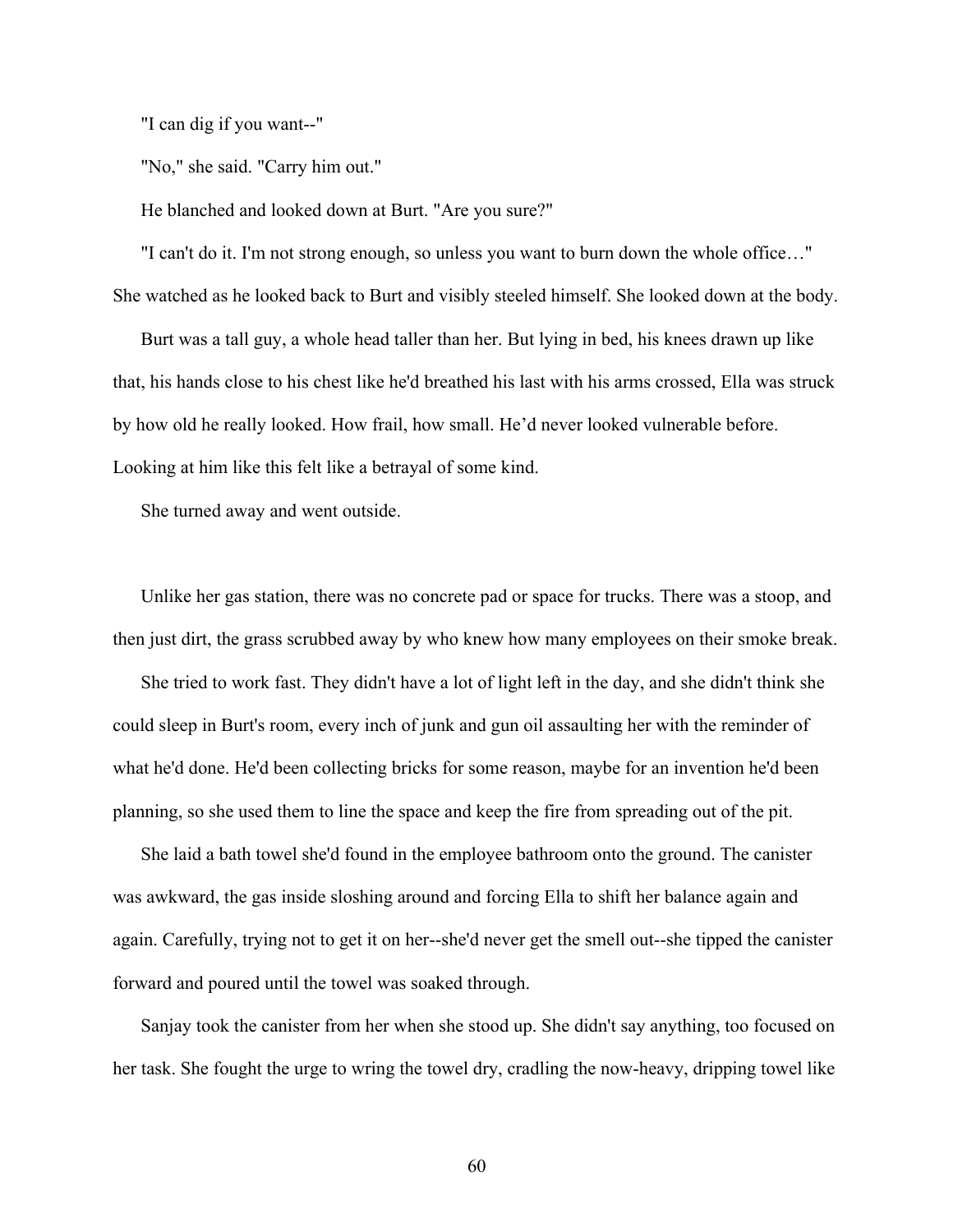"I can dig if you want--"

"No," she said. "Carry him out."

He blanched and looked down at Burt. "Are you sure?"

"I can't do it. I'm not strong enough, so unless you want to burn down the whole office…" She watched as he looked back to Burt and visibly steeled himself. She looked down at the body.

Burt was a tall guy, a whole head taller than her. But lying in bed, his knees drawn up like that, his hands close to his chest like he'd breathed his last with his arms crossed, Ella was struck by how old he really looked. How frail, how small. He'd never looked vulnerable before. Looking at him like this felt like a betrayal of some kind.

She turned away and went outside.

Unlike her gas station, there was no concrete pad or space for trucks. There was a stoop, and then just dirt, the grass scrubbed away by who knew how many employees on their smoke break.

She tried to work fast. They didn't have a lot of light left in the day, and she didn't think she could sleep in Burt's room, every inch of junk and gun oil assaulting her with the reminder of what he'd done. He'd been collecting bricks for some reason, maybe for an invention he'd been planning, so she used them to line the space and keep the fire from spreading out of the pit.

She laid a bath towel she'd found in the employee bathroom onto the ground. The canister was awkward, the gas inside sloshing around and forcing Ella to shift her balance again and again. Carefully, trying not to get it on her--she'd never get the smell out--she tipped the canister forward and poured until the towel was soaked through.

Sanjay took the canister from her when she stood up. She didn't say anything, too focused on her task. She fought the urge to wring the towel dry, cradling the now-heavy, dripping towel like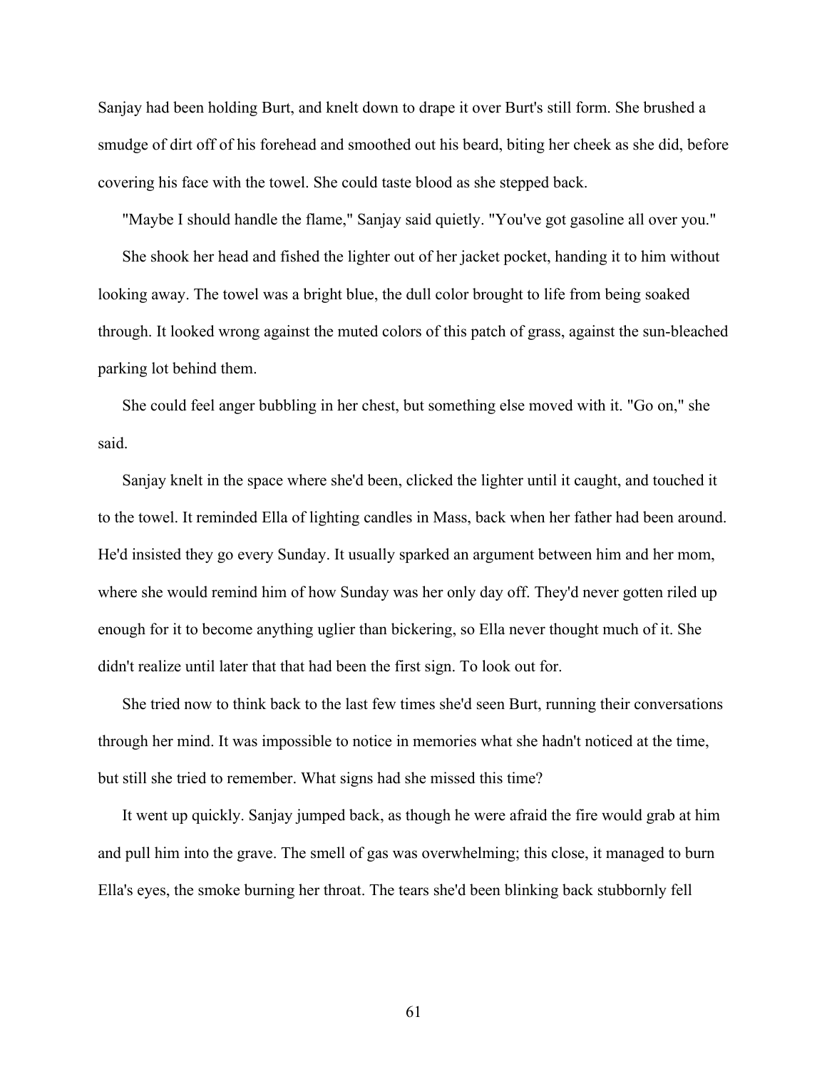Sanjay had been holding Burt, and knelt down to drape it over Burt's still form. She brushed a smudge of dirt off of his forehead and smoothed out his beard, biting her cheek as she did, before covering his face with the towel. She could taste blood as she stepped back.

"Maybe I should handle the flame," Sanjay said quietly. "You've got gasoline all over you."

She shook her head and fished the lighter out of her jacket pocket, handing it to him without looking away. The towel was a bright blue, the dull color brought to life from being soaked through. It looked wrong against the muted colors of this patch of grass, against the sun-bleached parking lot behind them.

She could feel anger bubbling in her chest, but something else moved with it. "Go on," she said.

Sanjay knelt in the space where she'd been, clicked the lighter until it caught, and touched it to the towel. It reminded Ella of lighting candles in Mass, back when her father had been around. He'd insisted they go every Sunday. It usually sparked an argument between him and her mom, where she would remind him of how Sunday was her only day off. They'd never gotten riled up enough for it to become anything uglier than bickering, so Ella never thought much of it. She didn't realize until later that that had been the first sign. To look out for.

She tried now to think back to the last few times she'd seen Burt, running their conversations through her mind. It was impossible to notice in memories what she hadn't noticed at the time, but still she tried to remember. What signs had she missed this time?

It went up quickly. Sanjay jumped back, as though he were afraid the fire would grab at him and pull him into the grave. The smell of gas was overwhelming; this close, it managed to burn Ella's eyes, the smoke burning her throat. The tears she'd been blinking back stubbornly fell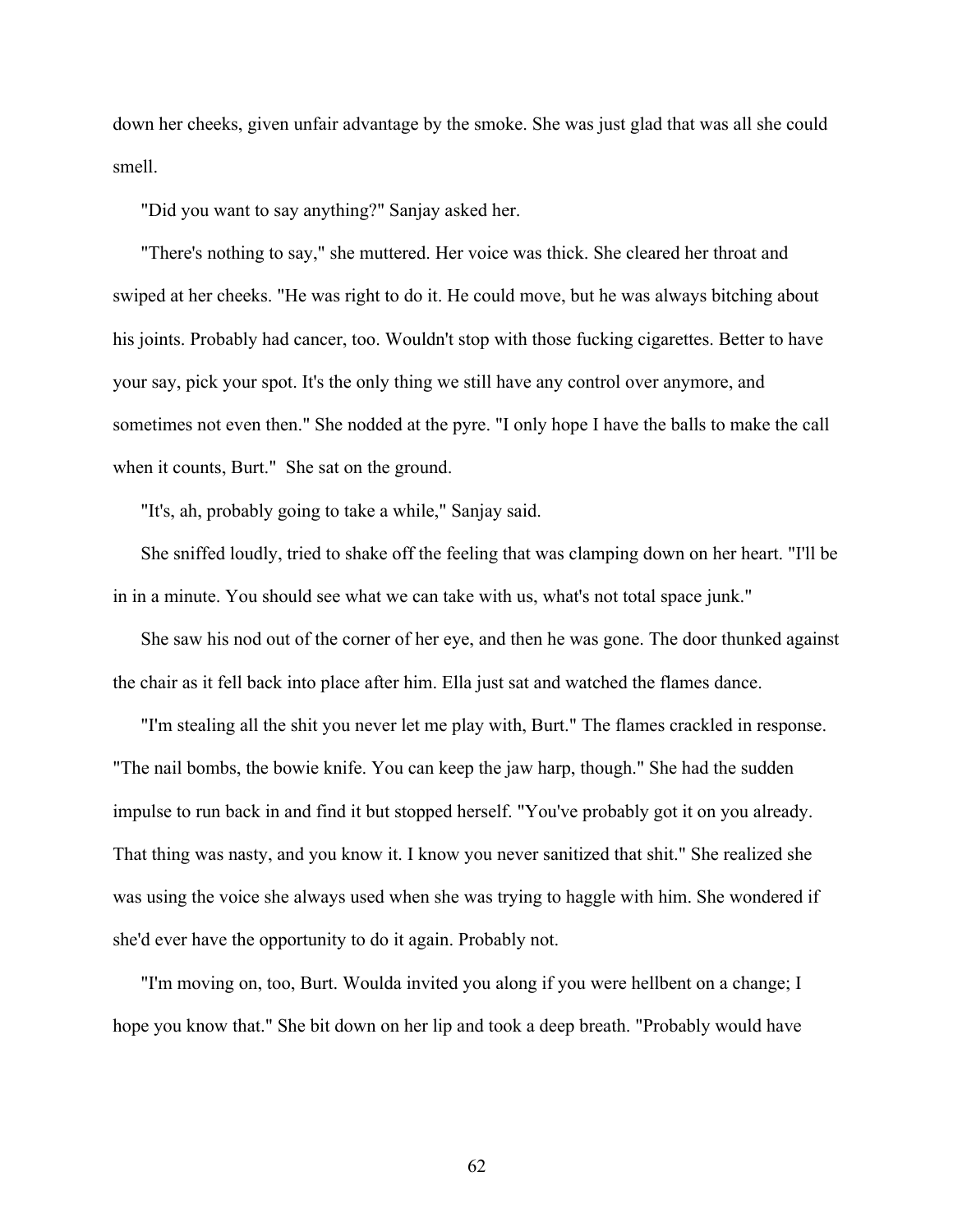down her cheeks, given unfair advantage by the smoke. She was just glad that was all she could smell.

"Did you want to say anything?" Sanjay asked her.

"There's nothing to say," she muttered. Her voice was thick. She cleared her throat and swiped at her cheeks. "He was right to do it. He could move, but he was always bitching about his joints. Probably had cancer, too. Wouldn't stop with those fucking cigarettes. Better to have your say, pick your spot. It's the only thing we still have any control over anymore, and sometimes not even then." She nodded at the pyre. "I only hope I have the balls to make the call when it counts, Burt." She sat on the ground.

"It's, ah, probably going to take a while," Sanjay said.

She sniffed loudly, tried to shake off the feeling that was clamping down on her heart. "I'll be in in a minute. You should see what we can take with us, what's not total space junk."

She saw his nod out of the corner of her eye, and then he was gone. The door thunked against the chair as it fell back into place after him. Ella just sat and watched the flames dance.

"I'm stealing all the shit you never let me play with, Burt." The flames crackled in response. "The nail bombs, the bowie knife. You can keep the jaw harp, though." She had the sudden impulse to run back in and find it but stopped herself. "You've probably got it on you already. That thing was nasty, and you know it. I know you never sanitized that shit." She realized she was using the voice she always used when she was trying to haggle with him. She wondered if she'd ever have the opportunity to do it again. Probably not.

"I'm moving on, too, Burt. Woulda invited you along if you were hellbent on a change; I hope you know that." She bit down on her lip and took a deep breath. "Probably would have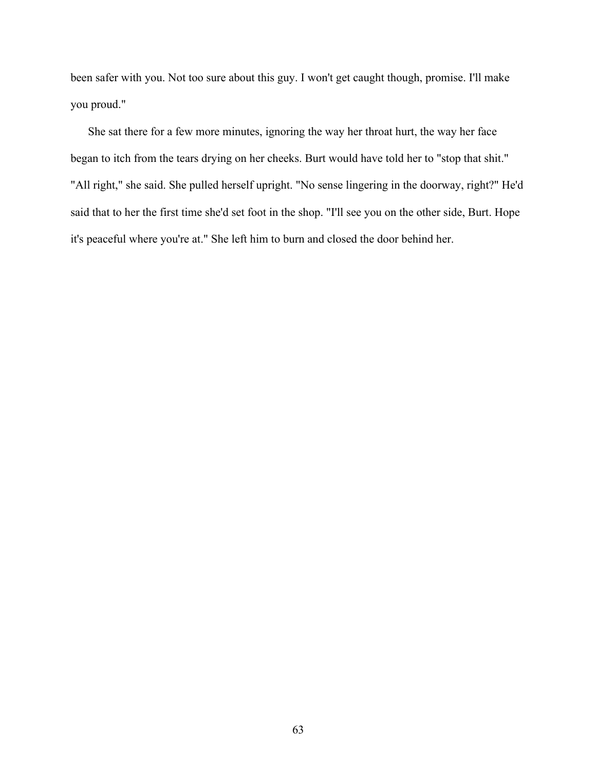been safer with you. Not too sure about this guy. I won't get caught though, promise. I'll make you proud."

She sat there for a few more minutes, ignoring the way her throat hurt, the way her face began to itch from the tears drying on her cheeks. Burt would have told her to "stop that shit." "All right," she said. She pulled herself upright. "No sense lingering in the doorway, right?" He'd said that to her the first time she'd set foot in the shop. "I'll see you on the other side, Burt. Hope it's peaceful where you're at." She left him to burn and closed the door behind her.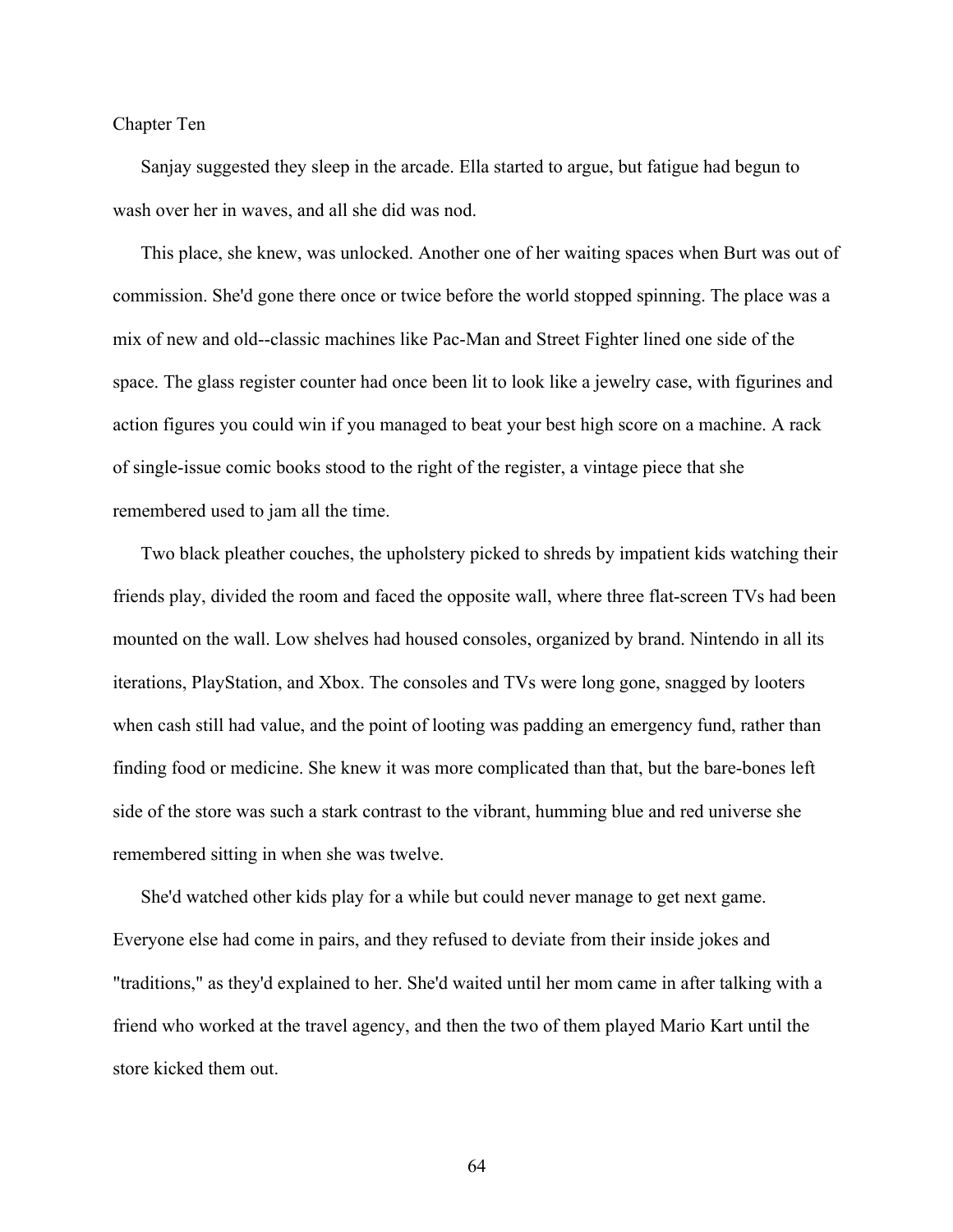# Chapter Ten

Sanjay suggested they sleep in the arcade. Ella started to argue, but fatigue had begun to wash over her in waves, and all she did was nod.

This place, she knew, was unlocked. Another one of her waiting spaces when Burt was out of commission. She'd gone there once or twice before the world stopped spinning. The place was a mix of new and old--classic machines like Pac-Man and Street Fighter lined one side of the space. The glass register counter had once been lit to look like a jewelry case, with figurines and action figures you could win if you managed to beat your best high score on a machine. A rack of single-issue comic books stood to the right of the register, a vintage piece that she remembered used to jam all the time.

Two black pleather couches, the upholstery picked to shreds by impatient kids watching their friends play, divided the room and faced the opposite wall, where three flat-screen TVs had been mounted on the wall. Low shelves had housed consoles, organized by brand. Nintendo in all its iterations, PlayStation, and Xbox. The consoles and TVs were long gone, snagged by looters when cash still had value, and the point of looting was padding an emergency fund, rather than finding food or medicine. She knew it was more complicated than that, but the bare-bones left side of the store was such a stark contrast to the vibrant, humming blue and red universe she remembered sitting in when she was twelve.

She'd watched other kids play for a while but could never manage to get next game. Everyone else had come in pairs, and they refused to deviate from their inside jokes and "traditions," as they'd explained to her. She'd waited until her mom came in after talking with a friend who worked at the travel agency, and then the two of them played Mario Kart until the store kicked them out.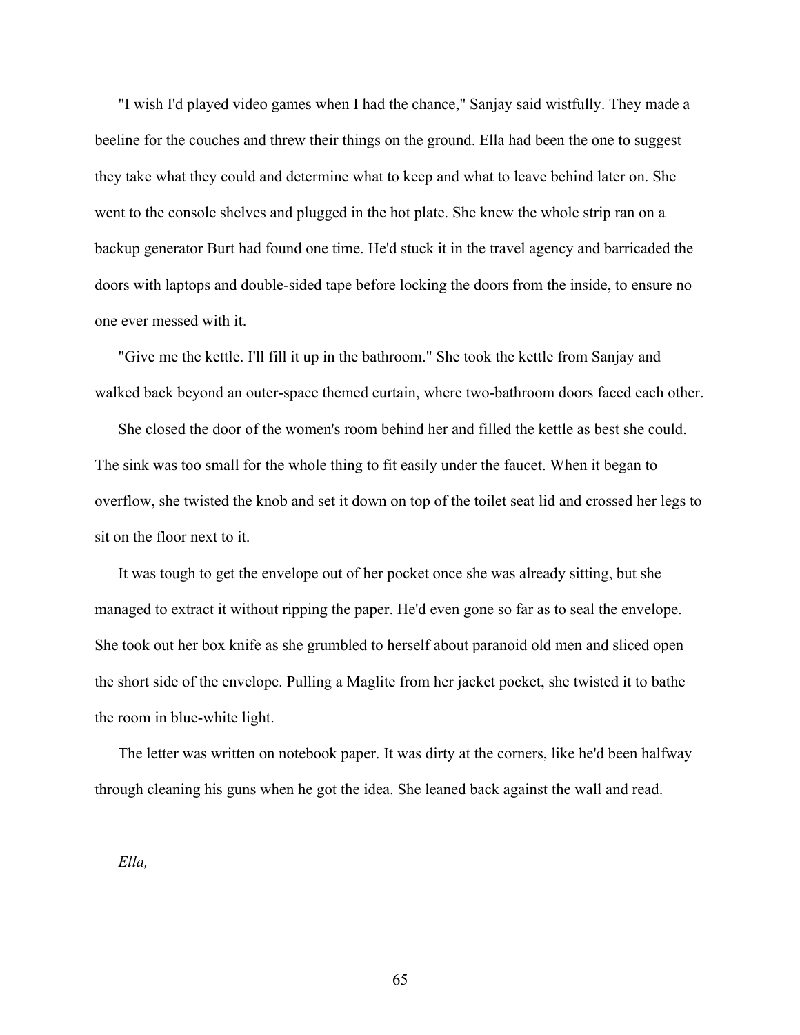"I wish I'd played video games when I had the chance," Sanjay said wistfully. They made a beeline for the couches and threw their things on the ground. Ella had been the one to suggest they take what they could and determine what to keep and what to leave behind later on. She went to the console shelves and plugged in the hot plate. She knew the whole strip ran on a backup generator Burt had found one time. He'd stuck it in the travel agency and barricaded the doors with laptops and double-sided tape before locking the doors from the inside, to ensure no one ever messed with it.

"Give me the kettle. I'll fill it up in the bathroom." She took the kettle from Sanjay and walked back beyond an outer-space themed curtain, where two-bathroom doors faced each other.

She closed the door of the women's room behind her and filled the kettle as best she could. The sink was too small for the whole thing to fit easily under the faucet. When it began to overflow, she twisted the knob and set it down on top of the toilet seat lid and crossed her legs to sit on the floor next to it.

It was tough to get the envelope out of her pocket once she was already sitting, but she managed to extract it without ripping the paper. He'd even gone so far as to seal the envelope. She took out her box knife as she grumbled to herself about paranoid old men and sliced open the short side of the envelope. Pulling a Maglite from her jacket pocket, she twisted it to bathe the room in blue-white light.

The letter was written on notebook paper. It was dirty at the corners, like he'd been halfway through cleaning his guns when he got the idea. She leaned back against the wall and read.

*Ella,*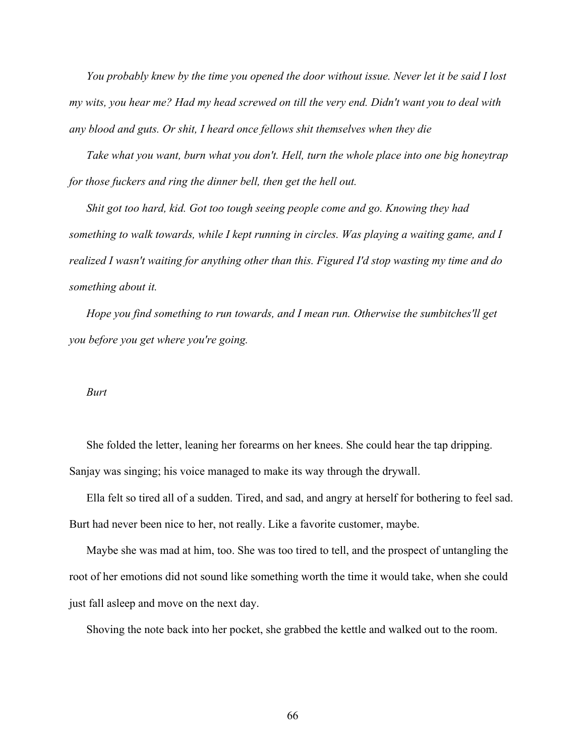*You probably knew by the time you opened the door without issue. Never let it be said I lost my wits, you hear me? Had my head screwed on till the very end. Didn't want you to deal with any blood and guts. Or shit, I heard once fellows shit themselves when they die*

*Take what you want, burn what you don't. Hell, turn the whole place into one big honeytrap for those fuckers and ring the dinner bell, then get the hell out.*

*Shit got too hard, kid. Got too tough seeing people come and go. Knowing they had something to walk towards, while I kept running in circles. Was playing a waiting game, and I realized I wasn't waiting for anything other than this. Figured I'd stop wasting my time and do something about it.*

*Hope you find something to run towards, and I mean run. Otherwise the sumbitches'll get you before you get where you're going.*

*Burt*

She folded the letter, leaning her forearms on her knees. She could hear the tap dripping. Sanjay was singing; his voice managed to make its way through the drywall.

Ella felt so tired all of a sudden. Tired, and sad, and angry at herself for bothering to feel sad. Burt had never been nice to her, not really. Like a favorite customer, maybe.

Maybe she was mad at him, too. She was too tired to tell, and the prospect of untangling the root of her emotions did not sound like something worth the time it would take, when she could just fall asleep and move on the next day.

Shoving the note back into her pocket, she grabbed the kettle and walked out to the room.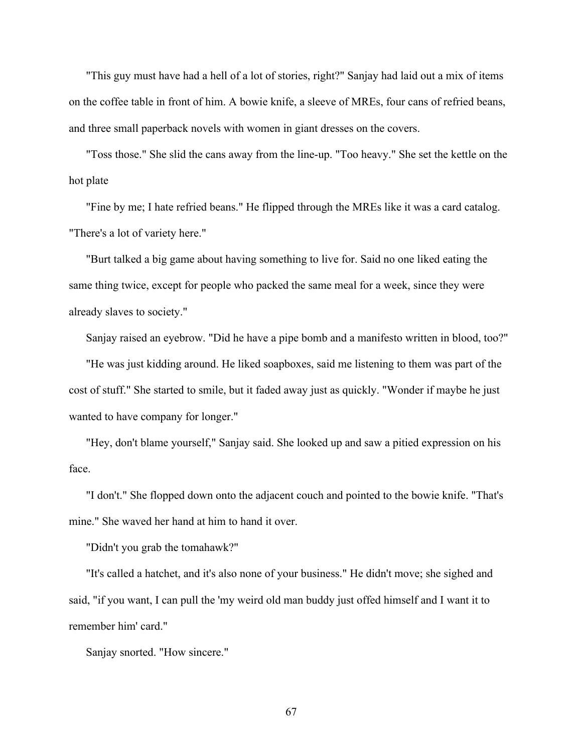"This guy must have had a hell of a lot of stories, right?" Sanjay had laid out a mix of items on the coffee table in front of him. A bowie knife, a sleeve of MREs, four cans of refried beans, and three small paperback novels with women in giant dresses on the covers.

"Toss those." She slid the cans away from the line-up. "Too heavy." She set the kettle on the hot plate

"Fine by me; I hate refried beans." He flipped through the MREs like it was a card catalog. "There's a lot of variety here."

"Burt talked a big game about having something to live for. Said no one liked eating the same thing twice, except for people who packed the same meal for a week, since they were already slaves to society."

Sanjay raised an eyebrow. "Did he have a pipe bomb and a manifesto written in blood, too?"

"He was just kidding around. He liked soapboxes, said me listening to them was part of the cost of stuff." She started to smile, but it faded away just as quickly. "Wonder if maybe he just wanted to have company for longer."

"Hey, don't blame yourself," Sanjay said. She looked up and saw a pitied expression on his face.

"I don't." She flopped down onto the adjacent couch and pointed to the bowie knife. "That's mine." She waved her hand at him to hand it over.

"Didn't you grab the tomahawk?"

"It's called a hatchet, and it's also none of your business." He didn't move; she sighed and said, "if you want, I can pull the 'my weird old man buddy just offed himself and I want it to remember him' card."

Sanjay snorted. "How sincere."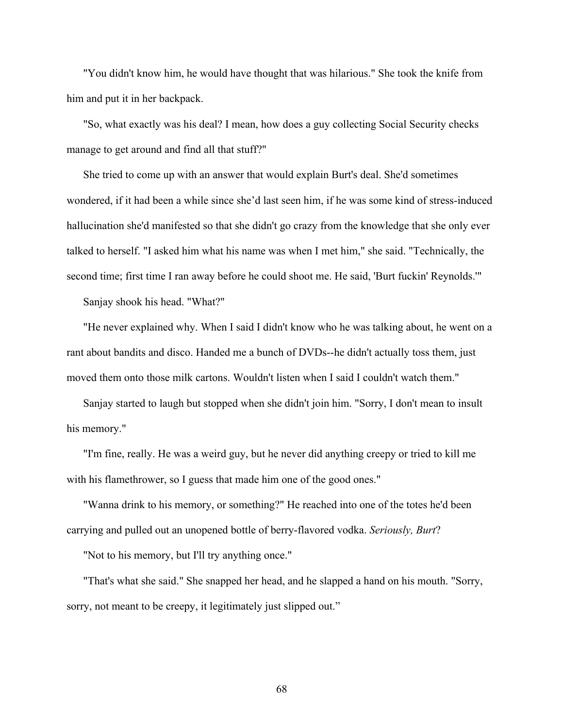"You didn't know him, he would have thought that was hilarious." She took the knife from him and put it in her backpack.

"So, what exactly was his deal? I mean, how does a guy collecting Social Security checks manage to get around and find all that stuff?"

She tried to come up with an answer that would explain Burt's deal. She'd sometimes wondered, if it had been a while since she'd last seen him, if he was some kind of stress-induced hallucination she'd manifested so that she didn't go crazy from the knowledge that she only ever talked to herself. "I asked him what his name was when I met him," she said. "Technically, the second time; first time I ran away before he could shoot me. He said, 'Burt fuckin' Reynolds.'"

Sanjay shook his head. "What?"

"He never explained why. When I said I didn't know who he was talking about, he went on a rant about bandits and disco. Handed me a bunch of DVDs--he didn't actually toss them, just moved them onto those milk cartons. Wouldn't listen when I said I couldn't watch them."

Sanjay started to laugh but stopped when she didn't join him. "Sorry, I don't mean to insult his memory."

"I'm fine, really. He was a weird guy, but he never did anything creepy or tried to kill me with his flamethrower, so I guess that made him one of the good ones."

"Wanna drink to his memory, or something?" He reached into one of the totes he'd been carrying and pulled out an unopened bottle of berry-flavored vodka. *Seriously, Burt*?

"Not to his memory, but I'll try anything once."

"That's what she said." She snapped her head, and he slapped a hand on his mouth. "Sorry, sorry, not meant to be creepy, it legitimately just slipped out."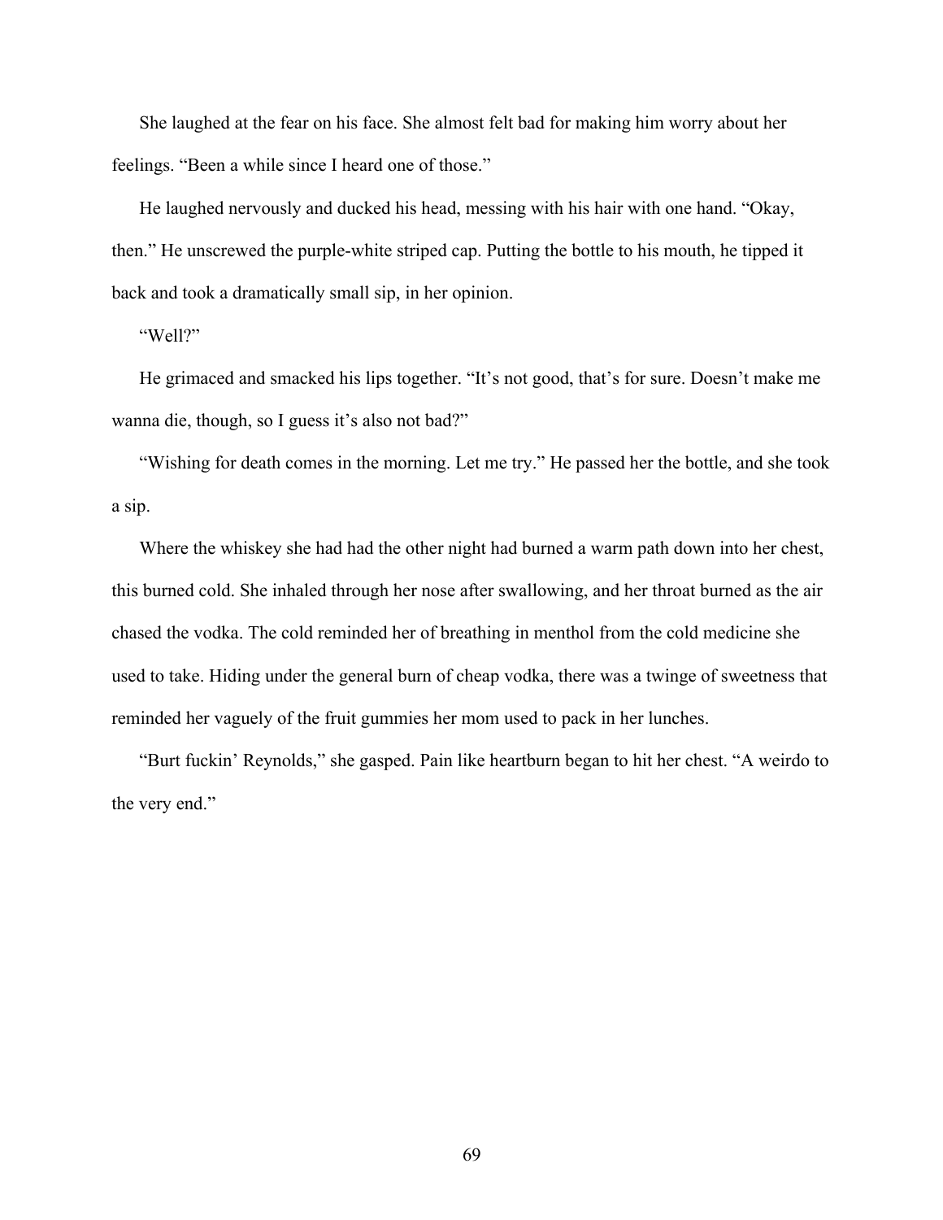She laughed at the fear on his face. She almost felt bad for making him worry about her feelings. "Been a while since I heard one of those."

He laughed nervously and ducked his head, messing with his hair with one hand. "Okay, then." He unscrewed the purple-white striped cap. Putting the bottle to his mouth, he tipped it back and took a dramatically small sip, in her opinion.

"Well?"

He grimaced and smacked his lips together. "It's not good, that's for sure. Doesn't make me wanna die, though, so I guess it's also not bad?"

"Wishing for death comes in the morning. Let me try." He passed her the bottle, and she took a sip.

Where the whiskey she had had the other night had burned a warm path down into her chest, this burned cold. She inhaled through her nose after swallowing, and her throat burned as the air chased the vodka. The cold reminded her of breathing in menthol from the cold medicine she used to take. Hiding under the general burn of cheap vodka, there was a twinge of sweetness that reminded her vaguely of the fruit gummies her mom used to pack in her lunches.

"Burt fuckin' Reynolds," she gasped. Pain like heartburn began to hit her chest. "A weirdo to the very end."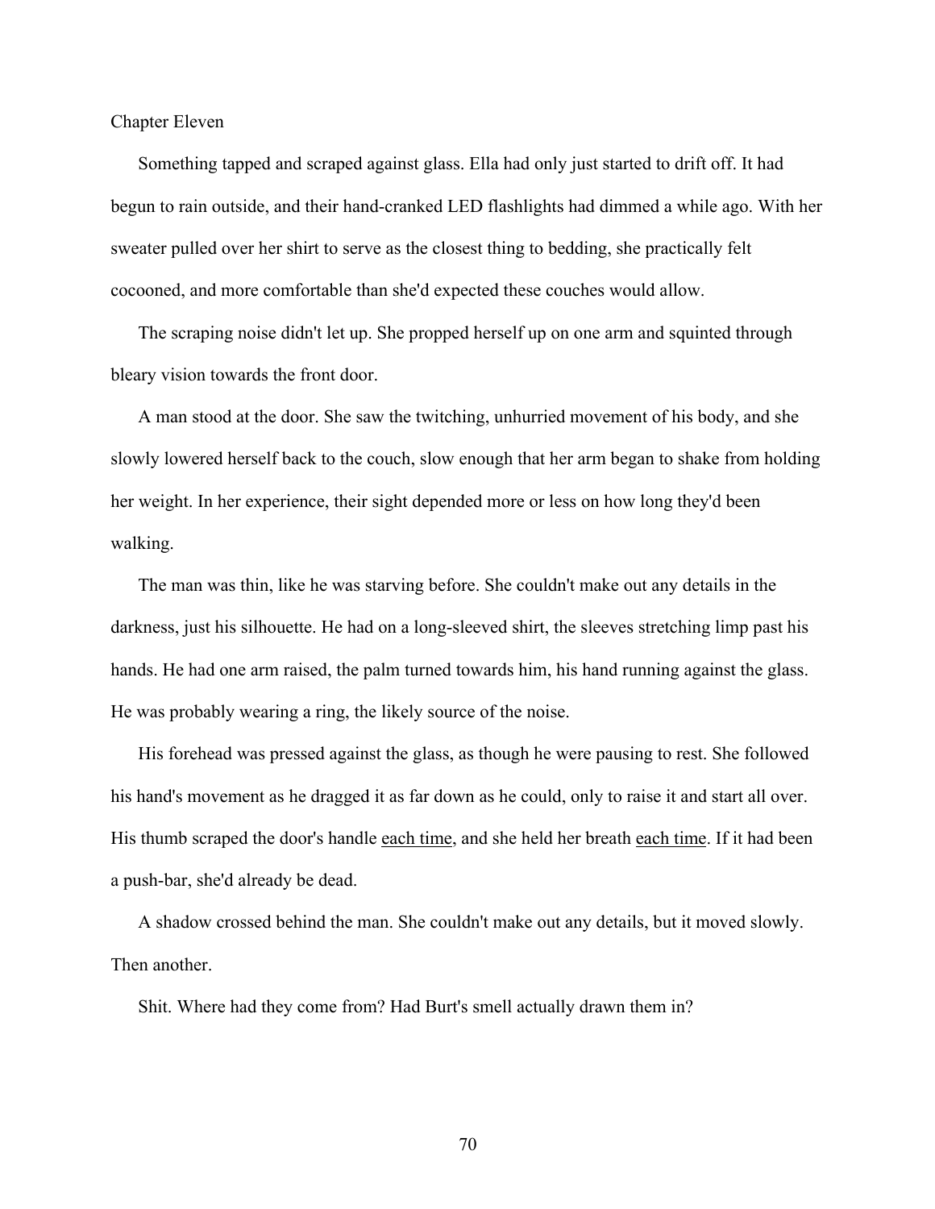# Chapter Eleven

Something tapped and scraped against glass. Ella had only just started to drift off. It had begun to rain outside, and their hand-cranked LED flashlights had dimmed a while ago. With her sweater pulled over her shirt to serve as the closest thing to bedding, she practically felt cocooned, and more comfortable than she'd expected these couches would allow.

The scraping noise didn't let up. She propped herself up on one arm and squinted through bleary vision towards the front door.

A man stood at the door. She saw the twitching, unhurried movement of his body, and she slowly lowered herself back to the couch, slow enough that her arm began to shake from holding her weight. In her experience, their sight depended more or less on how long they'd been walking.

The man was thin, like he was starving before. She couldn't make out any details in the darkness, just his silhouette. He had on a long-sleeved shirt, the sleeves stretching limp past his hands. He had one arm raised, the palm turned towards him, his hand running against the glass. He was probably wearing a ring, the likely source of the noise.

His forehead was pressed against the glass, as though he were pausing to rest. She followed his hand's movement as he dragged it as far down as he could, only to raise it and start all over. His thumb scraped the door's handle <u>each time</u>, and she held her breath <u>each time</u>. If it had been a push-bar, she'd already be dead.

A shadow crossed behind the man. She couldn't make out any details, but it moved slowly. Then another.

Shit. Where had they come from? Had Burt's smell actually drawn them in?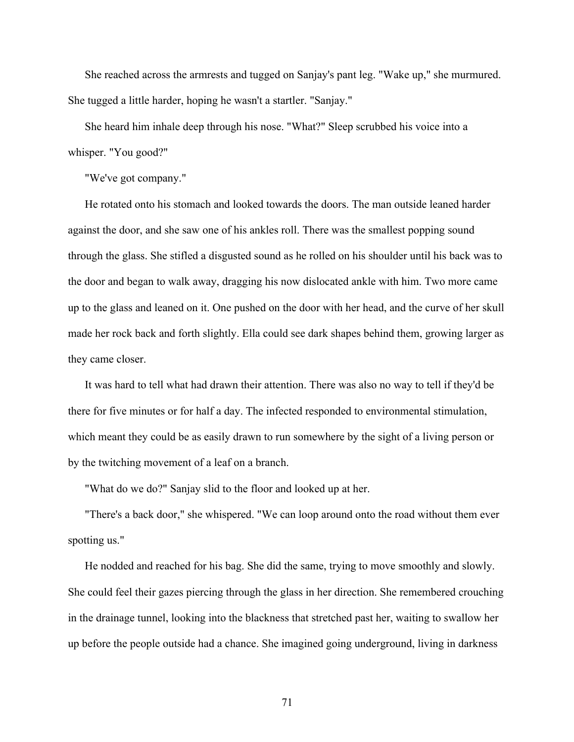She reached across the armrests and tugged on Sanjay's pant leg. "Wake up," she murmured. She tugged a little harder, hoping he wasn't a startler. "Sanjay."

She heard him inhale deep through his nose. "What?" Sleep scrubbed his voice into a whisper. "You good?"

"We've got company."

He rotated onto his stomach and looked towards the doors. The man outside leaned harder against the door, and she saw one of his ankles roll. There was the smallest popping sound through the glass. She stifled a disgusted sound as he rolled on his shoulder until his back was to the door and began to walk away, dragging his now dislocated ankle with him. Two more came up to the glass and leaned on it. One pushed on the door with her head, and the curve of her skull made her rock back and forth slightly. Ella could see dark shapes behind them, growing larger as they came closer.

It was hard to tell what had drawn their attention. There was also no way to tell if they'd be there for five minutes or for half a day. The infected responded to environmental stimulation, which meant they could be as easily drawn to run somewhere by the sight of a living person or by the twitching movement of a leaf on a branch.

"What do we do?" Sanjay slid to the floor and looked up at her.

"There's a back door," she whispered. "We can loop around onto the road without them ever spotting us."

He nodded and reached for his bag. She did the same, trying to move smoothly and slowly. She could feel their gazes piercing through the glass in her direction. She remembered crouching in the drainage tunnel, looking into the blackness that stretched past her, waiting to swallow her up before the people outside had a chance. She imagined going underground, living in darkness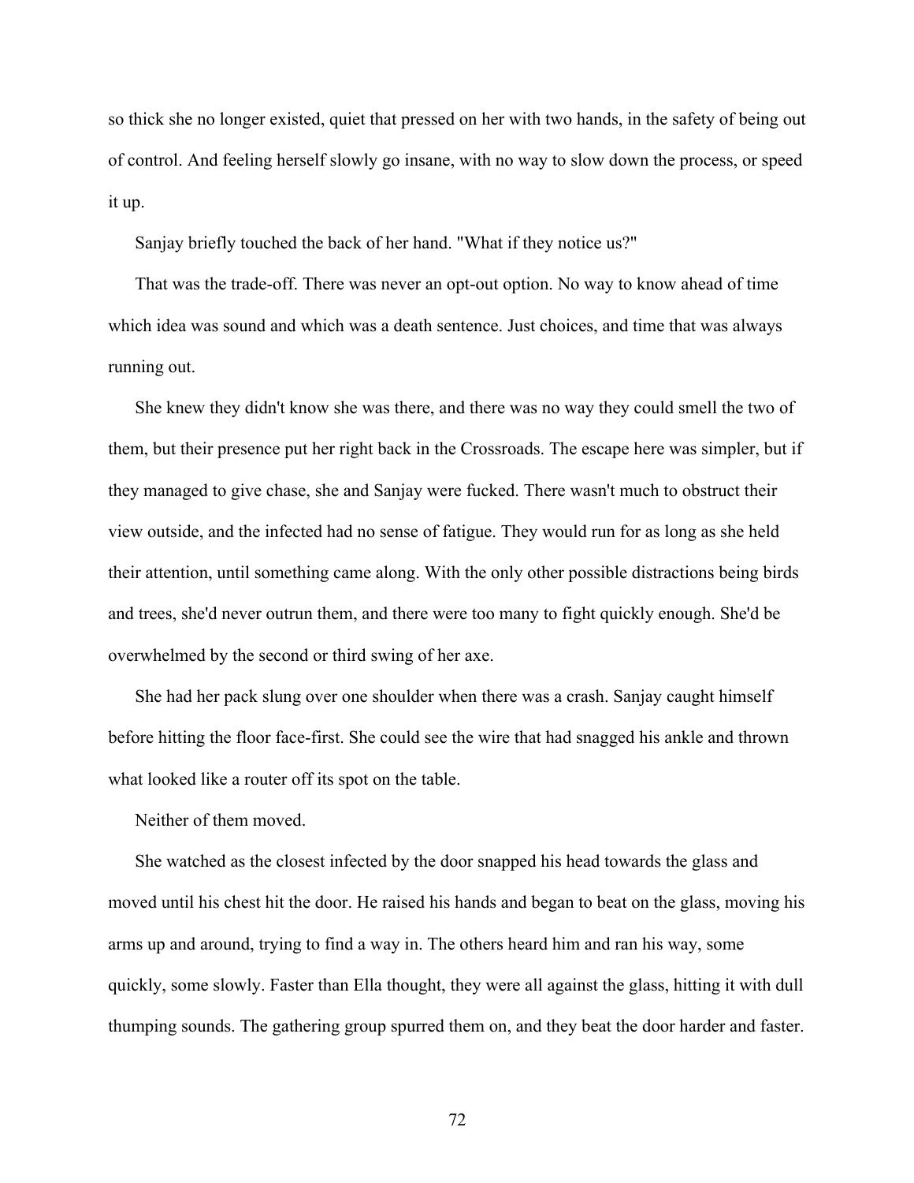so thick she no longer existed, quiet that pressed on her with two hands, in the safety of being out of control. And feeling herself slowly go insane, with no way to slow down the process, or speed it up.

Sanjay briefly touched the back of her hand. "What if they notice us?"

That was the trade-off. There was never an opt-out option. No way to know ahead of time which idea was sound and which was a death sentence. Just choices, and time that was always running out.

She knew they didn't know she was there, and there was no way they could smell the two of them, but their presence put her right back in the Crossroads. The escape here was simpler, but if they managed to give chase, she and Sanjay were fucked. There wasn't much to obstruct their view outside, and the infected had no sense of fatigue. They would run for as long as she held their attention, until something came along. With the only other possible distractions being birds and trees, she'd never outrun them, and there were too many to fight quickly enough. She'd be overwhelmed by the second or third swing of her axe.

She had her pack slung over one shoulder when there was a crash. Sanjay caught himself before hitting the floor face-first. She could see the wire that had snagged his ankle and thrown what looked like a router off its spot on the table.

Neither of them moved.

She watched as the closest infected by the door snapped his head towards the glass and moved until his chest hit the door. He raised his hands and began to beat on the glass, moving his arms up and around, trying to find a way in. The others heard him and ran his way, some quickly, some slowly. Faster than Ella thought, they were all against the glass, hitting it with dull thumping sounds. The gathering group spurred them on, and they beat the door harder and faster.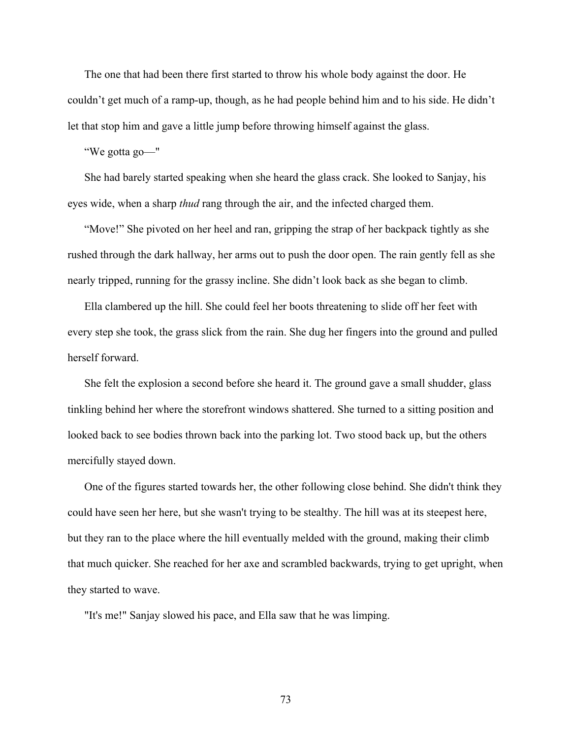The one that had been there first started to throw his whole body against the door. He couldn't get much of a ramp-up, though, as he had people behind him and to his side. He didn't let that stop him and gave a little jump before throwing himself against the glass.

"We gotta go—"

She had barely started speaking when she heard the glass crack. She looked to Sanjay, his eyes wide, when a sharp *thud* rang through the air, and the infected charged them.

"Move!" She pivoted on her heel and ran, gripping the strap of her backpack tightly as she rushed through the dark hallway, her arms out to push the door open. The rain gently fell as she nearly tripped, running for the grassy incline. She didn't look back as she began to climb.

Ella clambered up the hill. She could feel her boots threatening to slide off her feet with every step she took, the grass slick from the rain. She dug her fingers into the ground and pulled herself forward.

She felt the explosion a second before she heard it. The ground gave a small shudder, glass tinkling behind her where the storefront windows shattered. She turned to a sitting position and looked back to see bodies thrown back into the parking lot. Two stood back up, but the others mercifully stayed down.

One of the figures started towards her, the other following close behind. She didn't think they could have seen her here, but she wasn't trying to be stealthy. The hill was at its steepest here, but they ran to the place where the hill eventually melded with the ground, making their climb that much quicker. She reached for her axe and scrambled backwards, trying to get upright, when they started to wave.

"It's me!" Sanjay slowed his pace, and Ella saw that he was limping.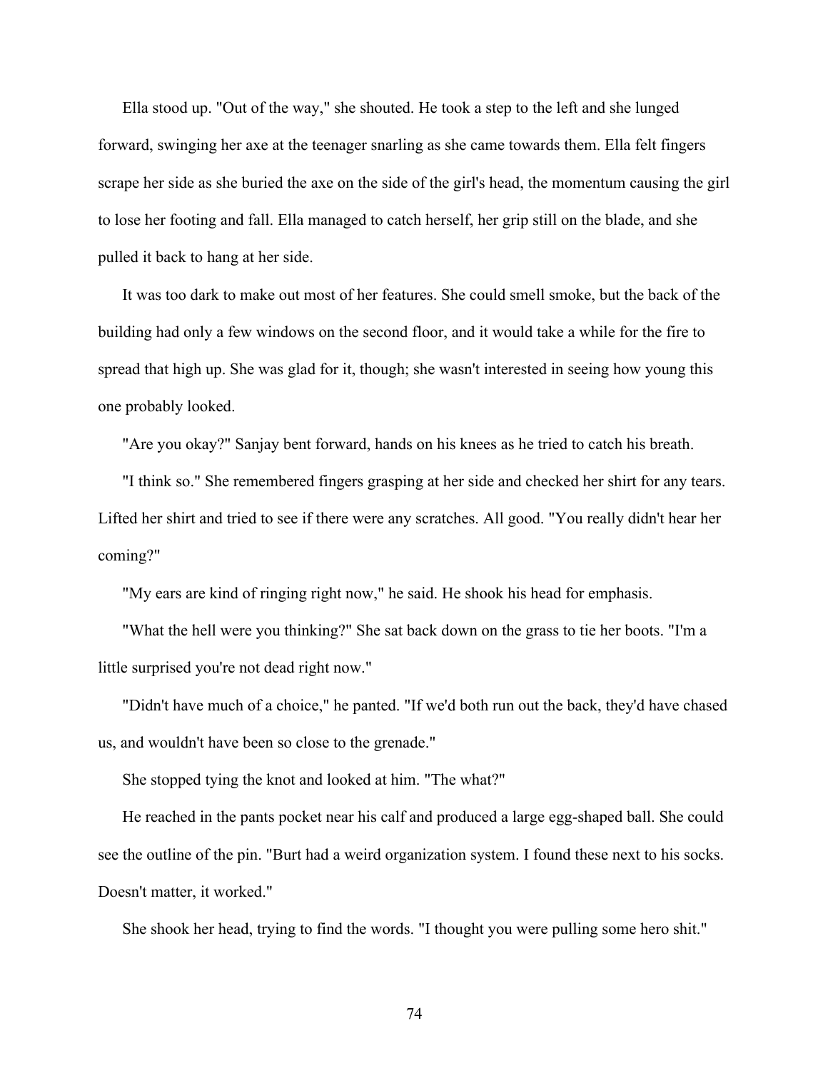Ella stood up. "Out of the way," she shouted. He took a step to the left and she lunged forward, swinging her axe at the teenager snarling as she came towards them. Ella felt fingers scrape her side as she buried the axe on the side of the girl's head, the momentum causing the girl to lose her footing and fall. Ella managed to catch herself, her grip still on the blade, and she pulled it back to hang at her side.

It was too dark to make out most of her features. She could smell smoke, but the back of the building had only a few windows on the second floor, and it would take a while for the fire to spread that high up. She was glad for it, though; she wasn't interested in seeing how young this one probably looked.

"Are you okay?" Sanjay bent forward, hands on his knees as he tried to catch his breath.

"I think so." She remembered fingers grasping at her side and checked her shirt for any tears. Lifted her shirt and tried to see if there were any scratches. All good. "You really didn't hear her coming?"

"My ears are kind of ringing right now," he said. He shook his head for emphasis.

"What the hell were you thinking?" She sat back down on the grass to tie her boots. "I'm a little surprised you're not dead right now."

"Didn't have much of a choice," he panted. "If we'd both run out the back, they'd have chased us, and wouldn't have been so close to the grenade."

She stopped tying the knot and looked at him. "The what?"

He reached in the pants pocket near his calf and produced a large egg-shaped ball. She could see the outline of the pin. "Burt had a weird organization system. I found these next to his socks. Doesn't matter, it worked."

She shook her head, trying to find the words. "I thought you were pulling some hero shit."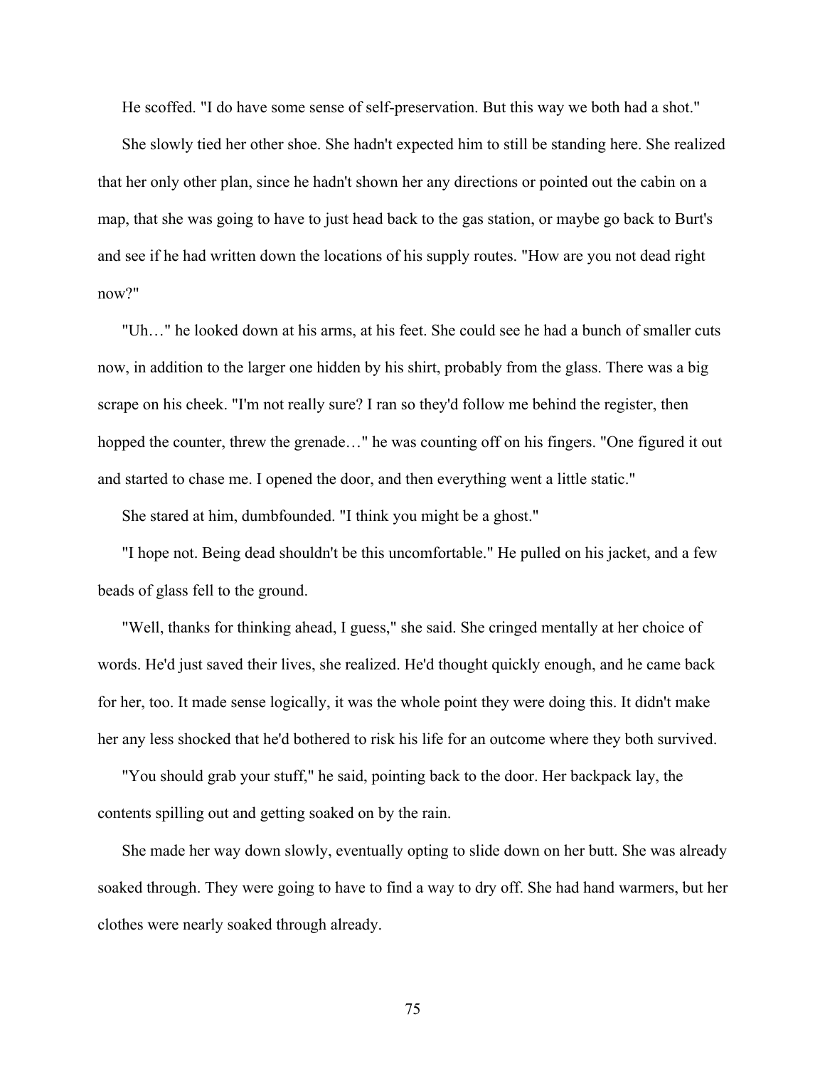He scoffed. "I do have some sense of self-preservation. But this way we both had a shot."

She slowly tied her other shoe. She hadn't expected him to still be standing here. She realized that her only other plan, since he hadn't shown her any directions or pointed out the cabin on a map, that she was going to have to just head back to the gas station, or maybe go back to Burt's and see if he had written down the locations of his supply routes. "How are you not dead right now?"

"Uh…" he looked down at his arms, at his feet. She could see he had a bunch of smaller cuts now, in addition to the larger one hidden by his shirt, probably from the glass. There was a big scrape on his cheek. "I'm not really sure? I ran so they'd follow me behind the register, then hopped the counter, threw the grenade…" he was counting off on his fingers. "One figured it out and started to chase me. I opened the door, and then everything went a little static."

She stared at him, dumbfounded. "I think you might be a ghost."

"I hope not. Being dead shouldn't be this uncomfortable." He pulled on his jacket, and a few beads of glass fell to the ground.

"Well, thanks for thinking ahead, I guess," she said. She cringed mentally at her choice of words. He'd just saved their lives, she realized. He'd thought quickly enough, and he came back for her, too. It made sense logically, it was the whole point they were doing this. It didn't make her any less shocked that he'd bothered to risk his life for an outcome where they both survived.

"You should grab your stuff," he said, pointing back to the door. Her backpack lay, the contents spilling out and getting soaked on by the rain.

She made her way down slowly, eventually opting to slide down on her butt. She was already soaked through. They were going to have to find a way to dry off. She had hand warmers, but her clothes were nearly soaked through already.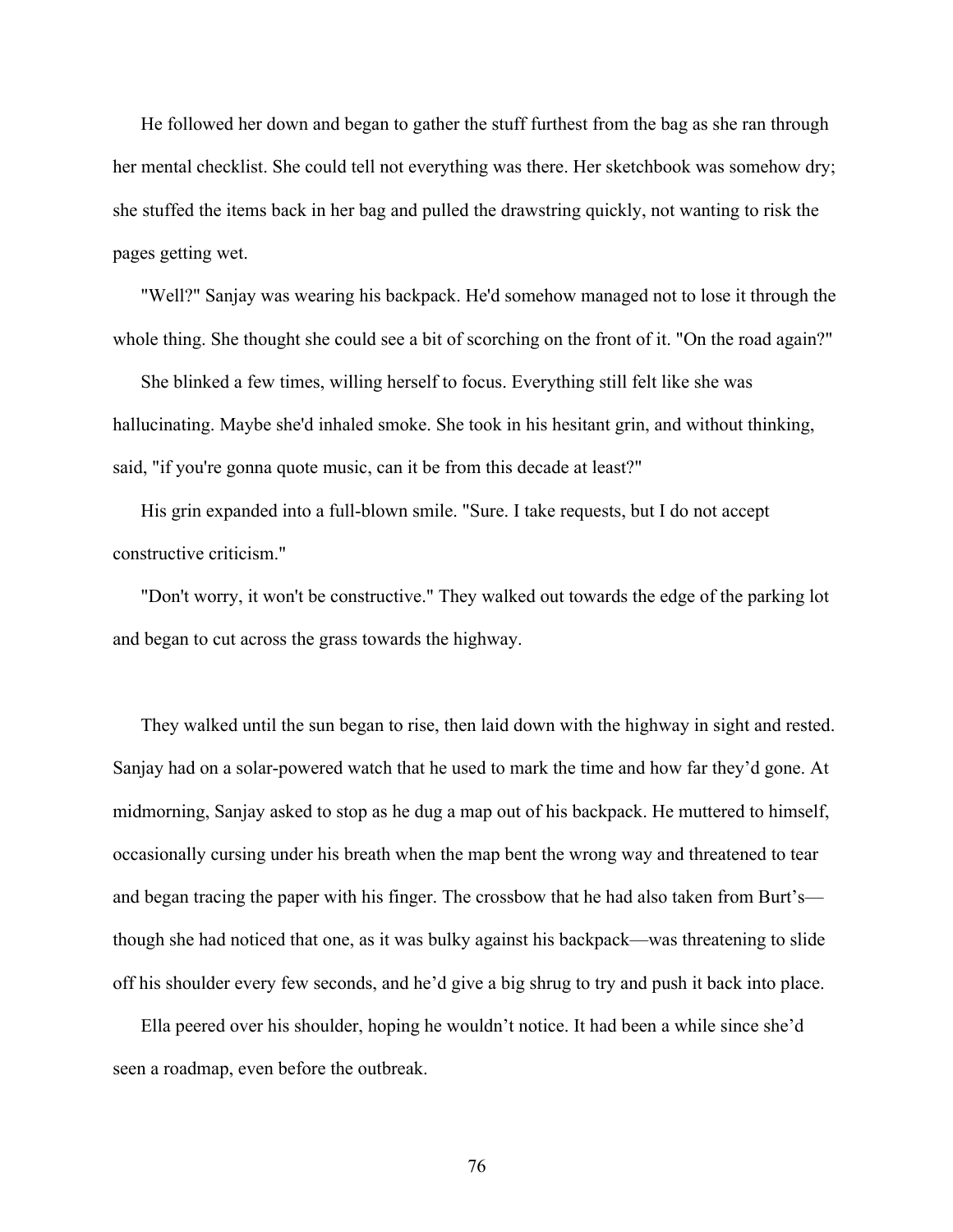He followed her down and began to gather the stuff furthest from the bag as she ran through her mental checklist. She could tell not everything was there. Her sketchbook was somehow dry; she stuffed the items back in her bag and pulled the drawstring quickly, not wanting to risk the pages getting wet.

"Well?" Sanjay was wearing his backpack. He'd somehow managed not to lose it through the whole thing. She thought she could see a bit of scorching on the front of it. "On the road again?"

She blinked a few times, willing herself to focus. Everything still felt like she was hallucinating. Maybe she'd inhaled smoke. She took in his hesitant grin, and without thinking, said, "if you're gonna quote music, can it be from this decade at least?"

His grin expanded into a full-blown smile. "Sure. I take requests, but I do not accept constructive criticism."

"Don't worry, it won't be constructive." They walked out towards the edge of the parking lot and began to cut across the grass towards the highway.

They walked until the sun began to rise, then laid down with the highway in sight and rested. Sanjay had on a solar-powered watch that he used to mark the time and how far they'd gone. At midmorning, Sanjay asked to stop as he dug a map out of his backpack. He muttered to himself, occasionally cursing under his breath when the map bent the wrong way and threatened to tear and began tracing the paper with his finger. The crossbow that he had also taken from Burt's—though she had noticed that one, as it was bulky against his backpack—was threatening to slide off his shoulder every few seconds, and he'd give a big shrug to try and push it back into place.

Ella peered over his shoulder, hoping he wouldn't notice. It had been a while since she'd seen a roadmap, even before the outbreak.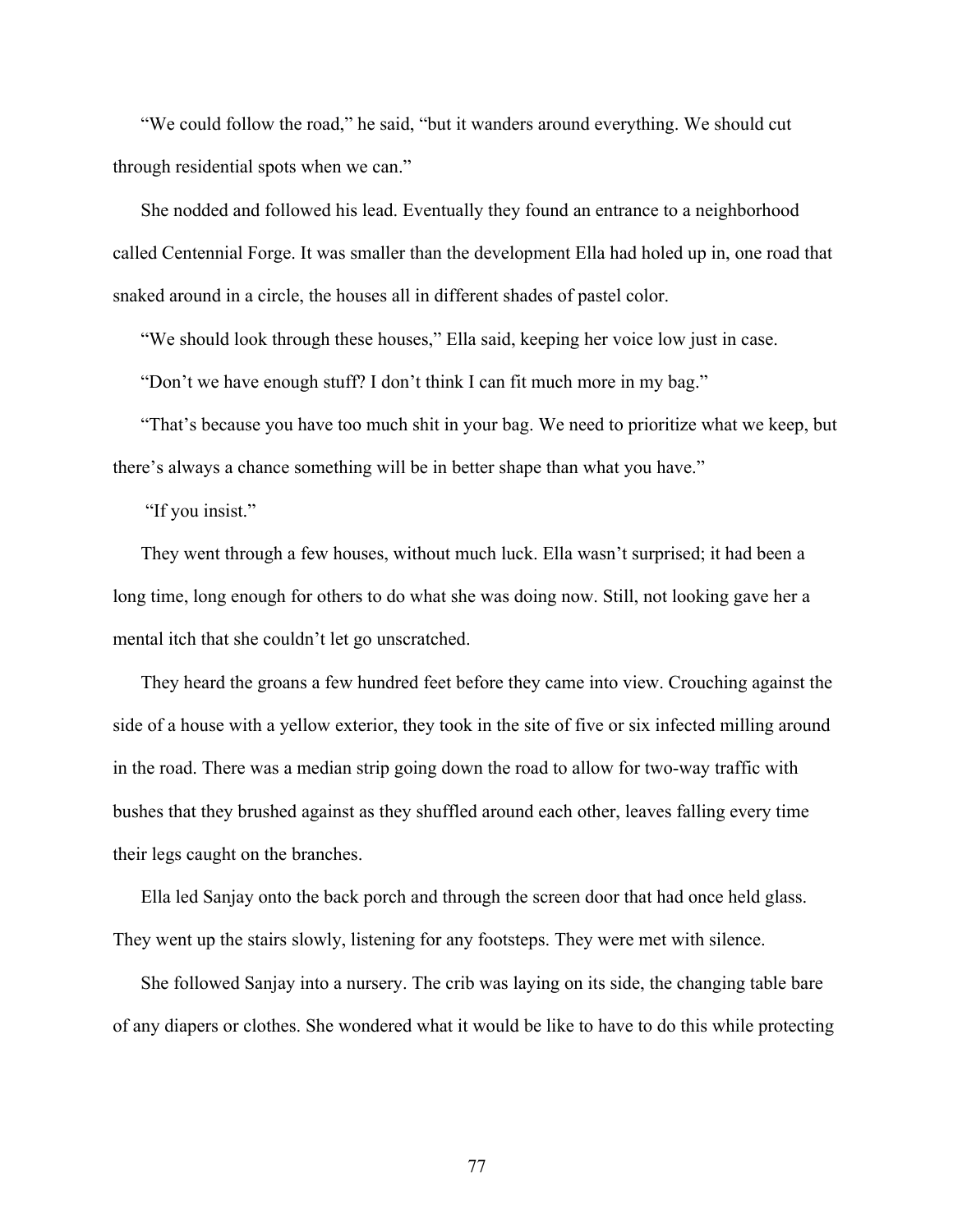"We could follow the road," he said, "but it wanders around everything. We should cut through residential spots when we can."

She nodded and followed his lead. Eventually they found an entrance to a neighborhood called Centennial Forge. It was smaller than the development Ella had holed up in, one road that snaked around in a circle, the houses all in different shades of pastel color.

"We should look through these houses," Ella said, keeping her voice low just in case.

"Don't we have enough stuff? I don't think I can fit much more in my bag."

"That's because you have too much shit in your bag. We need to prioritize what we keep, but there's always a chance something will be in better shape than what you have."

"If you insist."

They went through a few houses, without much luck. Ella wasn't surprised; it had been a long time, long enough for others to do what she was doing now. Still, not looking gave her a mental itch that she couldn't let go unscratched.

They heard the groans a few hundred feet before they came into view. Crouching against the side of a house with a yellow exterior, they took in the site of five or six infected milling around in the road. There was a median strip going down the road to allow for two-way traffic with bushes that they brushed against as they shuffled around each other, leaves falling every time their legs caught on the branches.

Ella led Sanjay onto the back porch and through the screen door that had once held glass. They went up the stairs slowly, listening for any footsteps. They were met with silence.

She followed Sanjay into a nursery. The crib was laying on its side, the changing table bare of any diapers or clothes. She wondered what it would be like to have to do this while protecting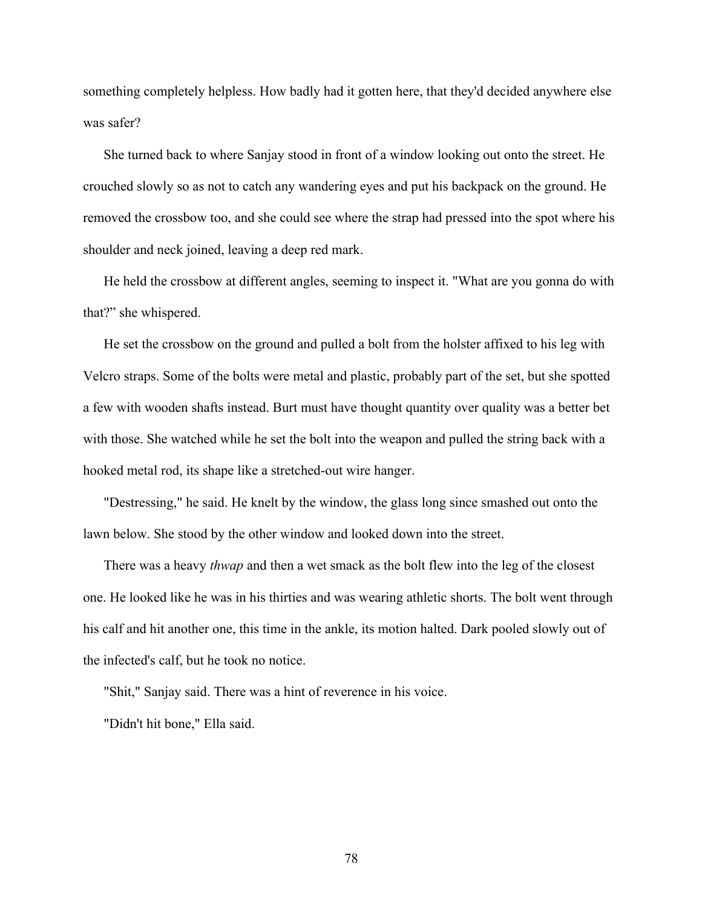something completely helpless. How badly had it gotten here, that they'd decided anywhere else was safer?

She turned back to where Sanjay stood in front of a window looking out onto the street. He crouched slowly so as not to catch any wandering eyes and put his backpack on the ground. He removed the crossbow too, and she could see where the strap had pressed into the spot where his shoulder and neck joined, leaving a deep red mark.

He held the crossbow at different angles, seeming to inspect it. "What are you gonna do with that?" she whispered.

He set the crossbow on the ground and pulled a bolt from the holster affixed to his leg with Velcro straps. Some of the bolts were metal and plastic, probably part of the set, but she spotted a few with wooden shafts instead. Burt must have thought quantity over quality was a better bet with those. She watched while he set the bolt into the weapon and pulled the string back with a hooked metal rod, its shape like a stretched-out wire hanger.

"Destressing," he said. He knelt by the window, the glass long since smashed out onto the lawn below. She stood by the other window and looked down into the street.

There was a heavy *thwap* and then a wet smack as the bolt flew into the leg of the closest one. He looked like he was in his thirties and was wearing athletic shorts. The bolt went through his calf and hit another one, this time in the ankle, its motion halted. Dark pooled slowly out of the infected's calf, but he took no notice.

"Shit," Sanjay said. There was a hint of reverence in his voice.

"Didn't hit bone," Ella said.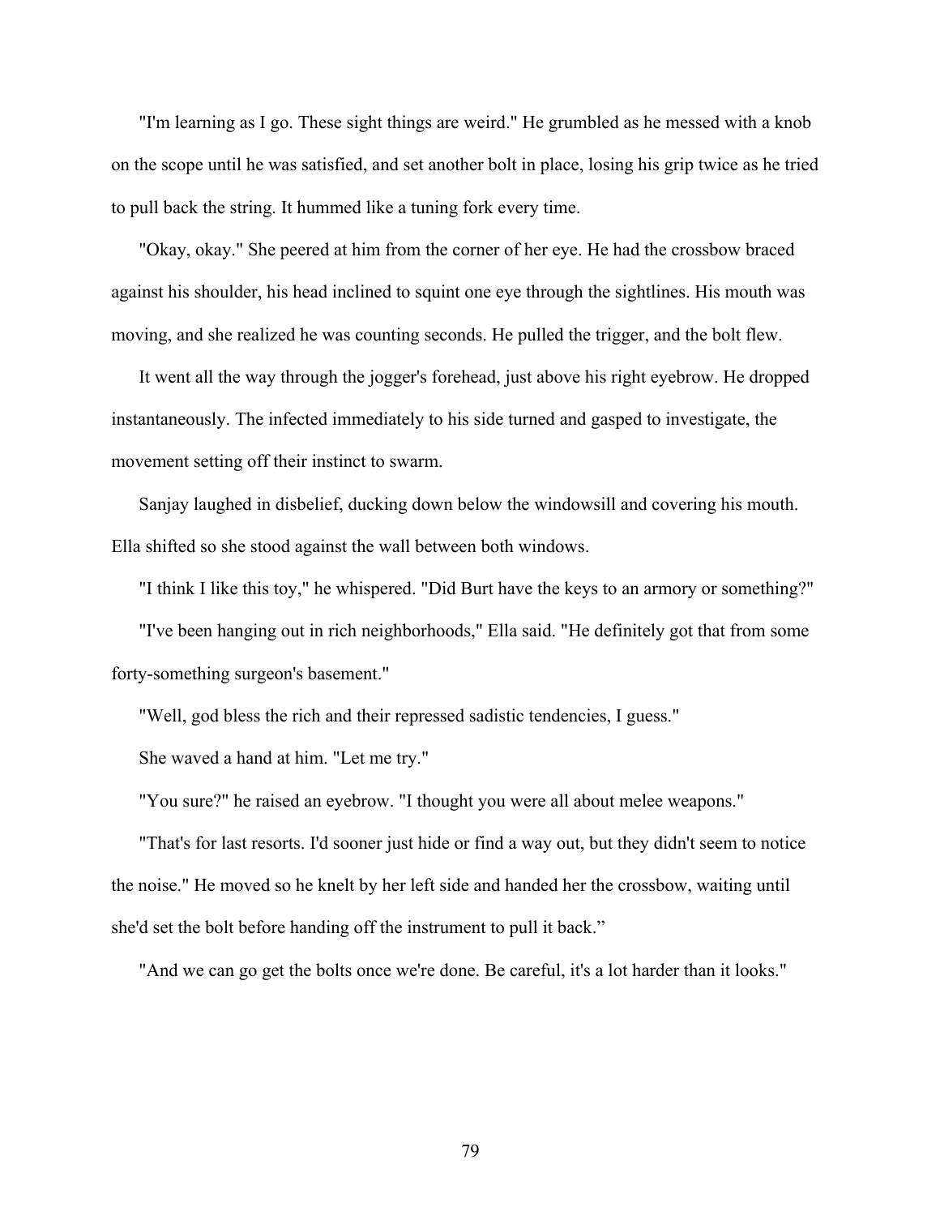"I'm learning as I go. These sight things are weird." He grumbled as he messed with a knob on the scope until he was satisfied, and set another bolt in place, losing his grip twice as he tried to pull back the string. It hummed like a tuning fork every time.

"Okay, okay." She peered at him from the corner of her eye. He had the crossbow braced against his shoulder, his head inclined to squint one eye through the sightlines. His mouth was moving, and she realized he was counting seconds. He pulled the trigger, and the bolt flew.

It went all the way through the jogger's forehead, just above his right eyebrow. He dropped instantaneously. The infected immediately to his side turned and gasped to investigate, the movement setting off their instinct to swarm.

Sanjay laughed in disbelief, ducking down below the windowsill and covering his mouth. Ella shifted so she stood against the wall between both windows.

"I think I like this toy," he whispered. "Did Burt have the keys to an armory or something?"

"I've been hanging out in rich neighborhoods," Ella said. "He definitely got that from some forty-something surgeon's basement."

"Well, god bless the rich and their repressed sadistic tendencies, I guess."

She waved a hand at him. "Let me try."

"You sure?" he raised an eyebrow. "I thought you were all about melee weapons."

"That's for last resorts. I'd sooner just hide or find a way out, but they didn't seem to notice the noise." He moved so he knelt by her left side and handed her the crossbow, waiting until she'd set the bolt before handing off the instrument to pull it back."

"And we can go get the bolts once we're done. Be careful, it's a lot harder than it looks."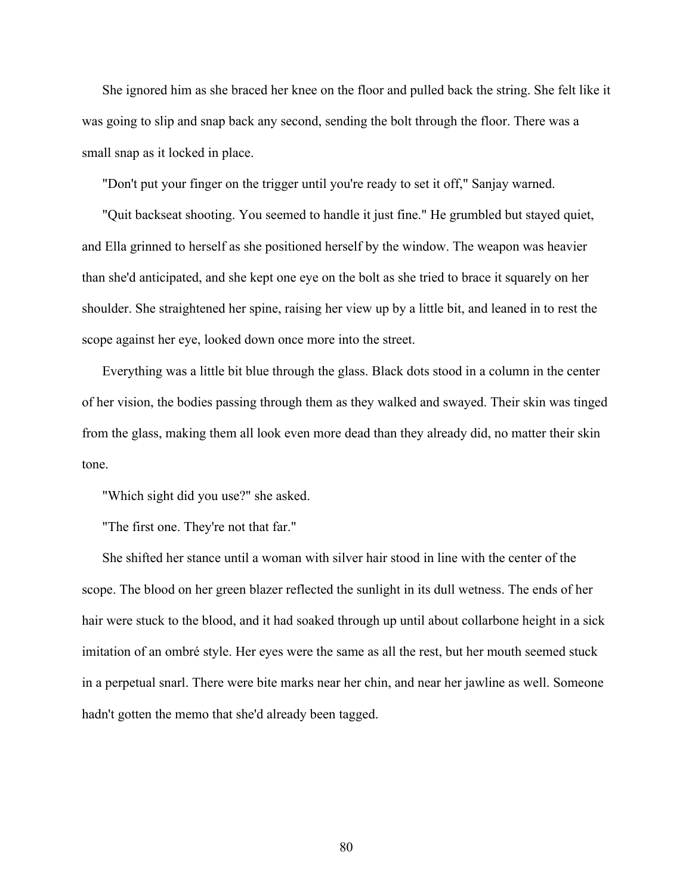She ignored him as she braced her knee on the floor and pulled back the string. She felt like it was going to slip and snap back any second, sending the bolt through the floor. There was a small snap as it locked in place.

"Don't put your finger on the trigger until you're ready to set it off," Sanjay warned.

"Quit backseat shooting. You seemed to handle it just fine." He grumbled but stayed quiet, and Ella grinned to herself as she positioned herself by the window. The weapon was heavier than she'd anticipated, and she kept one eye on the bolt as she tried to brace it squarely on her shoulder. She straightened her spine, raising her view up by a little bit, and leaned in to rest the scope against her eye, looked down once more into the street.

Everything was a little bit blue through the glass. Black dots stood in a column in the center of her vision, the bodies passing through them as they walked and swayed. Their skin was tinged from the glass, making them all look even more dead than they already did, no matter their skin tone.

"Which sight did you use?" she asked.

"The first one. They're not that far."

She shifted her stance until a woman with silver hair stood in line with the center of the scope. The blood on her green blazer reflected the sunlight in its dull wetness. The ends of her hair were stuck to the blood, and it had soaked through up until about collarbone height in a sick imitation of an ombré style. Her eyes were the same as all the rest, but her mouth seemed stuck in a perpetual snarl. There were bite marks near her chin, and near her jawline as well. Someone hadn't gotten the memo that she'd already been tagged.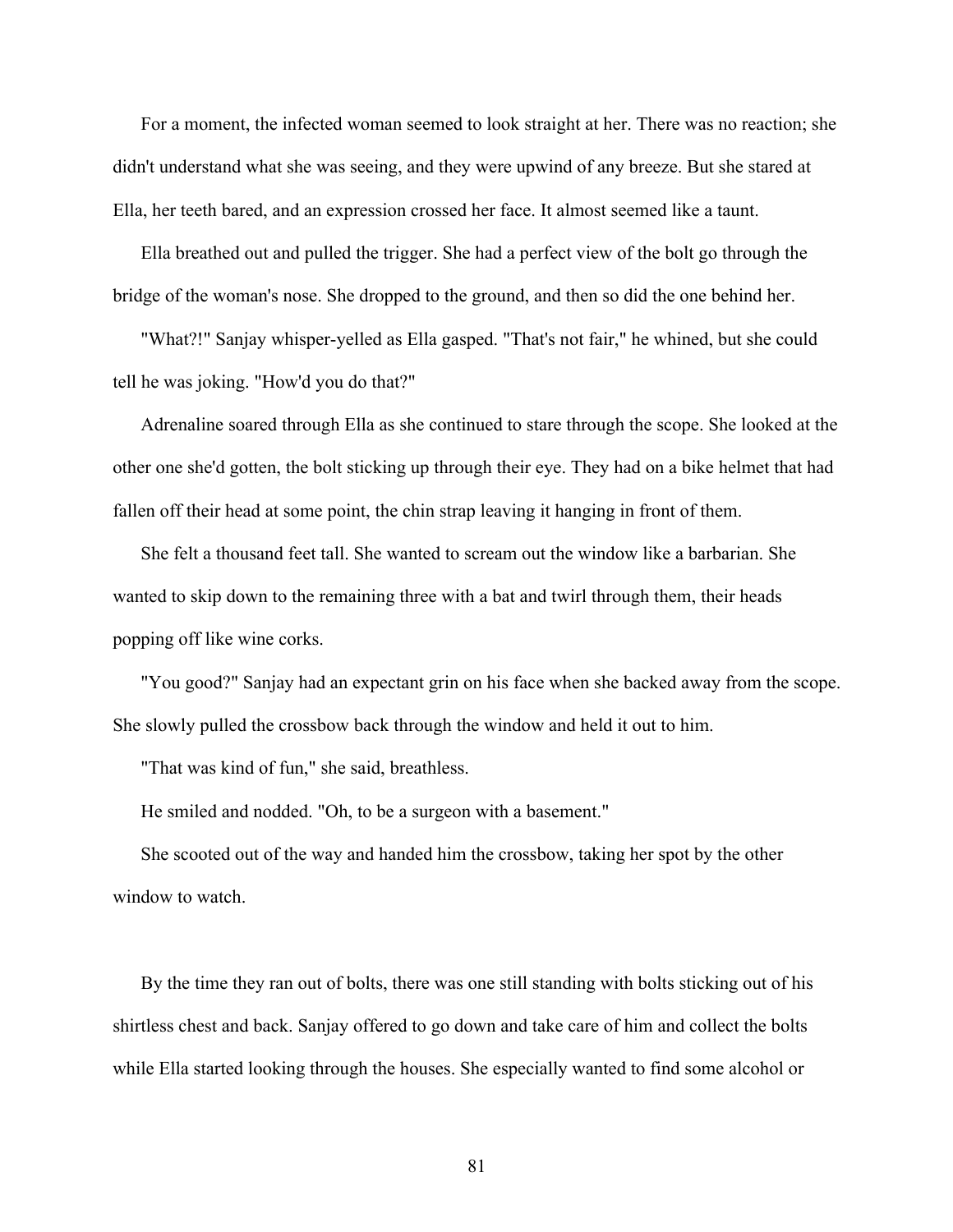For a moment, the infected woman seemed to look straight at her. There was no reaction; she didn't understand what she was seeing, and they were upwind of any breeze. But she stared at Ella, her teeth bared, and an expression crossed her face. It almost seemed like a taunt.

Ella breathed out and pulled the trigger. She had a perfect view of the bolt go through the bridge of the woman's nose. She dropped to the ground, and then so did the one behind her.

"What?!" Sanjay whisper-yelled as Ella gasped. "That's not fair," he whined, but she could tell he was joking. "How'd you do that?"

Adrenaline soared through Ella as she continued to stare through the scope. She looked at the other one she'd gotten, the bolt sticking up through their eye. They had on a bike helmet that had fallen off their head at some point, the chin strap leaving it hanging in front of them.

She felt a thousand feet tall. She wanted to scream out the window like a barbarian. She wanted to skip down to the remaining three with a bat and twirl through them, their heads popping off like wine corks.

"You good?" Sanjay had an expectant grin on his face when she backed away from the scope. She slowly pulled the crossbow back through the window and held it out to him.

"That was kind of fun," she said, breathless.

He smiled and nodded. "Oh, to be a surgeon with a basement."

She scooted out of the way and handed him the crossbow, taking her spot by the other window to watch.

By the time they ran out of bolts, there was one still standing with bolts sticking out of his shirtless chest and back. Sanjay offered to go down and take care of him and collect the bolts while Ella started looking through the houses. She especially wanted to find some alcohol or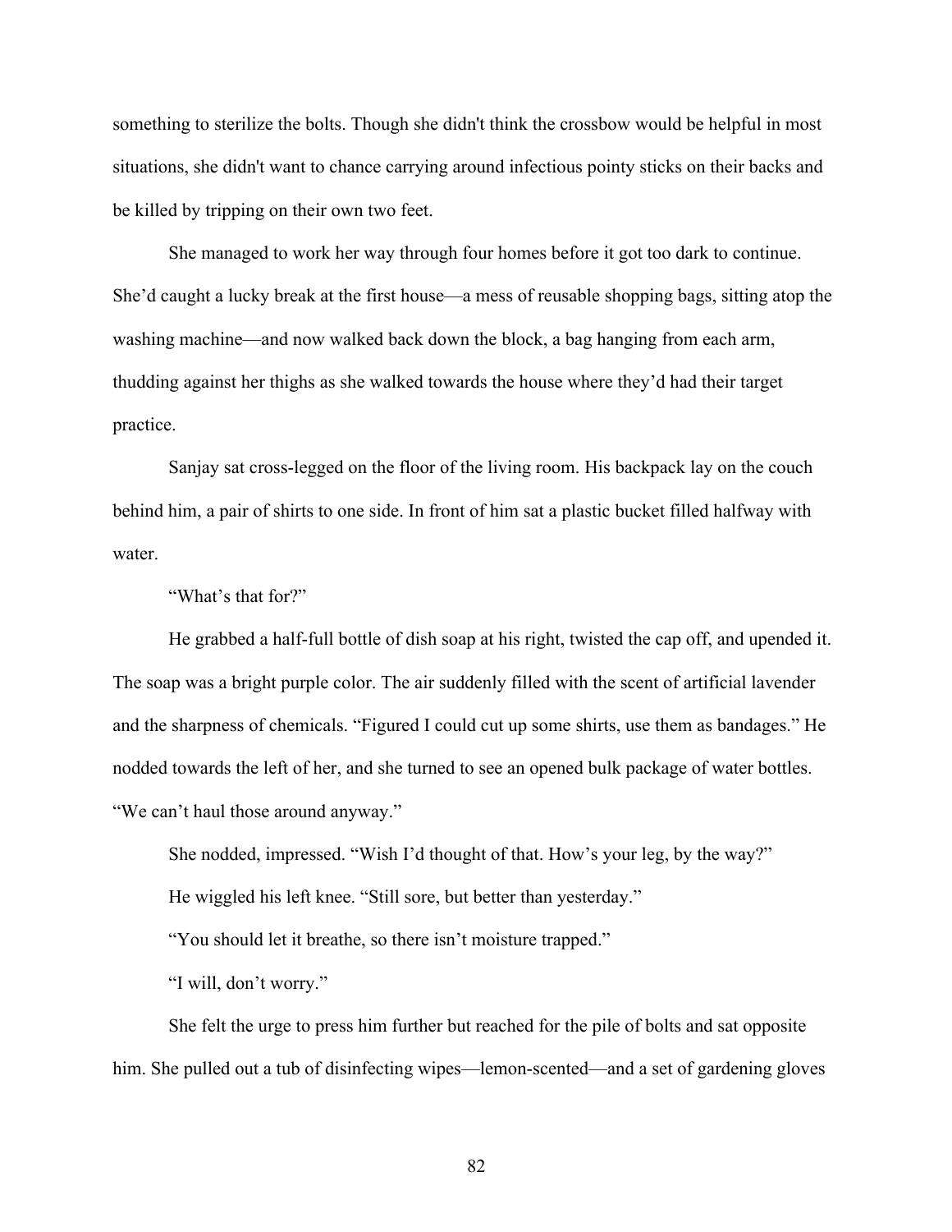something to sterilize the bolts. Though she didn't think the crossbow would be helpful in most situations, she didn't want to chance carrying around infectious pointy sticks on their backs and be killed by tripping on their own two feet.

She managed to work her way through four homes before it got too dark to continue. She'd caught a lucky break at the first house—a mess of reusable shopping bags, sitting atop the washing machine—and now walked back down the block, a bag hanging from each arm, thudding against her thighs as she walked towards the house where they'd had their target practice.

Sanjay sat cross-legged on the floor of the living room. His backpack lay on the couch behind him, a pair of shirts to one side. In front of him sat a plastic bucket filled halfway with water.

"What's that for?"

He grabbed a half-full bottle of dish soap at his right, twisted the cap off, and upended it. The soap was a bright purple color. The air suddenly filled with the scent of artificial lavender and the sharpness of chemicals. "Figured I could cut up some shirts, use them as bandages." He nodded towards the left of her, and she turned to see an opened bulk package of water bottles. "We can't haul those around anyway."

She nodded, impressed. "Wish I'd thought of that. How's your leg, by the way?"

He wiggled his left knee. "Still sore, but better than yesterday."

"You should let it breathe, so there isn't moisture trapped."

"I will, don't worry."

She felt the urge to press him further but reached for the pile of bolts and sat opposite him. She pulled out a tub of disinfecting wipes—lemon-scented—and a set of gardening gloves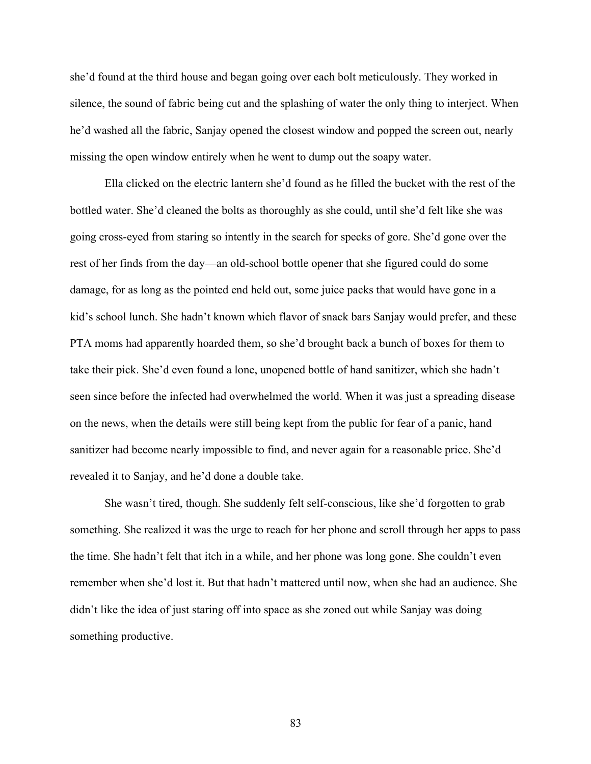she'd found at the third house and began going over each bolt meticulously. They worked in silence, the sound of fabric being cut and the splashing of water the only thing to interject. When he'd washed all the fabric, Sanjay opened the closest window and popped the screen out, nearly missing the open window entirely when he went to dump out the soapy water.

Ella clicked on the electric lantern she'd found as he filled the bucket with the rest of the bottled water. She'd cleaned the bolts as thoroughly as she could, until she'd felt like she was going cross-eyed from staring so intently in the search for specks of gore. She'd gone over the rest of her finds from the day—an old-school bottle opener that she figured could do some damage, for as long as the pointed end held out, some juice packs that would have gone in a kid's school lunch. She hadn't known which flavor of snack bars Sanjay would prefer, and these PTA moms had apparently hoarded them, so she'd brought back a bunch of boxes for them to take their pick. She'd even found a lone, unopened bottle of hand sanitizer, which she hadn't seen since before the infected had overwhelmed the world. When it was just a spreading disease on the news, when the details were still being kept from the public for fear of a panic, hand sanitizer had become nearly impossible to find, and never again for a reasonable price. She'd revealed it to Sanjay, and he'd done a double take.

She wasn't tired, though. She suddenly felt self-conscious, like she'd forgotten to grab something. She realized it was the urge to reach for her phone and scroll through her apps to pass the time. She hadn't felt that itch in a while, and her phone was long gone. She couldn't even remember when she'd lost it. But that hadn't mattered until now, when she had an audience. She didn't like the idea of just staring off into space as she zoned out while Sanjay was doing something productive.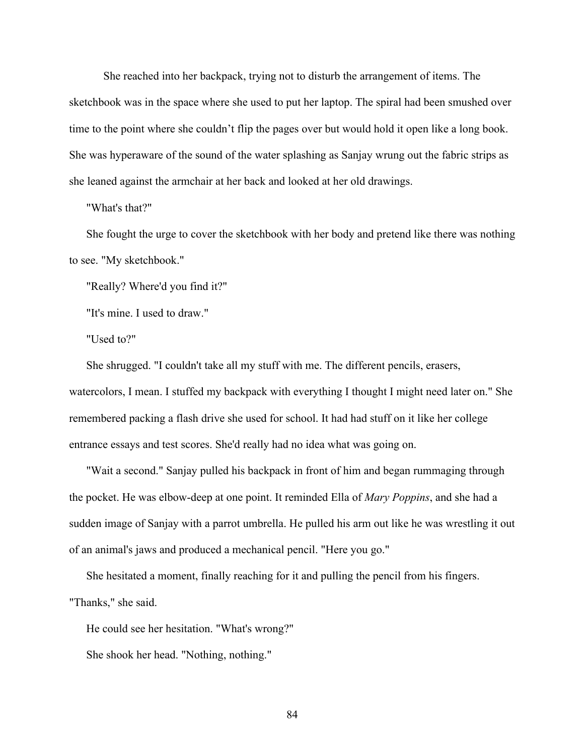She reached into her backpack, trying not to disturb the arrangement of items. The sketchbook was in the space where she used to put her laptop. The spiral had been smushed over time to the point where she couldn't flip the pages over but would hold it open like a long book. She was hyperaware of the sound of the water splashing as Sanjay wrung out the fabric strips as she leaned against the armchair at her back and looked at her old drawings.

"What's that?"

She fought the urge to cover the sketchbook with her body and pretend like there was nothing to see. "My sketchbook."

"Really? Where'd you find it?"

"It's mine. I used to draw."

"Used to?"

She shrugged. "I couldn't take all my stuff with me. The different pencils, erasers, watercolors, I mean. I stuffed my backpack with everything I thought I might need later on." She remembered packing a flash drive she used for school. It had had stuff on it like her college entrance essays and test scores. She'd really had no idea what was going on.

"Wait a second." Sanjay pulled his backpack in front of him and began rummaging through the pocket. He was elbow-deep at one point. It reminded Ella of *Mary Poppins*, and she had a sudden image of Sanjay with a parrot umbrella. He pulled his arm out like he was wrestling it out of an animal's jaws and produced a mechanical pencil. "Here you go."

She hesitated a moment, finally reaching for it and pulling the pencil from his fingers. "Thanks," she said.

He could see her hesitation. "What's wrong?"

She shook her head. "Nothing, nothing."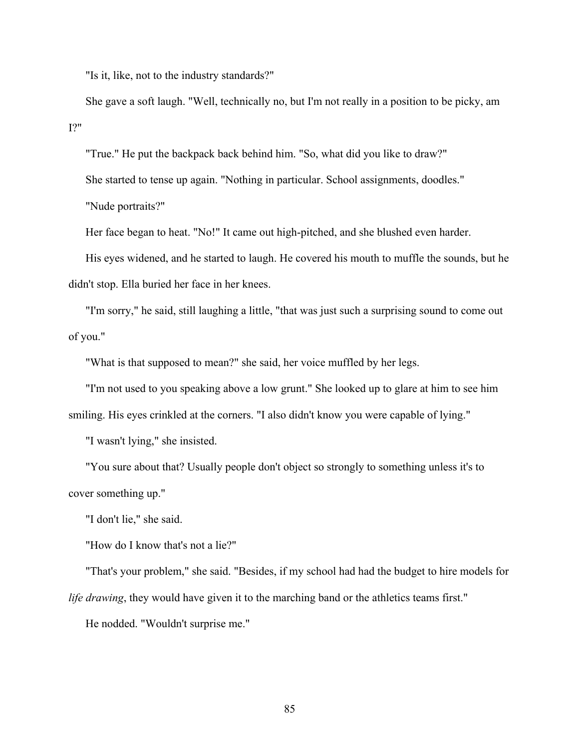"Is it, like, not to the industry standards?"

She gave a soft laugh. "Well, technically no, but I'm not really in a position to be picky, am I?"

"True." He put the backpack back behind him. "So, what did you like to draw?"

She started to tense up again. "Nothing in particular. School assignments, doodles."

"Nude portraits?"

Her face began to heat. "No!" It came out high-pitched, and she blushed even harder.

His eyes widened, and he started to laugh. He covered his mouth to muffle the sounds, but he didn't stop. Ella buried her face in her knees.

"I'm sorry," he said, still laughing a little, "that was just such a surprising sound to come out of you."

"What is that supposed to mean?" she said, her voice muffled by her legs.

"I'm not used to you speaking above a low grunt." She looked up to glare at him to see him smiling. His eyes crinkled at the corners. "I also didn't know you were capable of lying."

"I wasn't lying," she insisted.

"You sure about that? Usually people don't object so strongly to something unless it's to cover something up."

"I don't lie," she said.

"How do I know that's not a lie?"

"That's your problem," she said. "Besides, if my school had had the budget to hire models for *life drawing*, they would have given it to the marching band or the athletics teams first."

He nodded. "Wouldn't surprise me."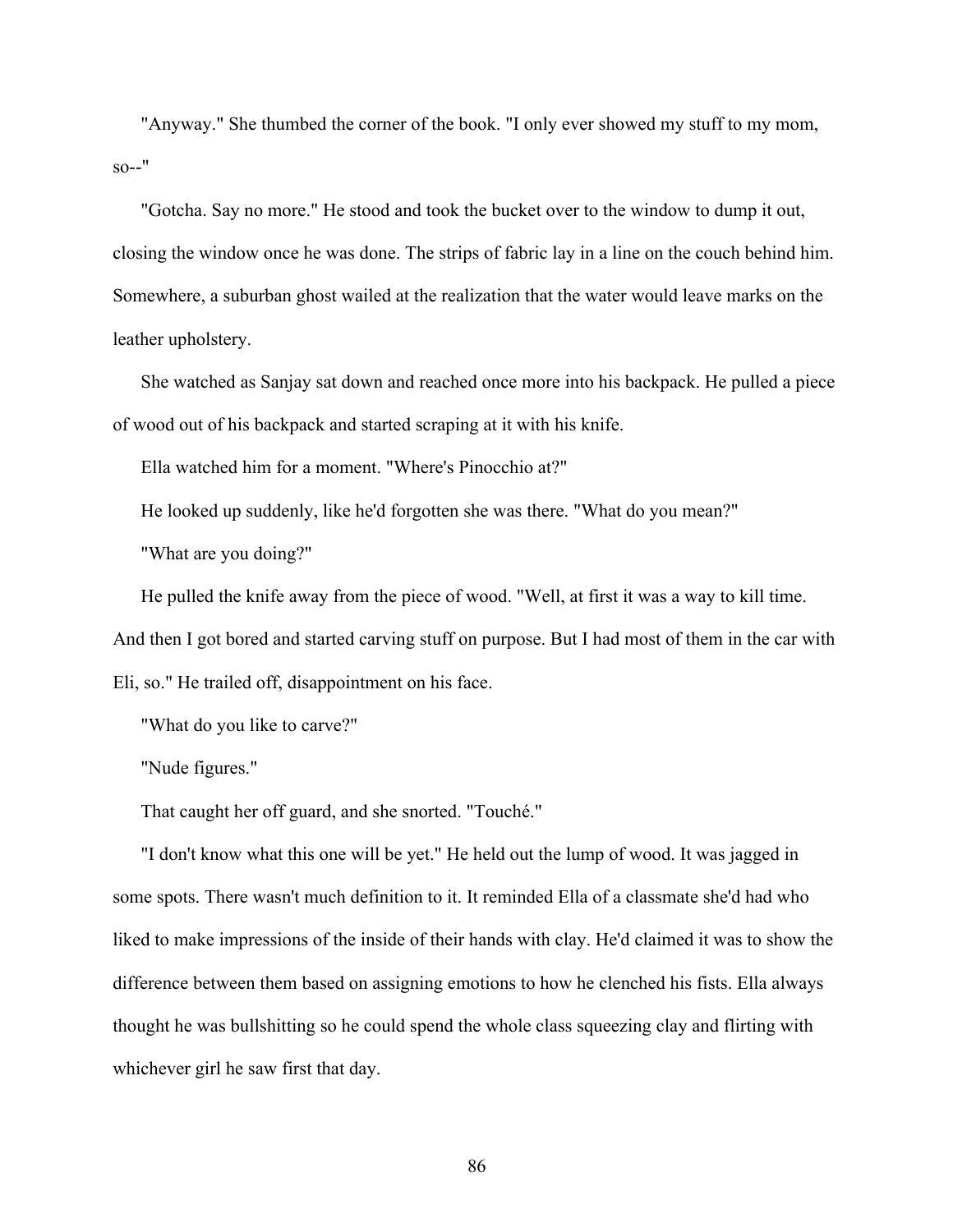"Anyway." She thumbed the corner of the book. "I only ever showed my stuff to my mom, so--"

"Gotcha. Say no more." He stood and took the bucket over to the window to dump it out, closing the window once he was done. The strips of fabric lay in a line on the couch behind him. Somewhere, a suburban ghost wailed at the realization that the water would leave marks on the leather upholstery.

She watched as Sanjay sat down and reached once more into his backpack. He pulled a piece of wood out of his backpack and started scraping at it with his knife.

Ella watched him for a moment. "Where's Pinocchio at?"

He looked up suddenly, like he'd forgotten she was there. "What do you mean?"

"What are you doing?"

He pulled the knife away from the piece of wood. "Well, at first it was a way to kill time. And then I got bored and started carving stuff on purpose. But I had most of them in the car with Eli, so." He trailed off, disappointment on his face.

"What do you like to carve?"

"Nude figures."

That caught her off guard, and she snorted. "Touché."

"I don't know what this one will be yet." He held out the lump of wood. It was jagged in some spots. There wasn't much definition to it. It reminded Ella of a classmate she'd had who liked to make impressions of the inside of their hands with clay. He'd claimed it was to show the difference between them based on assigning emotions to how he clenched his fists. Ella always thought he was bullshitting so he could spend the whole class squeezing clay and flirting with whichever girl he saw first that day.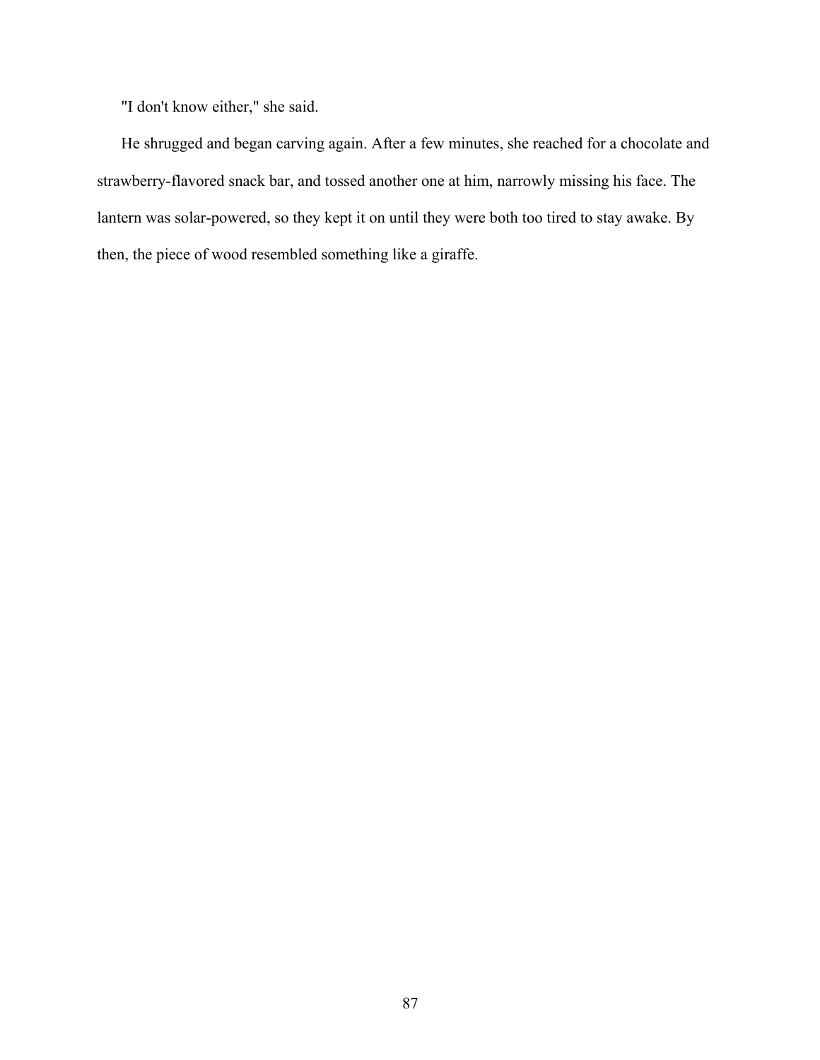"I don't know either," she said.

He shrugged and began carving again. After a few minutes, she reached for a chocolate and strawberry-flavored snack bar, and tossed another one at him, narrowly missing his face. The lantern was solar-powered, so they kept it on until they were both too tired to stay awake. By then, the piece of wood resembled something like a giraffe.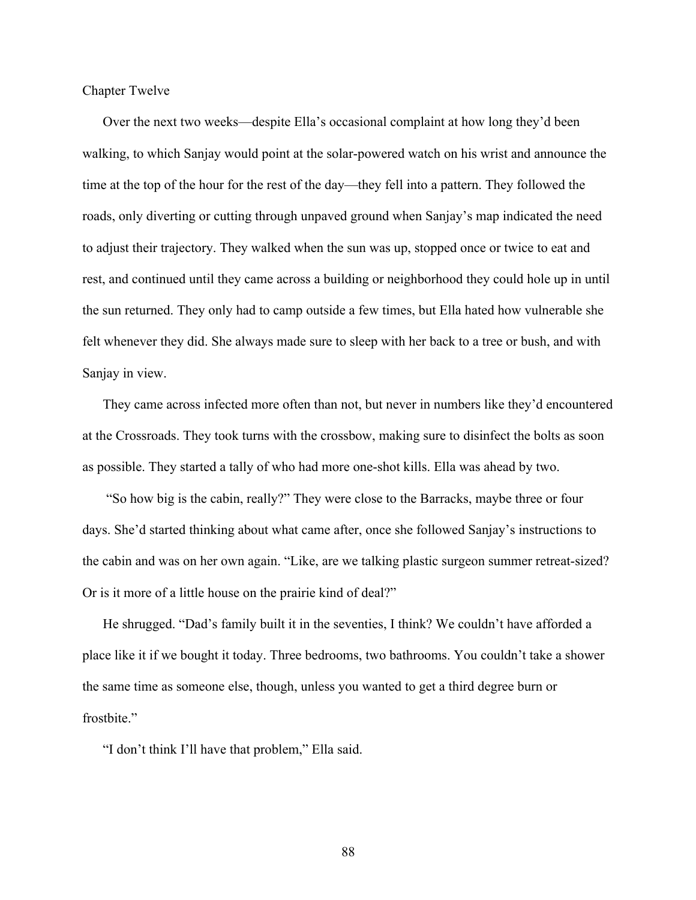# Chapter Twelve

Over the next two weeks—despite Ella's occasional complaint at how long they'd been walking, to which Sanjay would point at the solar-powered watch on his wrist and announce the time at the top of the hour for the rest of the day—they fell into a pattern. They followed the roads, only diverting or cutting through unpaved ground when Sanjay's map indicated the need to adjust their trajectory. They walked when the sun was up, stopped once or twice to eat and rest, and continued until they came across a building or neighborhood they could hole up in until the sun returned. They only had to camp outside a few times, but Ella hated how vulnerable she felt whenever they did. She always made sure to sleep with her back to a tree or bush, and with Sanjay in view.

They came across infected more often than not, but never in numbers like they'd encountered at the Crossroads. They took turns with the crossbow, making sure to disinfect the bolts as soon as possible. They started a tally of who had more one-shot kills. Ella was ahead by two.

"So how big is the cabin, really?" They were close to the Barracks, maybe three or four days. She'd started thinking about what came after, once she followed Sanjay's instructions to the cabin and was on her own again. "Like, are we talking plastic surgeon summer retreat-sized? Or is it more of a little house on the prairie kind of deal?"

He shrugged. "Dad's family built it in the seventies, I think? We couldn't have afforded a place like it if we bought it today. Three bedrooms, two bathrooms. You couldn't take a shower the same time as someone else, though, unless you wanted to get a third degree burn or frostbite."

"I don't think I'll have that problem," Ella said.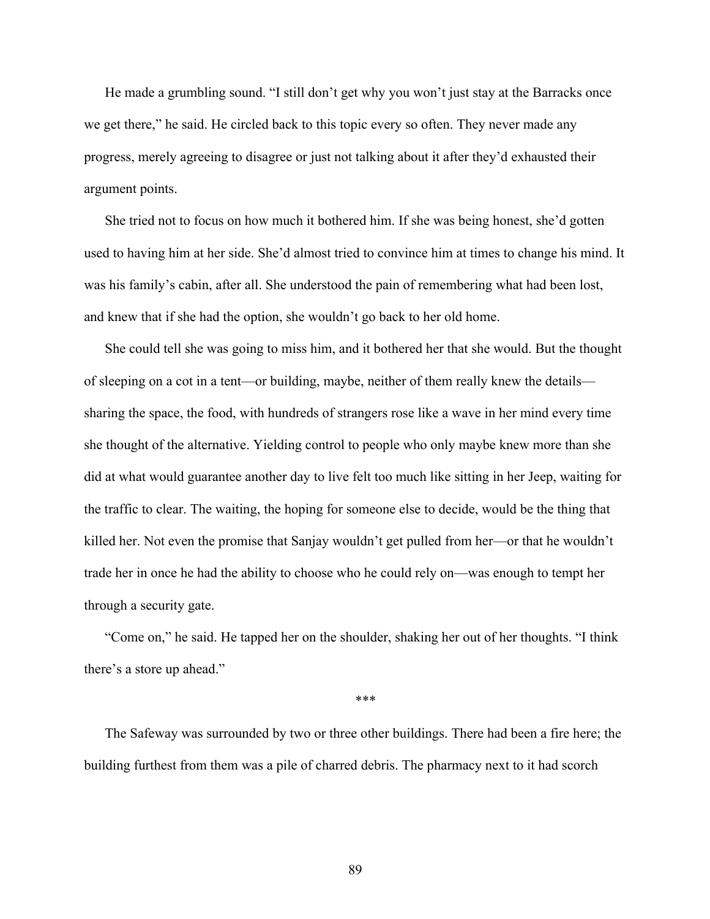He made a grumbling sound. "I still don't get why you won't just stay at the Barracks once we get there," he said. He circled back to this topic every so often. They never made any progress, merely agreeing to disagree or just not talking about it after they'd exhausted their argument points.

She tried not to focus on how much it bothered him. If she was being honest, she'd gotten used to having him at her side. She'd almost tried to convince him at times to change his mind. It was his family's cabin, after all. She understood the pain of remembering what had been lost, and knew that if she had the option, she wouldn't go back to her old home.

She could tell she was going to miss him, and it bothered her that she would. But the thought of sleeping on a cot in a tent—or building, maybe, neither of them really knew the details—sharing the space, the food, with hundreds of strangers rose like a wave in her mind every time she thought of the alternative. Yielding control to people who only maybe knew more than she did at what would guarantee another day to live felt too much like sitting in her Jeep, waiting for the traffic to clear. The waiting, the hoping for someone else to decide, would be the thing that killed her. Not even the promise that Sanjay wouldn't get pulled from her—or that he wouldn't trade her in once he had the ability to choose who he could rely on—was enough to tempt her through a security gate.

"Come on," he said. He tapped her on the shoulder, shaking her out of her thoughts. "I think there's a store up ahead."

***

The Safeway was surrounded by two or three other buildings. There had been a fire here; the building furthest from them was a pile of charred debris. The pharmacy next to it had scorch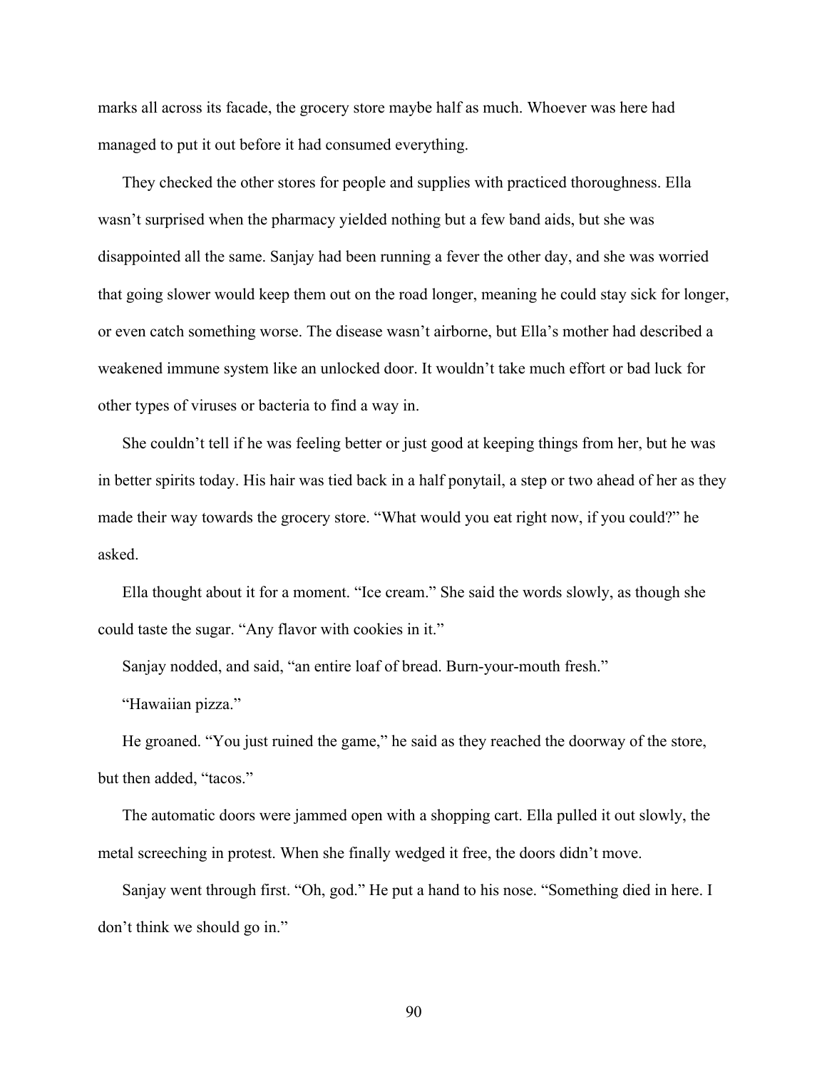marks all across its facade, the grocery store maybe half as much. Whoever was here had managed to put it out before it had consumed everything.

They checked the other stores for people and supplies with practiced thoroughness. Ella wasn't surprised when the pharmacy yielded nothing but a few band aids, but she was disappointed all the same. Sanjay had been running a fever the other day, and she was worried that going slower would keep them out on the road longer, meaning he could stay sick for longer, or even catch something worse. The disease wasn't airborne, but Ella's mother had described a weakened immune system like an unlocked door. It wouldn't take much effort or bad luck for other types of viruses or bacteria to find a way in.

She couldn't tell if he was feeling better or just good at keeping things from her, but he was in better spirits today. His hair was tied back in a half ponytail, a step or two ahead of her as they made their way towards the grocery store. "What would you eat right now, if you could?" he asked.

Ella thought about it for a moment. "Ice cream." She said the words slowly, as though she could taste the sugar. "Any flavor with cookies in it."

Sanjay nodded, and said, "an entire loaf of bread. Burn-your-mouth fresh."

"Hawaiian pizza."

He groaned. "You just ruined the game," he said as they reached the doorway of the store, but then added, "tacos."

The automatic doors were jammed open with a shopping cart. Ella pulled it out slowly, the metal screeching in protest. When she finally wedged it free, the doors didn't move.

Sanjay went through first. "Oh, god." He put a hand to his nose. "Something died in here. I don't think we should go in."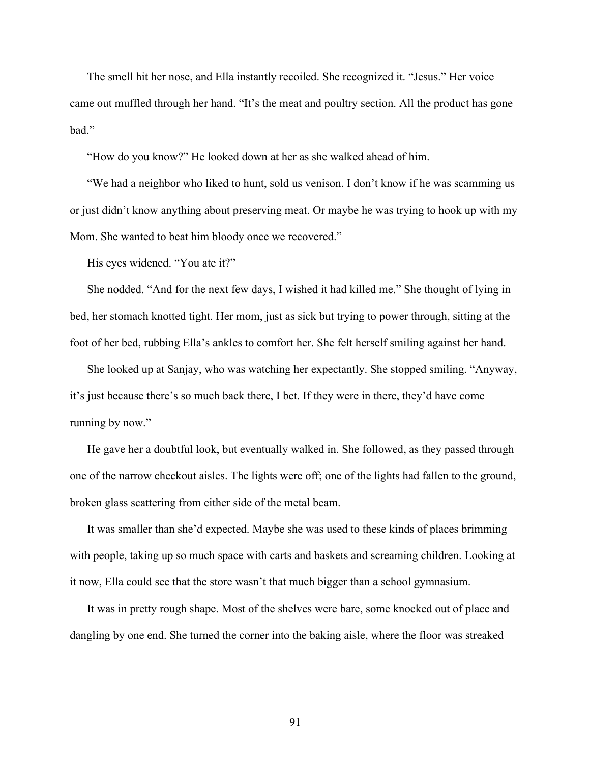The smell hit her nose, and Ella instantly recoiled. She recognized it. "Jesus." Her voice came out muffled through her hand. "It's the meat and poultry section. All the product has gone bad."

"How do you know?" He looked down at her as she walked ahead of him.

"We had a neighbor who liked to hunt, sold us venison. I don't know if he was scamming us or just didn't know anything about preserving meat. Or maybe he was trying to hook up with my Mom. She wanted to beat him bloody once we recovered."

His eyes widened. "You ate it?"

She nodded. "And for the next few days, I wished it had killed me." She thought of lying in bed, her stomach knotted tight. Her mom, just as sick but trying to power through, sitting at the foot of her bed, rubbing Ella's ankles to comfort her. She felt herself smiling against her hand.

She looked up at Sanjay, who was watching her expectantly. She stopped smiling. "Anyway, it's just because there's so much back there, I bet. If they were in there, they'd have come running by now."

He gave her a doubtful look, but eventually walked in. She followed, as they passed through one of the narrow checkout aisles. The lights were off; one of the lights had fallen to the ground, broken glass scattering from either side of the metal beam.

It was smaller than she'd expected. Maybe she was used to these kinds of places brimming with people, taking up so much space with carts and baskets and screaming children. Looking at it now, Ella could see that the store wasn't that much bigger than a school gymnasium.

It was in pretty rough shape. Most of the shelves were bare, some knocked out of place and dangling by one end. She turned the corner into the baking aisle, where the floor was streaked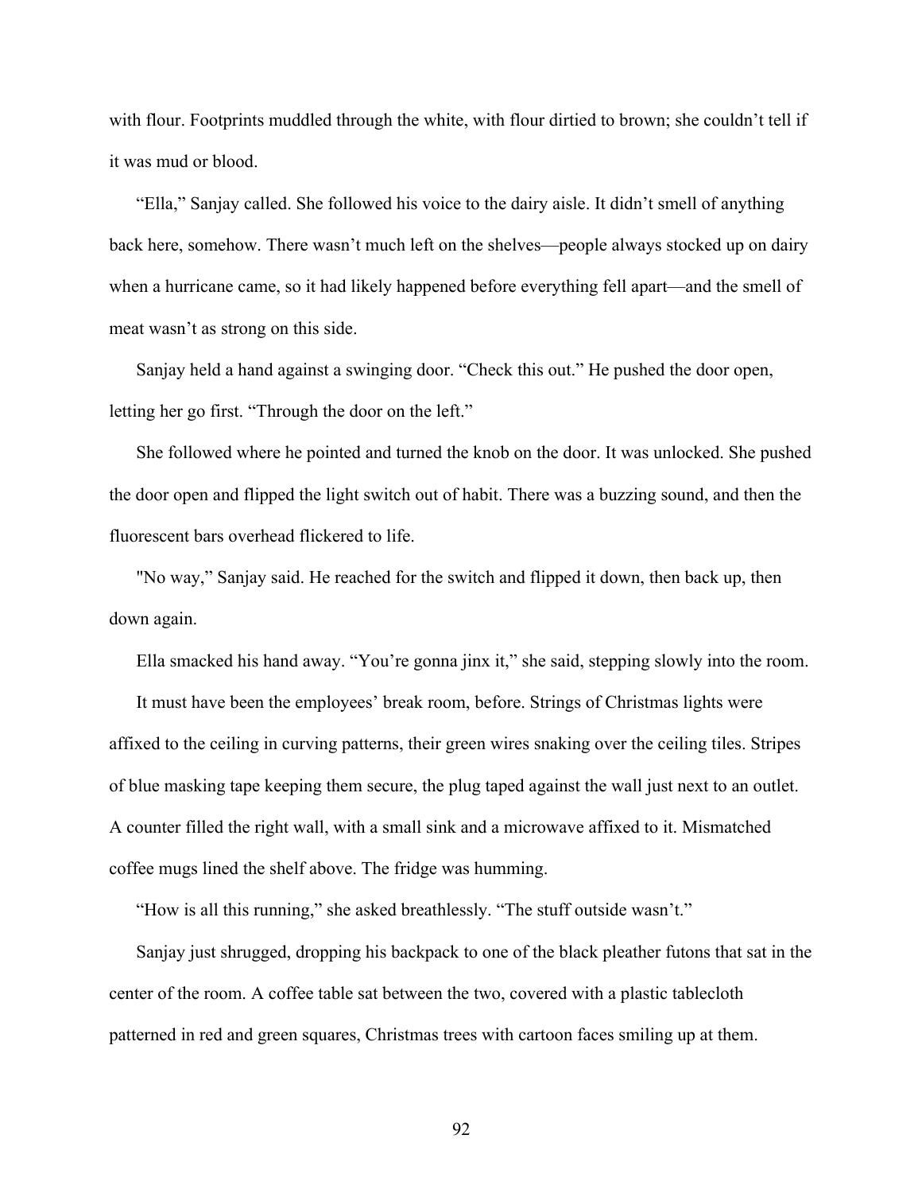with flour. Footprints muddled through the white, with flour dirtied to brown; she couldn't tell if it was mud or blood.

"Ella," Sanjay called. She followed his voice to the dairy aisle. It didn't smell of anything back here, somehow. There wasn't much left on the shelves—people always stocked up on dairy when a hurricane came, so it had likely happened before everything fell apart—and the smell of meat wasn't as strong on this side.

Sanjay held a hand against a swinging door. "Check this out." He pushed the door open, letting her go first. "Through the door on the left."

She followed where he pointed and turned the knob on the door. It was unlocked. She pushed the door open and flipped the light switch out of habit. There was a buzzing sound, and then the fluorescent bars overhead flickered to life.

"No way," Sanjay said. He reached for the switch and flipped it down, then back up, then down again.

Ella smacked his hand away. "You're gonna jinx it," she said, stepping slowly into the room.

It must have been the employees' break room, before. Strings of Christmas lights were affixed to the ceiling in curving patterns, their green wires snaking over the ceiling tiles. Stripes of blue masking tape keeping them secure, the plug taped against the wall just next to an outlet. A counter filled the right wall, with a small sink and a microwave affixed to it. Mismatched coffee mugs lined the shelf above. The fridge was humming.

"How is all this running," she asked breathlessly. "The stuff outside wasn't."

Sanjay just shrugged, dropping his backpack to one of the black pleather futons that sat in the center of the room. A coffee table sat between the two, covered with a plastic tablecloth patterned in red and green squares, Christmas trees with cartoon faces smiling up at them.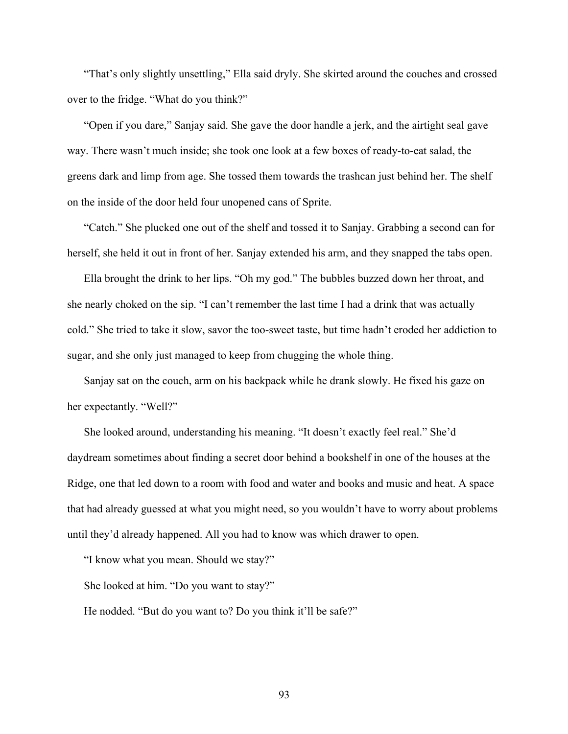"That's only slightly unsettling," Ella said dryly. She skirted around the couches and crossed over to the fridge. "What do you think?"

"Open if you dare," Sanjay said. She gave the door handle a jerk, and the airtight seal gave way. There wasn't much inside; she took one look at a few boxes of ready-to-eat salad, the greens dark and limp from age. She tossed them towards the trashcan just behind her. The shelf on the inside of the door held four unopened cans of Sprite.

"Catch." She plucked one out of the shelf and tossed it to Sanjay. Grabbing a second can for herself, she held it out in front of her. Sanjay extended his arm, and they snapped the tabs open.

Ella brought the drink to her lips. "Oh my god." The bubbles buzzed down her throat, and she nearly choked on the sip. "I can't remember the last time I had a drink that was actually cold." She tried to take it slow, savor the too-sweet taste, but time hadn't eroded her addiction to sugar, and she only just managed to keep from chugging the whole thing.

Sanjay sat on the couch, arm on his backpack while he drank slowly. He fixed his gaze on her expectantly. "Well?"

She looked around, understanding his meaning. "It doesn't exactly feel real." She'd daydream sometimes about finding a secret door behind a bookshelf in one of the houses at the Ridge, one that led down to a room with food and water and books and music and heat. A space that had already guessed at what you might need, so you wouldn't have to worry about problems until they'd already happened. All you had to know was which drawer to open.

"I know what you mean. Should we stay?"

She looked at him. "Do you want to stay?"

He nodded. "But do you want to? Do you think it'll be safe?"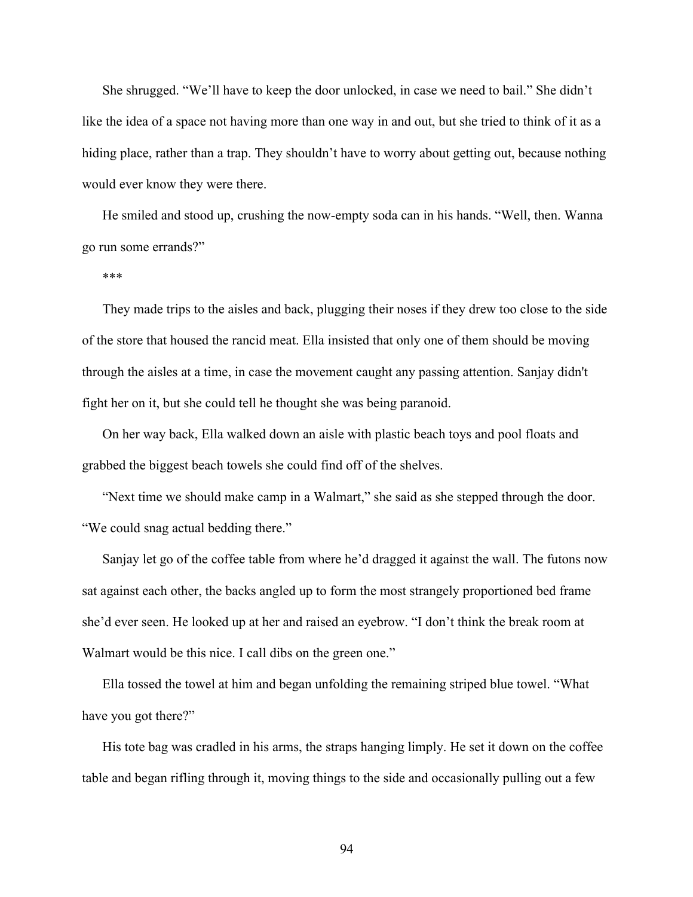She shrugged. "We'll have to keep the door unlocked, in case we need to bail." She didn't like the idea of a space not having more than one way in and out, but she tried to think of it as a hiding place, rather than a trap. They shouldn't have to worry about getting out, because nothing would ever know they were there.

He smiled and stood up, crushing the now-empty soda can in his hands. "Well, then. Wanna go run some errands?"

***

They made trips to the aisles and back, plugging their noses if they drew too close to the side of the store that housed the rancid meat. Ella insisted that only one of them should be moving through the aisles at a time, in case the movement caught any passing attention. Sanjay didn't fight her on it, but she could tell he thought she was being paranoid.

On her way back, Ella walked down an aisle with plastic beach toys and pool floats and grabbed the biggest beach towels she could find off of the shelves.

"Next time we should make camp in a Walmart," she said as she stepped through the door. "We could snag actual bedding there."

Sanjay let go of the coffee table from where he'd dragged it against the wall. The futons now sat against each other, the backs angled up to form the most strangely proportioned bed frame she'd ever seen. He looked up at her and raised an eyebrow. "I don't think the break room at Walmart would be this nice. I call dibs on the green one."

Ella tossed the towel at him and began unfolding the remaining striped blue towel. "What have you got there?"

His tote bag was cradled in his arms, the straps hanging limply. He set it down on the coffee table and began rifling through it, moving things to the side and occasionally pulling out a few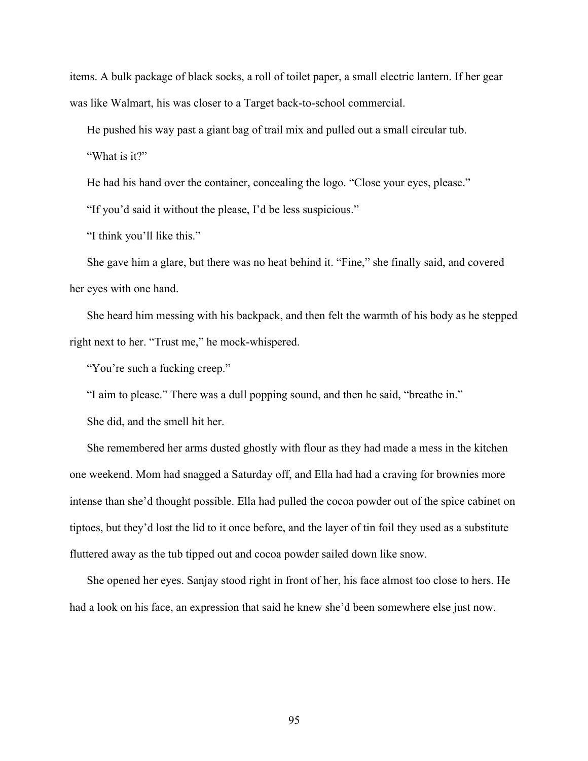items. A bulk package of black socks, a roll of toilet paper, a small electric lantern. If her gear was like Walmart, his was closer to a Target back-to-school commercial.

He pushed his way past a giant bag of trail mix and pulled out a small circular tub.

"What is it?"

He had his hand over the container, concealing the logo. "Close your eyes, please."

"If you'd said it without the please, I'd be less suspicious."

"I think you'll like this."

She gave him a glare, but there was no heat behind it. "Fine," she finally said, and covered her eyes with one hand.

She heard him messing with his backpack, and then felt the warmth of his body as he stepped right next to her. "Trust me," he mock-whispered.

"You're such a fucking creep."

"I aim to please." There was a dull popping sound, and then he said, "breathe in."

She did, and the smell hit her.

She remembered her arms dusted ghostly with flour as they had made a mess in the kitchen one weekend. Mom had snagged a Saturday off, and Ella had had a craving for brownies more intense than she'd thought possible. Ella had pulled the cocoa powder out of the spice cabinet on tiptoes, but they'd lost the lid to it once before, and the layer of tin foil they used as a substitute fluttered away as the tub tipped out and cocoa powder sailed down like snow.

She opened her eyes. Sanjay stood right in front of her, his face almost too close to hers. He had a look on his face, an expression that said he knew she'd been somewhere else just now.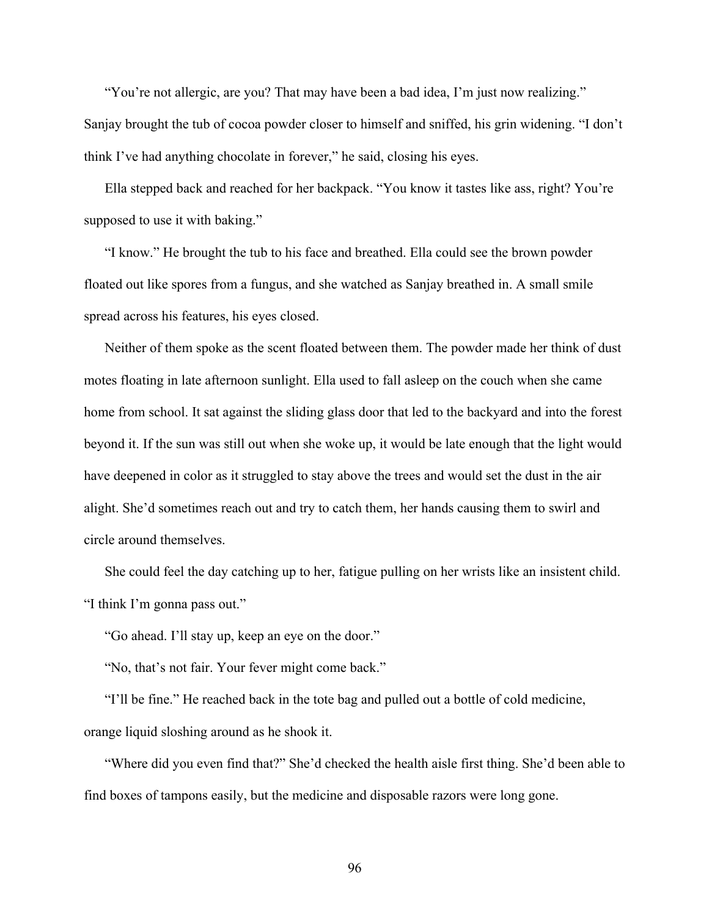"You're not allergic, are you? That may have been a bad idea, I'm just now realizing." Sanjay brought the tub of cocoa powder closer to himself and sniffed, his grin widening. "I don't think I've had anything chocolate in forever," he said, closing his eyes.

Ella stepped back and reached for her backpack. "You know it tastes like ass, right? You're supposed to use it with baking."

"I know." He brought the tub to his face and breathed. Ella could see the brown powder floated out like spores from a fungus, and she watched as Sanjay breathed in. A small smile spread across his features, his eyes closed.

Neither of them spoke as the scent floated between them. The powder made her think of dust motes floating in late afternoon sunlight. Ella used to fall asleep on the couch when she came home from school. It sat against the sliding glass door that led to the backyard and into the forest beyond it. If the sun was still out when she woke up, it would be late enough that the light would have deepened in color as it struggled to stay above the trees and would set the dust in the air alight. She'd sometimes reach out and try to catch them, her hands causing them to swirl and circle around themselves.

She could feel the day catching up to her, fatigue pulling on her wrists like an insistent child. "I think I'm gonna pass out."

"Go ahead. I'll stay up, keep an eye on the door."

"No, that's not fair. Your fever might come back."

"I'll be fine." He reached back in the tote bag and pulled out a bottle of cold medicine, orange liquid sloshing around as he shook it.

"Where did you even find that?" She'd checked the health aisle first thing. She'd been able to find boxes of tampons easily, but the medicine and disposable razors were long gone.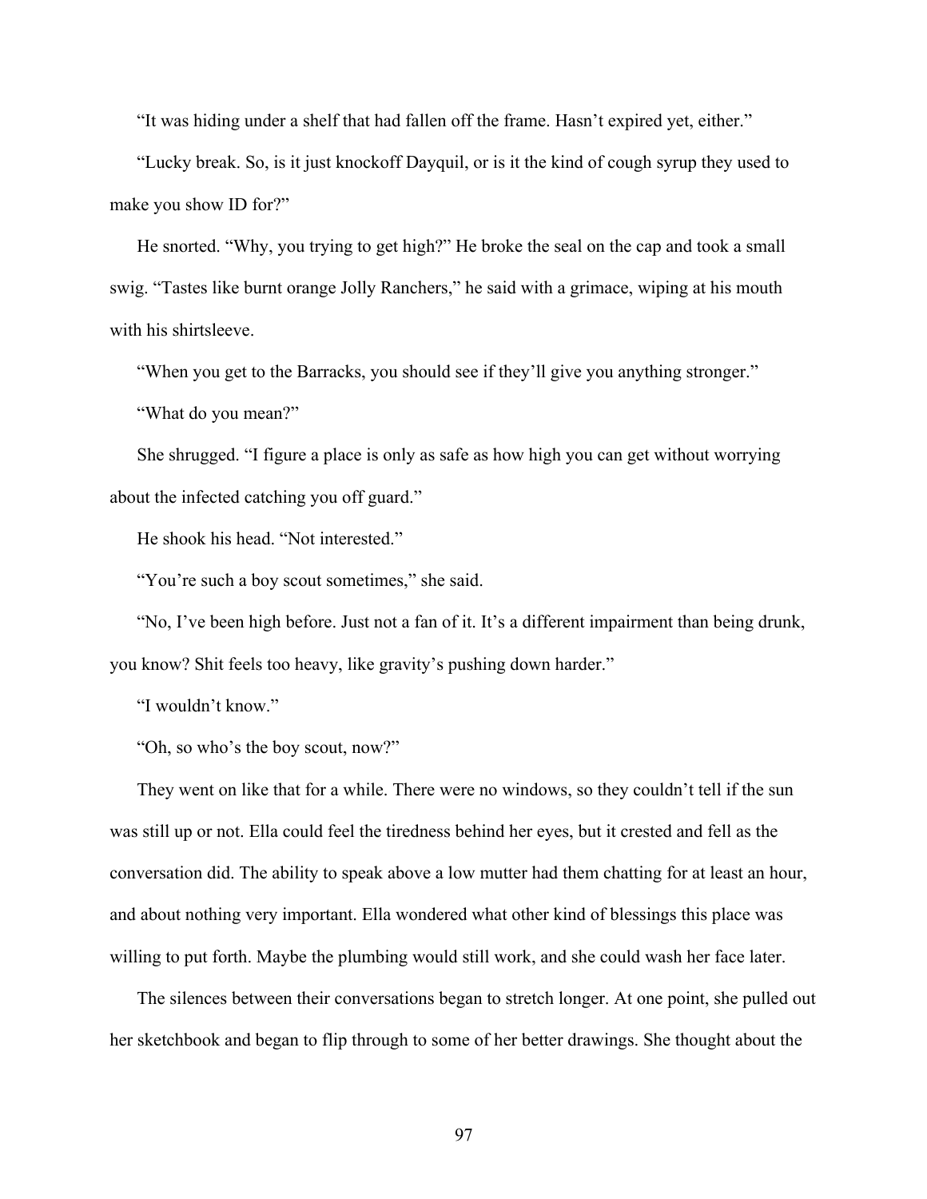"It was hiding under a shelf that had fallen off the frame. Hasn't expired yet, either."

"Lucky break. So, is it just knockoff Dayquil, or is it the kind of cough syrup they used to make you show ID for?"

He snorted. "Why, you trying to get high?" He broke the seal on the cap and took a small swig. "Tastes like burnt orange Jolly Ranchers," he said with a grimace, wiping at his mouth with his shirtsleeve.

"When you get to the Barracks, you should see if they'll give you anything stronger."

"What do you mean?"

She shrugged. "I figure a place is only as safe as how high you can get without worrying about the infected catching you off guard."

He shook his head. "Not interested."

"You're such a boy scout sometimes," she said.

"No, I've been high before. Just not a fan of it. It's a different impairment than being drunk, you know? Shit feels too heavy, like gravity's pushing down harder."

"I wouldn't know."

"Oh, so who's the boy scout, now?"

They went on like that for a while. There were no windows, so they couldn't tell if the sun was still up or not. Ella could feel the tiredness behind her eyes, but it crested and fell as the conversation did. The ability to speak above a low mutter had them chatting for at least an hour, and about nothing very important. Ella wondered what other kind of blessings this place was willing to put forth. Maybe the plumbing would still work, and she could wash her face later.

The silences between their conversations began to stretch longer. At one point, she pulled out her sketchbook and began to flip through to some of her better drawings. She thought about the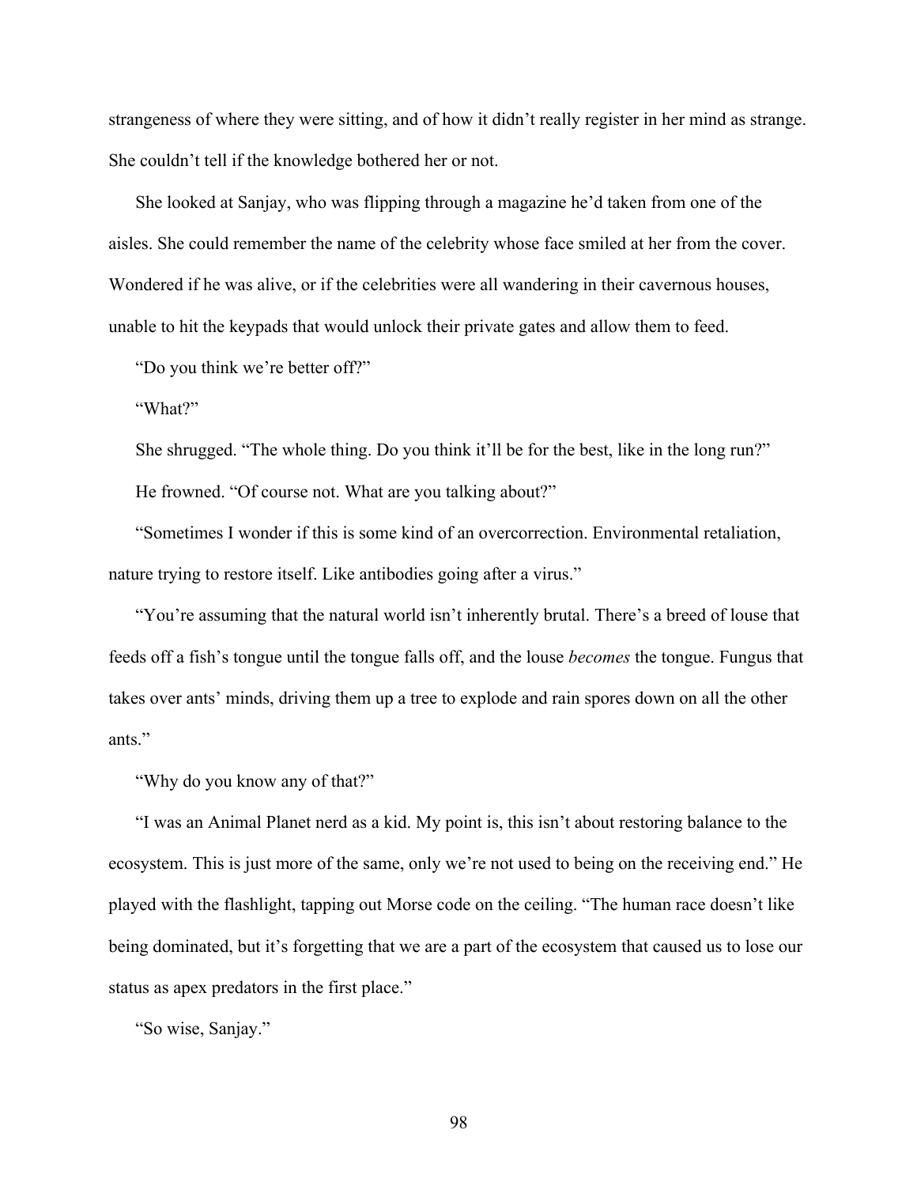strangeness of where they were sitting, and of how it didn't really register in her mind as strange. She couldn't tell if the knowledge bothered her or not.

She looked at Sanjay, who was flipping through a magazine he'd taken from one of the aisles. She could remember the name of the celebrity whose face smiled at her from the cover. Wondered if he was alive, or if the celebrities were all wandering in their cavernous houses, unable to hit the keypads that would unlock their private gates and allow them to feed.

"Do you think we're better off?"

"What?"

She shrugged. "The whole thing. Do you think it'll be for the best, like in the long run?"

He frowned. "Of course not. What are you talking about?"

"Sometimes I wonder if this is some kind of an overcorrection. Environmental retaliation, nature trying to restore itself. Like antibodies going after a virus."

"You're assuming that the natural world isn't inherently brutal. There's a breed of louse that feeds off a fish's tongue until the tongue falls off, and the louse *becomes* the tongue. Fungus that takes over ants' minds, driving them up a tree to explode and rain spores down on all the other ants."

"Why do you know any of that?"

"I was an Animal Planet nerd as a kid. My point is, this isn't about restoring balance to the ecosystem. This is just more of the same, only we're not used to being on the receiving end." He played with the flashlight, tapping out Morse code on the ceiling. "The human race doesn't like being dominated, but it's forgetting that we are a part of the ecosystem that caused us to lose our status as apex predators in the first place."

"So wise, Sanjay."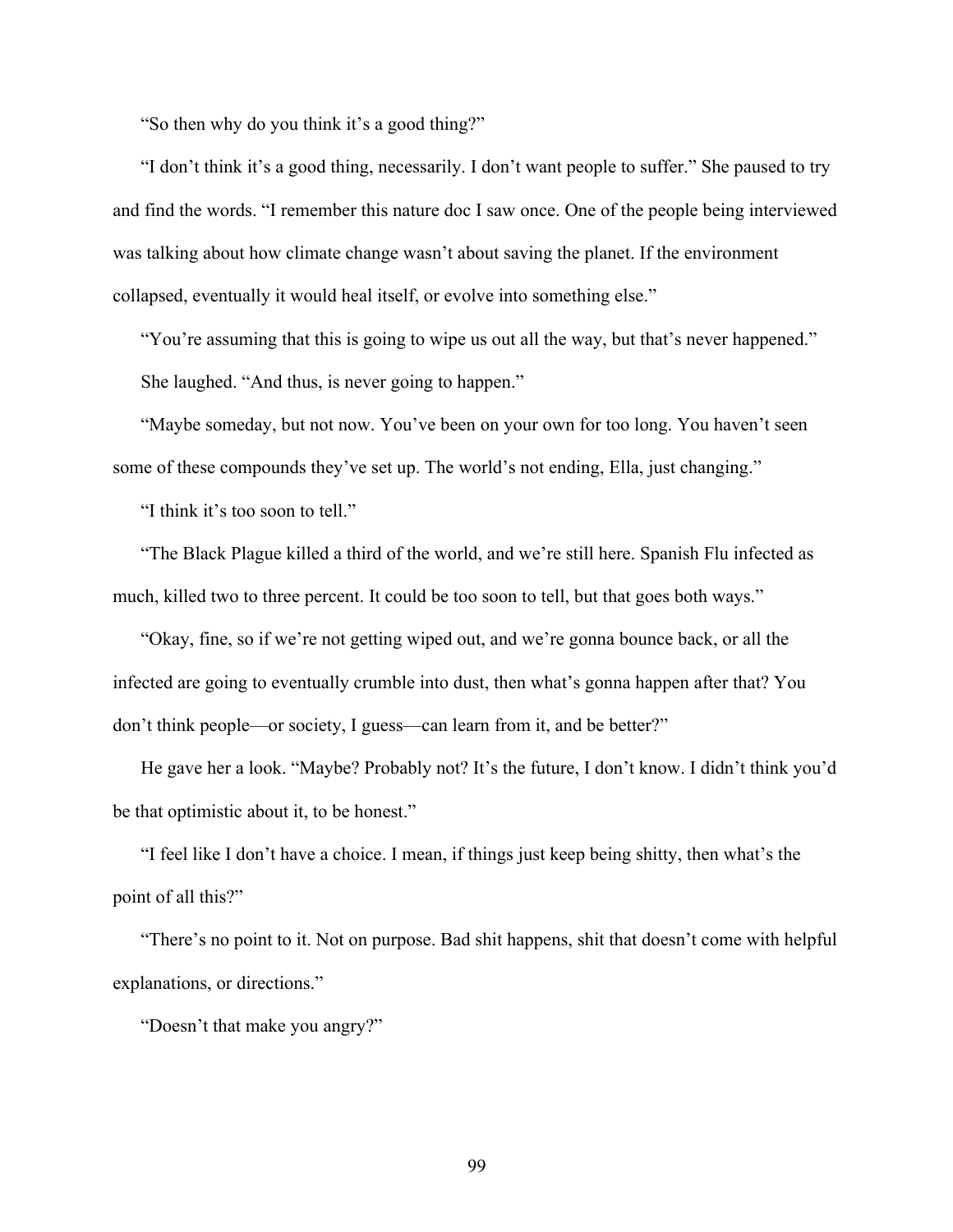"So then why do you think it's a good thing?"

"I don't think it's a good thing, necessarily. I don't want people to suffer." She paused to try and find the words. "I remember this nature doc I saw once. One of the people being interviewed was talking about how climate change wasn't about saving the planet. If the environment collapsed, eventually it would heal itself, or evolve into something else."

"You're assuming that this is going to wipe us out all the way, but that's never happened."

She laughed. "And thus, is never going to happen."

"Maybe someday, but not now. You've been on your own for too long. You haven't seen some of these compounds they've set up. The world's not ending, Ella, just changing."

"I think it's too soon to tell."

"The Black Plague killed a third of the world, and we're still here. Spanish Flu infected as much, killed two to three percent. It could be too soon to tell, but that goes both ways."

"Okay, fine, so if we're not getting wiped out, and we're gonna bounce back, or all the infected are going to eventually crumble into dust, then what's gonna happen after that? You don't think people—or society, I guess—can learn from it, and be better?"

He gave her a look. "Maybe? Probably not? It's the future, I don't know. I didn't think you'd be that optimistic about it, to be honest."

"I feel like I don't have a choice. I mean, if things just keep being shitty, then what's the point of all this?"

"There's no point to it. Not on purpose. Bad shit happens, shit that doesn't come with helpful explanations, or directions."

"Doesn't that make you angry?"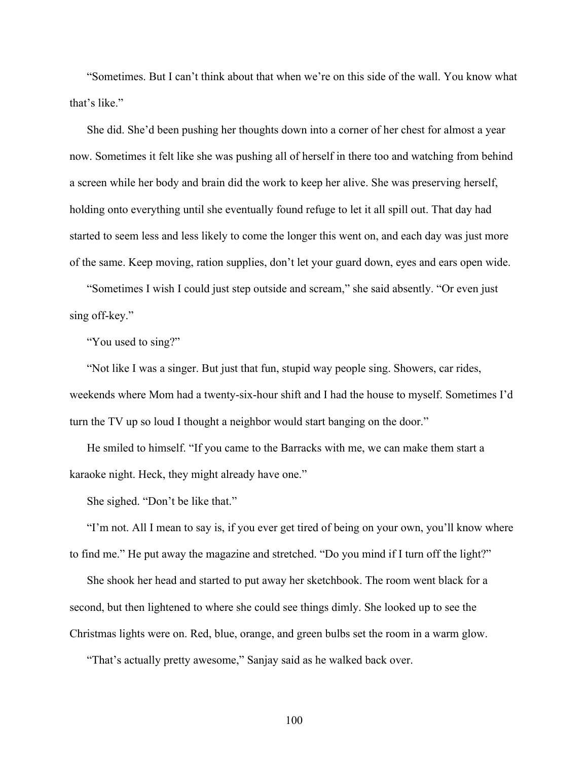"Sometimes. But I can't think about that when we're on this side of the wall. You know what that's like."

She did. She'd been pushing her thoughts down into a corner of her chest for almost a year now. Sometimes it felt like she was pushing all of herself in there too and watching from behind a screen while her body and brain did the work to keep her alive. She was preserving herself, holding onto everything until she eventually found refuge to let it all spill out. That day had started to seem less and less likely to come the longer this went on, and each day was just more of the same. Keep moving, ration supplies, don't let your guard down, eyes and ears open wide.

"Sometimes I wish I could just step outside and scream," she said absently. "Or even just sing off-key."

"You used to sing?"

"Not like I was a singer. But just that fun, stupid way people sing. Showers, car rides, weekends where Mom had a twenty-six-hour shift and I had the house to myself. Sometimes I'd turn the TV up so loud I thought a neighbor would start banging on the door."

He smiled to himself. "If you came to the Barracks with me, we can make them start a karaoke night. Heck, they might already have one."

She sighed. "Don't be like that."

"I'm not. All I mean to say is, if you ever get tired of being on your own, you'll know where to find me." He put away the magazine and stretched. "Do you mind if I turn off the light?"

She shook her head and started to put away her sketchbook. The room went black for a second, but then lightened to where she could see things dimly. She looked up to see the Christmas lights were on. Red, blue, orange, and green bulbs set the room in a warm glow.

"That's actually pretty awesome," Sanjay said as he walked back over.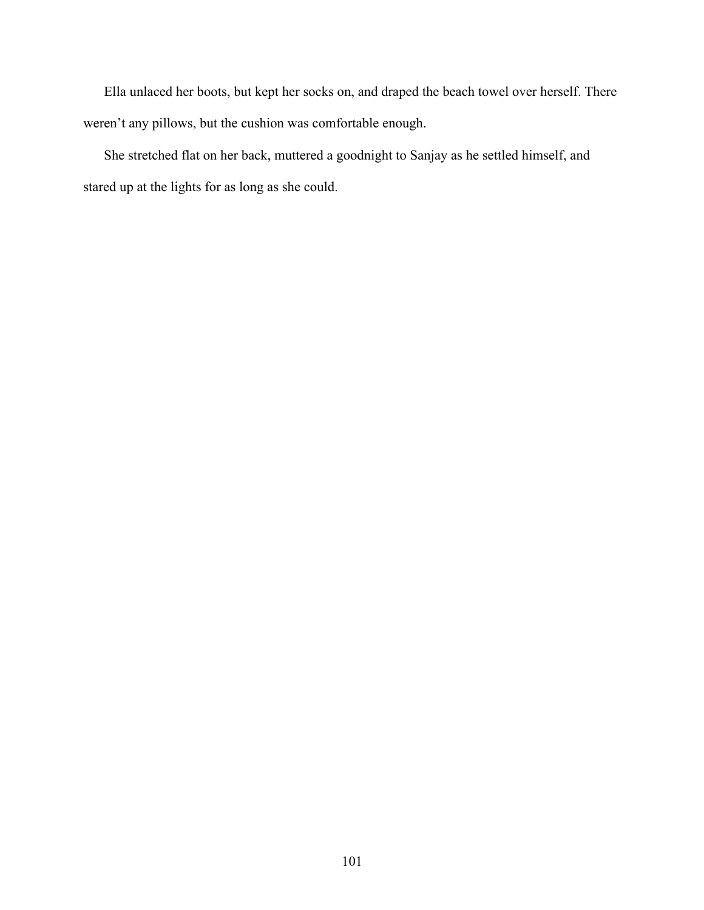Ella unlaced her boots, but kept her socks on, and draped the beach towel over herself. There weren't any pillows, but the cushion was comfortable enough.

She stretched flat on her back, muttered a goodnight to Sanjay as he settled himself, and stared up at the lights for as long as she could.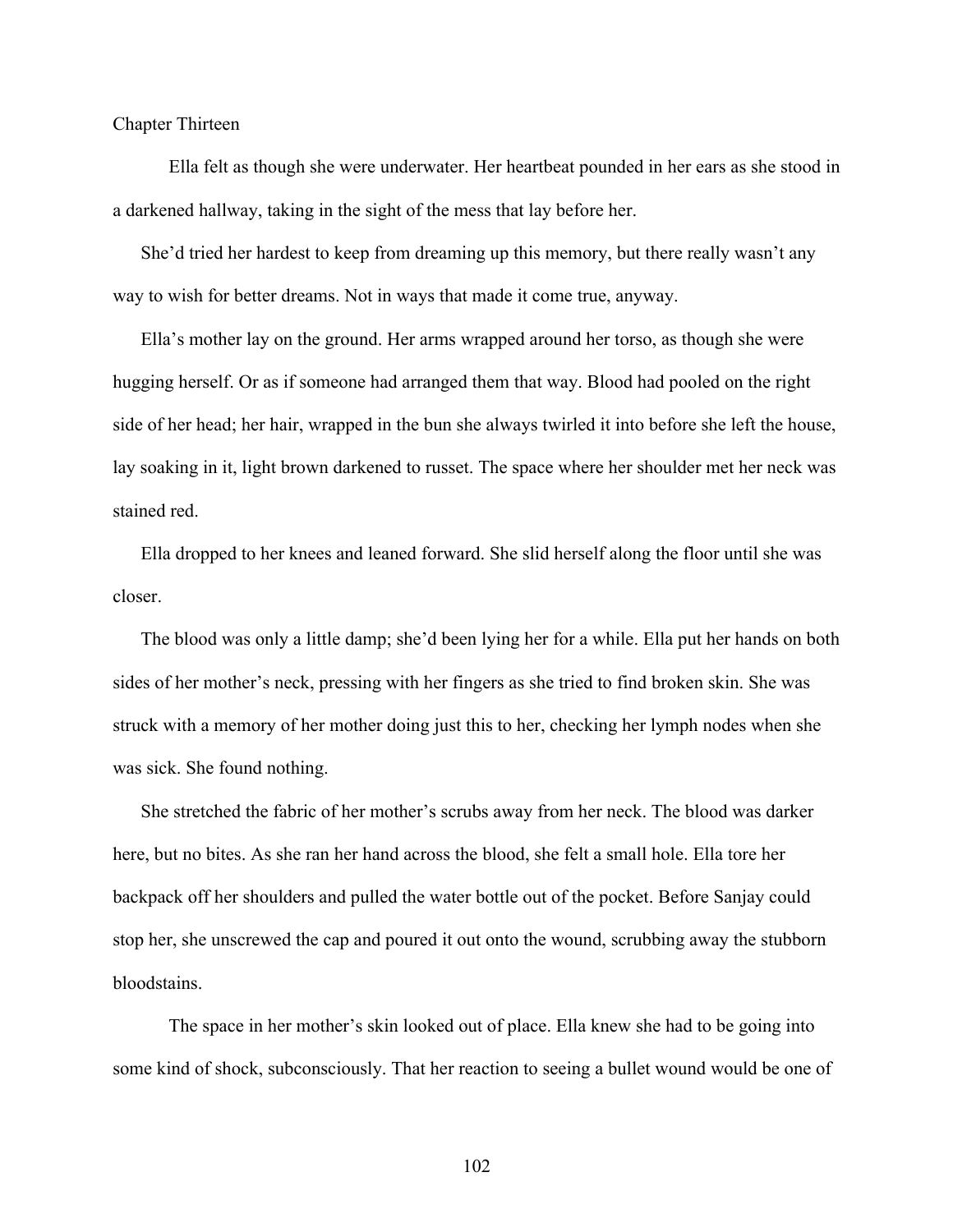Chapter Thirteen

Ella felt as though she were underwater. Her heartbeat pounded in her ears as she stood in a darkened hallway, taking in the sight of the mess that lay before her.

She'd tried her hardest to keep from dreaming up this memory, but there really wasn't any way to wish for better dreams. Not in ways that made it come true, anyway.

Ella's mother lay on the ground. Her arms wrapped around her torso, as though she were hugging herself. Or as if someone had arranged them that way. Blood had pooled on the right side of her head; her hair, wrapped in the bun she always twirled it into before she left the house, lay soaking in it, light brown darkened to russet. The space where her shoulder met her neck was stained red.

Ella dropped to her knees and leaned forward. She slid herself along the floor until she was closer.

The blood was only a little damp; she'd been lying her for a while. Ella put her hands on both sides of her mother's neck, pressing with her fingers as she tried to find broken skin. She was struck with a memory of her mother doing just this to her, checking her lymph nodes when she was sick. She found nothing.

She stretched the fabric of her mother's scrubs away from her neck. The blood was darker here, but no bites. As she ran her hand across the blood, she felt a small hole. Ella tore her backpack off her shoulders and pulled the water bottle out of the pocket. Before Sanjay could stop her, she unscrewed the cap and poured it out onto the wound, scrubbing away the stubborn bloodstains.

The space in her mother's skin looked out of place. Ella knew she had to be going into some kind of shock, subconsciously. That her reaction to seeing a bullet wound would be one of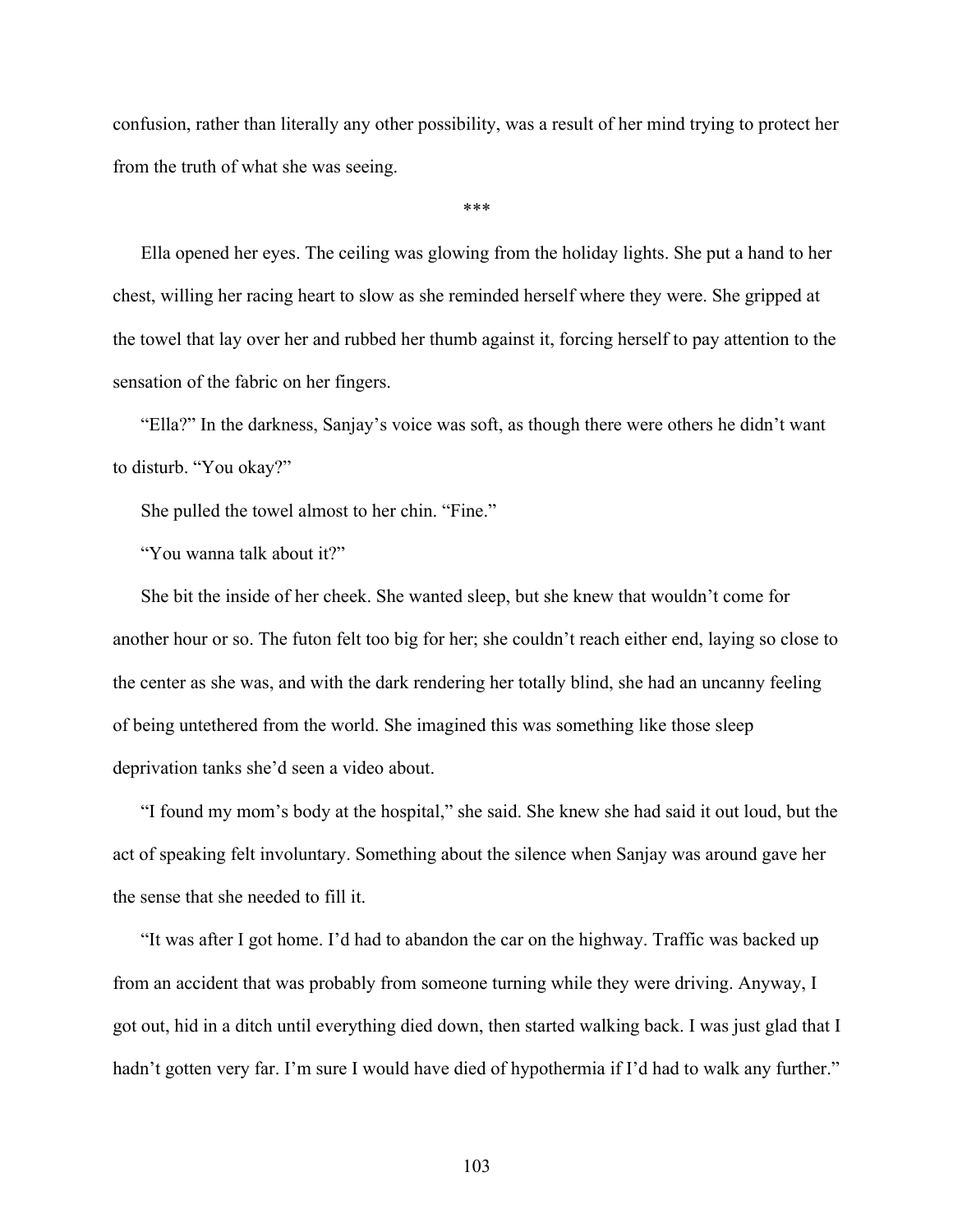confusion, rather than literally any other possibility, was a result of her mind trying to protect her from the truth of what she was seeing.

***

Ella opened her eyes. The ceiling was glowing from the holiday lights. She put a hand to her chest, willing her racing heart to slow as she reminded herself where they were. She gripped at the towel that lay over her and rubbed her thumb against it, forcing herself to pay attention to the sensation of the fabric on her fingers.

"Ella?" In the darkness, Sanjay's voice was soft, as though there were others he didn't want to disturb. "You okay?"

She pulled the towel almost to her chin. "Fine."

"You wanna talk about it?"

She bit the inside of her cheek. She wanted sleep, but she knew that wouldn't come for another hour or so. The futon felt too big for her; she couldn't reach either end, laying so close to the center as she was, and with the dark rendering her totally blind, she had an uncanny feeling of being untethered from the world. She imagined this was something like those sleep deprivation tanks she'd seen a video about.

"I found my mom's body at the hospital," she said. She knew she had said it out loud, but the act of speaking felt involuntary. Something about the silence when Sanjay was around gave her the sense that she needed to fill it.

"It was after I got home. I'd had to abandon the car on the highway. Traffic was backed up from an accident that was probably from someone turning while they were driving. Anyway, I got out, hid in a ditch until everything died down, then started walking back. I was just glad that I hadn't gotten very far. I'm sure I would have died of hypothermia if I'd had to walk any further."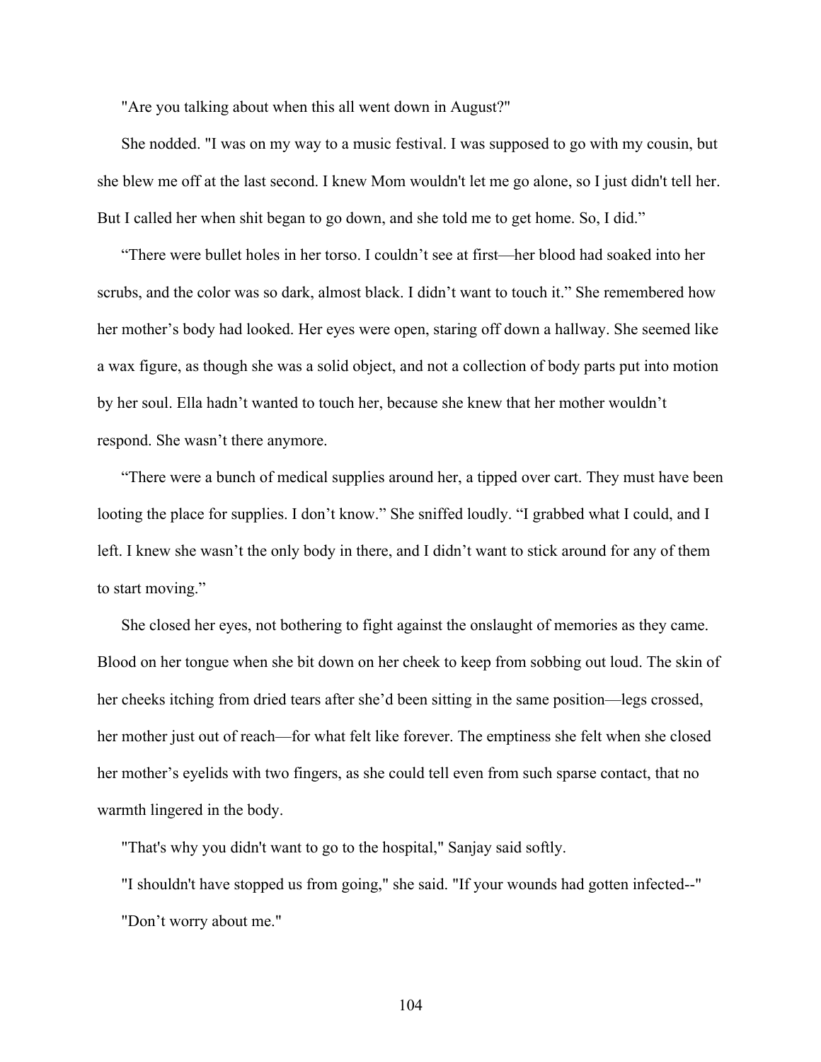"Are you talking about when this all went down in August?"

She nodded. "I was on my way to a music festival. I was supposed to go with my cousin, but she blew me off at the last second. I knew Mom wouldn't let me go alone, so I just didn't tell her. But I called her when shit began to go down, and she told me to get home. So, I did."

"There were bullet holes in her torso. I couldn't see at first—her blood had soaked into her scrubs, and the color was so dark, almost black. I didn't want to touch it." She remembered how her mother's body had looked. Her eyes were open, staring off down a hallway. She seemed like a wax figure, as though she was a solid object, and not a collection of body parts put into motion by her soul. Ella hadn't wanted to touch her, because she knew that her mother wouldn't respond. She wasn't there anymore.

"There were a bunch of medical supplies around her, a tipped over cart. They must have been looting the place for supplies. I don't know." She sniffed loudly. "I grabbed what I could, and I left. I knew she wasn't the only body in there, and I didn't want to stick around for any of them to start moving."

She closed her eyes, not bothering to fight against the onslaught of memories as they came. Blood on her tongue when she bit down on her cheek to keep from sobbing out loud. The skin of her cheeks itching from dried tears after she'd been sitting in the same position—legs crossed, her mother just out of reach—for what felt like forever. The emptiness she felt when she closed her mother's eyelids with two fingers, as she could tell even from such sparse contact, that no warmth lingered in the body.

"That's why you didn't want to go to the hospital," Sanjay said softly.

"I shouldn't have stopped us from going," she said. "If your wounds had gotten infected--"

"Don't worry about me."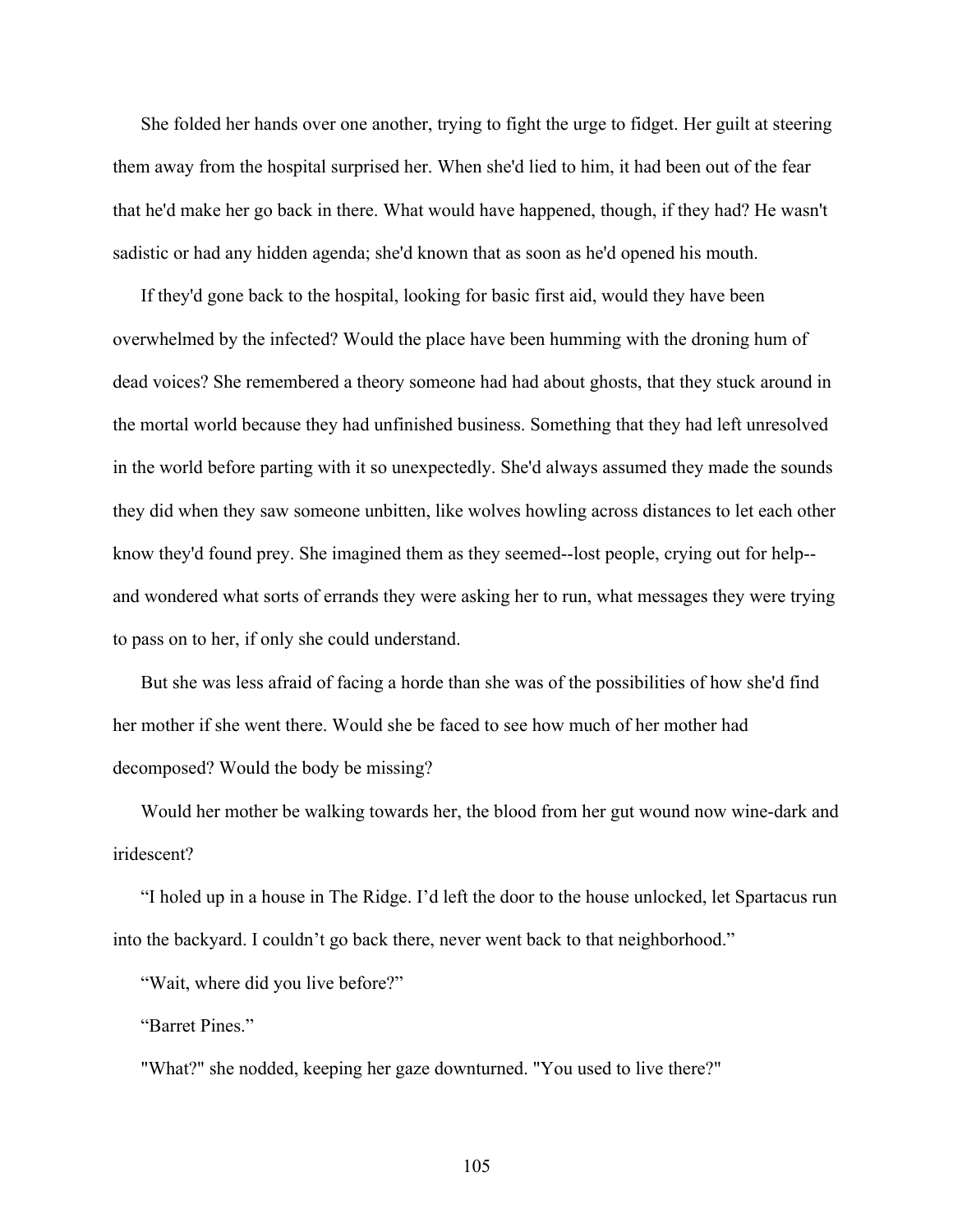She folded her hands over one another, trying to fight the urge to fidget. Her guilt at steering them away from the hospital surprised her. When she'd lied to him, it had been out of the fear that he'd make her go back in there. What would have happened, though, if they had? He wasn't sadistic or had any hidden agenda; she'd known that as soon as he'd opened his mouth.

If they'd gone back to the hospital, looking for basic first aid, would they have been overwhelmed by the infected? Would the place have been humming with the droning hum of dead voices? She remembered a theory someone had had about ghosts, that they stuck around in the mortal world because they had unfinished business. Something that they had left unresolved in the world before parting with it so unexpectedly. She'd always assumed they made the sounds they did when they saw someone unbitten, like wolves howling across distances to let each other know they'd found prey. She imagined them as they seemed--lost people, crying out for help--and wondered what sorts of errands they were asking her to run, what messages they were trying to pass on to her, if only she could understand.

But she was less afraid of facing a horde than she was of the possibilities of how she'd find her mother if she went there. Would she be faced to see how much of her mother had decomposed? Would the body be missing?

Would her mother be walking towards her, the blood from her gut wound now wine-dark and iridescent?

"I holed up in a house in The Ridge. I'd left the door to the house unlocked, let Spartacus run into the backyard. I couldn't go back there, never went back to that neighborhood."

"Wait, where did you live before?"

"Barret Pines."

"What?" she nodded, keeping her gaze downturned. "You used to live there?"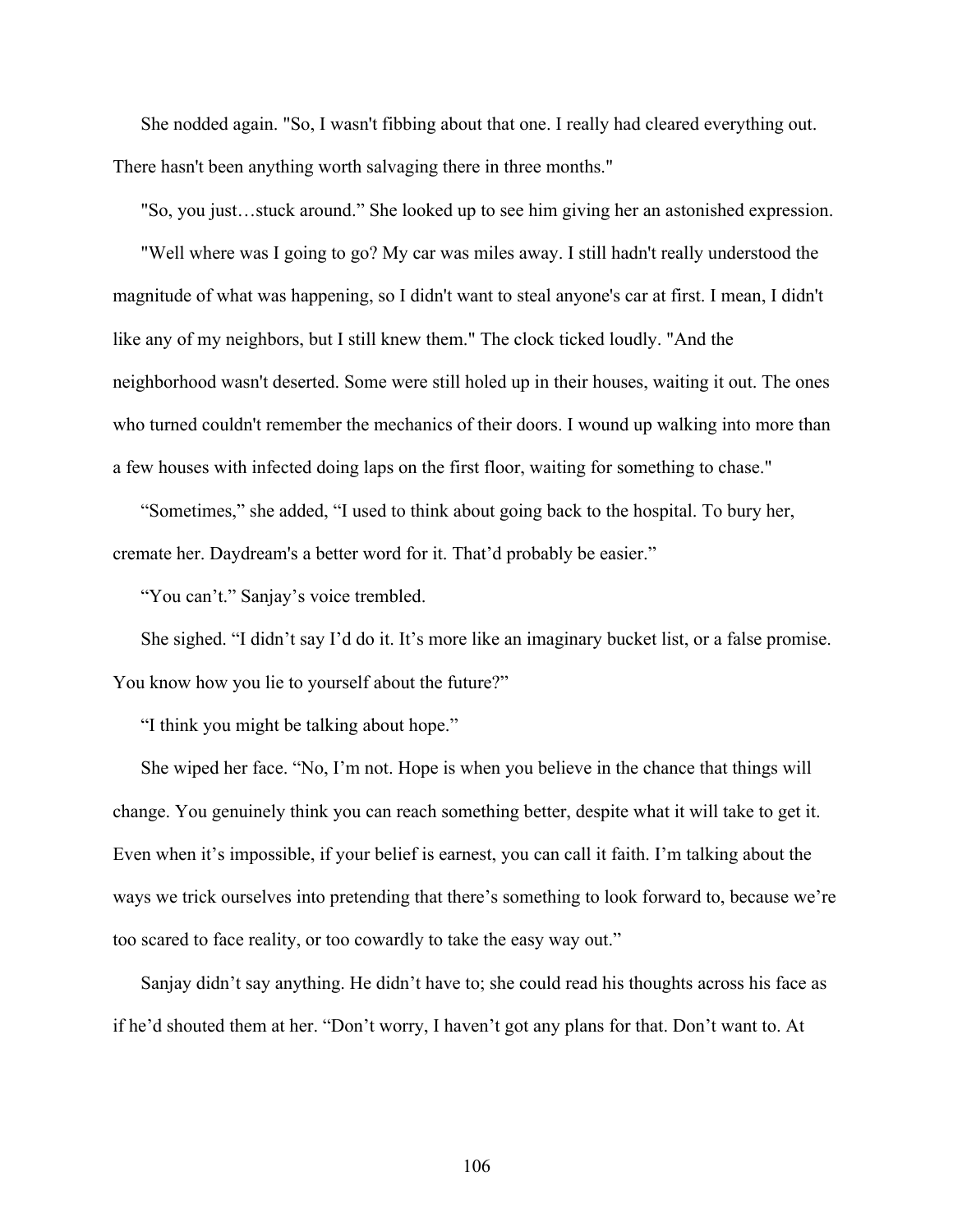She nodded again. "So, I wasn't fibbing about that one. I really had cleared everything out. There hasn't been anything worth salvaging there in three months."

"So, you just…stuck around." She looked up to see him giving her an astonished expression.

"Well where was I going to go? My car was miles away. I still hadn't really understood the magnitude of what was happening, so I didn't want to steal anyone's car at first. I mean, I didn't like any of my neighbors, but I still knew them." The clock ticked loudly. "And the neighborhood wasn't deserted. Some were still holed up in their houses, waiting it out. The ones who turned couldn't remember the mechanics of their doors. I wound up walking into more than a few houses with infected doing laps on the first floor, waiting for something to chase."

"Sometimes," she added, "I used to think about going back to the hospital. To bury her, cremate her. Daydream's a better word for it. That'd probably be easier."

"You can't." Sanjay's voice trembled.

She sighed. "I didn't say I'd do it. It's more like an imaginary bucket list, or a false promise. You know how you lie to yourself about the future?"

"I think you might be talking about hope."

She wiped her face. "No, I'm not. Hope is when you believe in the chance that things will change. You genuinely think you can reach something better, despite what it will take to get it. Even when it's impossible, if your belief is earnest, you can call it faith. I'm talking about the ways we trick ourselves into pretending that there's something to look forward to, because we're too scared to face reality, or too cowardly to take the easy way out."

Sanjay didn't say anything. He didn't have to; she could read his thoughts across his face as if he'd shouted them at her. "Don't worry, I haven't got any plans for that. Don't want to. At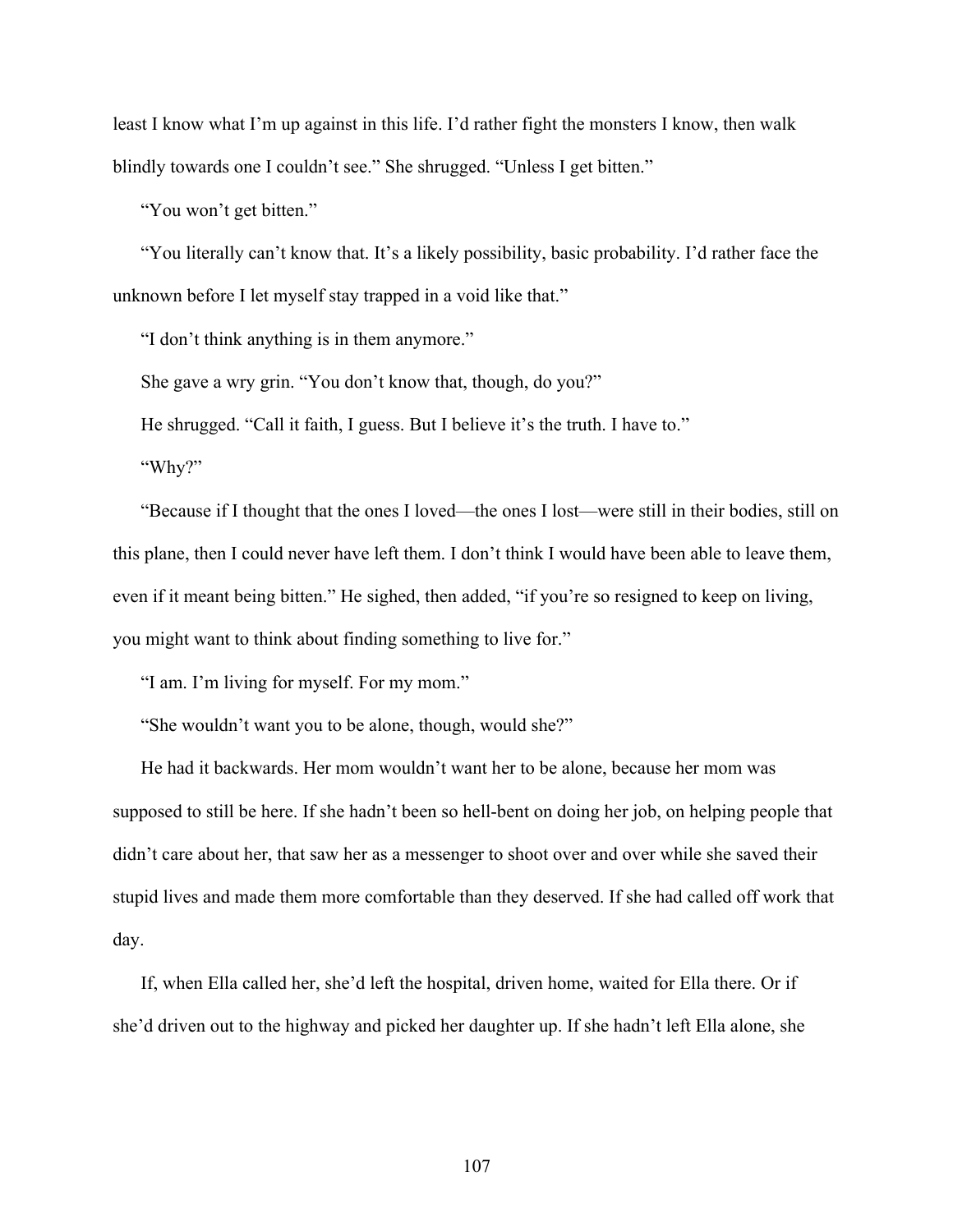least I know what I'm up against in this life. I'd rather fight the monsters I know, then walk blindly towards one I couldn't see." She shrugged. "Unless I get bitten."

"You won't get bitten."

"You literally can't know that. It's a likely possibility, basic probability. I'd rather face the unknown before I let myself stay trapped in a void like that."

"I don't think anything is in them anymore."

She gave a wry grin. "You don't know that, though, do you?"

He shrugged. "Call it faith, I guess. But I believe it's the truth. I have to."

"Why?"

"Because if I thought that the ones I loved—the ones I lost—were still in their bodies, still on this plane, then I could never have left them. I don't think I would have been able to leave them, even if it meant being bitten." He sighed, then added, "if you're so resigned to keep on living, you might want to think about finding something to live for."

"I am. I'm living for myself. For my mom."

"She wouldn't want you to be alone, though, would she?"

He had it backwards. Her mom wouldn't want her to be alone, because her mom was supposed to still be here. If she hadn't been so hell-bent on doing her job, on helping people that didn't care about her, that saw her as a messenger to shoot over and over while she saved their stupid lives and made them more comfortable than they deserved. If she had called off work that day.

If, when Ella called her, she'd left the hospital, driven home, waited for Ella there. Or if she'd driven out to the highway and picked her daughter up. If she hadn't left Ella alone, she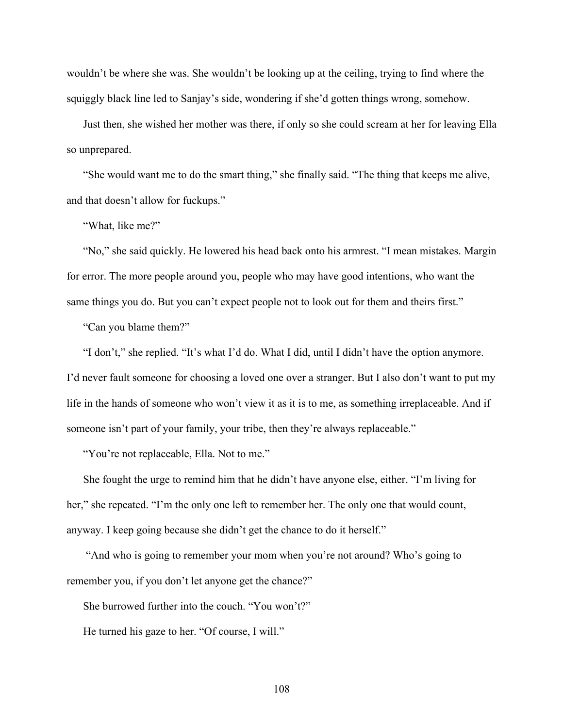wouldn't be where she was. She wouldn't be looking up at the ceiling, trying to find where the squiggly black line led to Sanjay's side, wondering if she'd gotten things wrong, somehow.

Just then, she wished her mother was there, if only so she could scream at her for leaving Ella so unprepared.

"She would want me to do the smart thing," she finally said. "The thing that keeps me alive, and that doesn't allow for fuckups."

"What, like me?"

"No," she said quickly. He lowered his head back onto his armrest. "I mean mistakes. Margin for error. The more people around you, people who may have good intentions, who want the same things you do. But you can't expect people not to look out for them and theirs first."

"Can you blame them?"

"I don't," she replied. "It's what I'd do. What I did, until I didn't have the option anymore. I'd never fault someone for choosing a loved one over a stranger. But I also don't want to put my life in the hands of someone who won't view it as it is to me, as something irreplaceable. And if someone isn't part of your family, your tribe, then they're always replaceable."

"You're not replaceable, Ella. Not to me."

She fought the urge to remind him that he didn't have anyone else, either. "I'm living for her," she repeated. "I'm the only one left to remember her. The only one that would count, anyway. I keep going because she didn't get the chance to do it herself."

"And who is going to remember your mom when you're not around? Who's going to remember you, if you don't let anyone get the chance?"

She burrowed further into the couch. "You won't?"

He turned his gaze to her. "Of course, I will."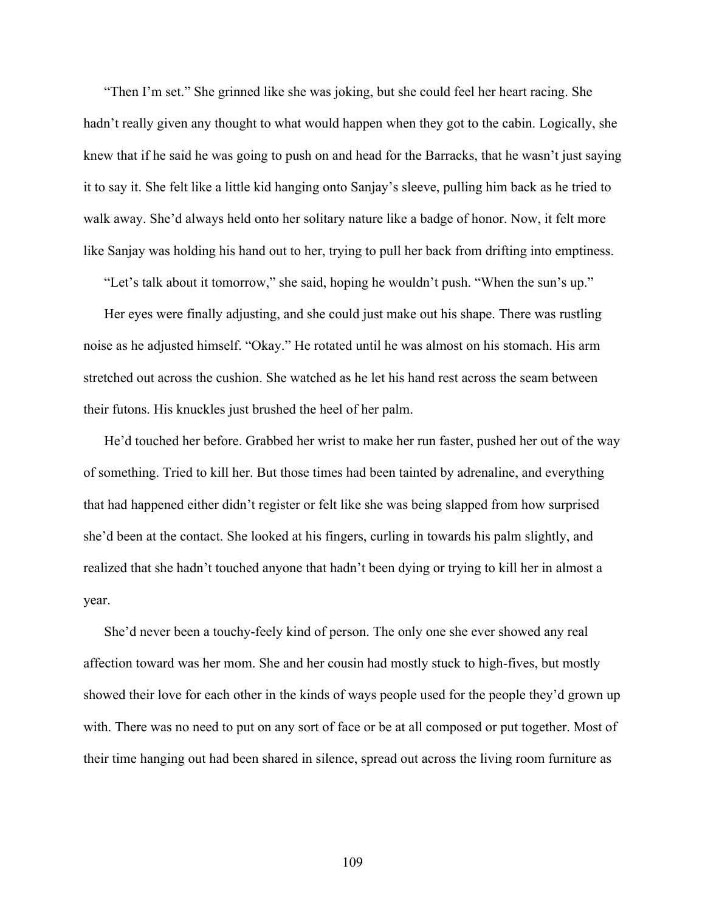"Then I'm set." She grinned like she was joking, but she could feel her heart racing. She hadn't really given any thought to what would happen when they got to the cabin. Logically, she knew that if he said he was going to push on and head for the Barracks, that he wasn't just saying it to say it. She felt like a little kid hanging onto Sanjay's sleeve, pulling him back as he tried to walk away. She'd always held onto her solitary nature like a badge of honor. Now, it felt more like Sanjay was holding his hand out to her, trying to pull her back from drifting into emptiness.

"Let's talk about it tomorrow," she said, hoping he wouldn't push. "When the sun's up."

Her eyes were finally adjusting, and she could just make out his shape. There was rustling noise as he adjusted himself. "Okay." He rotated until he was almost on his stomach. His arm stretched out across the cushion. She watched as he let his hand rest across the seam between their futons. His knuckles just brushed the heel of her palm.

He'd touched her before. Grabbed her wrist to make her run faster, pushed her out of the way of something. Tried to kill her. But those times had been tainted by adrenaline, and everything that had happened either didn't register or felt like she was being slapped from how surprised she'd been at the contact. She looked at his fingers, curling in towards his palm slightly, and realized that she hadn't touched anyone that hadn't been dying or trying to kill her in almost a year.

She'd never been a touchy-feely kind of person. The only one she ever showed any real affection toward was her mom. She and her cousin had mostly stuck to high-fives, but mostly showed their love for each other in the kinds of ways people used for the people they'd grown up with. There was no need to put on any sort of face or be at all composed or put together. Most of their time hanging out had been shared in silence, spread out across the living room furniture as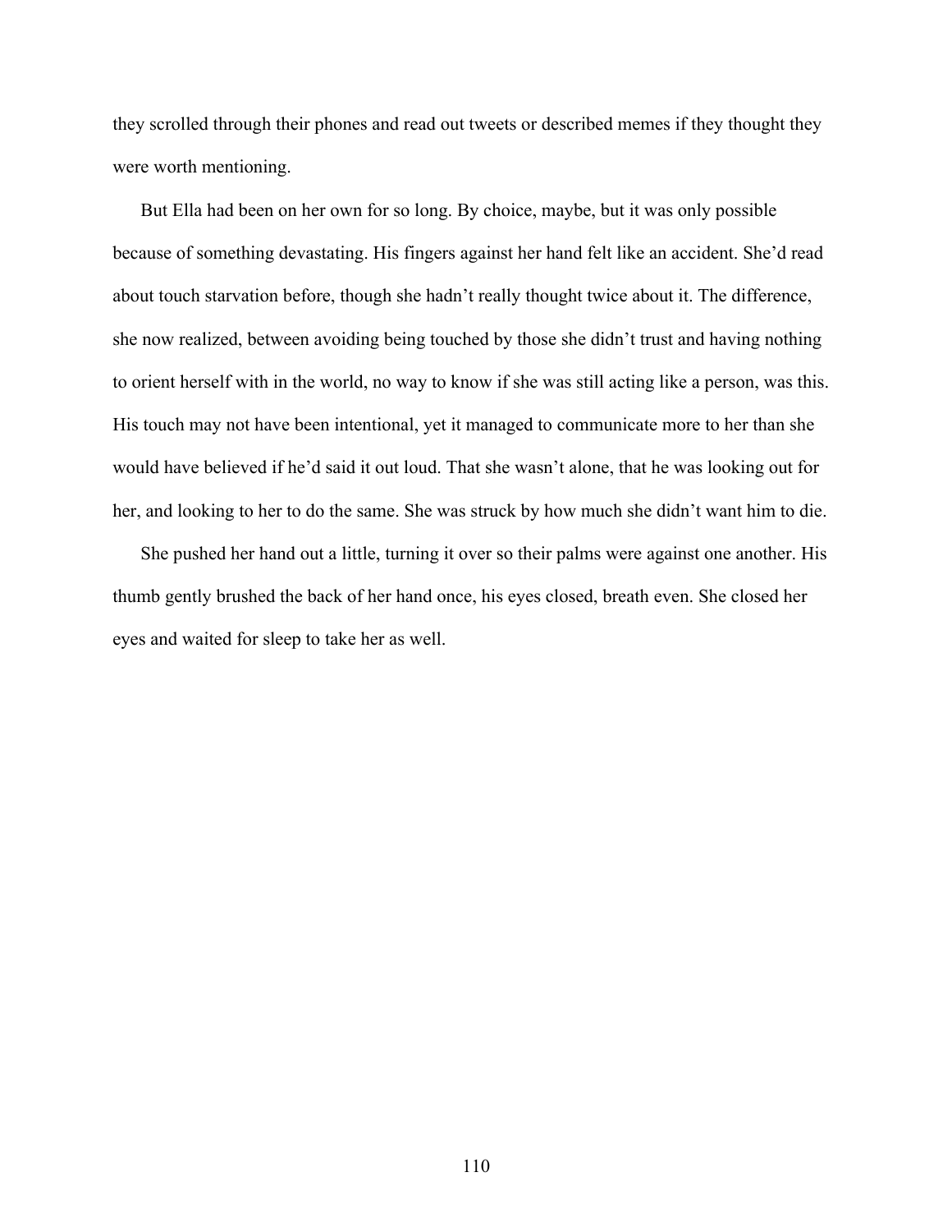they scrolled through their phones and read out tweets or described memes if they thought they were worth mentioning.

But Ella had been on her own for so long. By choice, maybe, but it was only possible because of something devastating. His fingers against her hand felt like an accident. She'd read about touch starvation before, though she hadn't really thought twice about it. The difference, she now realized, between avoiding being touched by those she didn't trust and having nothing to orient herself with in the world, no way to know if she was still acting like a person, was this. His touch may not have been intentional, yet it managed to communicate more to her than she would have believed if he'd said it out loud. That she wasn't alone, that he was looking out for her, and looking to her to do the same. She was struck by how much she didn't want him to die.

She pushed her hand out a little, turning it over so their palms were against one another. His thumb gently brushed the back of her hand once, his eyes closed, breath even. She closed her eyes and waited for sleep to take her as well.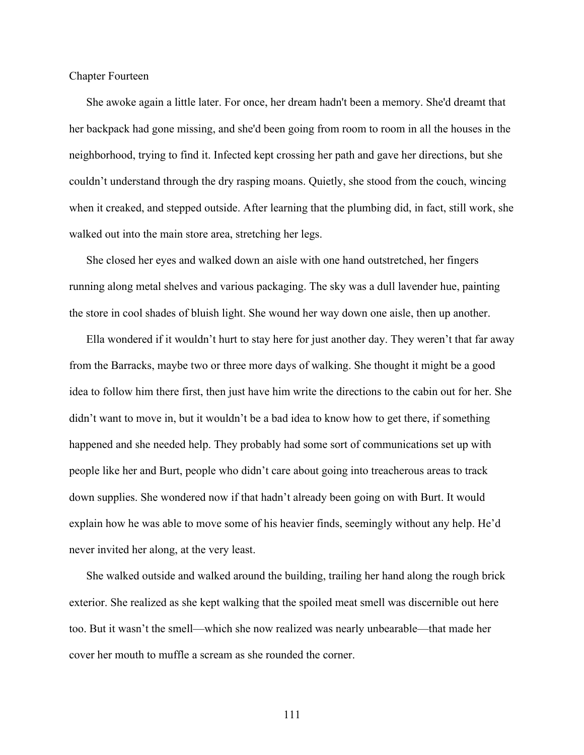# Chapter Fourteen

She awoke again a little later. For once, her dream hadn't been a memory. She'd dreamt that her backpack had gone missing, and she'd been going from room to room in all the houses in the neighborhood, trying to find it. Infected kept crossing her path and gave her directions, but she couldn't understand through the dry rasping moans. Quietly, she stood from the couch, wincing when it creaked, and stepped outside. After learning that the plumbing did, in fact, still work, she walked out into the main store area, stretching her legs.

She closed her eyes and walked down an aisle with one hand outstretched, her fingers running along metal shelves and various packaging. The sky was a dull lavender hue, painting the store in cool shades of bluish light. She wound her way down one aisle, then up another.

Ella wondered if it wouldn't hurt to stay here for just another day. They weren't that far away from the Barracks, maybe two or three more days of walking. She thought it might be a good idea to follow him there first, then just have him write the directions to the cabin out for her. She didn't want to move in, but it wouldn't be a bad idea to know how to get there, if something happened and she needed help. They probably had some sort of communications set up with people like her and Burt, people who didn't care about going into treacherous areas to track down supplies. She wondered now if that hadn't already been going on with Burt. It would explain how he was able to move some of his heavier finds, seemingly without any help. He'd never invited her along, at the very least.

She walked outside and walked around the building, trailing her hand along the rough brick exterior. She realized as she kept walking that the spoiled meat smell was discernible out here too. But it wasn't the smell—which she now realized was nearly unbearable—that made her cover her mouth to muffle a scream as she rounded the corner.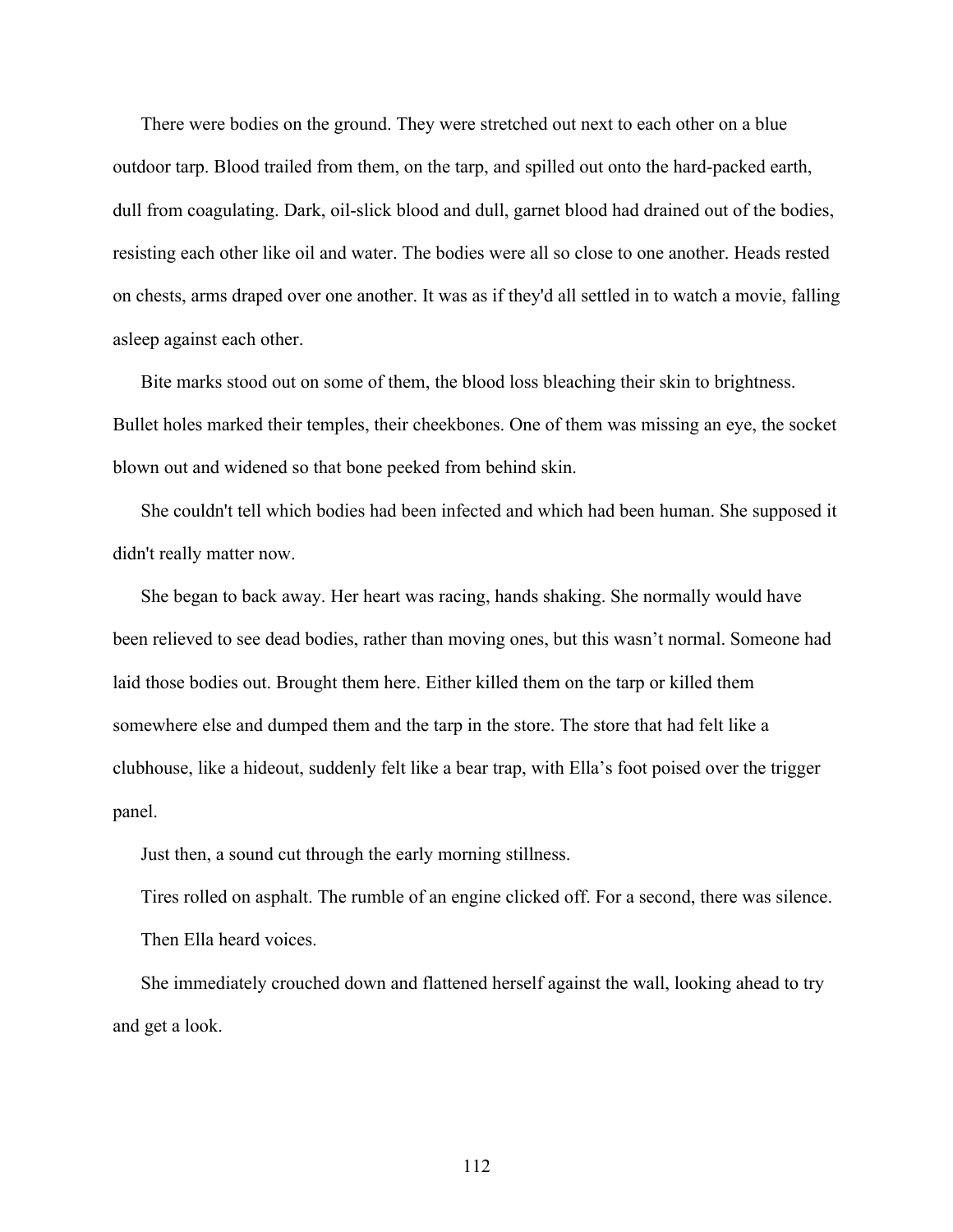There were bodies on the ground. They were stretched out next to each other on a blue outdoor tarp. Blood trailed from them, on the tarp, and spilled out onto the hard-packed earth, dull from coagulating. Dark, oil-slick blood and dull, garnet blood had drained out of the bodies, resisting each other like oil and water. The bodies were all so close to one another. Heads rested on chests, arms draped over one another. It was as if they'd all settled in to watch a movie, falling asleep against each other.

Bite marks stood out on some of them, the blood loss bleaching their skin to brightness. Bullet holes marked their temples, their cheekbones. One of them was missing an eye, the socket blown out and widened so that bone peeked from behind skin.

She couldn't tell which bodies had been infected and which had been human. She supposed it didn't really matter now.

She began to back away. Her heart was racing, hands shaking. She normally would have been relieved to see dead bodies, rather than moving ones, but this wasn't normal. Someone had laid those bodies out. Brought them here. Either killed them on the tarp or killed them somewhere else and dumped them and the tarp in the store. The store that had felt like a clubhouse, like a hideout, suddenly felt like a bear trap, with Ella's foot poised over the trigger panel.

Just then, a sound cut through the early morning stillness.

Tires rolled on asphalt. The rumble of an engine clicked off. For a second, there was silence.

Then Ella heard voices.

She immediately crouched down and flattened herself against the wall, looking ahead to try and get a look.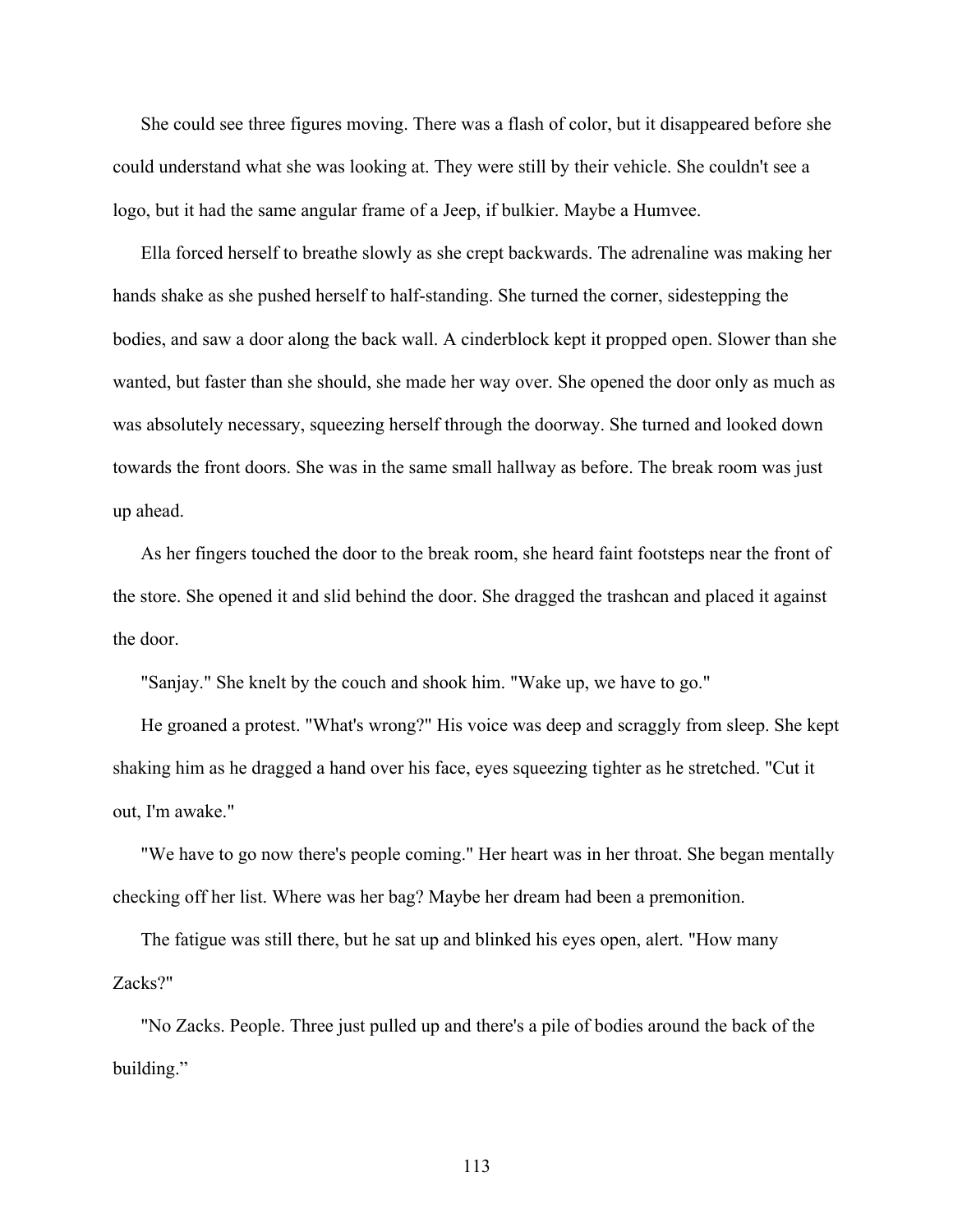She could see three figures moving. There was a flash of color, but it disappeared before she could understand what she was looking at. They were still by their vehicle. She couldn't see a logo, but it had the same angular frame of a Jeep, if bulkier. Maybe a Humvee.

Ella forced herself to breathe slowly as she crept backwards. The adrenaline was making her hands shake as she pushed herself to half-standing. She turned the corner, sidestepping the bodies, and saw a door along the back wall. A cinderblock kept it propped open. Slower than she wanted, but faster than she should, she made her way over. She opened the door only as much as was absolutely necessary, squeezing herself through the doorway. She turned and looked down towards the front doors. She was in the same small hallway as before. The break room was just up ahead.

As her fingers touched the door to the break room, she heard faint footsteps near the front of the store. She opened it and slid behind the door. She dragged the trashcan and placed it against the door.

"Sanjay." She knelt by the couch and shook him. "Wake up, we have to go."

He groaned a protest. "What's wrong?" His voice was deep and scraggly from sleep. She kept shaking him as he dragged a hand over his face, eyes squeezing tighter as he stretched. "Cut it out, I'm awake."

"We have to go now there's people coming." Her heart was in her throat. She began mentally checking off her list. Where was her bag? Maybe her dream had been a premonition.

The fatigue was still there, but he sat up and blinked his eyes open, alert. "How many Zacks?"

"No Zacks. People. Three just pulled up and there's a pile of bodies around the back of the building."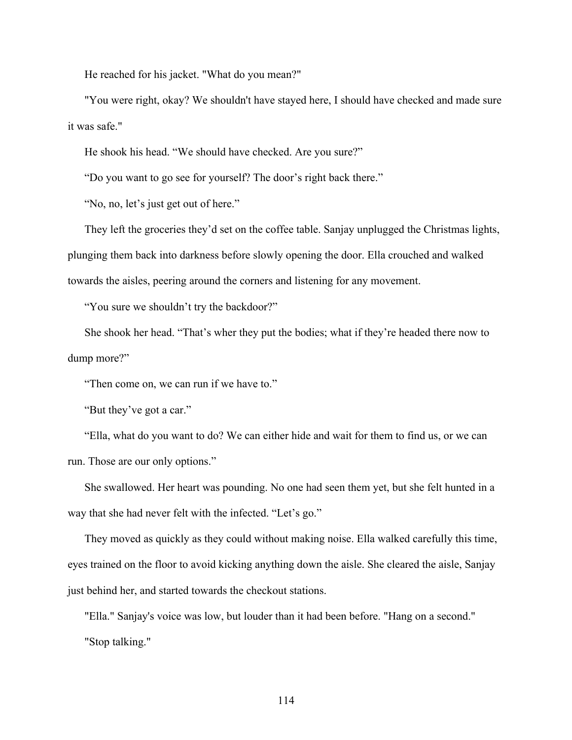He reached for his jacket. "What do you mean?"

"You were right, okay? We shouldn't have stayed here, I should have checked and made sure it was safe."

He shook his head. "We should have checked. Are you sure?"

"Do you want to go see for yourself? The door's right back there."

"No, no, let's just get out of here."

They left the groceries they'd set on the coffee table. Sanjay unplugged the Christmas lights, plunging them back into darkness before slowly opening the door. Ella crouched and walked towards the aisles, peering around the corners and listening for any movement.

"You sure we shouldn't try the backdoor?"

She shook her head. "That's wher they put the bodies; what if they're headed there now to dump more?"

"Then come on, we can run if we have to."

"But they've got a car."

"Ella, what do you want to do? We can either hide and wait for them to find us, or we can run. Those are our only options."

She swallowed. Her heart was pounding. No one had seen them yet, but she felt hunted in a way that she had never felt with the infected. "Let's go."

They moved as quickly as they could without making noise. Ella walked carefully this time, eyes trained on the floor to avoid kicking anything down the aisle. She cleared the aisle, Sanjay just behind her, and started towards the checkout stations.

"Ella." Sanjay's voice was low, but louder than it had been before. "Hang on a second."

"Stop talking."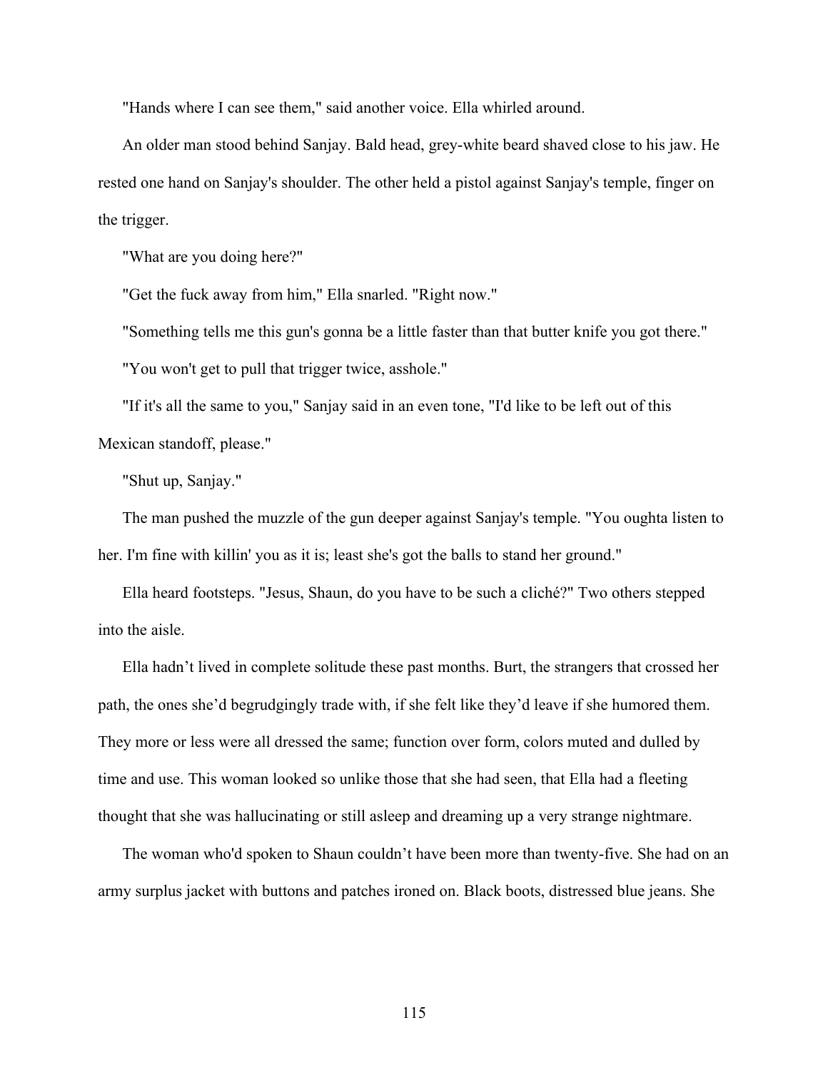"Hands where I can see them," said another voice. Ella whirled around.

An older man stood behind Sanjay. Bald head, grey-white beard shaved close to his jaw. He rested one hand on Sanjay's shoulder. The other held a pistol against Sanjay's temple, finger on the trigger.

"What are you doing here?"

"Get the fuck away from him," Ella snarled. "Right now."

"Something tells me this gun's gonna be a little faster than that butter knife you got there."

"You won't get to pull that trigger twice, asshole."

"If it's all the same to you," Sanjay said in an even tone, "I'd like to be left out of this Mexican standoff, please."

"Shut up, Sanjay."

The man pushed the muzzle of the gun deeper against Sanjay's temple. "You oughta listen to her. I'm fine with killin' you as it is; least she's got the balls to stand her ground."

Ella heard footsteps. "Jesus, Shaun, do you have to be such a cliché?" Two others stepped into the aisle.

Ella hadn't lived in complete solitude these past months. Burt, the strangers that crossed her path, the ones she'd begrudgingly trade with, if she felt like they'd leave if she humored them. They more or less were all dressed the same; function over form, colors muted and dulled by time and use. This woman looked so unlike those that she had seen, that Ella had a fleeting thought that she was hallucinating or still asleep and dreaming up a very strange nightmare.

The woman who'd spoken to Shaun couldn't have been more than twenty-five. She had on an army surplus jacket with buttons and patches ironed on. Black boots, distressed blue jeans. She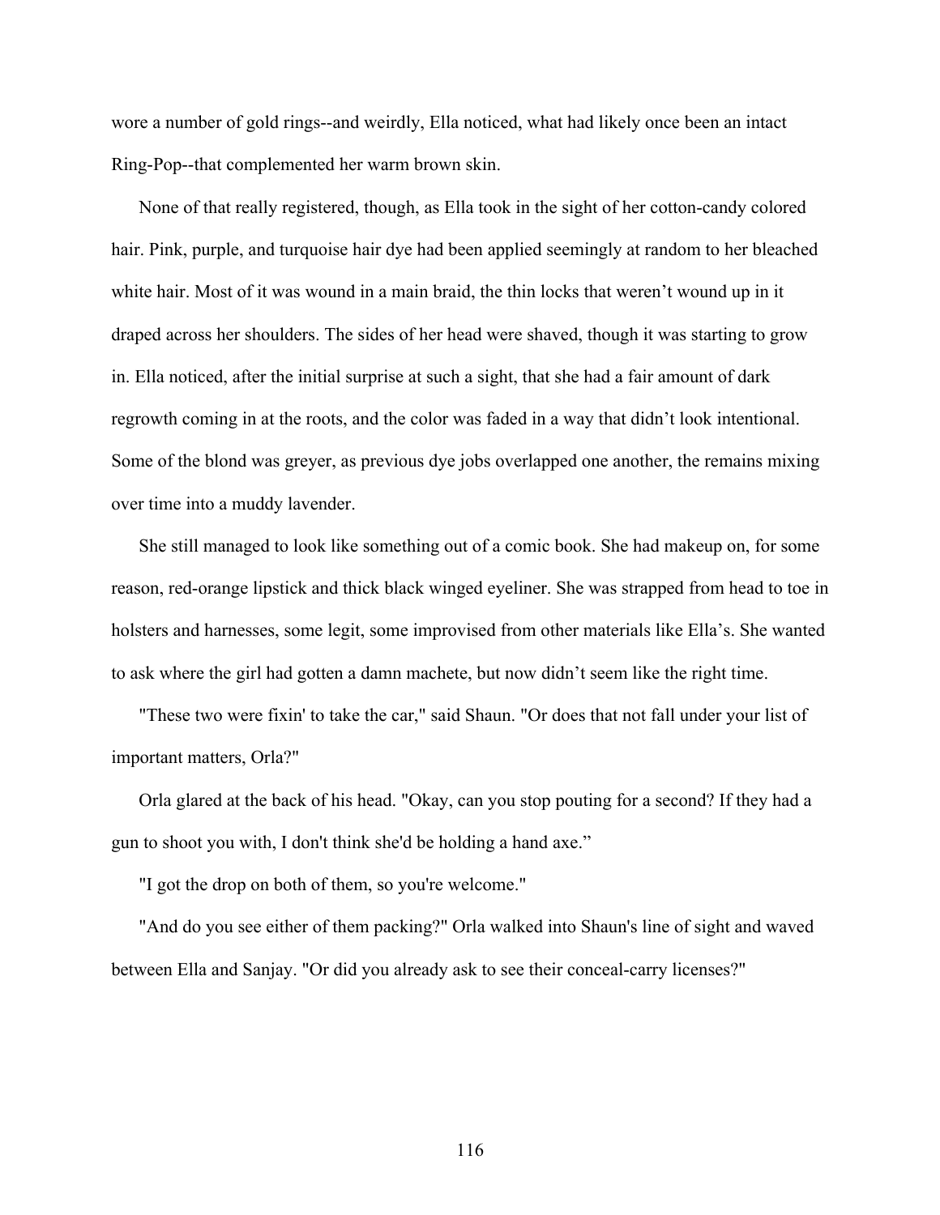wore a number of gold rings--and weirdly, Ella noticed, what had likely once been an intact Ring-Pop--that complemented her warm brown skin.

None of that really registered, though, as Ella took in the sight of her cotton-candy colored hair. Pink, purple, and turquoise hair dye had been applied seemingly at random to her bleached white hair. Most of it was wound in a main braid, the thin locks that weren't wound up in it draped across her shoulders. The sides of her head were shaved, though it was starting to grow in. Ella noticed, after the initial surprise at such a sight, that she had a fair amount of dark regrowth coming in at the roots, and the color was faded in a way that didn't look intentional. Some of the blond was greyer, as previous dye jobs overlapped one another, the remains mixing over time into a muddy lavender.

She still managed to look like something out of a comic book. She had makeup on, for some reason, red-orange lipstick and thick black winged eyeliner. She was strapped from head to toe in holsters and harnesses, some legit, some improvised from other materials like Ella's. She wanted to ask where the girl had gotten a damn machete, but now didn't seem like the right time.

"These two were fixin' to take the car," said Shaun. "Or does that not fall under your list of important matters, Orla?"

Orla glared at the back of his head. "Okay, can you stop pouting for a second? If they had a gun to shoot you with, I don't think she'd be holding a hand axe."

"I got the drop on both of them, so you're welcome."

"And do you see either of them packing?" Orla walked into Shaun's line of sight and waved between Ella and Sanjay. "Or did you already ask to see their conceal-carry licenses?"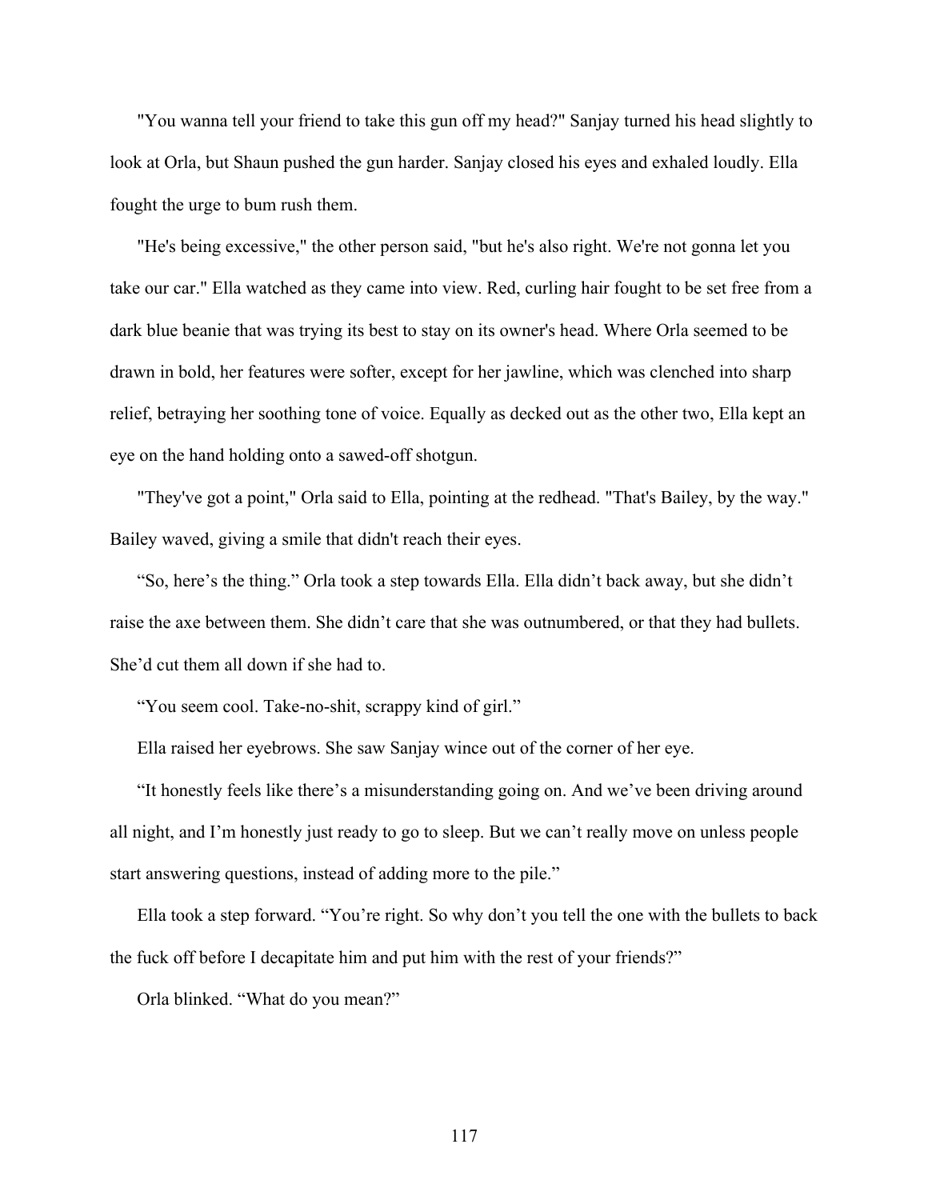"You wanna tell your friend to take this gun off my head?" Sanjay turned his head slightly to look at Orla, but Shaun pushed the gun harder. Sanjay closed his eyes and exhaled loudly. Ella fought the urge to bum rush them.

"He's being excessive," the other person said, "but he's also right. We're not gonna let you take our car." Ella watched as they came into view. Red, curling hair fought to be set free from a dark blue beanie that was trying its best to stay on its owner's head. Where Orla seemed to be drawn in bold, her features were softer, except for her jawline, which was clenched into sharp relief, betraying her soothing tone of voice. Equally as decked out as the other two, Ella kept an eye on the hand holding onto a sawed-off shotgun.

"They've got a point," Orla said to Ella, pointing at the redhead. "That's Bailey, by the way." Bailey waved, giving a smile that didn't reach their eyes.

"So, here's the thing." Orla took a step towards Ella. Ella didn't back away, but she didn't raise the axe between them. She didn't care that she was outnumbered, or that they had bullets. She'd cut them all down if she had to.

"You seem cool. Take-no-shit, scrappy kind of girl."

Ella raised her eyebrows. She saw Sanjay wince out of the corner of her eye.

"It honestly feels like there's a misunderstanding going on. And we've been driving around all night, and I'm honestly just ready to go to sleep. But we can't really move on unless people start answering questions, instead of adding more to the pile."

Ella took a step forward. "You're right. So why don't you tell the one with the bullets to back the fuck off before I decapitate him and put him with the rest of your friends?"

Orla blinked. "What do you mean?"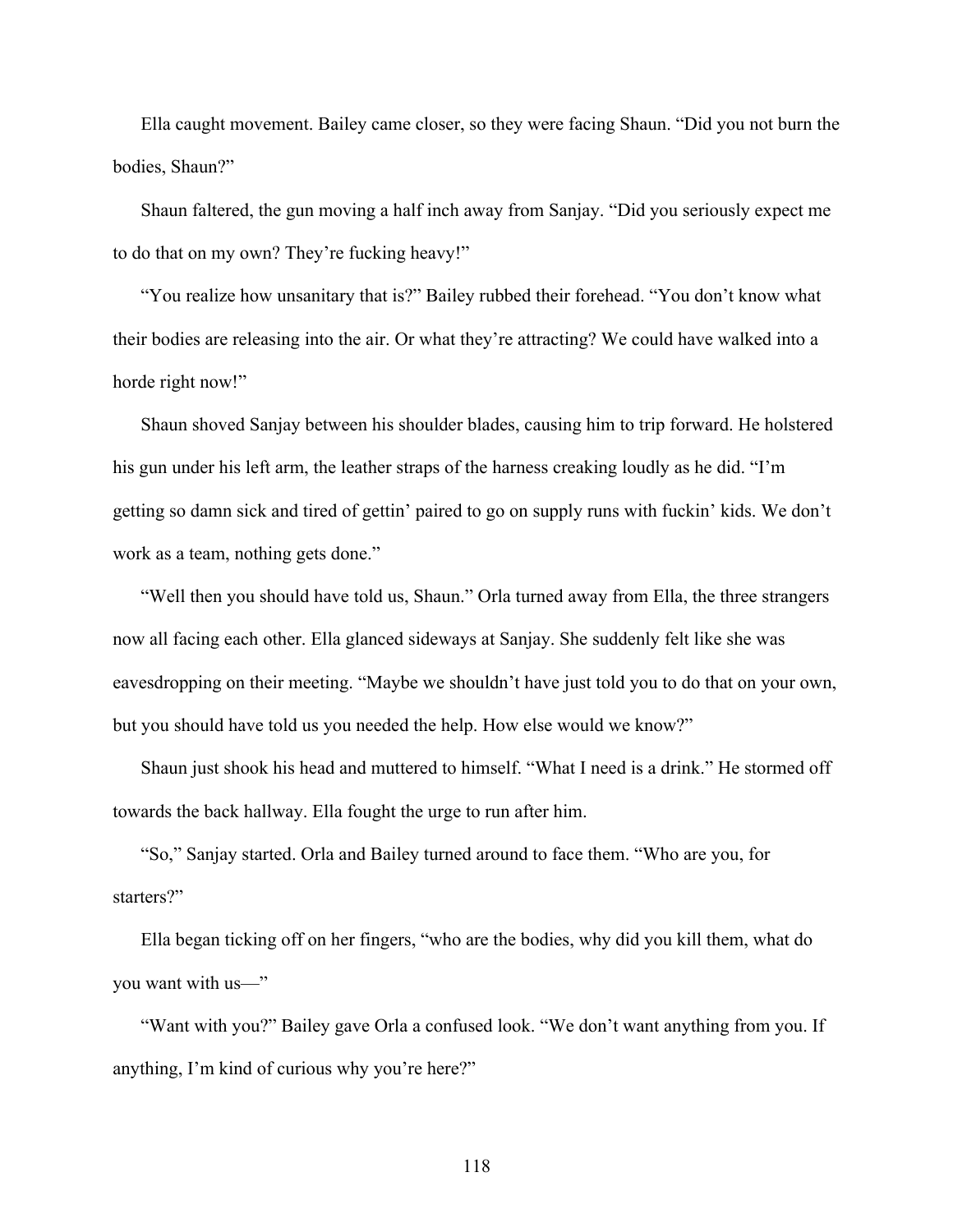Ella caught movement. Bailey came closer, so they were facing Shaun. "Did you not burn the bodies, Shaun?"

Shaun faltered, the gun moving a half inch away from Sanjay. "Did you seriously expect me to do that on my own? They're fucking heavy!"

"You realize how unsanitary that is?" Bailey rubbed their forehead. "You don't know what their bodies are releasing into the air. Or what they're attracting? We could have walked into a horde right now!"

Shaun shoved Sanjay between his shoulder blades, causing him to trip forward. He holstered his gun under his left arm, the leather straps of the harness creaking loudly as he did. "I'm getting so damn sick and tired of gettin' paired to go on supply runs with fuckin' kids. We don't work as a team, nothing gets done."

"Well then you should have told us, Shaun." Orla turned away from Ella, the three strangers now all facing each other. Ella glanced sideways at Sanjay. She suddenly felt like she was eavesdropping on their meeting. "Maybe we shouldn't have just told you to do that on your own, but you should have told us you needed the help. How else would we know?"

Shaun just shook his head and muttered to himself. "What I need is a drink." He stormed off towards the back hallway. Ella fought the urge to run after him.

"So," Sanjay started. Orla and Bailey turned around to face them. "Who are you, for starters?"

Ella began ticking off on her fingers, "who are the bodies, why did you kill them, what do you want with us—"

"Want with you?" Bailey gave Orla a confused look. "We don't want anything from you. If anything, I'm kind of curious why you're here?"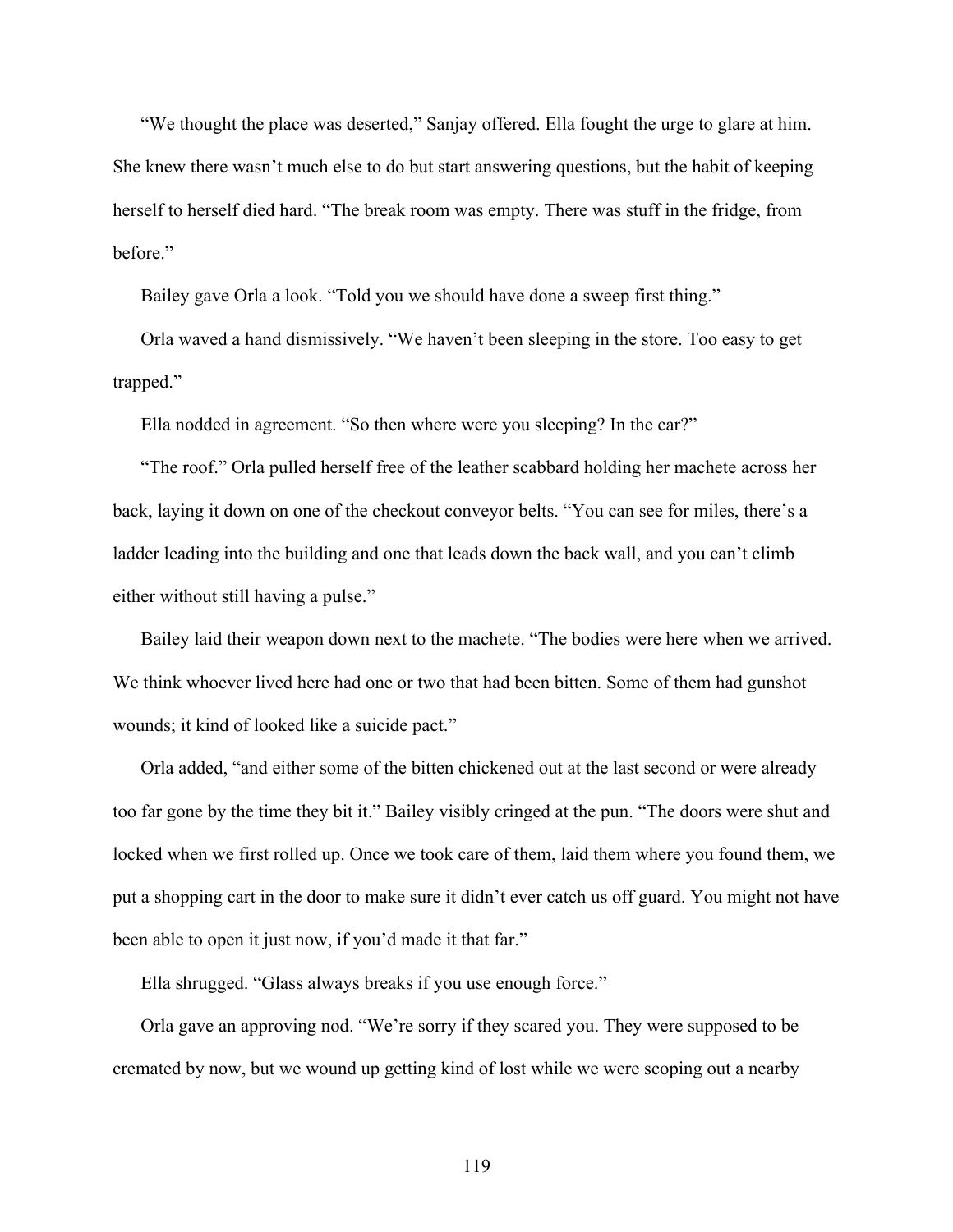"We thought the place was deserted," Sanjay offered. Ella fought the urge to glare at him. She knew there wasn't much else to do but start answering questions, but the habit of keeping herself to herself died hard. "The break room was empty. There was stuff in the fridge, from before."

Bailey gave Orla a look. "Told you we should have done a sweep first thing."

Orla waved a hand dismissively. "We haven't been sleeping in the store. Too easy to get trapped."

Ella nodded in agreement. "So then where were you sleeping? In the car?"

"The roof." Orla pulled herself free of the leather scabbard holding her machete across her back, laying it down on one of the checkout conveyor belts. "You can see for miles, there's a ladder leading into the building and one that leads down the back wall, and you can't climb either without still having a pulse."

Bailey laid their weapon down next to the machete. "The bodies were here when we arrived. We think whoever lived here had one or two that had been bitten. Some of them had gunshot wounds; it kind of looked like a suicide pact."

Orla added, "and either some of the bitten chickened out at the last second or were already too far gone by the time they bit it." Bailey visibly cringed at the pun. "The doors were shut and locked when we first rolled up. Once we took care of them, laid them where you found them, we put a shopping cart in the door to make sure it didn't ever catch us off guard. You might not have been able to open it just now, if you'd made it that far."

Ella shrugged. "Glass always breaks if you use enough force."

Orla gave an approving nod. "We're sorry if they scared you. They were supposed to be cremated by now, but we wound up getting kind of lost while we were scoping out a nearby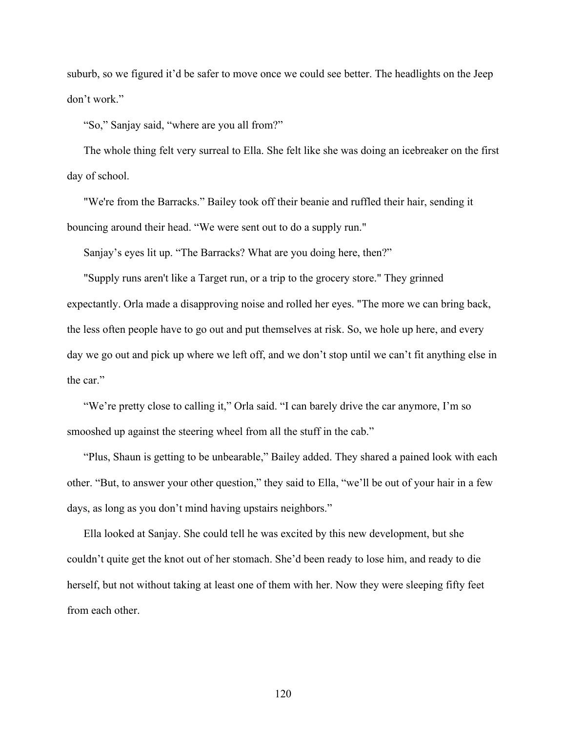suburb, so we figured it'd be safer to move once we could see better. The headlights on the Jeep don't work."

"So," Sanjay said, "where are you all from?"

The whole thing felt very surreal to Ella. She felt like she was doing an icebreaker on the first day of school.

"We're from the Barracks." Bailey took off their beanie and ruffled their hair, sending it bouncing around their head. "We were sent out to do a supply run."

Sanjay's eyes lit up. "The Barracks? What are you doing here, then?"

"Supply runs aren't like a Target run, or a trip to the grocery store." They grinned expectantly. Orla made a disapproving noise and rolled her eyes. "The more we can bring back, the less often people have to go out and put themselves at risk. So, we hole up here, and every day we go out and pick up where we left off, and we don't stop until we can't fit anything else in the car."

"We're pretty close to calling it," Orla said. "I can barely drive the car anymore, I'm so smooshed up against the steering wheel from all the stuff in the cab."

"Plus, Shaun is getting to be unbearable," Bailey added. They shared a pained look with each other. "But, to answer your other question," they said to Ella, "we'll be out of your hair in a few days, as long as you don't mind having upstairs neighbors."

Ella looked at Sanjay. She could tell he was excited by this new development, but she couldn't quite get the knot out of her stomach. She'd been ready to lose him, and ready to die herself, but not without taking at least one of them with her. Now they were sleeping fifty feet from each other.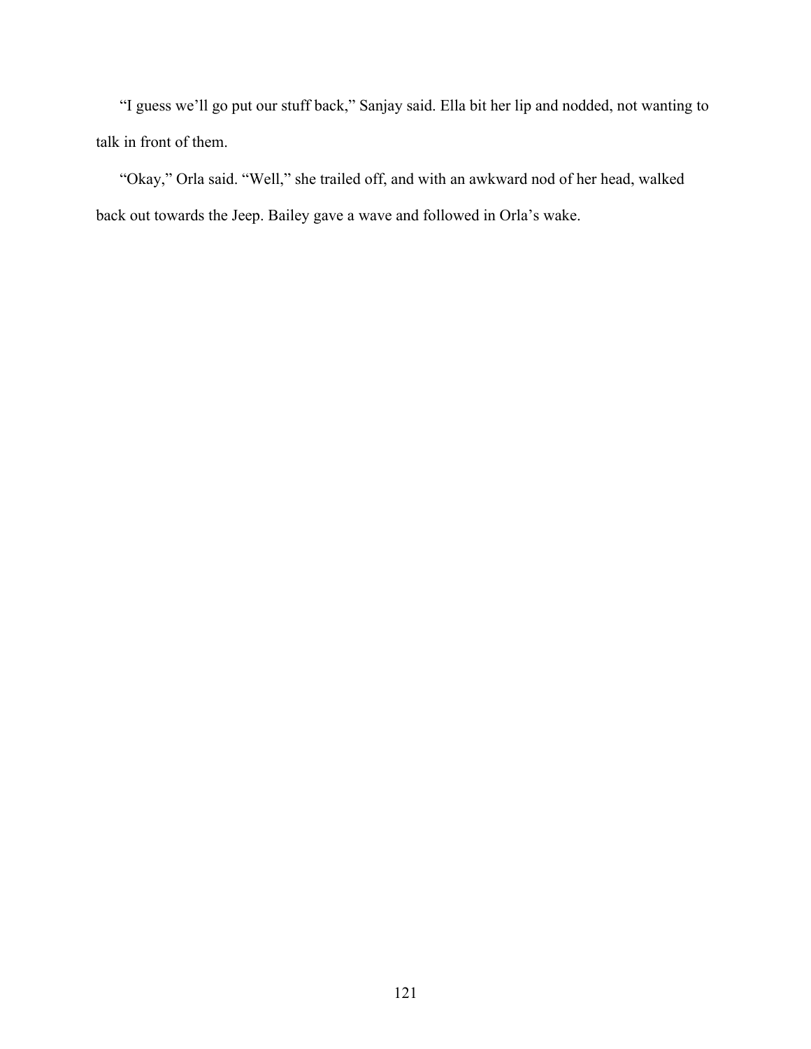“I guess we’ll go put our stuff back,” Sanjay said. Ella bit her lip and nodded, not wanting to talk in front of them.

“Okay,” Orla said. “Well,” she trailed off, and with an awkward nod of her head, walked back out towards the Jeep. Bailey gave a wave and followed in Orla’s wake.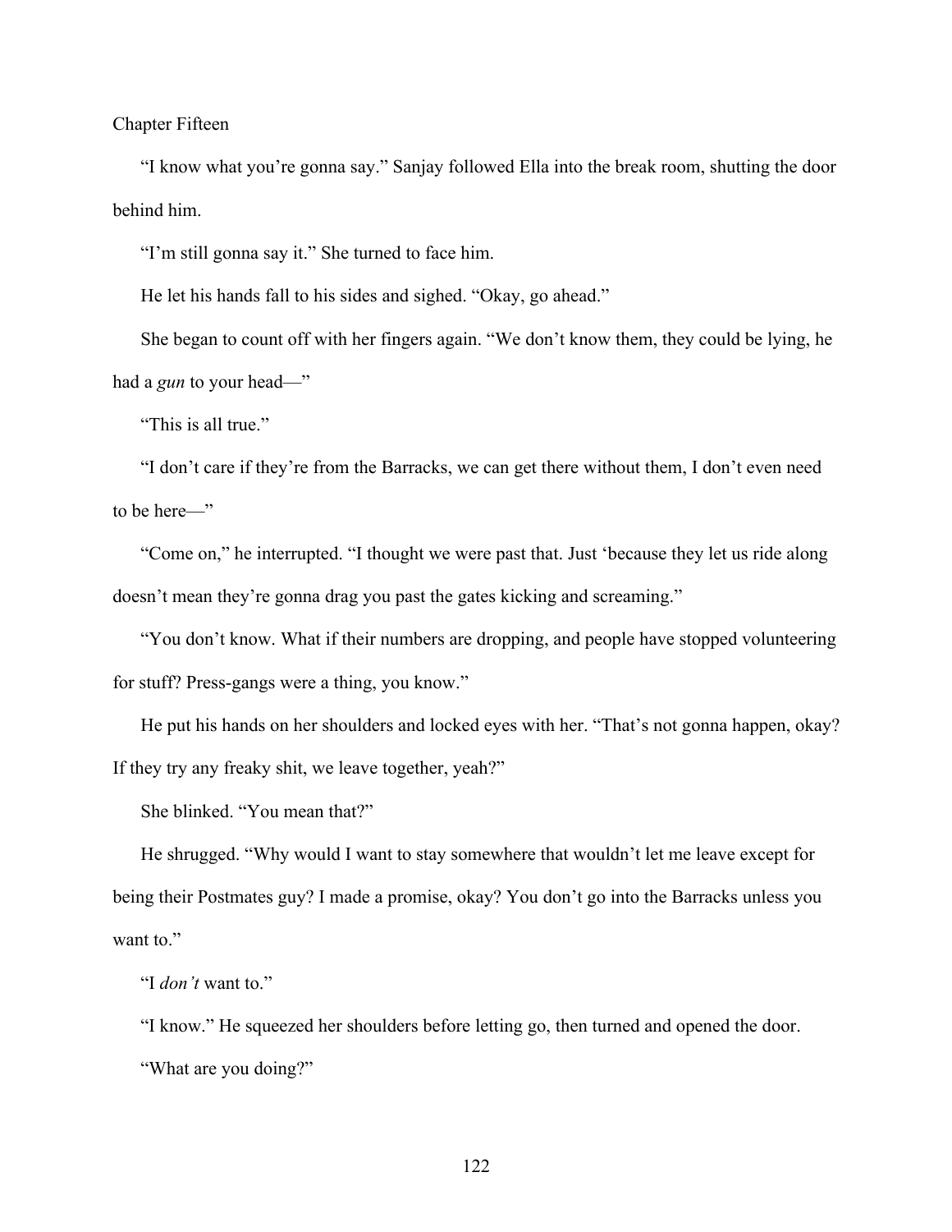# Chapter Fifteen

"I know what you're gonna say." Sanjay followed Ella into the break room, shutting the door behind him.

"I'm still gonna say it." She turned to face him.

He let his hands fall to his sides and sighed. "Okay, go ahead."

She began to count off with her fingers again. "We don't know them, they could be lying, he had a *gun* to your head—"

"This is all true."

"I don't care if they're from the Barracks, we can get there without them, I don't even need to be here—"

"Come on," he interrupted. "I thought we were past that. Just 'because they let us ride along doesn't mean they're gonna drag you past the gates kicking and screaming."

"You don't know. What if their numbers are dropping, and people have stopped volunteering for stuff? Press-gangs were a thing, you know."

He put his hands on her shoulders and locked eyes with her. "That's not gonna happen, okay? If they try any freaky shit, we leave together, yeah?"

She blinked. "You mean that?"

He shrugged. "Why would I want to stay somewhere that wouldn't let me leave except for being their Postmates guy? I made a promise, okay? You don't go into the Barracks unless you want to."

"I *don't* want to."

"I know." He squeezed her shoulders before letting go, then turned and opened the door.

"What are you doing?"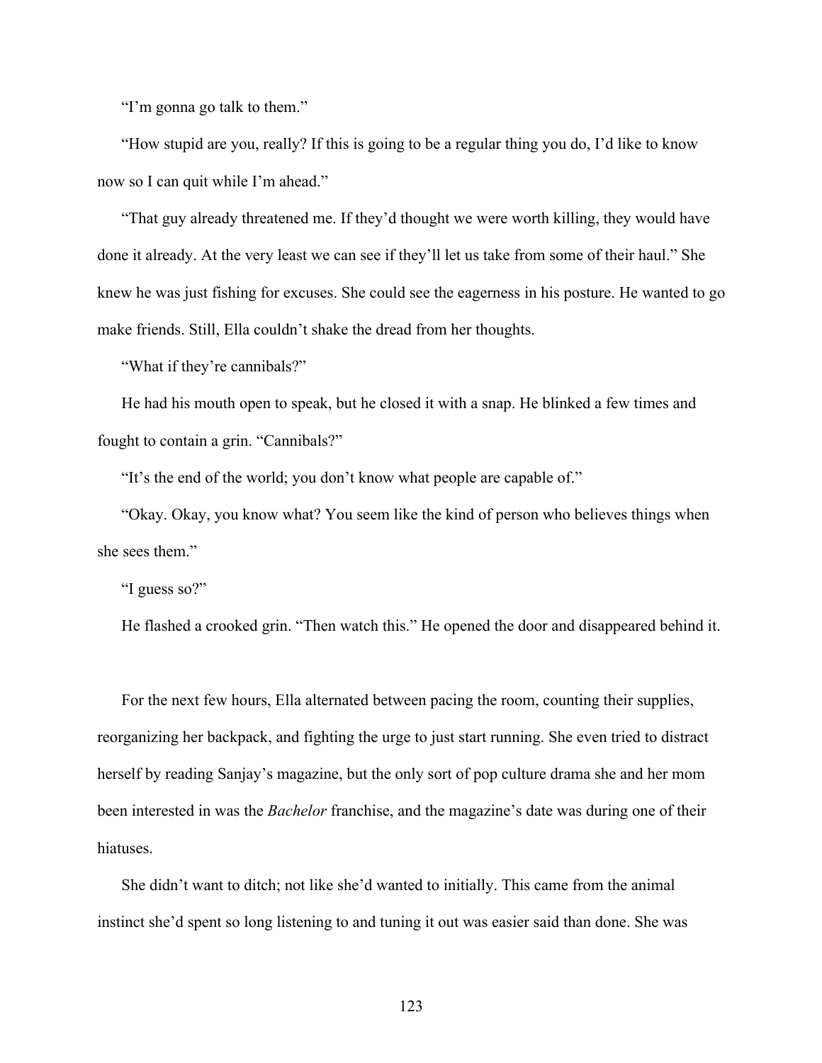"I'm gonna go talk to them."

"How stupid are you, really? If this is going to be a regular thing you do, I'd like to know now so I can quit while I'm ahead."

"That guy already threatened me. If they'd thought we were worth killing, they would have done it already. At the very least we can see if they'll let us take from some of their haul." She knew he was just fishing for excuses. She could see the eagerness in his posture. He wanted to go make friends. Still, Ella couldn't shake the dread from her thoughts.

"What if they're cannibals?"

He had his mouth open to speak, but he closed it with a snap. He blinked a few times and fought to contain a grin. "Cannibals?"

"It's the end of the world; you don't know what people are capable of."

"Okay. Okay, you know what? You seem like the kind of person who believes things when she sees them."

"I guess so?"

He flashed a crooked grin. "Then watch this." He opened the door and disappeared behind it.

For the next few hours, Ella alternated between pacing the room, counting their supplies, reorganizing her backpack, and fighting the urge to just start running. She even tried to distract herself by reading Sanjay's magazine, but the only sort of pop culture drama she and her mom been interested in was the *Bachelor* franchise, and the magazine's date was during one of their hiatuses.

She didn't want to ditch; not like she'd wanted to initially. This came from the animal instinct she'd spent so long listening to and tuning it out was easier said than done. She was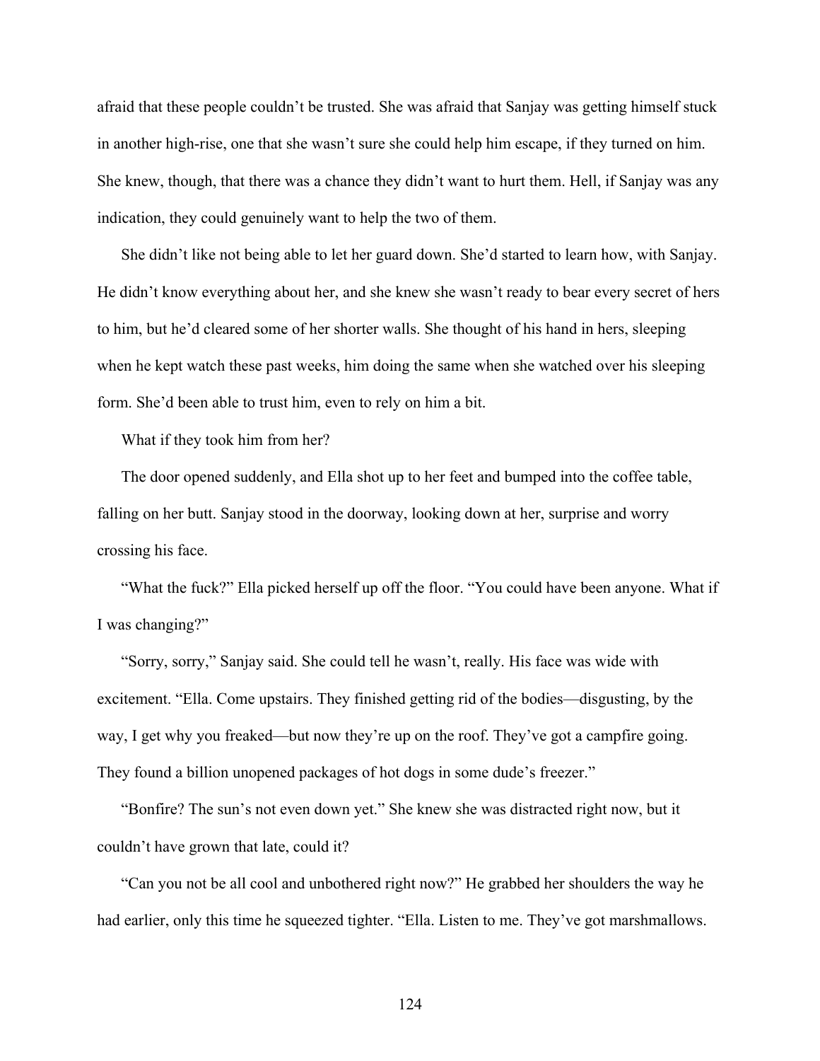afraid that these people couldn't be trusted. She was afraid that Sanjay was getting himself stuck in another high-rise, one that she wasn't sure she could help him escape, if they turned on him. She knew, though, that there was a chance they didn't want to hurt them. Hell, if Sanjay was any indication, they could genuinely want to help the two of them.

She didn't like not being able to let her guard down. She'd started to learn how, with Sanjay. He didn't know everything about her, and she knew she wasn't ready to bear every secret of hers to him, but he'd cleared some of her shorter walls. She thought of his hand in hers, sleeping when he kept watch these past weeks, him doing the same when she watched over his sleeping form. She'd been able to trust him, even to rely on him a bit.

What if they took him from her?

The door opened suddenly, and Ella shot up to her feet and bumped into the coffee table, falling on her butt. Sanjay stood in the doorway, looking down at her, surprise and worry crossing his face.

"What the fuck?" Ella picked herself up off the floor. "You could have been anyone. What if I was changing?"

"Sorry, sorry," Sanjay said. She could tell he wasn't, really. His face was wide with excitement. "Ella. Come upstairs. They finished getting rid of the bodies—disgusting, by the way, I get why you freaked—but now they're up on the roof. They've got a campfire going. They found a billion unopened packages of hot dogs in some dude's freezer."

"Bonfire? The sun's not even down yet." She knew she was distracted right now, but it couldn't have grown that late, could it?

"Can you not be all cool and unbothered right now?" He grabbed her shoulders the way he had earlier, only this time he squeezed tighter. "Ella. Listen to me. They've got marshmallows.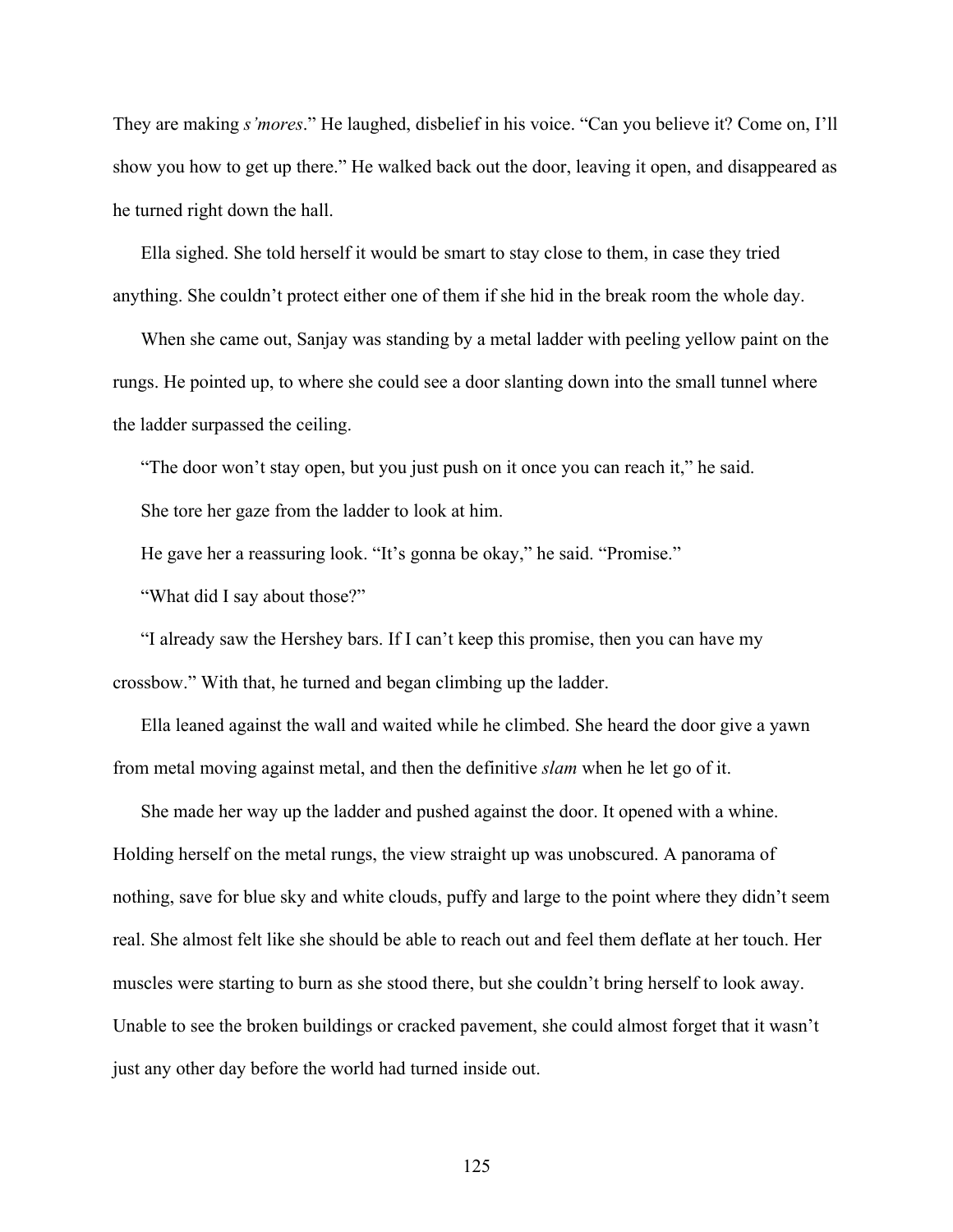They are making *s'mores*." He laughed, disbelief in his voice. "Can you believe it? Come on, I'll show you how to get up there." He walked back out the door, leaving it open, and disappeared as he turned right down the hall.

Ella sighed. She told herself it would be smart to stay close to them, in case they tried anything. She couldn't protect either one of them if she hid in the break room the whole day.

When she came out, Sanjay was standing by a metal ladder with peeling yellow paint on the rungs. He pointed up, to where she could see a door slanting down into the small tunnel where the ladder surpassed the ceiling.

"The door won't stay open, but you just push on it once you can reach it," he said.

She tore her gaze from the ladder to look at him.

He gave her a reassuring look. "It's gonna be okay," he said. "Promise."

"What did I say about those?"

"I already saw the Hershey bars. If I can't keep this promise, then you can have my crossbow." With that, he turned and began climbing up the ladder.

Ella leaned against the wall and waited while he climbed. She heard the door give a yawn from metal moving against metal, and then the definitive *slam* when he let go of it.

She made her way up the ladder and pushed against the door. It opened with a whine. Holding herself on the metal rungs, the view straight up was unobscured. A panorama of nothing, save for blue sky and white clouds, puffy and large to the point where they didn't seem real. She almost felt like she should be able to reach out and feel them deflate at her touch. Her muscles were starting to burn as she stood there, but she couldn't bring herself to look away. Unable to see the broken buildings or cracked pavement, she could almost forget that it wasn't just any other day before the world had turned inside out.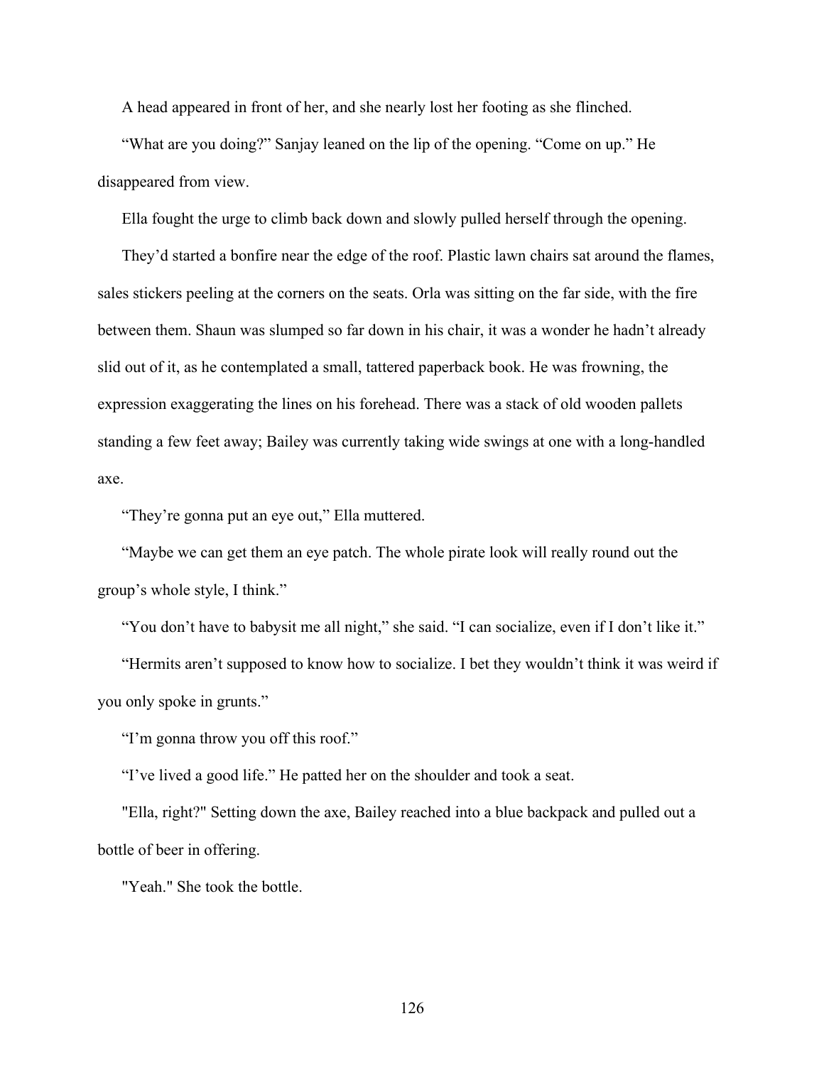A head appeared in front of her, and she nearly lost her footing as she flinched.

"What are you doing?" Sanjay leaned on the lip of the opening. "Come on up." He disappeared from view.

Ella fought the urge to climb back down and slowly pulled herself through the opening.

They'd started a bonfire near the edge of the roof. Plastic lawn chairs sat around the flames, sales stickers peeling at the corners on the seats. Orla was sitting on the far side, with the fire between them. Shaun was slumped so far down in his chair, it was a wonder he hadn't already slid out of it, as he contemplated a small, tattered paperback book. He was frowning, the expression exaggerating the lines on his forehead. There was a stack of old wooden pallets standing a few feet away; Bailey was currently taking wide swings at one with a long-handled axe.

"They're gonna put an eye out," Ella muttered.

"Maybe we can get them an eye patch. The whole pirate look will really round out the group's whole style, I think."

"You don't have to babysit me all night," she said. "I can socialize, even if I don't like it."

"Hermits aren't supposed to know how to socialize. I bet they wouldn't think it was weird if you only spoke in grunts."

"I'm gonna throw you off this roof."

"I've lived a good life." He patted her on the shoulder and took a seat.

"Ella, right?" Setting down the axe, Bailey reached into a blue backpack and pulled out a bottle of beer in offering.

"Yeah." She took the bottle.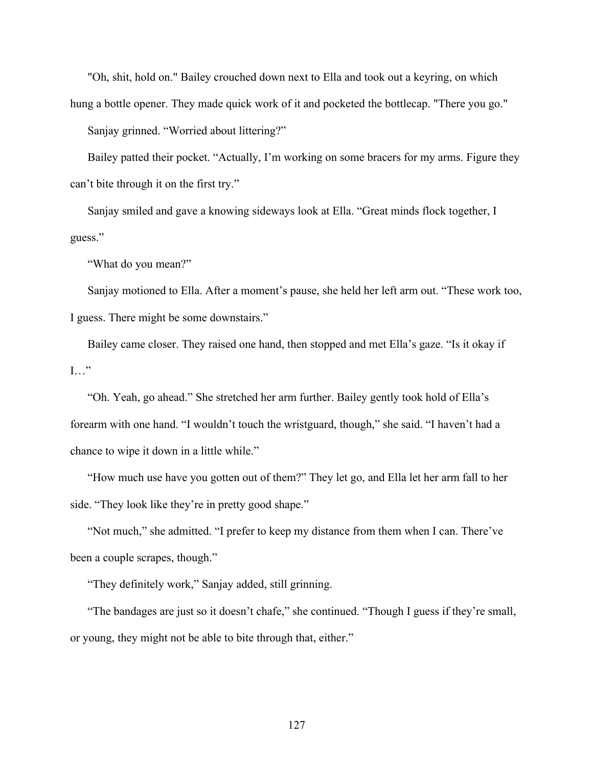"Oh, shit, hold on." Bailey crouched down next to Ella and took out a keyring, on which hung a bottle opener. They made quick work of it and pocketed the bottlecap. "There you go."

Sanjay grinned. "Worried about littering?"

Bailey patted their pocket. "Actually, I'm working on some bracers for my arms. Figure they can't bite through it on the first try."

Sanjay smiled and gave a knowing sideways look at Ella. "Great minds flock together, I guess."

"What do you mean?"

Sanjay motioned to Ella. After a moment's pause, she held her left arm out. "These work too, I guess. There might be some downstairs."

Bailey came closer. They raised one hand, then stopped and met Ella's gaze. "Is it okay if I…"

"Oh. Yeah, go ahead." She stretched her arm further. Bailey gently took hold of Ella's forearm with one hand. "I wouldn't touch the wristguard, though," she said. "I haven't had a chance to wipe it down in a little while."

"How much use have you gotten out of them?" They let go, and Ella let her arm fall to her side. "They look like they're in pretty good shape."

"Not much," she admitted. "I prefer to keep my distance from them when I can. There've been a couple scrapes, though."

"They definitely work," Sanjay added, still grinning.

"The bandages are just so it doesn't chafe," she continued. "Though I guess if they're small, or young, they might not be able to bite through that, either."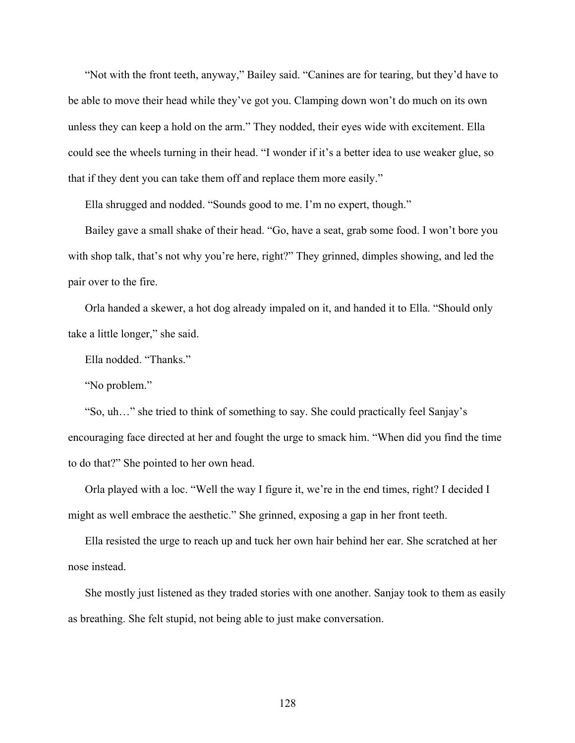"Not with the front teeth, anyway," Bailey said. "Canines are for tearing, but they'd have to be able to move their head while they've got you. Clamping down won't do much on its own unless they can keep a hold on the arm." They nodded, their eyes wide with excitement. Ella could see the wheels turning in their head. "I wonder if it's a better idea to use weaker glue, so that if they dent you can take them off and replace them more easily."

Ella shrugged and nodded. "Sounds good to me. I'm no expert, though."

Bailey gave a small shake of their head. "Go, have a seat, grab some food. I won't bore you with shop talk, that's not why you're here, right?" They grinned, dimples showing, and led the pair over to the fire.

Orla handed a skewer, a hot dog already impaled on it, and handed it to Ella. "Should only take a little longer," she said.

Ella nodded. "Thanks."

"No problem."

"So, uh…" she tried to think of something to say. She could practically feel Sanjay's encouraging face directed at her and fought the urge to smack him. "When did you find the time to do that?" She pointed to her own head.

Orla played with a loc. "Well the way I figure it, we're in the end times, right? I decided I might as well embrace the aesthetic." She grinned, exposing a gap in her front teeth.

Ella resisted the urge to reach up and tuck her own hair behind her ear. She scratched at her nose instead.

She mostly just listened as they traded stories with one another. Sanjay took to them as easily as breathing. She felt stupid, not being able to just make conversation.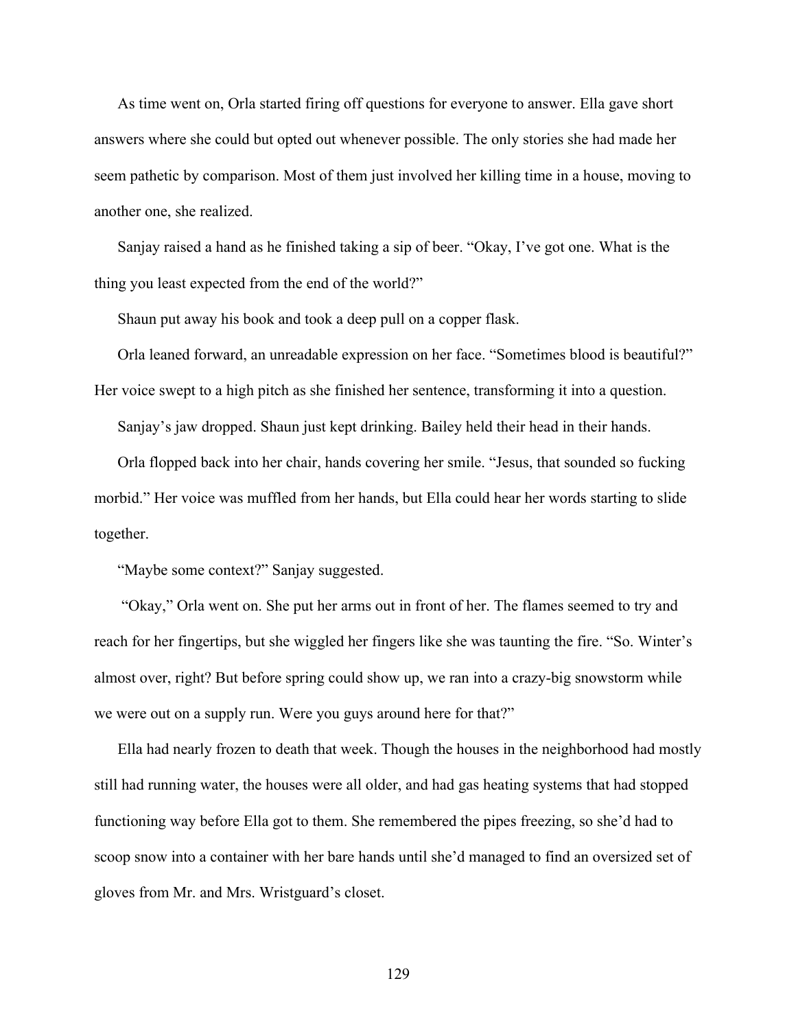As time went on, Orla started firing off questions for everyone to answer. Ella gave short answers where she could but opted out whenever possible. The only stories she had made her seem pathetic by comparison. Most of them just involved her killing time in a house, moving to another one, she realized.

Sanjay raised a hand as he finished taking a sip of beer. "Okay, I've got one. What is the thing you least expected from the end of the world?"

Shaun put away his book and took a deep pull on a copper flask.

Orla leaned forward, an unreadable expression on her face. "Sometimes blood is beautiful?" Her voice swept to a high pitch as she finished her sentence, transforming it into a question.

Sanjay's jaw dropped. Shaun just kept drinking. Bailey held their head in their hands.

Orla flopped back into her chair, hands covering her smile. "Jesus, that sounded so fucking morbid." Her voice was muffled from her hands, but Ella could hear her words starting to slide together.

"Maybe some context?" Sanjay suggested.

"Okay," Orla went on. She put her arms out in front of her. The flames seemed to try and reach for her fingertips, but she wiggled her fingers like she was taunting the fire. "So. Winter's almost over, right? But before spring could show up, we ran into a crazy-big snowstorm while we were out on a supply run. Were you guys around here for that?"

Ella had nearly frozen to death that week. Though the houses in the neighborhood had mostly still had running water, the houses were all older, and had gas heating systems that had stopped functioning way before Ella got to them. She remembered the pipes freezing, so she'd had to scoop snow into a container with her bare hands until she'd managed to find an oversized set of gloves from Mr. and Mrs. Wristguard's closet.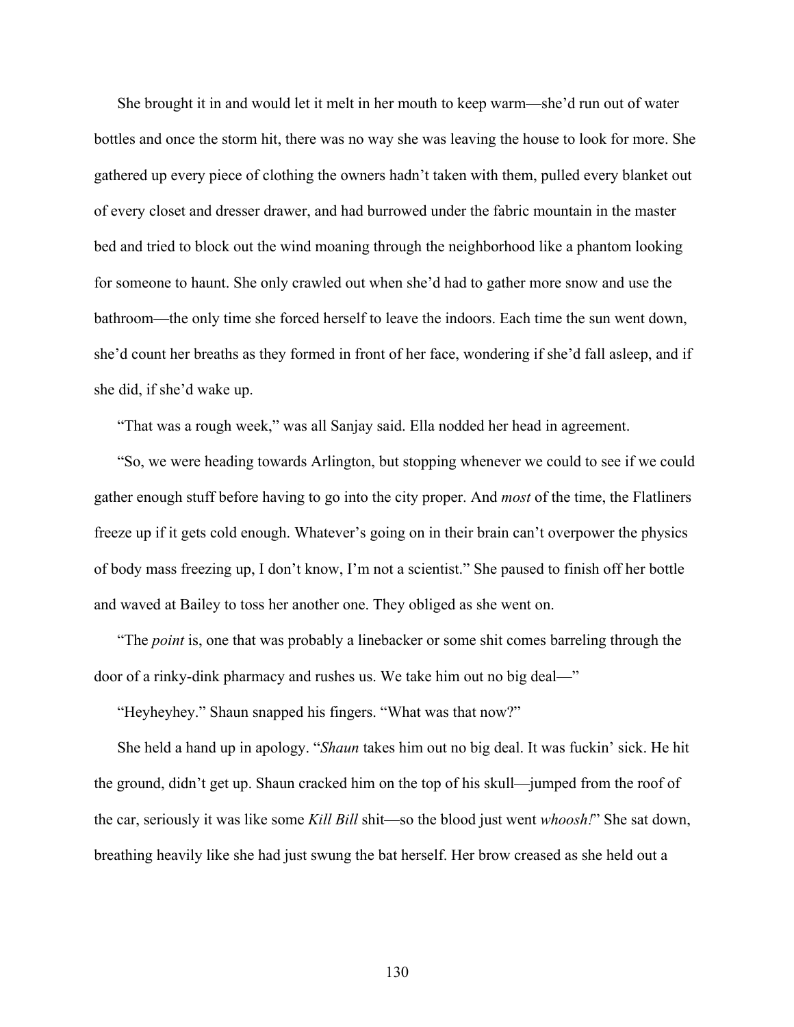She brought it in and would let it melt in her mouth to keep warm—she'd run out of water bottles and once the storm hit, there was no way she was leaving the house to look for more. She gathered up every piece of clothing the owners hadn't taken with them, pulled every blanket out of every closet and dresser drawer, and had burrowed under the fabric mountain in the master bed and tried to block out the wind moaning through the neighborhood like a phantom looking for someone to haunt. She only crawled out when she'd had to gather more snow and use the bathroom—the only time she forced herself to leave the indoors. Each time the sun went down, she'd count her breaths as they formed in front of her face, wondering if she'd fall asleep, and if she did, if she'd wake up.

"That was a rough week," was all Sanjay said. Ella nodded her head in agreement.

"So, we were heading towards Arlington, but stopping whenever we could to see if we could gather enough stuff before having to go into the city proper. And *most* of the time, the Flatliners freeze up if it gets cold enough. Whatever's going on in their brain can't overpower the physics of body mass freezing up, I don't know, I'm not a scientist." She paused to finish off her bottle and waved at Bailey to toss her another one. They obliged as she went on.

"The *point* is, one that was probably a linebacker or some shit comes barreling through the door of a rinky-dink pharmacy and rushes us. We take him out no big deal—"

"Heyheyhey." Shaun snapped his fingers. "What was that now?"

She held a hand up in apology. "*Shaun* takes him out no big deal. It was fuckin' sick. He hit the ground, didn't get up. Shaun cracked him on the top of his skull—jumped from the roof of the car, seriously it was like some *Kill Bill* shit—so the blood just went *whoosh!*" She sat down, breathing heavily like she had just swung the bat herself. Her brow creased as she held out a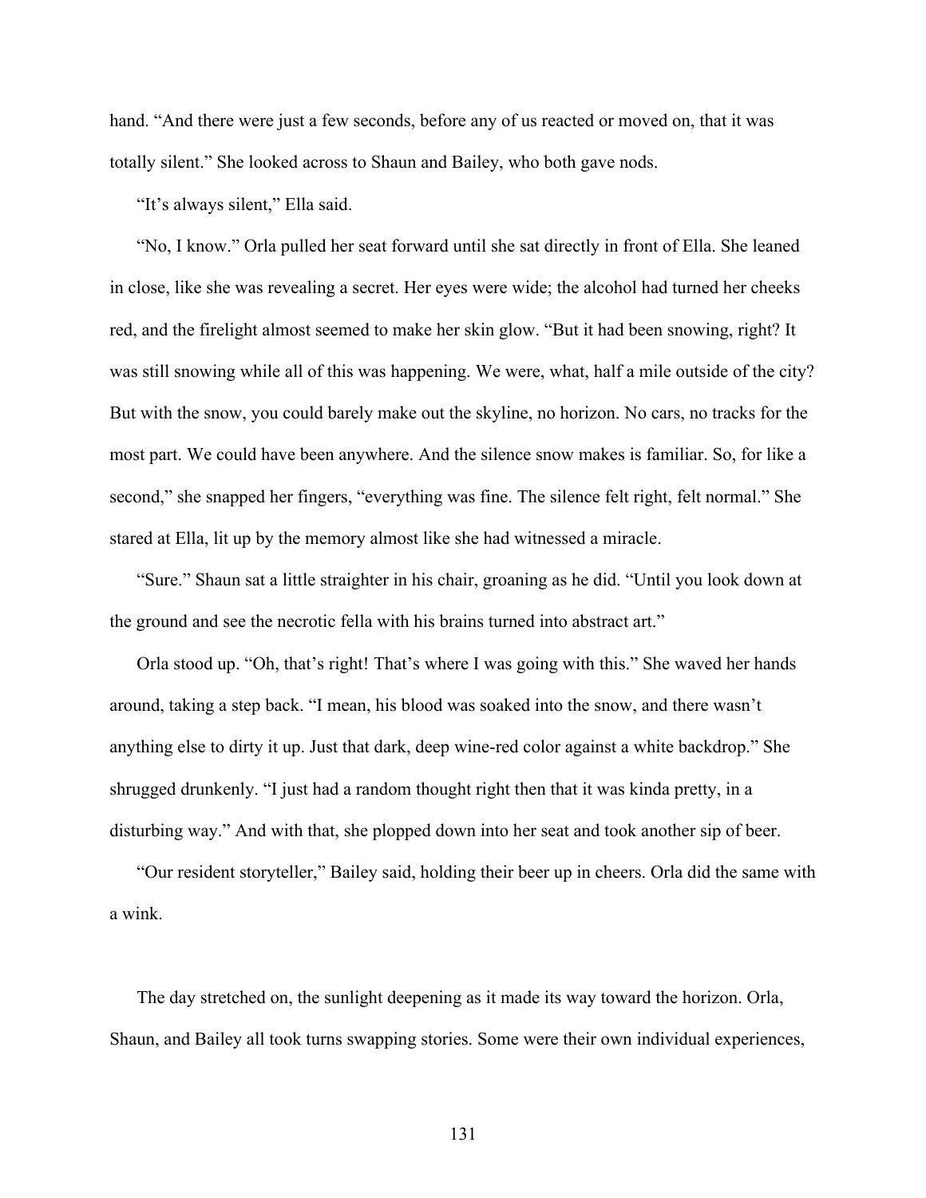hand. "And there were just a few seconds, before any of us reacted or moved on, that it was totally silent." She looked across to Shaun and Bailey, who both gave nods.

"It's always silent," Ella said.

"No, I know." Orla pulled her seat forward until she sat directly in front of Ella. She leaned in close, like she was revealing a secret. Her eyes were wide; the alcohol had turned her cheeks red, and the firelight almost seemed to make her skin glow. "But it had been snowing, right? It was still snowing while all of this was happening. We were, what, half a mile outside of the city? But with the snow, you could barely make out the skyline, no horizon. No cars, no tracks for the most part. We could have been anywhere. And the silence snow makes is familiar. So, for like a second," she snapped her fingers, "everything was fine. The silence felt right, felt normal." She stared at Ella, lit up by the memory almost like she had witnessed a miracle.

"Sure." Shaun sat a little straighter in his chair, groaning as he did. "Until you look down at the ground and see the necrotic fella with his brains turned into abstract art."

Orla stood up. "Oh, that's right! That's where I was going with this." She waved her hands around, taking a step back. "I mean, his blood was soaked into the snow, and there wasn't anything else to dirty it up. Just that dark, deep wine-red color against a white backdrop." She shrugged drunkenly. "I just had a random thought right then that it was kinda pretty, in a disturbing way." And with that, she plopped down into her seat and took another sip of beer.

"Our resident storyteller," Bailey said, holding their beer up in cheers. Orla did the same with a wink.

The day stretched on, the sunlight deepening as it made its way toward the horizon. Orla, Shaun, and Bailey all took turns swapping stories. Some were their own individual experiences,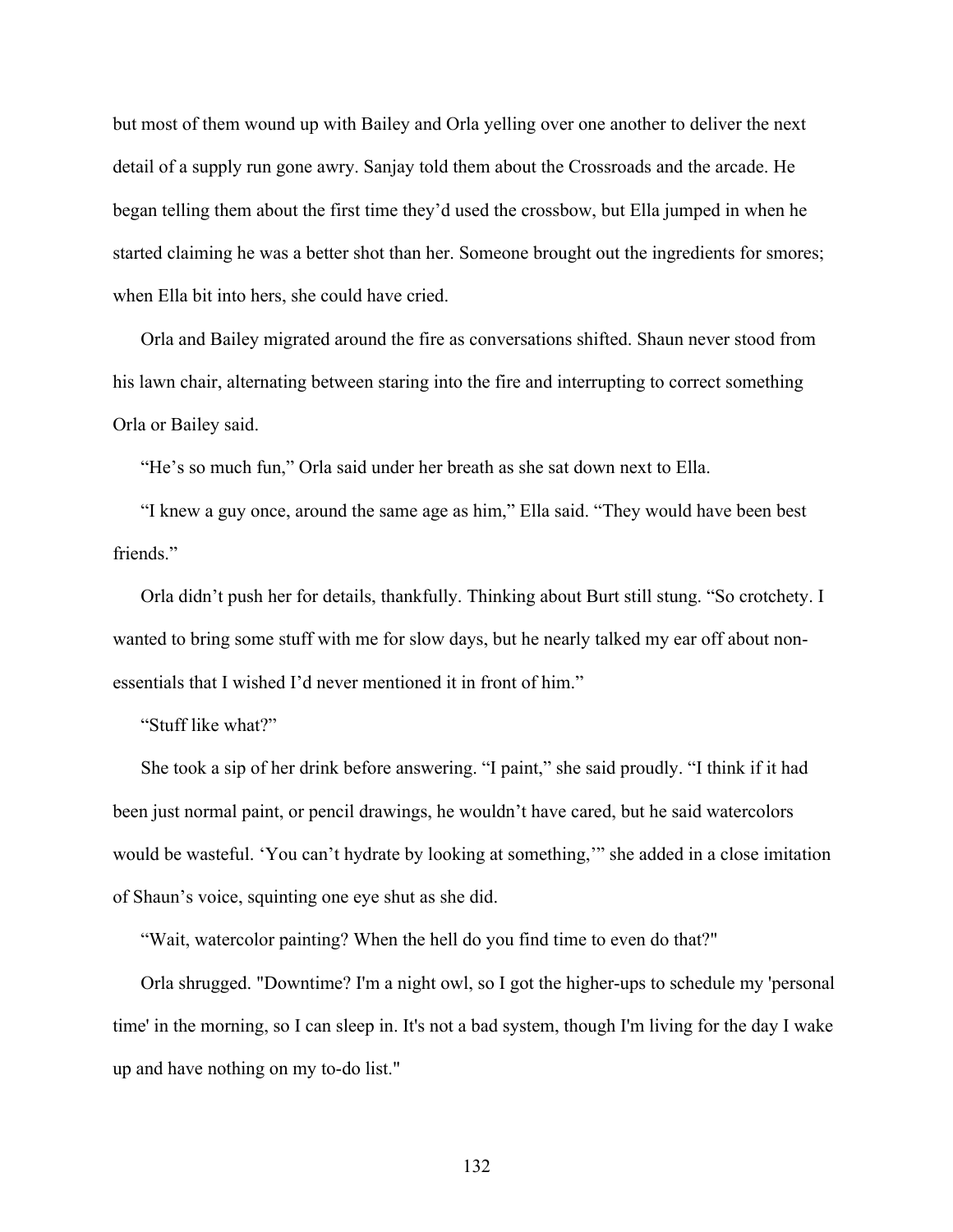but most of them wound up with Bailey and Orla yelling over one another to deliver the next detail of a supply run gone awry. Sanjay told them about the Crossroads and the arcade. He began telling them about the first time they'd used the crossbow, but Ella jumped in when he started claiming he was a better shot than her. Someone brought out the ingredients for smores; when Ella bit into hers, she could have cried.

Orla and Bailey migrated around the fire as conversations shifted. Shaun never stood from his lawn chair, alternating between staring into the fire and interrupting to correct something Orla or Bailey said.

"He's so much fun," Orla said under her breath as she sat down next to Ella.

"I knew a guy once, around the same age as him," Ella said. "They would have been best friends."

Orla didn't push her for details, thankfully. Thinking about Burt still stung. "So crotchety. I wanted to bring some stuff with me for slow days, but he nearly talked my ear off about non-essentials that I wished I'd never mentioned it in front of him."

"Stuff like what?"

She took a sip of her drink before answering. "I paint," she said proudly. "I think if it had been just normal paint, or pencil drawings, he wouldn't have cared, but he said watercolors would be wasteful. 'You can't hydrate by looking at something,'" she added in a close imitation of Shaun's voice, squinting one eye shut as she did.

"Wait, watercolor painting? When the hell do you find time to even do that?"

Orla shrugged. "Downtime? I'm a night owl, so I got the higher-ups to schedule my 'personal time' in the morning, so I can sleep in. It's not a bad system, though I'm living for the day I wake up and have nothing on my to-do list."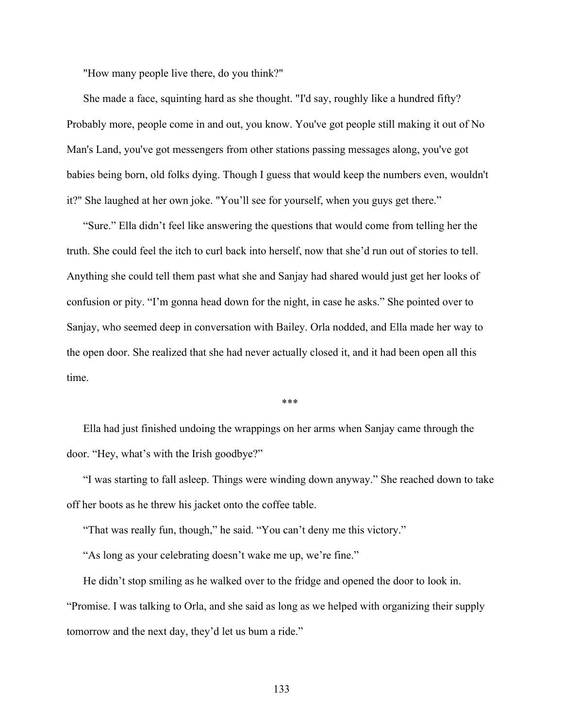"How many people live there, do you think?"

She made a face, squinting hard as she thought. "I'd say, roughly like a hundred fifty? Probably more, people come in and out, you know. You've got people still making it out of No Man's Land, you've got messengers from other stations passing messages along, you've got babies being born, old folks dying. Though I guess that would keep the numbers even, wouldn't it?" She laughed at her own joke. "You'll see for yourself, when you guys get there."

"Sure." Ella didn't feel like answering the questions that would come from telling her the truth. She could feel the itch to curl back into herself, now that she'd run out of stories to tell. Anything she could tell them past what she and Sanjay had shared would just get her looks of confusion or pity. "I'm gonna head down for the night, in case he asks." She pointed over to Sanjay, who seemed deep in conversation with Bailey. Orla nodded, and Ella made her way to the open door. She realized that she had never actually closed it, and it had been open all this time.

\*\*\*

Ella had just finished undoing the wrappings on her arms when Sanjay came through the door. "Hey, what's with the Irish goodbye?"

"I was starting to fall asleep. Things were winding down anyway." She reached down to take off her boots as he threw his jacket onto the coffee table.

"That was really fun, though," he said. "You can't deny me this victory."

"As long as your celebrating doesn't wake me up, we're fine."

He didn't stop smiling as he walked over to the fridge and opened the door to look in. "Promise. I was talking to Orla, and she said as long as we helped with organizing their supply tomorrow and the next day, they'd let us bum a ride."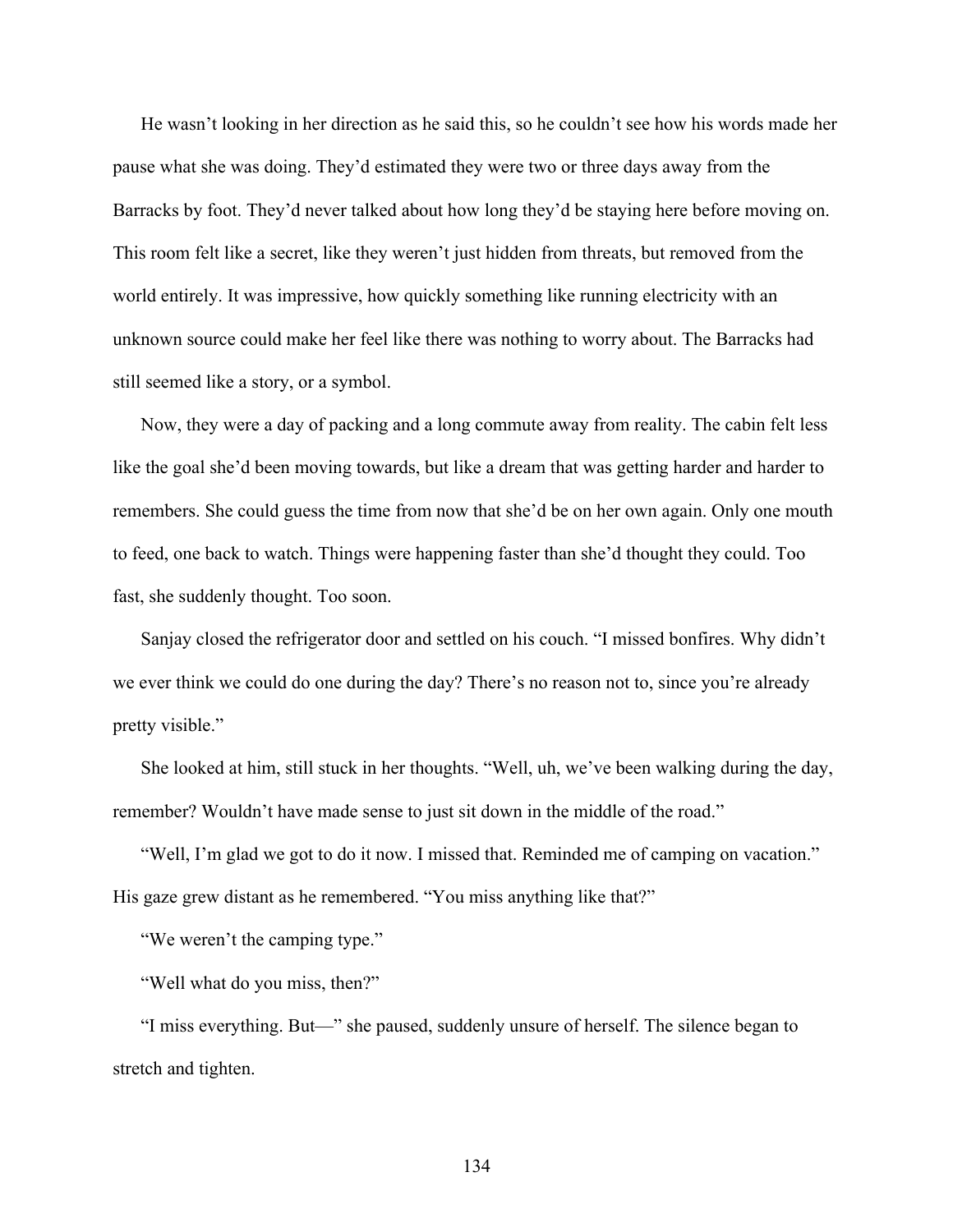He wasn't looking in her direction as he said this, so he couldn't see how his words made her pause what she was doing. They'd estimated they were two or three days away from the Barracks by foot. They'd never talked about how long they'd be staying here before moving on. This room felt like a secret, like they weren't just hidden from threats, but removed from the world entirely. It was impressive, how quickly something like running electricity with an unknown source could make her feel like there was nothing to worry about. The Barracks had still seemed like a story, or a symbol.

Now, they were a day of packing and a long commute away from reality. The cabin felt less like the goal she'd been moving towards, but like a dream that was getting harder and harder to remembers. She could guess the time from now that she'd be on her own again. Only one mouth to feed, one back to watch. Things were happening faster than she'd thought they could. Too fast, she suddenly thought. Too soon.

Sanjay closed the refrigerator door and settled on his couch. "I missed bonfires. Why didn't we ever think we could do one during the day? There's no reason not to, since you're already pretty visible."

She looked at him, still stuck in her thoughts. "Well, uh, we've been walking during the day, remember? Wouldn't have made sense to just sit down in the middle of the road."

"Well, I'm glad we got to do it now. I missed that. Reminded me of camping on vacation." His gaze grew distant as he remembered. "You miss anything like that?"

"We weren't the camping type."

"Well what do you miss, then?"

"I miss everything. But—" she paused, suddenly unsure of herself. The silence began to stretch and tighten.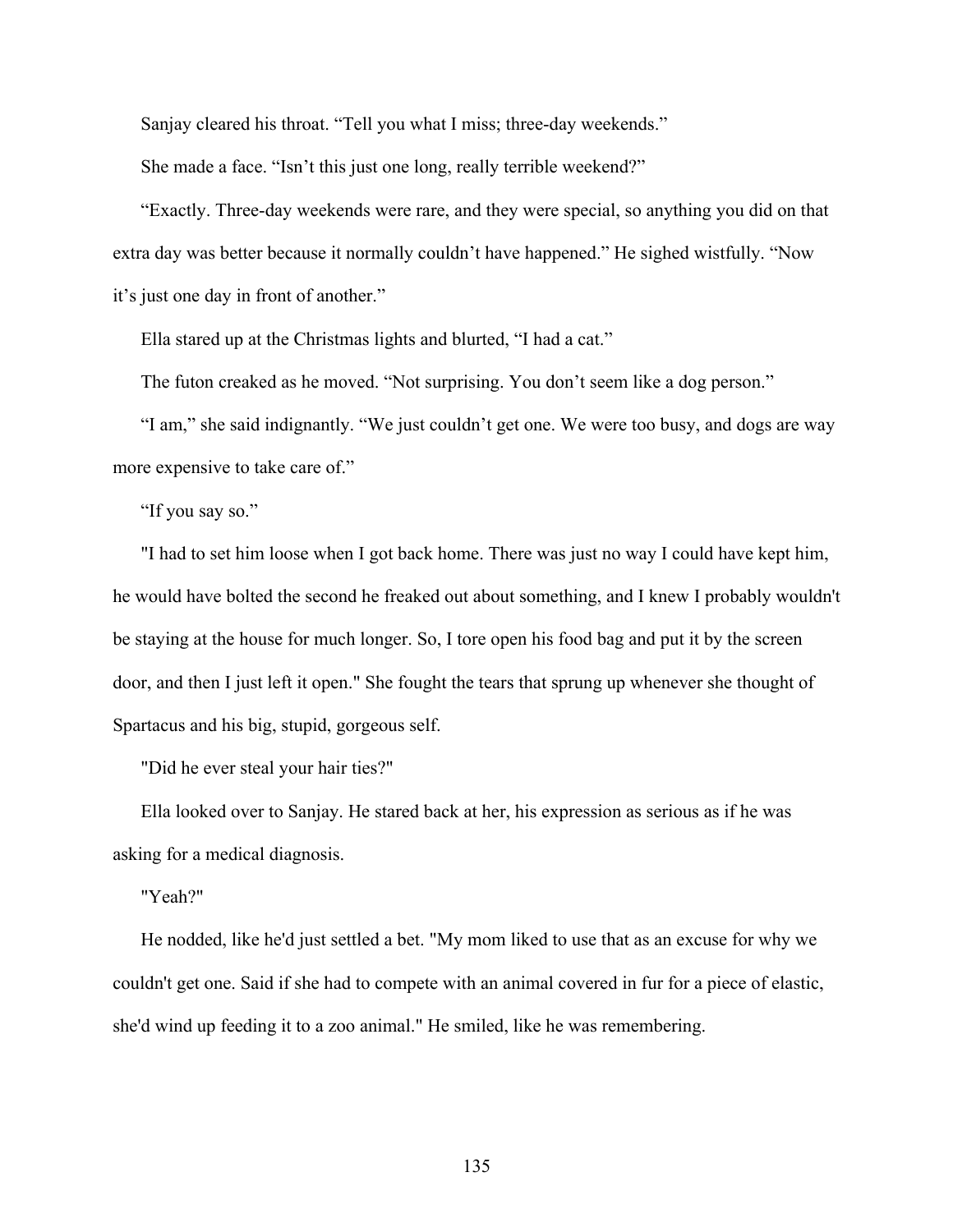Sanjay cleared his throat. “Tell you what I miss; three-day weekends.”

She made a face. “Isn’t this just one long, really terrible weekend?”

“Exactly. Three-day weekends were rare, and they were special, so anything you did on that extra day was better because it normally couldn’t have happened.” He sighed wistfully. “Now it’s just one day in front of another.”

Ella stared up at the Christmas lights and blurted, “I had a cat.”

The futon creaked as he moved. “Not surprising. You don’t seem like a dog person.”

“I am,” she said indignantly. “We just couldn’t get one. We were too busy, and dogs are way more expensive to take care of.”

“If you say so.”

"I had to set him loose when I got back home. There was just no way I could have kept him, he would have bolted the second he freaked out about something, and I knew I probably wouldn't be staying at the house for much longer. So, I tore open his food bag and put it by the screen door, and then I just left it open." She fought the tears that sprung up whenever she thought of Spartacus and his big, stupid, gorgeous self.

"Did he ever steal your hair ties?"

Ella looked over to Sanjay. He stared back at her, his expression as serious as if he was asking for a medical diagnosis.

"Yeah?"

He nodded, like he'd just settled a bet. "My mom liked to use that as an excuse for why we couldn't get one. Said if she had to compete with an animal covered in fur for a piece of elastic, she'd wind up feeding it to a zoo animal." He smiled, like he was remembering.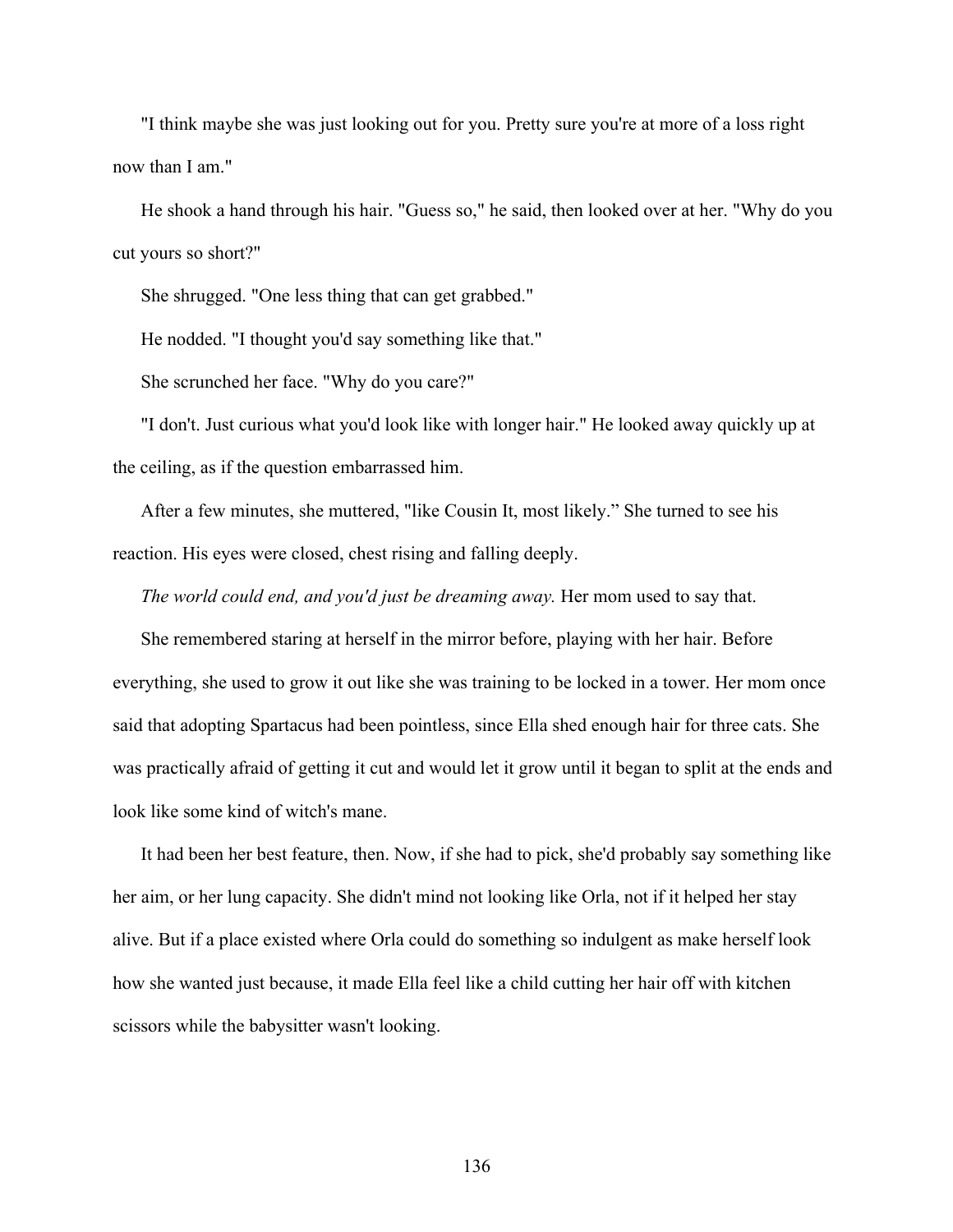"I think maybe she was just looking out for you. Pretty sure you're at more of a loss right now than I am."

He shook a hand through his hair. "Guess so," he said, then looked over at her. "Why do you cut yours so short?"

She shrugged. "One less thing that can get grabbed."

He nodded. "I thought you'd say something like that."

She scrunched her face. "Why do you care?"

"I don't. Just curious what you'd look like with longer hair." He looked away quickly up at the ceiling, as if the question embarrassed him.

After a few minutes, she muttered, "like Cousin It, most likely.” She turned to see his reaction. His eyes were closed, chest rising and falling deeply.

*The world could end, and you'd just be dreaming away.* Her mom used to say that.

She remembered staring at herself in the mirror before, playing with her hair. Before everything, she used to grow it out like she was training to be locked in a tower. Her mom once said that adopting Spartacus had been pointless, since Ella shed enough hair for three cats. She was practically afraid of getting it cut and would let it grow until it began to split at the ends and look like some kind of witch's mane.

It had been her best feature, then. Now, if she had to pick, she'd probably say something like her aim, or her lung capacity. She didn't mind not looking like Orla, not if it helped her stay alive. But if a place existed where Orla could do something so indulgent as make herself look how she wanted just because, it made Ella feel like a child cutting her hair off with kitchen scissors while the babysitter wasn't looking.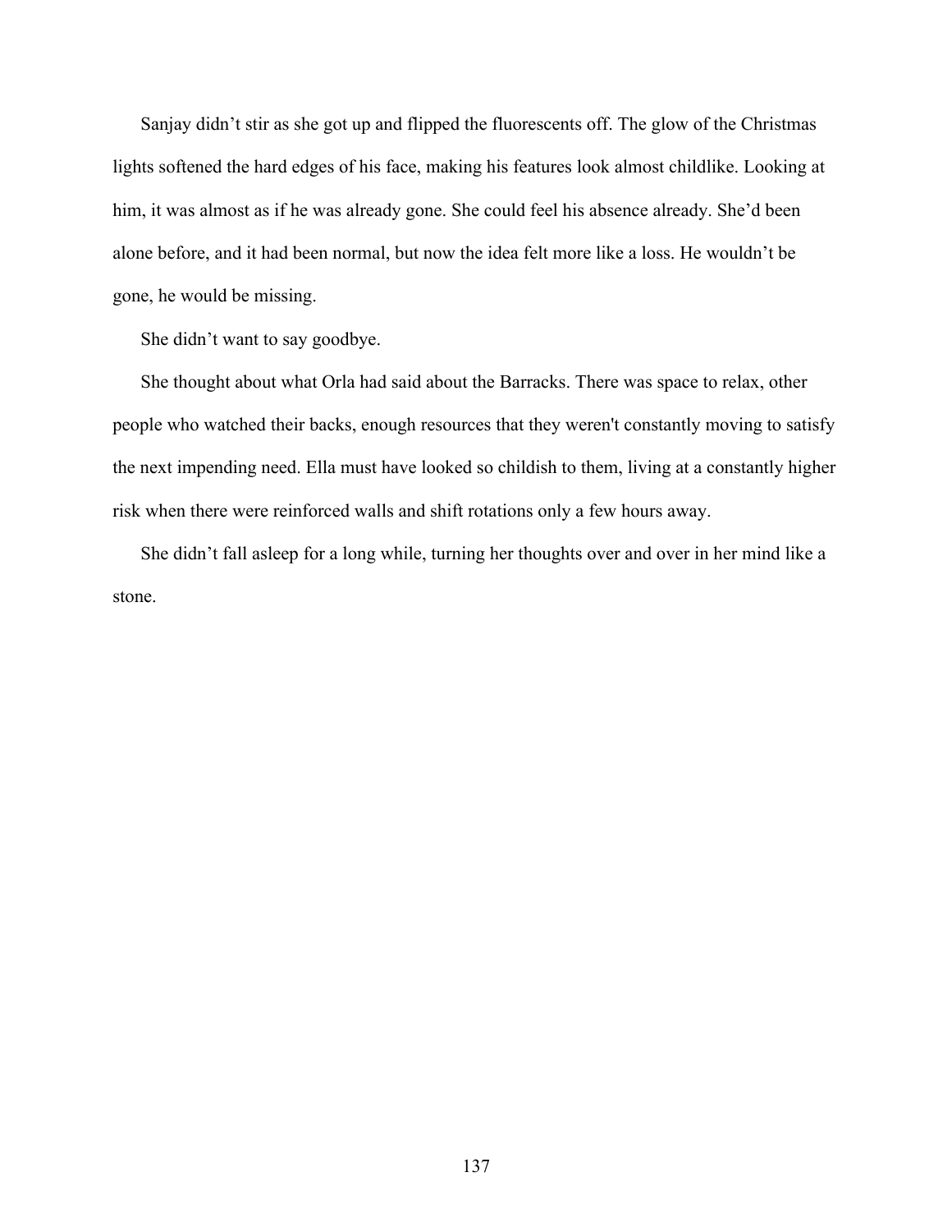Sanjay didn’t stir as she got up and flipped the fluorescents off. The glow of the Christmas lights softened the hard edges of his face, making his features look almost childlike. Looking at him, it was almost as if he was already gone. She could feel his absence already. She’d been alone before, and it had been normal, but now the idea felt more like a loss. He wouldn’t be gone, he would be missing.

She didn’t want to say goodbye.

She thought about what Orla had said about the Barracks. There was space to relax, other people who watched their backs, enough resources that they weren't constantly moving to satisfy the next impending need. Ella must have looked so childish to them, living at a constantly higher risk when there were reinforced walls and shift rotations only a few hours away.

She didn’t fall asleep for a long while, turning her thoughts over and over in her mind like a stone.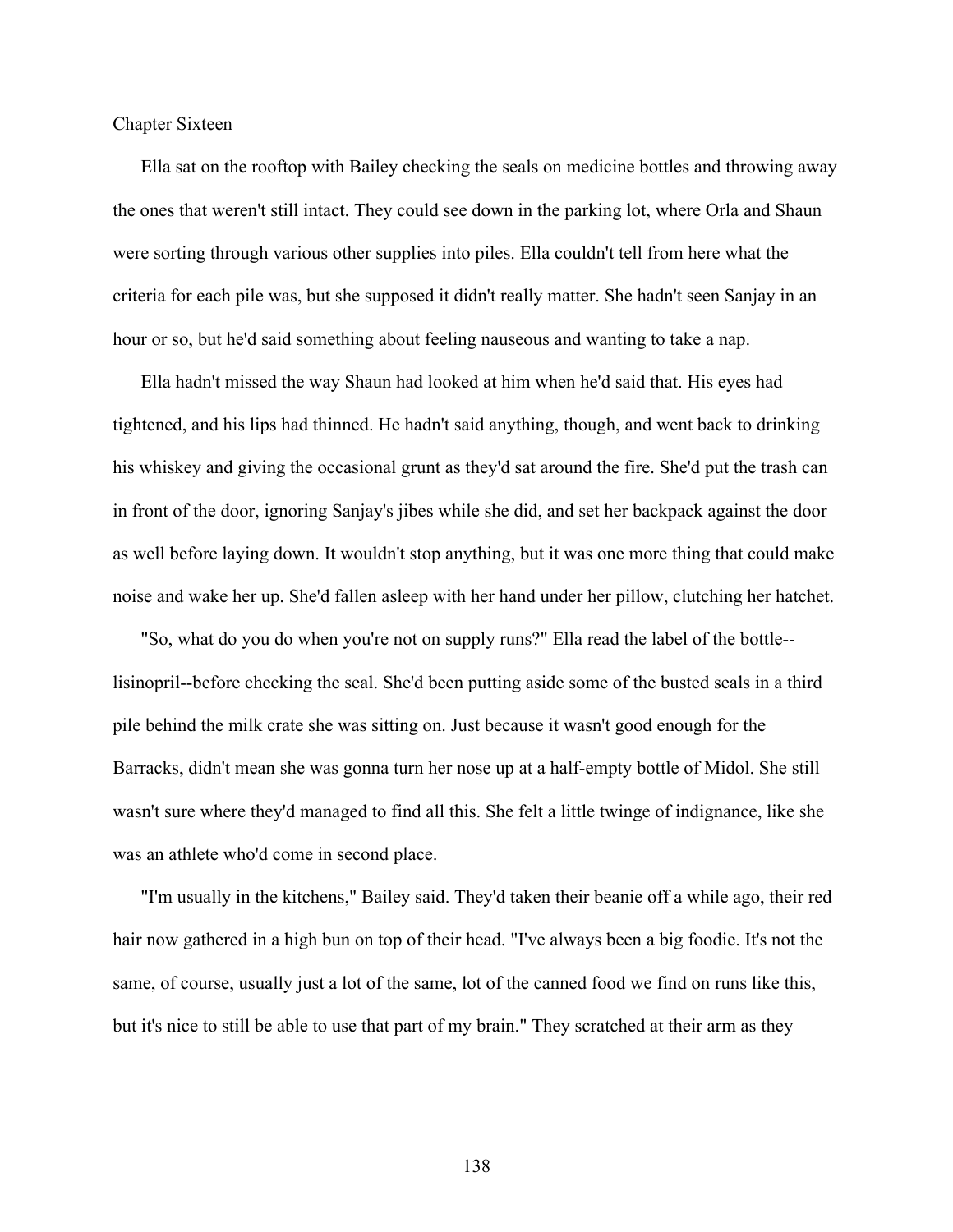Chapter Sixteen

Ella sat on the rooftop with Bailey checking the seals on medicine bottles and throwing away the ones that weren't still intact. They could see down in the parking lot, where Orla and Shaun were sorting through various other supplies into piles. Ella couldn't tell from here what the criteria for each pile was, but she supposed it didn't really matter. She hadn't seen Sanjay in an hour or so, but he'd said something about feeling nauseous and wanting to take a nap.

Ella hadn't missed the way Shaun had looked at him when he'd said that. His eyes had tightened, and his lips had thinned. He hadn't said anything, though, and went back to drinking his whiskey and giving the occasional grunt as they'd sat around the fire. She'd put the trash can in front of the door, ignoring Sanjay's jibes while she did, and set her backpack against the door as well before laying down. It wouldn't stop anything, but it was one more thing that could make noise and wake her up. She'd fallen asleep with her hand under her pillow, clutching her hatchet.

"So, what do you do when you're not on supply runs?" Ella read the label of the bottle--lisinopril--before checking the seal. She'd been putting aside some of the busted seals in a third pile behind the milk crate she was sitting on. Just because it wasn't good enough for the Barracks, didn't mean she was gonna turn her nose up at a half-empty bottle of Midol. She still wasn't sure where they'd managed to find all this. She felt a little twinge of indignance, like she was an athlete who'd come in second place.

"I'm usually in the kitchens," Bailey said. They'd taken their beanie off a while ago, their red hair now gathered in a high bun on top of their head. "I've always been a big foodie. It's not the same, of course, usually just a lot of the same, lot of the canned food we find on runs like this, but it's nice to still be able to use that part of my brain." They scratched at their arm as they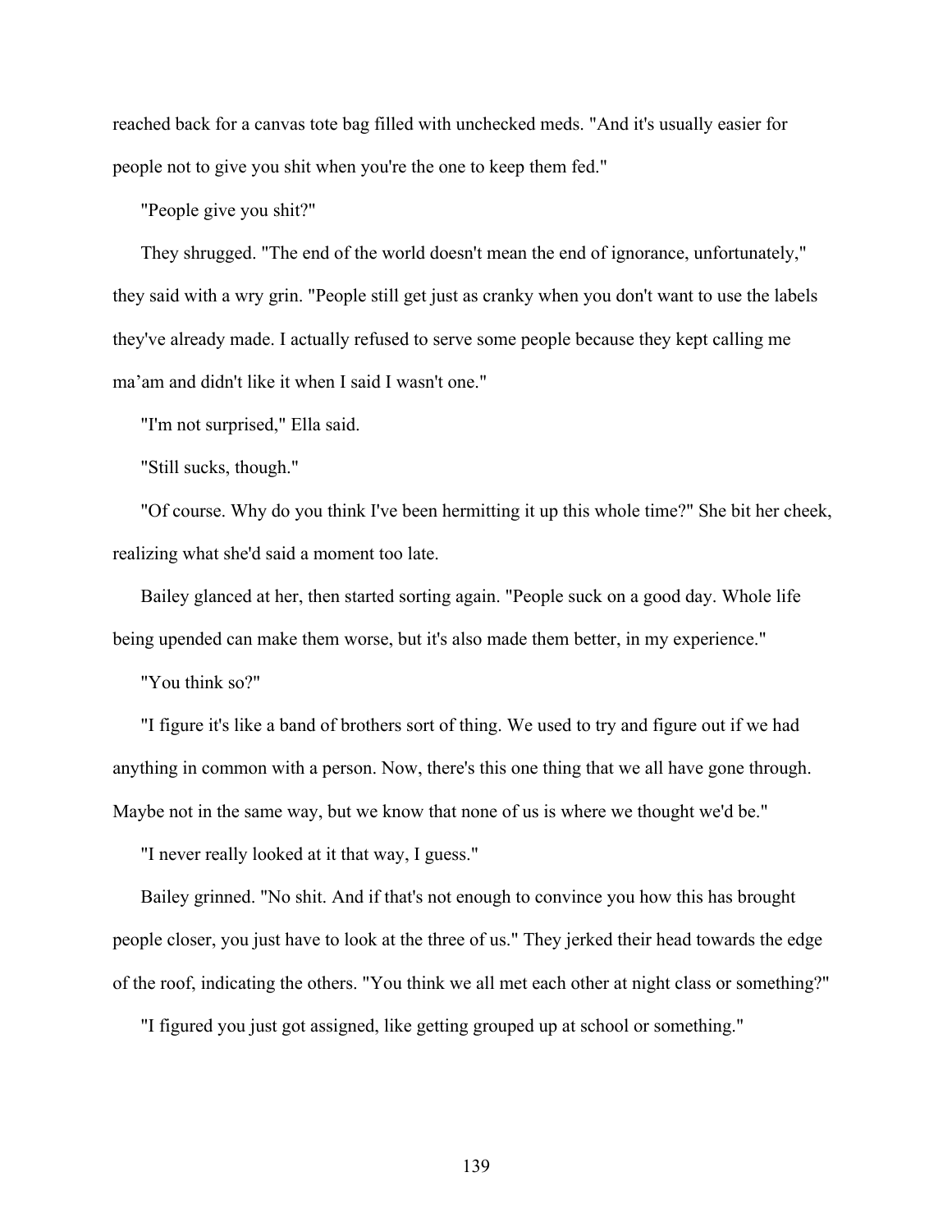reached back for a canvas tote bag filled with unchecked meds. "And it's usually easier for people not to give you shit when you're the one to keep them fed."

"People give you shit?"

They shrugged. "The end of the world doesn't mean the end of ignorance, unfortunately," they said with a wry grin. "People still get just as cranky when you don't want to use the labels they've already made. I actually refused to serve some people because they kept calling me ma'am and didn't like it when I said I wasn't one."

"I'm not surprised," Ella said.

"Still sucks, though."

"Of course. Why do you think I've been hermitting it up this whole time?" She bit her cheek, realizing what she'd said a moment too late.

Bailey glanced at her, then started sorting again. "People suck on a good day. Whole life being upended can make them worse, but it's also made them better, in my experience."

"You think so?"

"I figure it's like a band of brothers sort of thing. We used to try and figure out if we had anything in common with a person. Now, there's this one thing that we all have gone through. Maybe not in the same way, but we know that none of us is where we thought we'd be."

"I never really looked at it that way, I guess."

Bailey grinned. "No shit. And if that's not enough to convince you how this has brought people closer, you just have to look at the three of us." They jerked their head towards the edge of the roof, indicating the others. "You think we all met each other at night class or something?"

"I figured you just got assigned, like getting grouped up at school or something."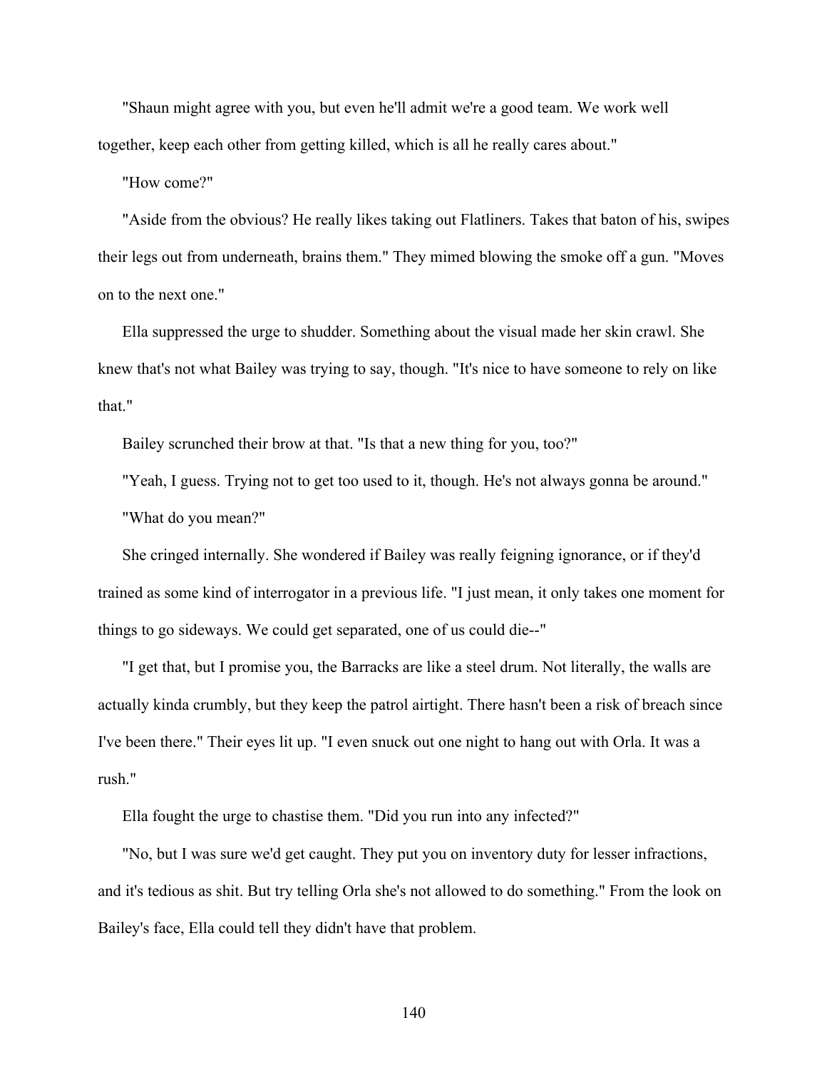"Shaun might agree with you, but even he'll admit we're a good team. We work well together, keep each other from getting killed, which is all he really cares about."

"How come?"

"Aside from the obvious? He really likes taking out Flatliners. Takes that baton of his, swipes their legs out from underneath, brains them." They mimed blowing the smoke off a gun. "Moves on to the next one."

Ella suppressed the urge to shudder. Something about the visual made her skin crawl. She knew that's not what Bailey was trying to say, though. "It's nice to have someone to rely on like that."

Bailey scrunched their brow at that. "Is that a new thing for you, too?"

"Yeah, I guess. Trying not to get too used to it, though. He's not always gonna be around."

"What do you mean?"

She cringed internally. She wondered if Bailey was really feigning ignorance, or if they'd trained as some kind of interrogator in a previous life. "I just mean, it only takes one moment for things to go sideways. We could get separated, one of us could die--"

"I get that, but I promise you, the Barracks are like a steel drum. Not literally, the walls are actually kinda crumbly, but they keep the patrol airtight. There hasn't been a risk of breach since I've been there." Their eyes lit up. "I even snuck out one night to hang out with Orla. It was a rush."

Ella fought the urge to chastise them. "Did you run into any infected?"

"No, but I was sure we'd get caught. They put you on inventory duty for lesser infractions, and it's tedious as shit. But try telling Orla she's not allowed to do something." From the look on Bailey's face, Ella could tell they didn't have that problem.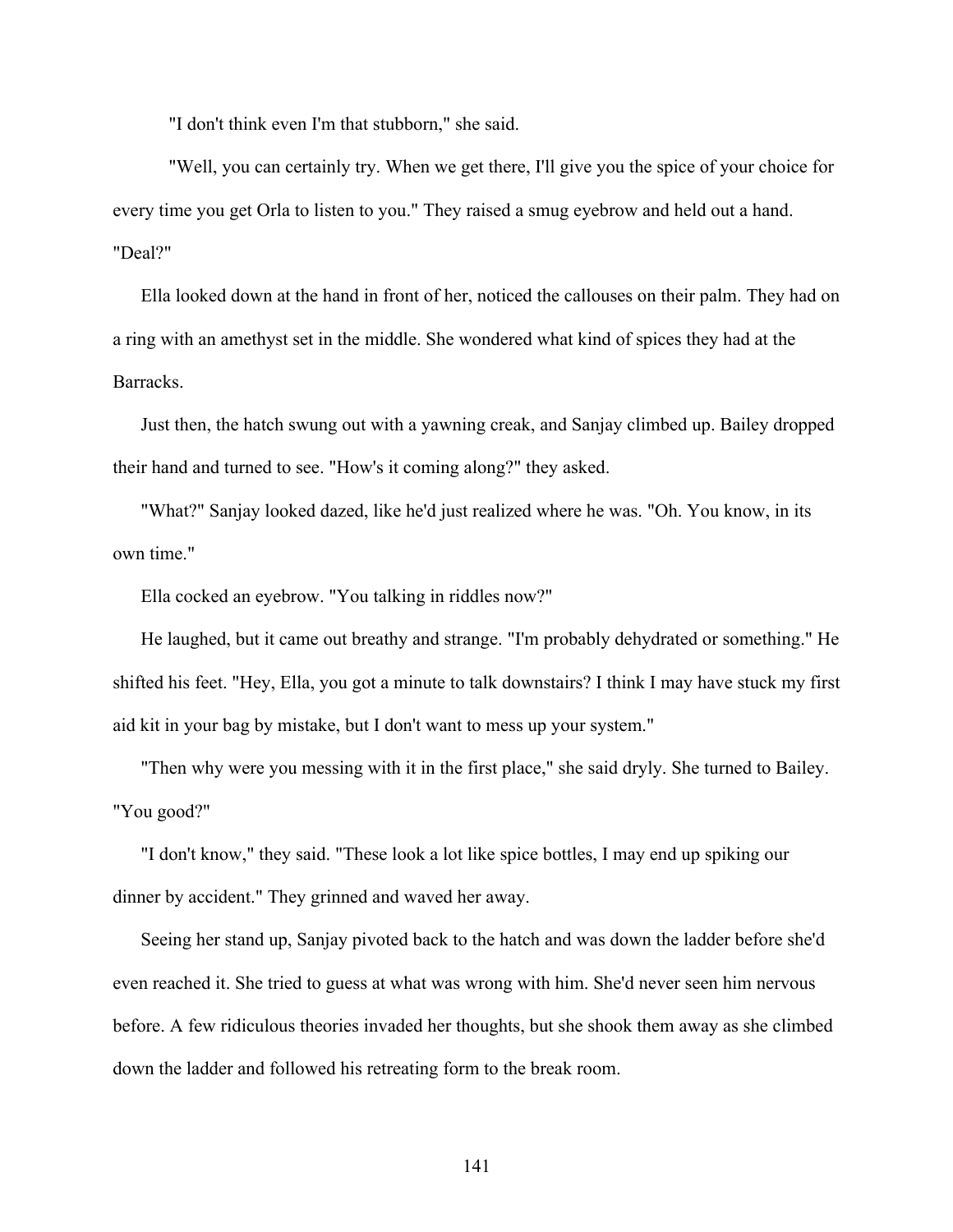"I don't think even I'm that stubborn," she said.

"Well, you can certainly try. When we get there, I'll give you the spice of your choice for every time you get Orla to listen to you." They raised a smug eyebrow and held out a hand. "Deal?"

Ella looked down at the hand in front of her, noticed the callouses on their palm. They had on a ring with an amethyst set in the middle. She wondered what kind of spices they had at the Barracks.

Just then, the hatch swung out with a yawning creak, and Sanjay climbed up. Bailey dropped their hand and turned to see. "How's it coming along?" they asked.

"What?" Sanjay looked dazed, like he'd just realized where he was. "Oh. You know, in its own time."

Ella cocked an eyebrow. "You talking in riddles now?"

He laughed, but it came out breathy and strange. "I'm probably dehydrated or something." He shifted his feet. "Hey, Ella, you got a minute to talk downstairs? I think I may have stuck my first aid kit in your bag by mistake, but I don't want to mess up your system."

"Then why were you messing with it in the first place," she said dryly. She turned to Bailey. "You good?"

"I don't know," they said. "These look a lot like spice bottles, I may end up spiking our dinner by accident." They grinned and waved her away.

Seeing her stand up, Sanjay pivoted back to the hatch and was down the ladder before she'd even reached it. She tried to guess at what was wrong with him. She'd never seen him nervous before. A few ridiculous theories invaded her thoughts, but she shook them away as she climbed down the ladder and followed his retreating form to the break room.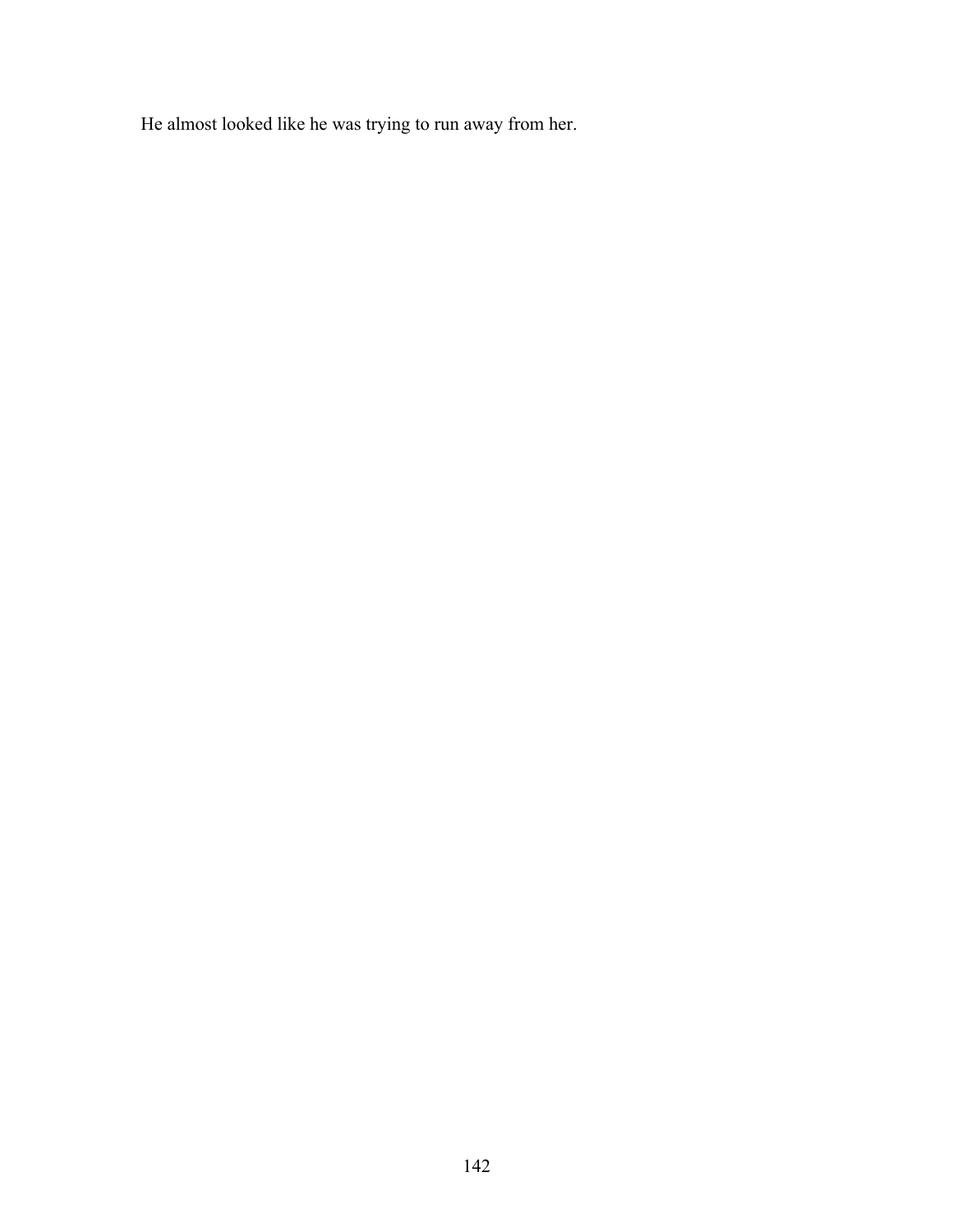He almost looked like he was trying to run away from her.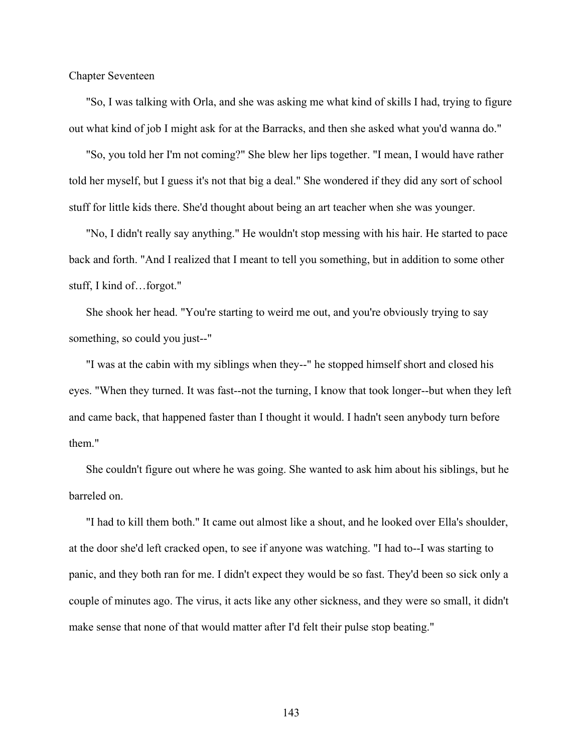## Chapter Seventeen

"So, I was talking with Orla, and she was asking me what kind of skills I had, trying to figure out what kind of job I might ask for at the Barracks, and then she asked what you'd wanna do."

"So, you told her I'm not coming?" She blew her lips together. "I mean, I would have rather told her myself, but I guess it's not that big a deal." She wondered if they did any sort of school stuff for little kids there. She'd thought about being an art teacher when she was younger.

"No, I didn't really say anything." He wouldn't stop messing with his hair. He started to pace back and forth. "And I realized that I meant to tell you something, but in addition to some other stuff, I kind of…forgot."

She shook her head. "You're starting to weird me out, and you're obviously trying to say something, so could you just--"

"I was at the cabin with my siblings when they--" he stopped himself short and closed his eyes. "When they turned. It was fast--not the turning, I know that took longer--but when they left and came back, that happened faster than I thought it would. I hadn't seen anybody turn before them."

She couldn't figure out where he was going. She wanted to ask him about his siblings, but he barreled on.

"I had to kill them both." It came out almost like a shout, and he looked over Ella's shoulder, at the door she'd left cracked open, to see if anyone was watching. "I had to--I was starting to panic, and they both ran for me. I didn't expect they would be so fast. They'd been so sick only a couple of minutes ago. The virus, it acts like any other sickness, and they were so small, it didn't make sense that none of that would matter after I'd felt their pulse stop beating."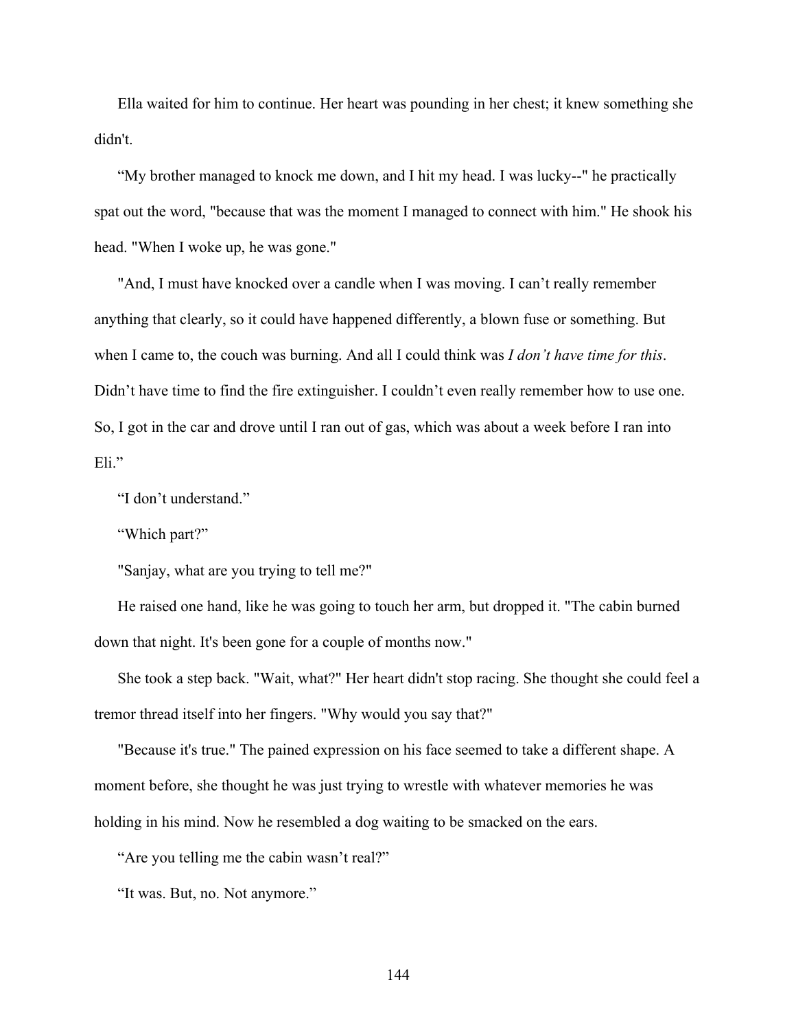Ella waited for him to continue. Her heart was pounding in her chest; it knew something she didn't.

“My brother managed to knock me down, and I hit my head. I was lucky--" he practically spat out the word, "because that was the moment I managed to connect with him." He shook his head. "When I woke up, he was gone."

"And, I must have knocked over a candle when I was moving. I can’t really remember anything that clearly, so it could have happened differently, a blown fuse or something. But when I came to, the couch was burning. And all I could think was *I don’t have time for this*. Didn’t have time to find the fire extinguisher. I couldn’t even really remember how to use one. So, I got in the car and drove until I ran out of gas, which was about a week before I ran into Eli.”

“I don’t understand.”

“Which part?”

"Sanjay, what are you trying to tell me?"

He raised one hand, like he was going to touch her arm, but dropped it. "The cabin burned down that night. It's been gone for a couple of months now."

She took a step back. "Wait, what?" Her heart didn't stop racing. She thought she could feel a tremor thread itself into her fingers. "Why would you say that?"

"Because it's true." The pained expression on his face seemed to take a different shape. A moment before, she thought he was just trying to wrestle with whatever memories he was holding in his mind. Now he resembled a dog waiting to be smacked on the ears.

“Are you telling me the cabin wasn’t real?”

“It was. But, no. Not anymore.”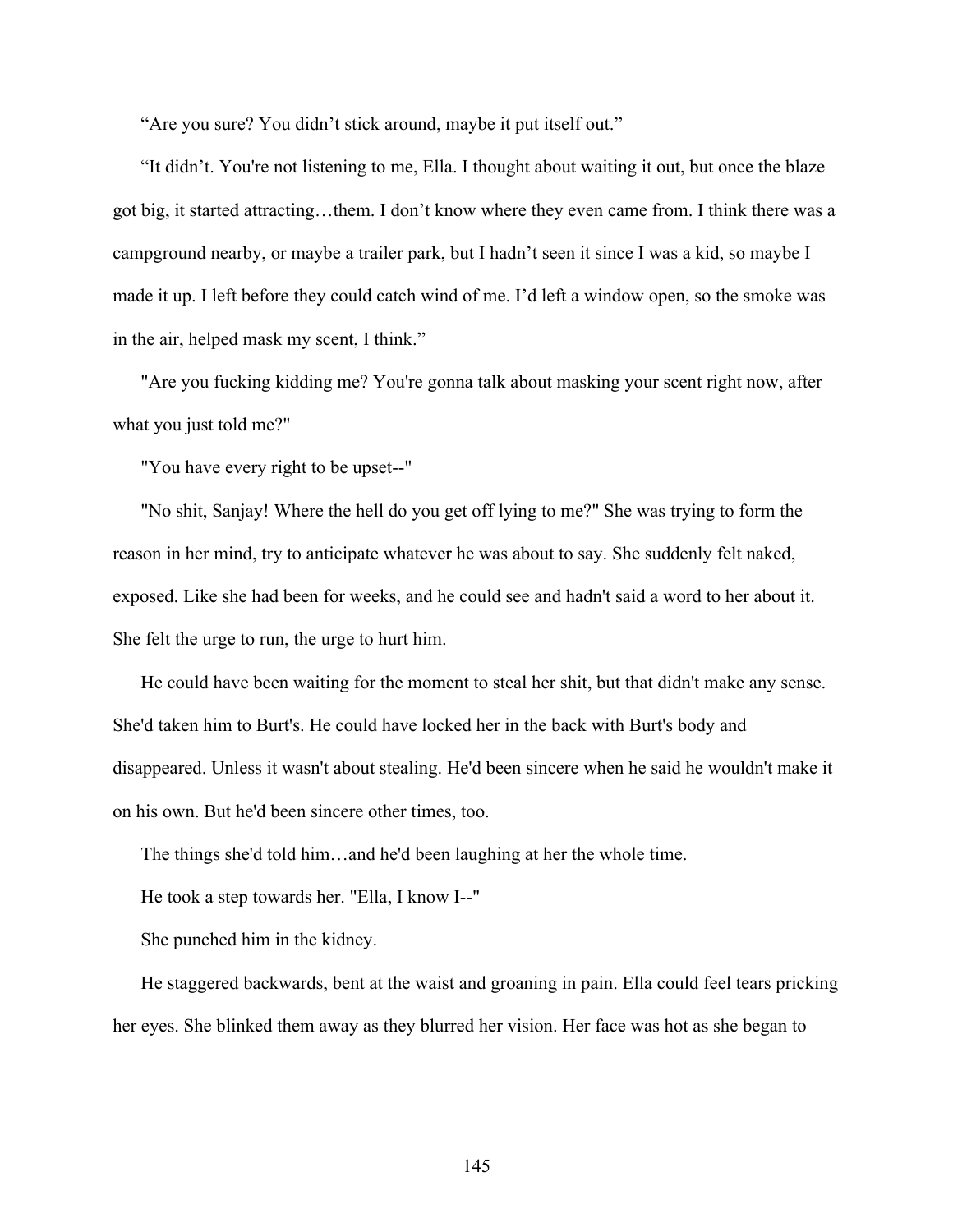"Are you sure? You didn't stick around, maybe it put itself out."

"It didn't. You're not listening to me, Ella. I thought about waiting it out, but once the blaze got big, it started attracting…them. I don't know where they even came from. I think there was a campground nearby, or maybe a trailer park, but I hadn't seen it since I was a kid, so maybe I made it up. I left before they could catch wind of me. I'd left a window open, so the smoke was in the air, helped mask my scent, I think."

"Are you fucking kidding me? You're gonna talk about masking your scent right now, after what you just told me?"

"You have every right to be upset--"

"No shit, Sanjay! Where the hell do you get off lying to me?" She was trying to form the reason in her mind, try to anticipate whatever he was about to say. She suddenly felt naked, exposed. Like she had been for weeks, and he could see and hadn't said a word to her about it. She felt the urge to run, the urge to hurt him.

He could have been waiting for the moment to steal her shit, but that didn't make any sense. She'd taken him to Burt's. He could have locked her in the back with Burt's body and disappeared. Unless it wasn't about stealing. He'd been sincere when he said he wouldn't make it on his own. But he'd been sincere other times, too.

The things she'd told him…and he'd been laughing at her the whole time.

He took a step towards her. "Ella, I know I--"

She punched him in the kidney.

He staggered backwards, bent at the waist and groaning in pain. Ella could feel tears pricking her eyes. She blinked them away as they blurred her vision. Her face was hot as she began to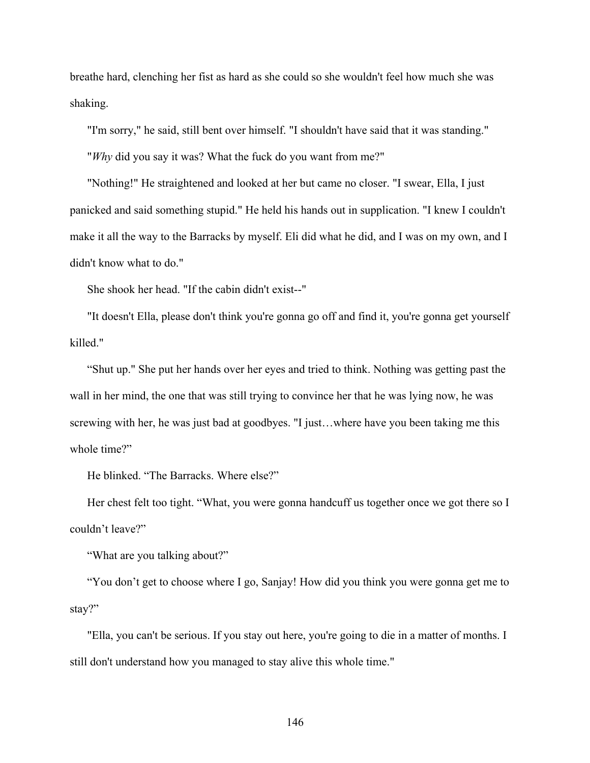breathe hard, clenching her fist as hard as she could so she wouldn't feel how much she was shaking.

"I'm sorry," he said, still bent over himself. "I shouldn't have said that it was standing."

"*Why* did you say it was? What the fuck do you want from me?"

"Nothing!" He straightened and looked at her but came no closer. "I swear, Ella, I just panicked and said something stupid." He held his hands out in supplication. "I knew I couldn't make it all the way to the Barracks by myself. Eli did what he did, and I was on my own, and I didn't know what to do."

She shook her head. "If the cabin didn't exist--"

"It doesn't Ella, please don't think you're gonna go off and find it, you're gonna get yourself killed."

"Shut up." She put her hands over her eyes and tried to think. Nothing was getting past the wall in her mind, the one that was still trying to convince her that he was lying now, he was screwing with her, he was just bad at goodbyes. "I just…where have you been taking me this whole time?"

He blinked. "The Barracks. Where else?"

Her chest felt too tight. "What, you were gonna handcuff us together once we got there so I couldn't leave?"

"What are you talking about?"

"You don't get to choose where I go, Sanjay! How did you think you were gonna get me to stay?"

"Ella, you can't be serious. If you stay out here, you're going to die in a matter of months. I still don't understand how you managed to stay alive this whole time."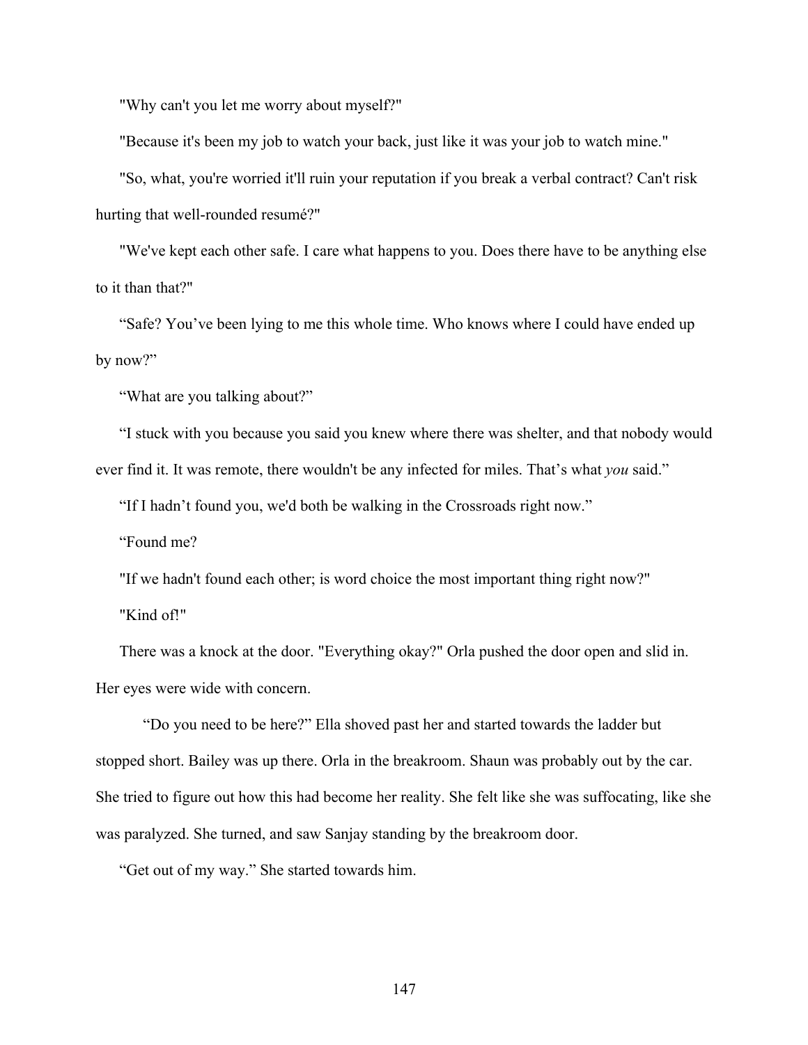"Why can't you let me worry about myself?"

"Because it's been my job to watch your back, just like it was your job to watch mine."

"So, what, you're worried it'll ruin your reputation if you break a verbal contract? Can't risk hurting that well-rounded resumé?"

"We've kept each other safe. I care what happens to you. Does there have to be anything else to it than that?"

“Safe? You’ve been lying to me this whole time. Who knows where I could have ended up by now?”

“What are you talking about?”

“I stuck with you because you said you knew where there was shelter, and that nobody would ever find it. It was remote, there wouldn't be any infected for miles. That’s what *you* said.”

“If I hadn’t found you, we'd both be walking in the Crossroads right now.”

“Found me?

"If we hadn't found each other; is word choice the most important thing right now?"

"Kind of!"

There was a knock at the door. "Everything okay?" Orla pushed the door open and slid in. Her eyes were wide with concern.

“Do you need to be here?” Ella shoved past her and started towards the ladder but stopped short. Bailey was up there. Orla in the breakroom. Shaun was probably out by the car. She tried to figure out how this had become her reality. She felt like she was suffocating, like she was paralyzed. She turned, and saw Sanjay standing by the breakroom door.

“Get out of my way.” She started towards him.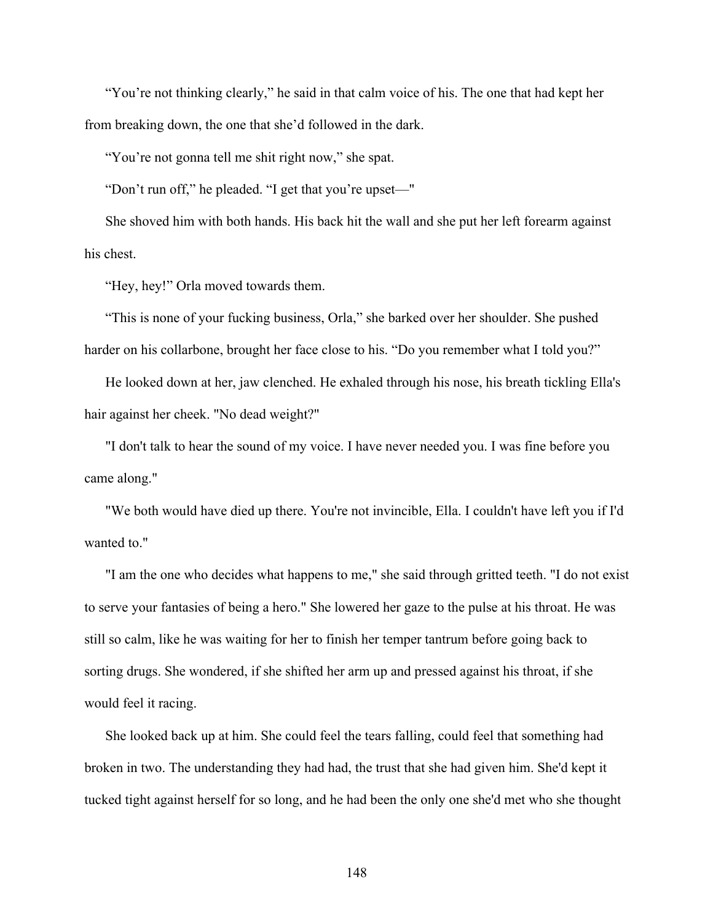"You're not thinking clearly," he said in that calm voice of his. The one that had kept her from breaking down, the one that she'd followed in the dark.

"You're not gonna tell me shit right now," she spat.

"Don't run off," he pleaded. "I get that you're upset—"

She shoved him with both hands. His back hit the wall and she put her left forearm against his chest.

"Hey, hey!" Orla moved towards them.

"This is none of your fucking business, Orla," she barked over her shoulder. She pushed harder on his collarbone, brought her face close to his. "Do you remember what I told you?"

He looked down at her, jaw clenched. He exhaled through his nose, his breath tickling Ella's hair against her cheek. "No dead weight?"

"I don't talk to hear the sound of my voice. I have never needed you. I was fine before you came along."

"We both would have died up there. You're not invincible, Ella. I couldn't have left you if I'd wanted to."

"I am the one who decides what happens to me," she said through gritted teeth. "I do not exist to serve your fantasies of being a hero." She lowered her gaze to the pulse at his throat. He was still so calm, like he was waiting for her to finish her temper tantrum before going back to sorting drugs. She wondered, if she shifted her arm up and pressed against his throat, if she would feel it racing.

She looked back up at him. She could feel the tears falling, could feel that something had broken in two. The understanding they had had, the trust that she had given him. She'd kept it tucked tight against herself for so long, and he had been the only one she'd met who she thought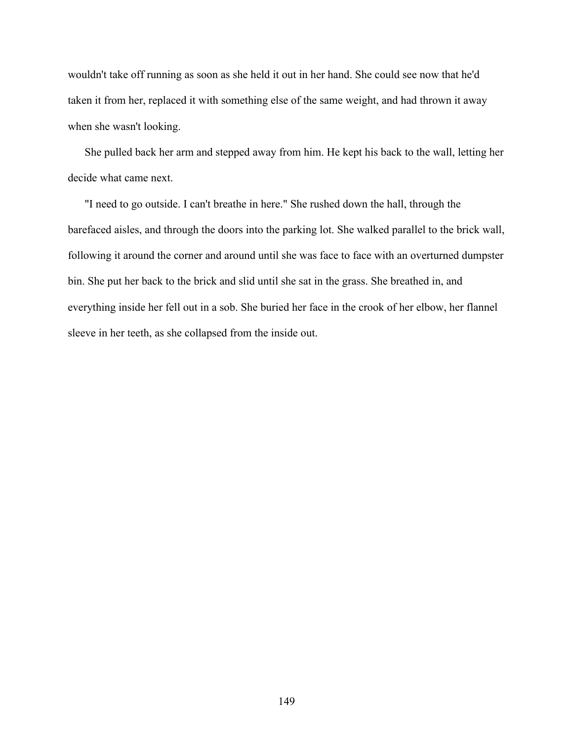wouldn't take off running as soon as she held it out in her hand. She could see now that he'd taken it from her, replaced it with something else of the same weight, and had thrown it away when she wasn't looking.

She pulled back her arm and stepped away from him. He kept his back to the wall, letting her decide what came next.

"I need to go outside. I can't breathe in here." She rushed down the hall, through the barefaced aisles, and through the doors into the parking lot. She walked parallel to the brick wall, following it around the corner and around until she was face to face with an overturned dumpster bin. She put her back to the brick and slid until she sat in the grass. She breathed in, and everything inside her fell out in a sob. She buried her face in the crook of her elbow, her flannel sleeve in her teeth, as she collapsed from the inside out.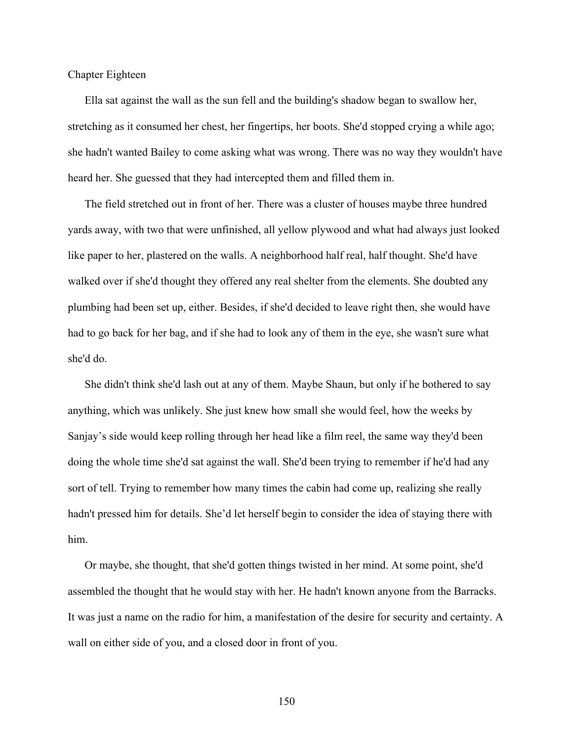# Chapter Eighteen

Ella sat against the wall as the sun fell and the building's shadow began to swallow her, stretching as it consumed her chest, her fingertips, her boots. She'd stopped crying a while ago; she hadn't wanted Bailey to come asking what was wrong. There was no way they wouldn't have heard her. She guessed that they had intercepted them and filled them in.

The field stretched out in front of her. There was a cluster of houses maybe three hundred yards away, with two that were unfinished, all yellow plywood and what had always just looked like paper to her, plastered on the walls. A neighborhood half real, half thought. She'd have walked over if she'd thought they offered any real shelter from the elements. She doubted any plumbing had been set up, either. Besides, if she'd decided to leave right then, she would have had to go back for her bag, and if she had to look any of them in the eye, she wasn't sure what she'd do.

She didn't think she'd lash out at any of them. Maybe Shaun, but only if he bothered to say anything, which was unlikely. She just knew how small she would feel, how the weeks by Sanjay's side would keep rolling through her head like a film reel, the same way they'd been doing the whole time she'd sat against the wall. She'd been trying to remember if he'd had any sort of tell. Trying to remember how many times the cabin had come up, realizing she really hadn't pressed him for details. She'd let herself begin to consider the idea of staying there with him.

Or maybe, she thought, that she'd gotten things twisted in her mind. At some point, she'd assembled the thought that he would stay with her. He hadn't known anyone from the Barracks. It was just a name on the radio for him, a manifestation of the desire for security and certainty. A wall on either side of you, and a closed door in front of you.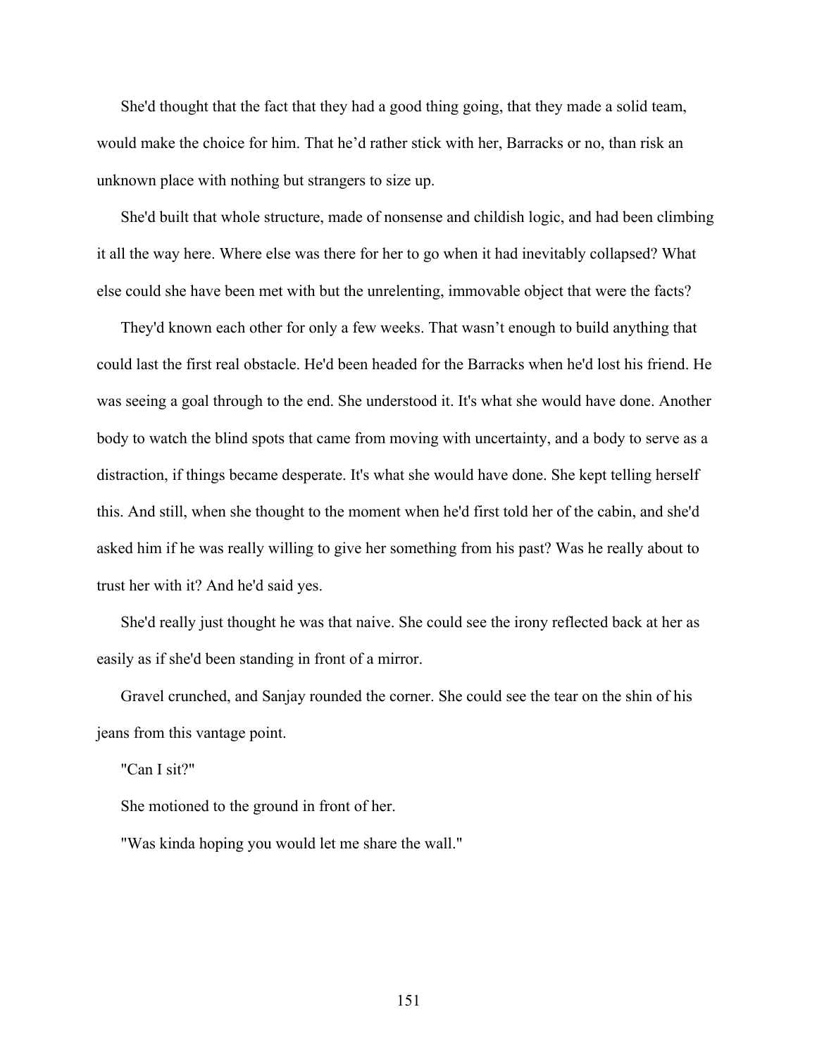She'd thought that the fact that they had a good thing going, that they made a solid team, would make the choice for him. That he'd rather stick with her, Barracks or no, than risk an unknown place with nothing but strangers to size up.

She'd built that whole structure, made of nonsense and childish logic, and had been climbing it all the way here. Where else was there for her to go when it had inevitably collapsed? What else could she have been met with but the unrelenting, immovable object that were the facts?

They'd known each other for only a few weeks. That wasn't enough to build anything that could last the first real obstacle. He'd been headed for the Barracks when he'd lost his friend. He was seeing a goal through to the end. She understood it. It's what she would have done. Another body to watch the blind spots that came from moving with uncertainty, and a body to serve as a distraction, if things became desperate. It's what she would have done. She kept telling herself this. And still, when she thought to the moment when he'd first told her of the cabin, and she'd asked him if he was really willing to give her something from his past? Was he really about to trust her with it? And he'd said yes.

She'd really just thought he was that naive. She could see the irony reflected back at her as easily as if she'd been standing in front of a mirror.

Gravel crunched, and Sanjay rounded the corner. She could see the tear on the shin of his jeans from this vantage point.

"Can I sit?"

She motioned to the ground in front of her.

"Was kinda hoping you would let me share the wall."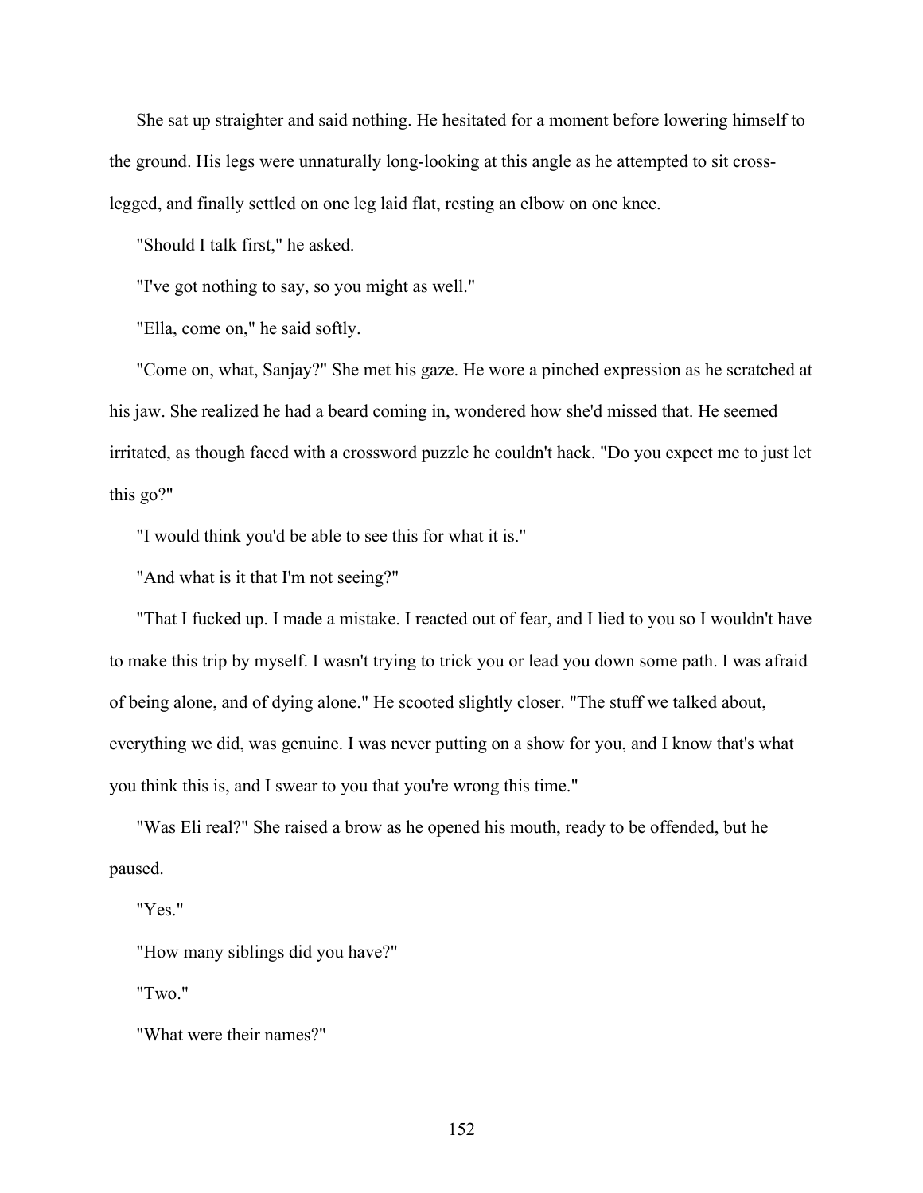She sat up straighter and said nothing. He hesitated for a moment before lowering himself to the ground. His legs were unnaturally long-looking at this angle as he attempted to sit cross-legged, and finally settled on one leg laid flat, resting an elbow on one knee.

"Should I talk first," he asked.

"I've got nothing to say, so you might as well."

"Ella, come on," he said softly.

"Come on, what, Sanjay?" She met his gaze. He wore a pinched expression as he scratched at his jaw. She realized he had a beard coming in, wondered how she'd missed that. He seemed irritated, as though faced with a crossword puzzle he couldn't hack. "Do you expect me to just let this go?"

"I would think you'd be able to see this for what it is."

"And what is it that I'm not seeing?"

"That I fucked up. I made a mistake. I reacted out of fear, and I lied to you so I wouldn't have to make this trip by myself. I wasn't trying to trick you or lead you down some path. I was afraid of being alone, and of dying alone." He scooted slightly closer. "The stuff we talked about, everything we did, was genuine. I was never putting on a show for you, and I know that's what you think this is, and I swear to you that you're wrong this time."

"Was Eli real?" She raised a brow as he opened his mouth, ready to be offended, but he paused.

"Yes."

"How many siblings did you have?"

"Two."

"What were their names?"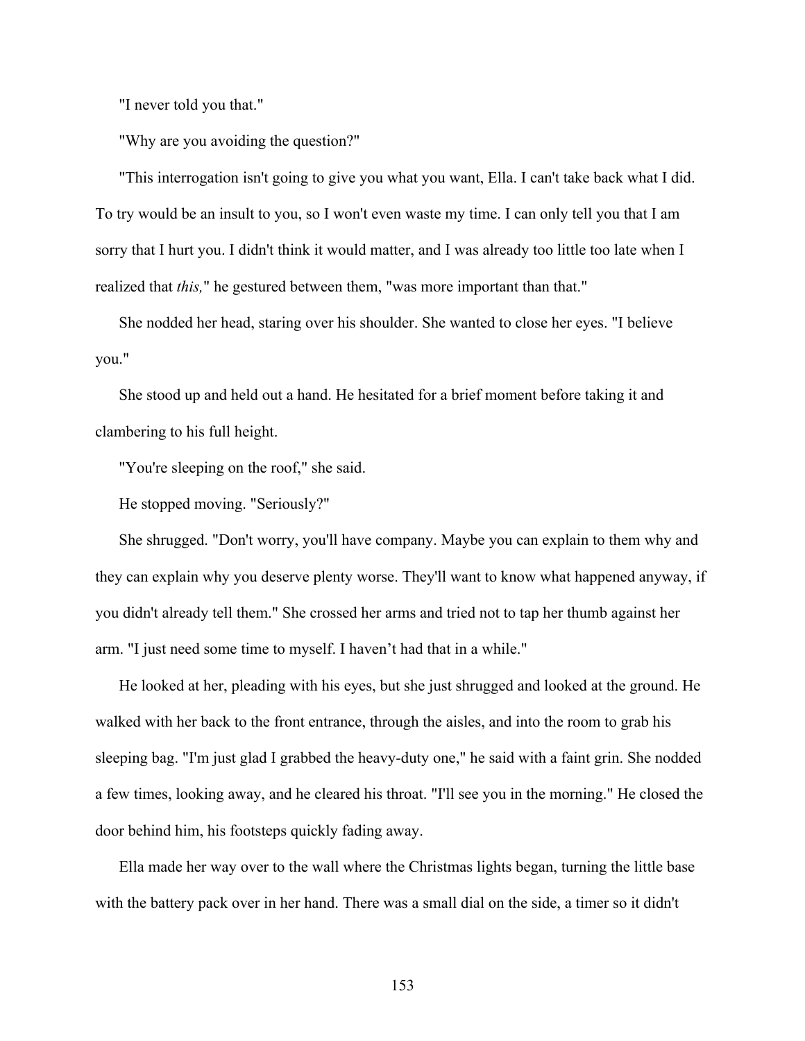"I never told you that."

"Why are you avoiding the question?"

"This interrogation isn't going to give you what you want, Ella. I can't take back what I did. To try would be an insult to you, so I won't even waste my time. I can only tell you that I am sorry that I hurt you. I didn't think it would matter, and I was already too little too late when I realized that *this,*" he gestured between them, "was more important than that."

She nodded her head, staring over his shoulder. She wanted to close her eyes. "I believe you."

She stood up and held out a hand. He hesitated for a brief moment before taking it and clambering to his full height.

"You're sleeping on the roof," she said.

He stopped moving. "Seriously?"

She shrugged. "Don't worry, you'll have company. Maybe you can explain to them why and they can explain why you deserve plenty worse. They'll want to know what happened anyway, if you didn't already tell them." She crossed her arms and tried not to tap her thumb against her arm. "I just need some time to myself. I haven't had that in a while."

He looked at her, pleading with his eyes, but she just shrugged and looked at the ground. He walked with her back to the front entrance, through the aisles, and into the room to grab his sleeping bag. "I'm just glad I grabbed the heavy-duty one," he said with a faint grin. She nodded a few times, looking away, and he cleared his throat. "I'll see you in the morning." He closed the door behind him, his footsteps quickly fading away.

Ella made her way over to the wall where the Christmas lights began, turning the little base with the battery pack over in her hand. There was a small dial on the side, a timer so it didn't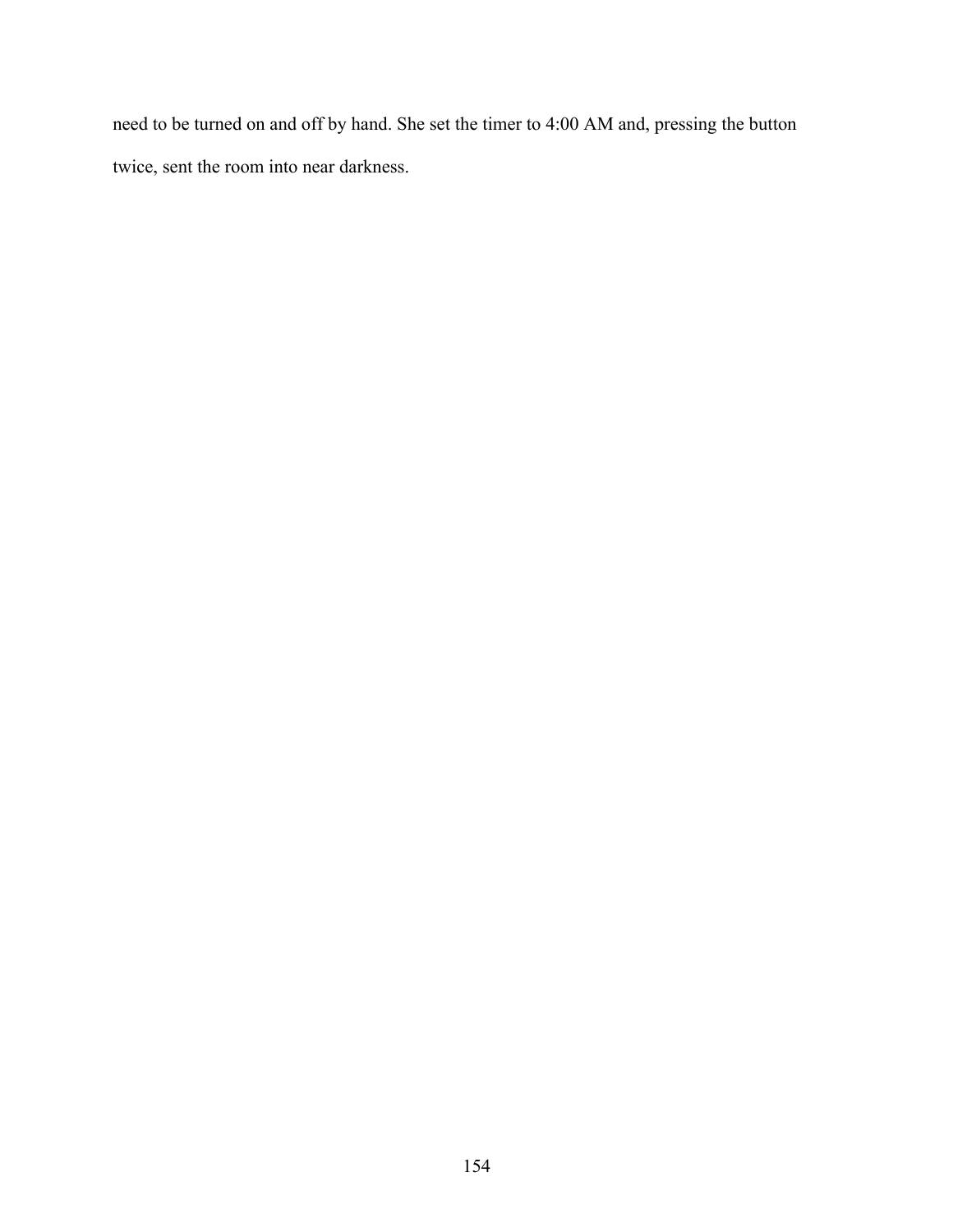need to be turned on and off by hand. She set the timer to 4:00 AM and, pressing the button twice, sent the room into near darkness.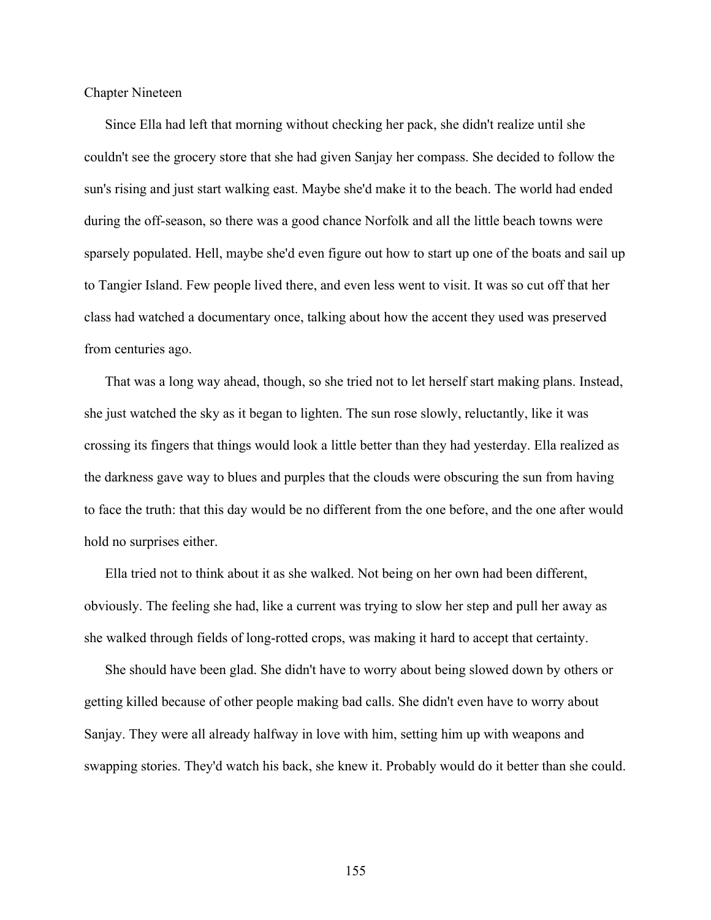# Chapter Nineteen

Since Ella had left that morning without checking her pack, she didn't realize until she couldn't see the grocery store that she had given Sanjay her compass. She decided to follow the sun's rising and just start walking east. Maybe she'd make it to the beach. The world had ended during the off-season, so there was a good chance Norfolk and all the little beach towns were sparsely populated. Hell, maybe she'd even figure out how to start up one of the boats and sail up to Tangier Island. Few people lived there, and even less went to visit. It was so cut off that her class had watched a documentary once, talking about how the accent they used was preserved from centuries ago.

That was a long way ahead, though, so she tried not to let herself start making plans. Instead, she just watched the sky as it began to lighten. The sun rose slowly, reluctantly, like it was crossing its fingers that things would look a little better than they had yesterday. Ella realized as the darkness gave way to blues and purples that the clouds were obscuring the sun from having to face the truth: that this day would be no different from the one before, and the one after would hold no surprises either.

Ella tried not to think about it as she walked. Not being on her own had been different, obviously. The feeling she had, like a current was trying to slow her step and pull her away as she walked through fields of long-rotted crops, was making it hard to accept that certainty.

She should have been glad. She didn't have to worry about being slowed down by others or getting killed because of other people making bad calls. She didn't even have to worry about Sanjay. They were all already halfway in love with him, setting him up with weapons and swapping stories. They'd watch his back, she knew it. Probably would do it better than she could.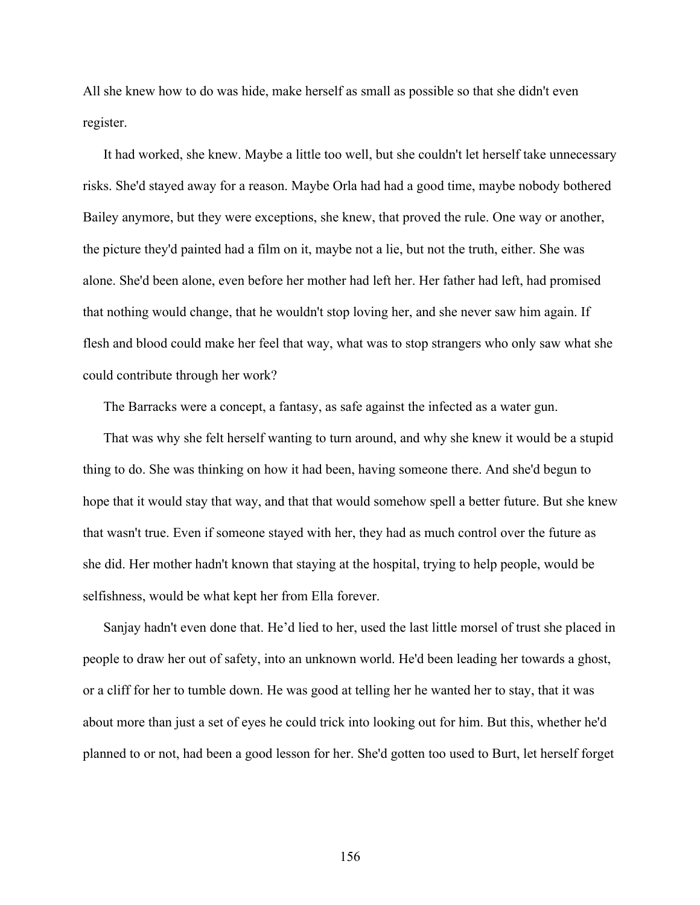All she knew how to do was hide, make herself as small as possible so that she didn't even register.

It had worked, she knew. Maybe a little too well, but she couldn't let herself take unnecessary risks. She'd stayed away for a reason. Maybe Orla had had a good time, maybe nobody bothered Bailey anymore, but they were exceptions, she knew, that proved the rule. One way or another, the picture they'd painted had a film on it, maybe not a lie, but not the truth, either. She was alone. She'd been alone, even before her mother had left her. Her father had left, had promised that nothing would change, that he wouldn't stop loving her, and she never saw him again. If flesh and blood could make her feel that way, what was to stop strangers who only saw what she could contribute through her work?

The Barracks were a concept, a fantasy, as safe against the infected as a water gun.

That was why she felt herself wanting to turn around, and why she knew it would be a stupid thing to do. She was thinking on how it had been, having someone there. And she'd begun to hope that it would stay that way, and that that would somehow spell a better future. But she knew that wasn't true. Even if someone stayed with her, they had as much control over the future as she did. Her mother hadn't known that staying at the hospital, trying to help people, would be selfishness, would be what kept her from Ella forever.

Sanjay hadn't even done that. He'd lied to her, used the last little morsel of trust she placed in people to draw her out of safety, into an unknown world. He'd been leading her towards a ghost, or a cliff for her to tumble down. He was good at telling her he wanted her to stay, that it was about more than just a set of eyes he could trick into looking out for him. But this, whether he'd planned to or not, had been a good lesson for her. She'd gotten too used to Burt, let herself forget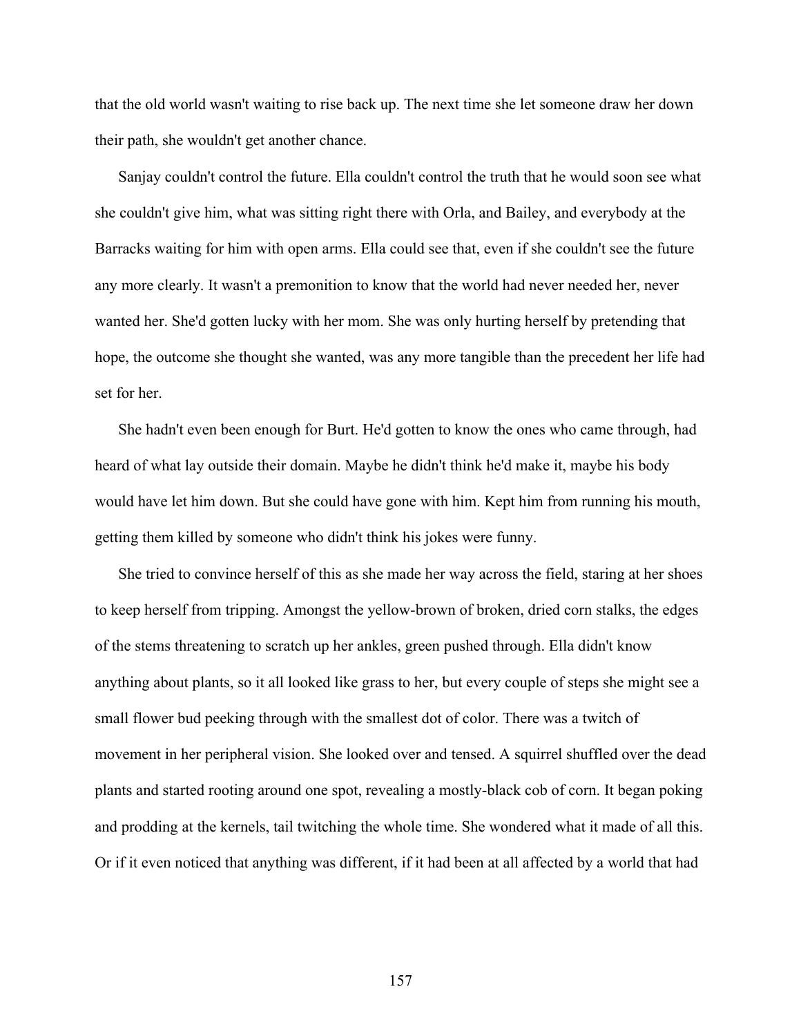that the old world wasn't waiting to rise back up. The next time she let someone draw her down their path, she wouldn't get another chance.

Sanjay couldn't control the future. Ella couldn't control the truth that he would soon see what she couldn't give him, what was sitting right there with Orla, and Bailey, and everybody at the Barracks waiting for him with open arms. Ella could see that, even if she couldn't see the future any more clearly. It wasn't a premonition to know that the world had never needed her, never wanted her. She'd gotten lucky with her mom. She was only hurting herself by pretending that hope, the outcome she thought she wanted, was any more tangible than the precedent her life had set for her.

She hadn't even been enough for Burt. He'd gotten to know the ones who came through, had heard of what lay outside their domain. Maybe he didn't think he'd make it, maybe his body would have let him down. But she could have gone with him. Kept him from running his mouth, getting them killed by someone who didn't think his jokes were funny.

She tried to convince herself of this as she made her way across the field, staring at her shoes to keep herself from tripping. Amongst the yellow-brown of broken, dried corn stalks, the edges of the stems threatening to scratch up her ankles, green pushed through. Ella didn't know anything about plants, so it all looked like grass to her, but every couple of steps she might see a small flower bud peeking through with the smallest dot of color. There was a twitch of movement in her peripheral vision. She looked over and tensed. A squirrel shuffled over the dead plants and started rooting around one spot, revealing a mostly-black cob of corn. It began poking and prodding at the kernels, tail twitching the whole time. She wondered what it made of all this. Or if it even noticed that anything was different, if it had been at all affected by a world that had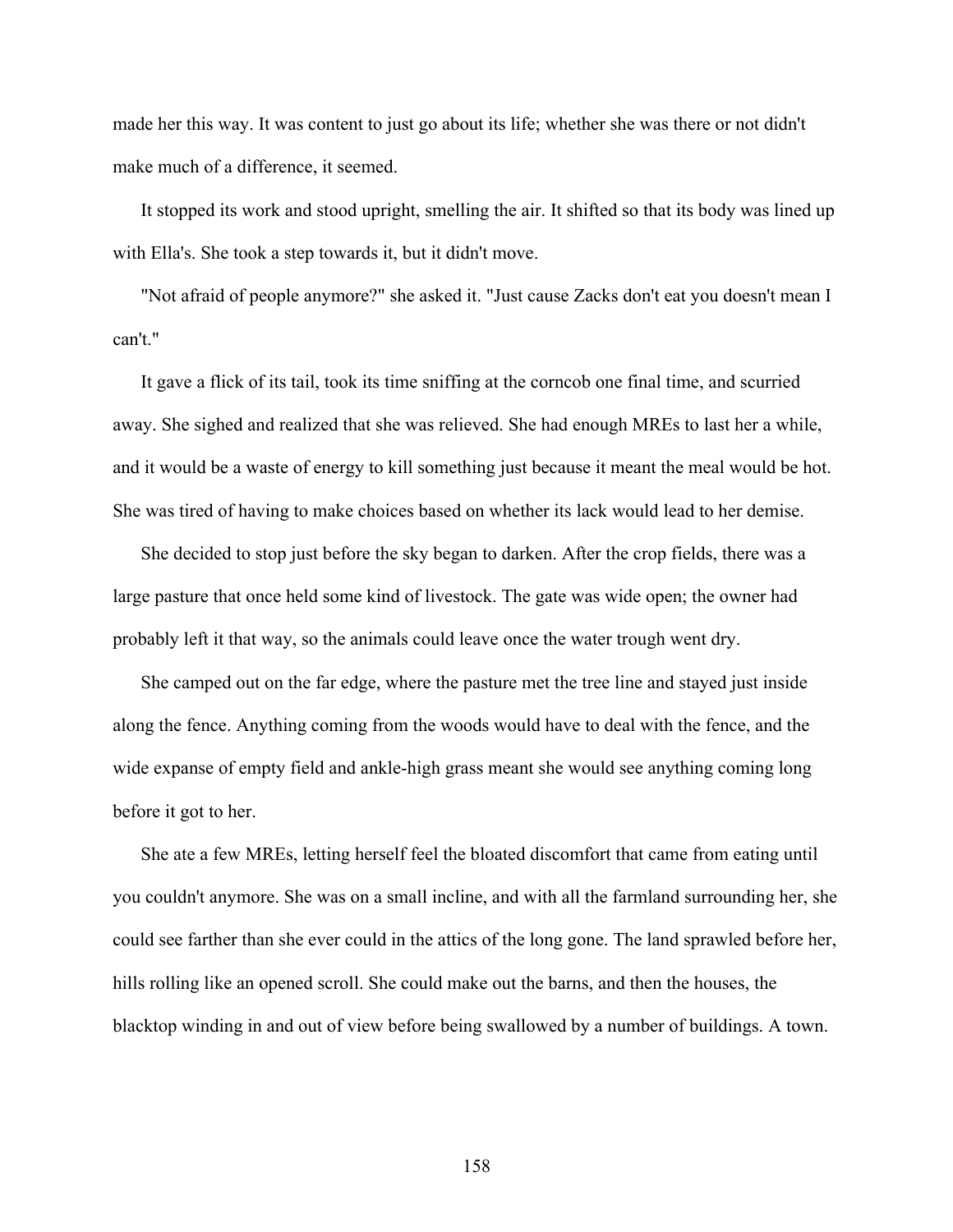made her this way. It was content to just go about its life; whether she was there or not didn't make much of a difference, it seemed.

It stopped its work and stood upright, smelling the air. It shifted so that its body was lined up with Ella's. She took a step towards it, but it didn't move.

"Not afraid of people anymore?" she asked it. "Just cause Zacks don't eat you doesn't mean I can't."

It gave a flick of its tail, took its time sniffing at the corncob one final time, and scurried away. She sighed and realized that she was relieved. She had enough MREs to last her a while, and it would be a waste of energy to kill something just because it meant the meal would be hot. She was tired of having to make choices based on whether its lack would lead to her demise.

She decided to stop just before the sky began to darken. After the crop fields, there was a large pasture that once held some kind of livestock. The gate was wide open; the owner had probably left it that way, so the animals could leave once the water trough went dry.

She camped out on the far edge, where the pasture met the tree line and stayed just inside along the fence. Anything coming from the woods would have to deal with the fence, and the wide expanse of empty field and ankle-high grass meant she would see anything coming long before it got to her.

She ate a few MREs, letting herself feel the bloated discomfort that came from eating until you couldn't anymore. She was on a small incline, and with all the farmland surrounding her, she could see farther than she ever could in the attics of the long gone. The land sprawled before her, hills rolling like an opened scroll. She could make out the barns, and then the houses, the blacktop winding in and out of view before being swallowed by a number of buildings. A town.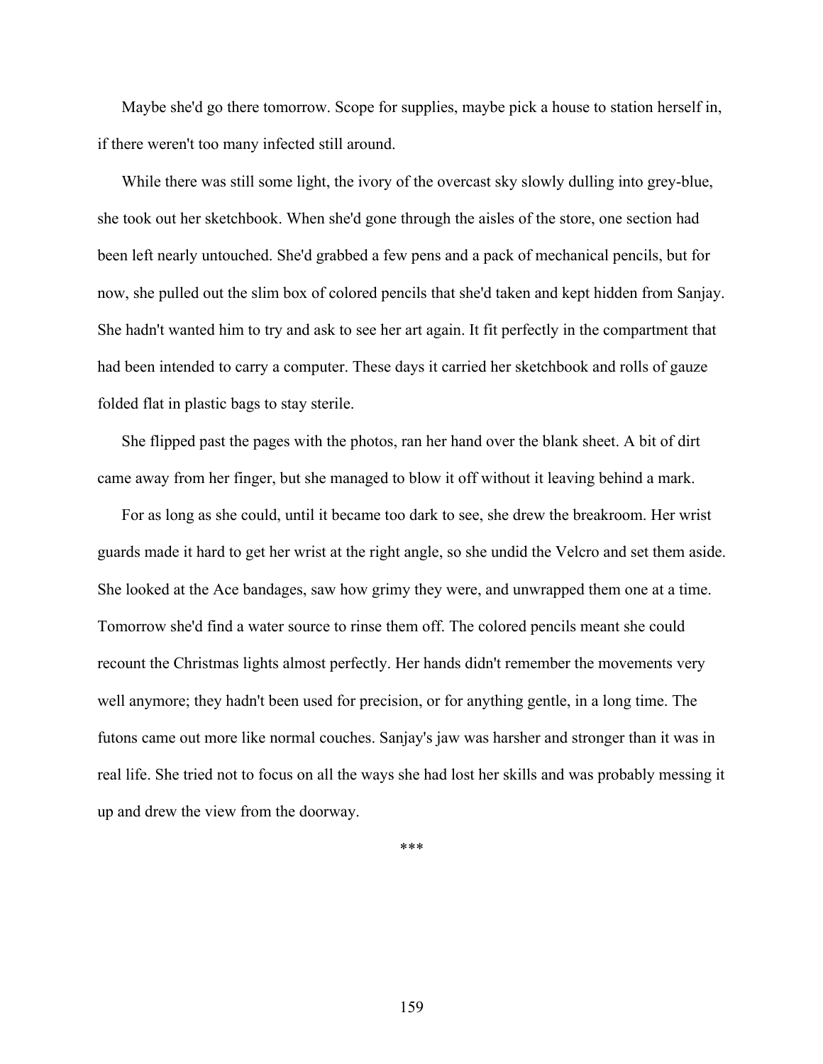Maybe she'd go there tomorrow. Scope for supplies, maybe pick a house to station herself in, if there weren't too many infected still around.

While there was still some light, the ivory of the overcast sky slowly dulling into grey-blue, she took out her sketchbook. When she'd gone through the aisles of the store, one section had been left nearly untouched. She'd grabbed a few pens and a pack of mechanical pencils, but for now, she pulled out the slim box of colored pencils that she'd taken and kept hidden from Sanjay. She hadn't wanted him to try and ask to see her art again. It fit perfectly in the compartment that had been intended to carry a computer. These days it carried her sketchbook and rolls of gauze folded flat in plastic bags to stay sterile.

She flipped past the pages with the photos, ran her hand over the blank sheet. A bit of dirt came away from her finger, but she managed to blow it off without it leaving behind a mark.

For as long as she could, until it became too dark to see, she drew the breakroom. Her wrist guards made it hard to get her wrist at the right angle, so she undid the Velcro and set them aside. She looked at the Ace bandages, saw how grimy they were, and unwrapped them one at a time. Tomorrow she'd find a water source to rinse them off. The colored pencils meant she could recount the Christmas lights almost perfectly. Her hands didn't remember the movements very well anymore; they hadn't been used for precision, or for anything gentle, in a long time. The futons came out more like normal couches. Sanjay's jaw was harsher and stronger than it was in real life. She tried not to focus on all the ways she had lost her skills and was probably messing it up and drew the view from the doorway.

***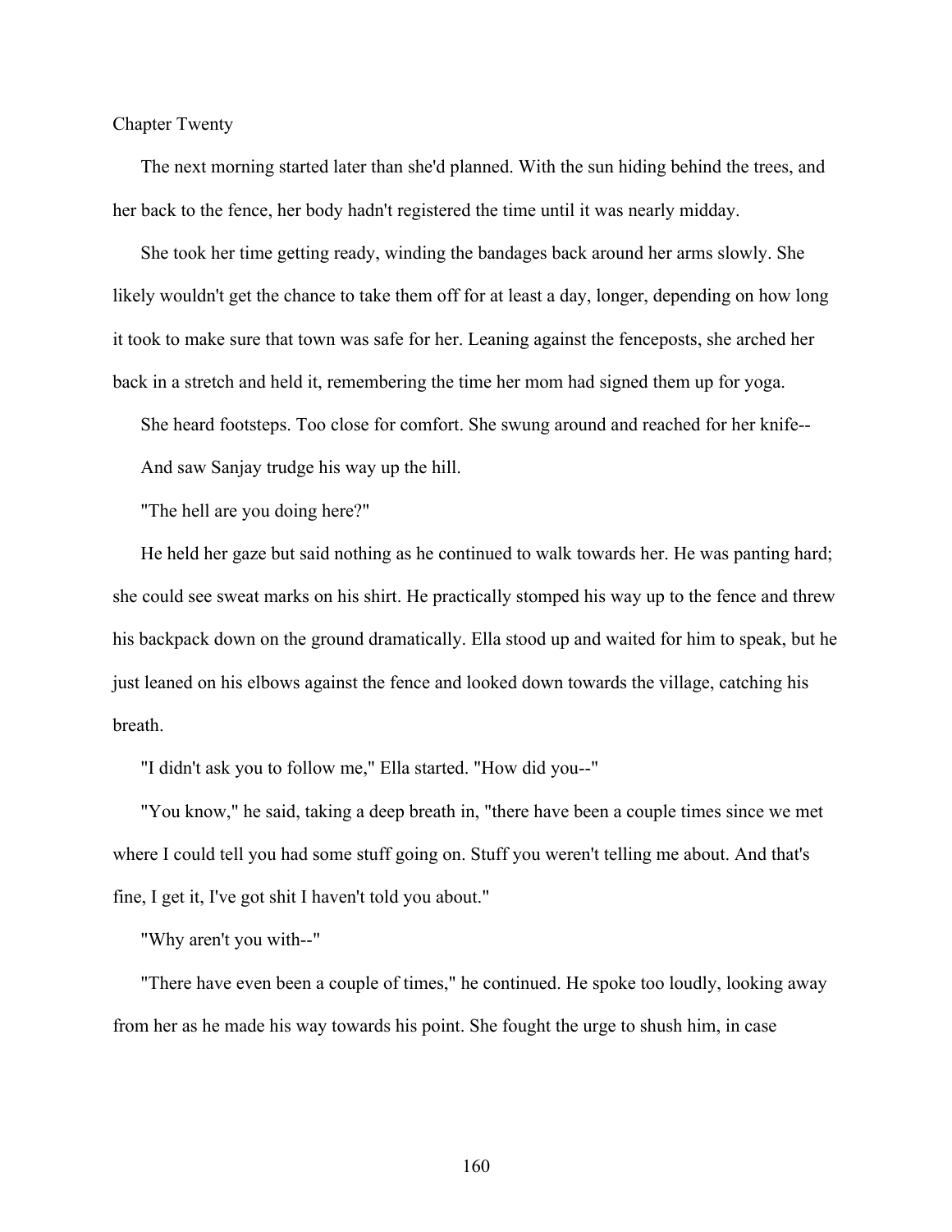# Chapter Twenty

The next morning started later than she'd planned. With the sun hiding behind the trees, and her back to the fence, her body hadn't registered the time until it was nearly midday.

She took her time getting ready, winding the bandages back around her arms slowly. She likely wouldn't get the chance to take them off for at least a day, longer, depending on how long it took to make sure that town was safe for her. Leaning against the fenceposts, she arched her back in a stretch and held it, remembering the time her mom had signed them up for yoga.

She heard footsteps. Too close for comfort. She swung around and reached for her knife--

And saw Sanjay trudge his way up the hill.

"The hell are you doing here?"

He held her gaze but said nothing as he continued to walk towards her. He was panting hard; she could see sweat marks on his shirt. He practically stomped his way up to the fence and threw his backpack down on the ground dramatically. Ella stood up and waited for him to speak, but he just leaned on his elbows against the fence and looked down towards the village, catching his breath.

"I didn't ask you to follow me," Ella started. "How did you--"

"You know," he said, taking a deep breath in, "there have been a couple times since we met where I could tell you had some stuff going on. Stuff you weren't telling me about. And that's fine, I get it, I've got shit I haven't told you about."

"Why aren't you with--"

"There have even been a couple of times," he continued. He spoke too loudly, looking away from her as he made his way towards his point. She fought the urge to shush him, in case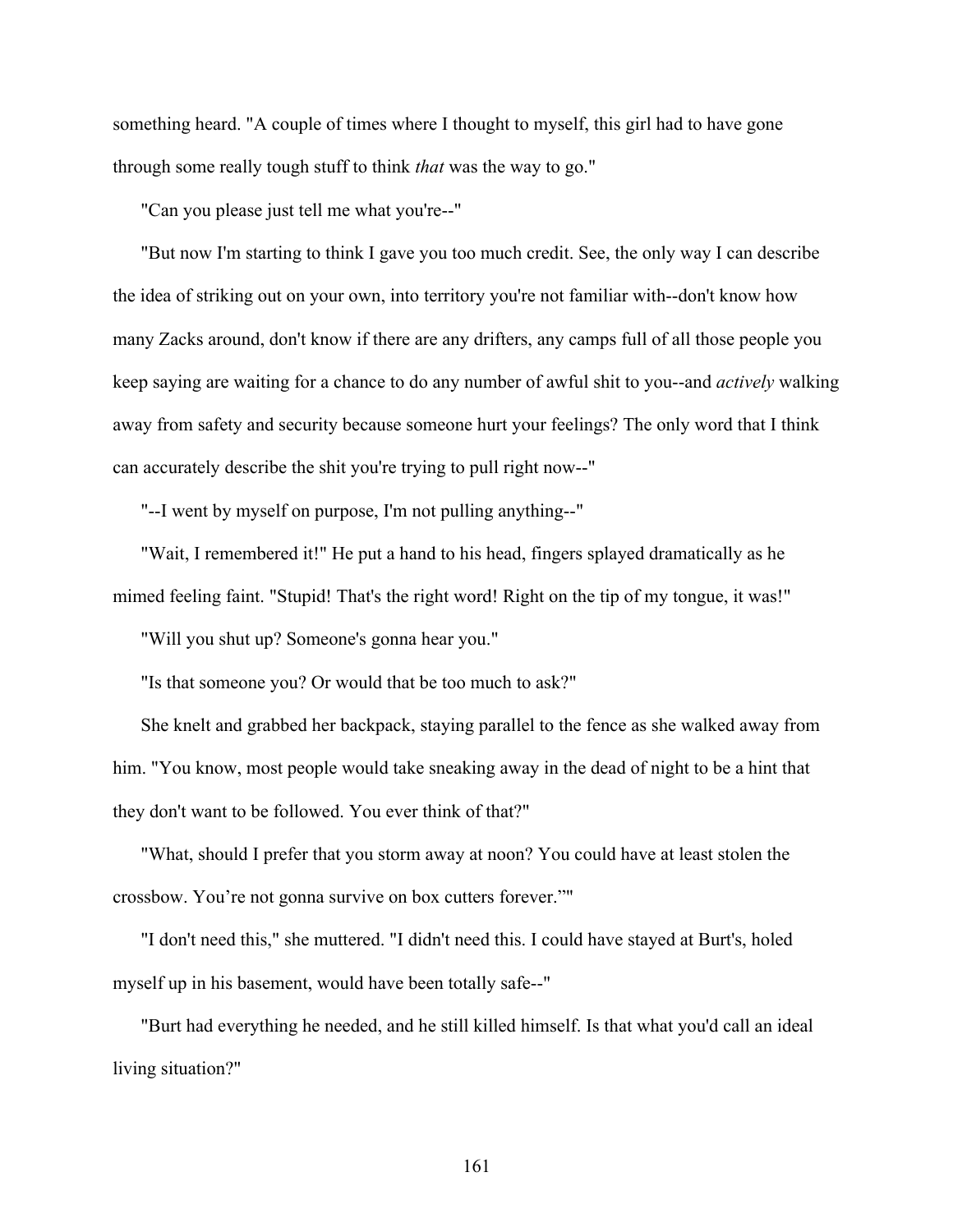something heard. "A couple of times where I thought to myself, this girl had to have gone through some really tough stuff to think *that* was the way to go."

"Can you please just tell me what you're--"

"But now I'm starting to think I gave you too much credit. See, the only way I can describe the idea of striking out on your own, into territory you're not familiar with--don't know how many Zacks around, don't know if there are any drifters, any camps full of all those people you keep saying are waiting for a chance to do any number of awful shit to you--and *actively* walking away from safety and security because someone hurt your feelings? The only word that I think can accurately describe the shit you're trying to pull right now--"

"--I went by myself on purpose, I'm not pulling anything--"

"Wait, I remembered it!" He put a hand to his head, fingers splayed dramatically as he mimed feeling faint. "Stupid! That's the right word! Right on the tip of my tongue, it was!"

"Will you shut up? Someone's gonna hear you."

"Is that someone you? Or would that be too much to ask?"

She knelt and grabbed her backpack, staying parallel to the fence as she walked away from him. "You know, most people would take sneaking away in the dead of night to be a hint that they don't want to be followed. You ever think of that?"

"What, should I prefer that you storm away at noon? You could have at least stolen the crossbow. You're not gonna survive on box cutters forever.""

"I don't need this," she muttered. "I didn't need this. I could have stayed at Burt's, holed myself up in his basement, would have been totally safe--"

"Burt had everything he needed, and he still killed himself. Is that what you'd call an ideal living situation?"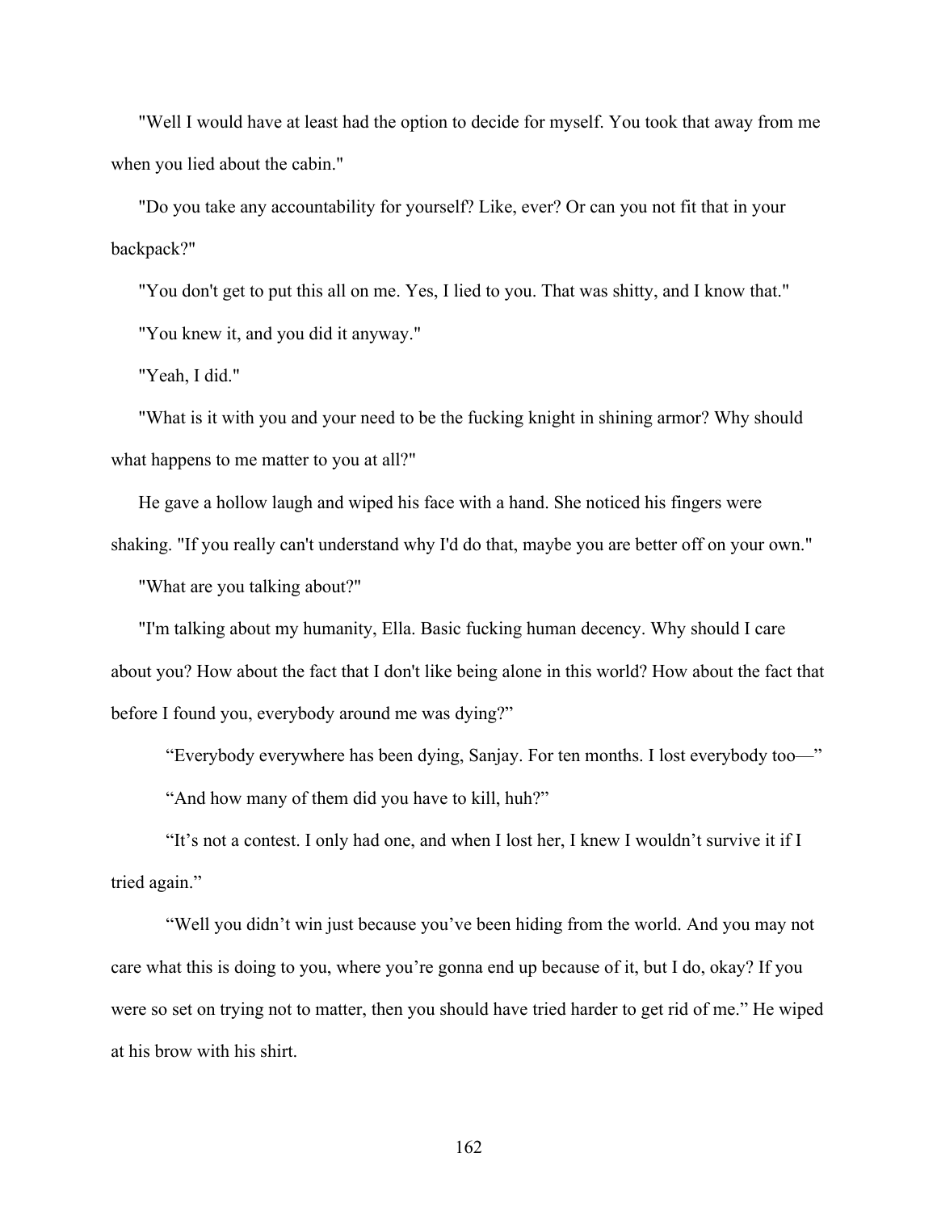"Well I would have at least had the option to decide for myself. You took that away from me when you lied about the cabin."

"Do you take any accountability for yourself? Like, ever? Or can you not fit that in your backpack?"

"You don't get to put this all on me. Yes, I lied to you. That was shitty, and I know that."

"You knew it, and you did it anyway."

"Yeah, I did."

"What is it with you and your need to be the fucking knight in shining armor? Why should what happens to me matter to you at all?"

He gave a hollow laugh and wiped his face with a hand. She noticed his fingers were shaking. "If you really can't understand why I'd do that, maybe you are better off on your own."

"What are you talking about?"

"I'm talking about my humanity, Ella. Basic fucking human decency. Why should I care about you? How about the fact that I don't like being alone in this world? How about the fact that before I found you, everybody around me was dying?"

"Everybody everywhere has been dying, Sanjay. For ten months. I lost everybody too—"

"And how many of them did you have to kill, huh?"

"It's not a contest. I only had one, and when I lost her, I knew I wouldn't survive it if I tried again."

"Well you didn't win just because you've been hiding from the world. And you may not care what this is doing to you, where you're gonna end up because of it, but I do, okay? If you were so set on trying not to matter, then you should have tried harder to get rid of me." He wiped at his brow with his shirt.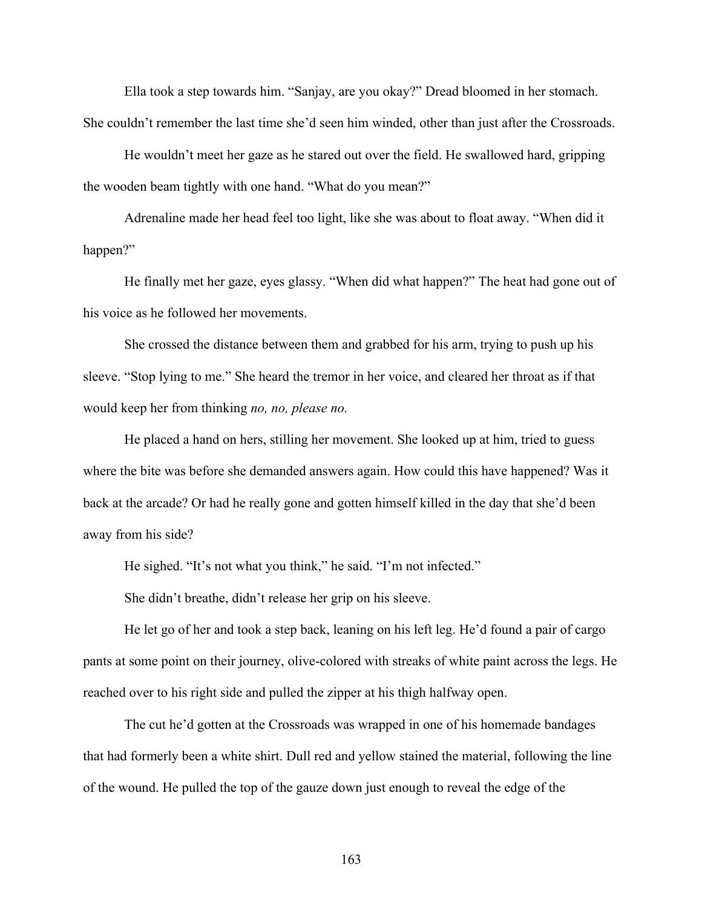Ella took a step towards him. "Sanjay, are you okay?" Dread bloomed in her stomach. She couldn't remember the last time she'd seen him winded, other than just after the Crossroads.

He wouldn't meet her gaze as he stared out over the field. He swallowed hard, gripping the wooden beam tightly with one hand. "What do you mean?"

Adrenaline made her head feel too light, like she was about to float away. "When did it happen?"

He finally met her gaze, eyes glassy. "When did what happen?" The heat had gone out of his voice as he followed her movements.

She crossed the distance between them and grabbed for his arm, trying to push up his sleeve. "Stop lying to me." She heard the tremor in her voice, and cleared her throat as if that would keep her from thinking *no, no, please no.*

He placed a hand on hers, stilling her movement. She looked up at him, tried to guess where the bite was before she demanded answers again. How could this have happened? Was it back at the arcade? Or had he really gone and gotten himself killed in the day that she'd been away from his side?

He sighed. "It's not what you think," he said. "I'm not infected."

She didn't breathe, didn't release her grip on his sleeve.

He let go of her and took a step back, leaning on his left leg. He'd found a pair of cargo pants at some point on their journey, olive-colored with streaks of white paint across the legs. He reached over to his right side and pulled the zipper at his thigh halfway open.

The cut he'd gotten at the Crossroads was wrapped in one of his homemade bandages that had formerly been a white shirt. Dull red and yellow stained the material, following the line of the wound. He pulled the top of the gauze down just enough to reveal the edge of the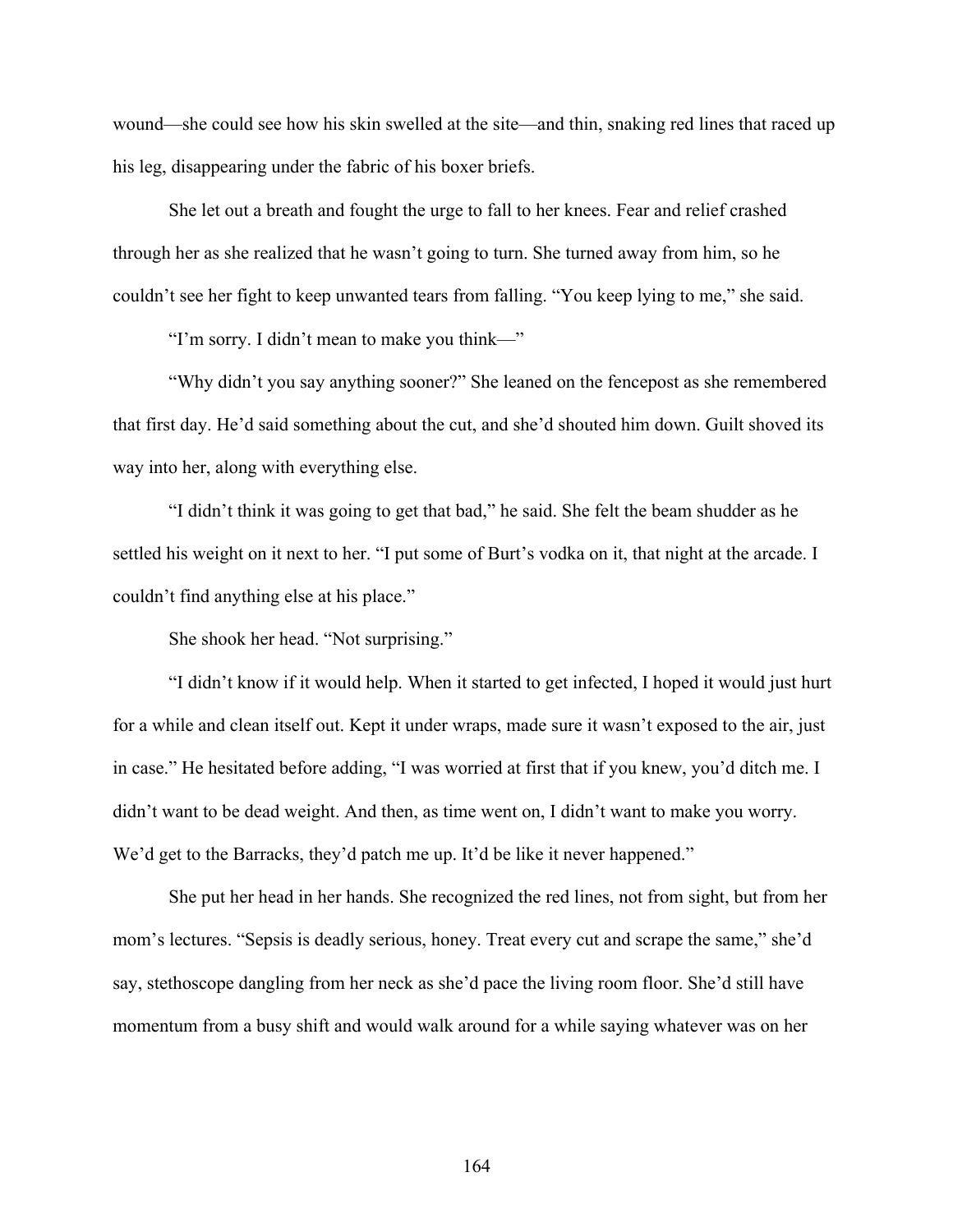wound—she could see how his skin swelled at the site—and thin, snaking red lines that raced up his leg, disappearing under the fabric of his boxer briefs.

She let out a breath and fought the urge to fall to her knees. Fear and relief crashed through her as she realized that he wasn't going to turn. She turned away from him, so he couldn't see her fight to keep unwanted tears from falling. "You keep lying to me," she said.

"I'm sorry. I didn't mean to make you think—"

"Why didn't you say anything sooner?" She leaned on the fencepost as she remembered that first day. He'd said something about the cut, and she'd shouted him down. Guilt shoved its way into her, along with everything else.

"I didn't think it was going to get that bad," he said. She felt the beam shudder as he settled his weight on it next to her. "I put some of Burt's vodka on it, that night at the arcade. I couldn't find anything else at his place."

She shook her head. "Not surprising."

"I didn't know if it would help. When it started to get infected, I hoped it would just hurt for a while and clean itself out. Kept it under wraps, made sure it wasn't exposed to the air, just in case." He hesitated before adding, "I was worried at first that if you knew, you'd ditch me. I didn't want to be dead weight. And then, as time went on, I didn't want to make you worry. We'd get to the Barracks, they'd patch me up. It'd be like it never happened."

She put her head in her hands. She recognized the red lines, not from sight, but from her mom's lectures. "Sepsis is deadly serious, honey. Treat every cut and scrape the same," she'd say, stethoscope dangling from her neck as she'd pace the living room floor. She'd still have momentum from a busy shift and would walk around for a while saying whatever was on her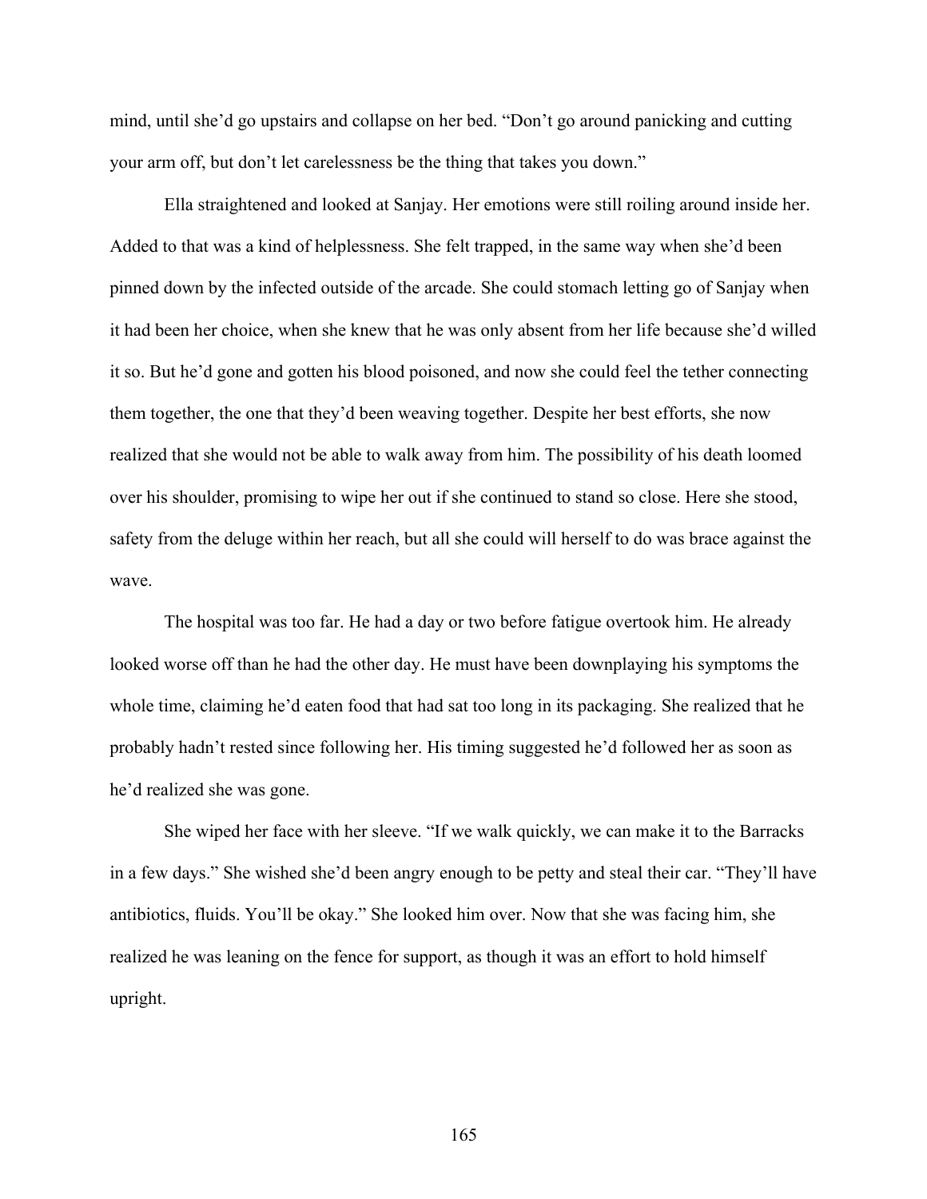mind, until she'd go upstairs and collapse on her bed. "Don't go around panicking and cutting your arm off, but don't let carelessness be the thing that takes you down."

Ella straightened and looked at Sanjay. Her emotions were still roiling around inside her. Added to that was a kind of helplessness. She felt trapped, in the same way when she'd been pinned down by the infected outside of the arcade. She could stomach letting go of Sanjay when it had been her choice, when she knew that he was only absent from her life because she'd willed it so. But he'd gone and gotten his blood poisoned, and now she could feel the tether connecting them together, the one that they'd been weaving together. Despite her best efforts, she now realized that she would not be able to walk away from him. The possibility of his death loomed over his shoulder, promising to wipe her out if she continued to stand so close. Here she stood, safety from the deluge within her reach, but all she could will herself to do was brace against the wave.

The hospital was too far. He had a day or two before fatigue overtook him. He already looked worse off than he had the other day. He must have been downplaying his symptoms the whole time, claiming he'd eaten food that had sat too long in its packaging. She realized that he probably hadn't rested since following her. His timing suggested he'd followed her as soon as he'd realized she was gone.

She wiped her face with her sleeve. "If we walk quickly, we can make it to the Barracks in a few days." She wished she'd been angry enough to be petty and steal their car. "They'll have antibiotics, fluids. You'll be okay." She looked him over. Now that she was facing him, she realized he was leaning on the fence for support, as though it was an effort to hold himself upright.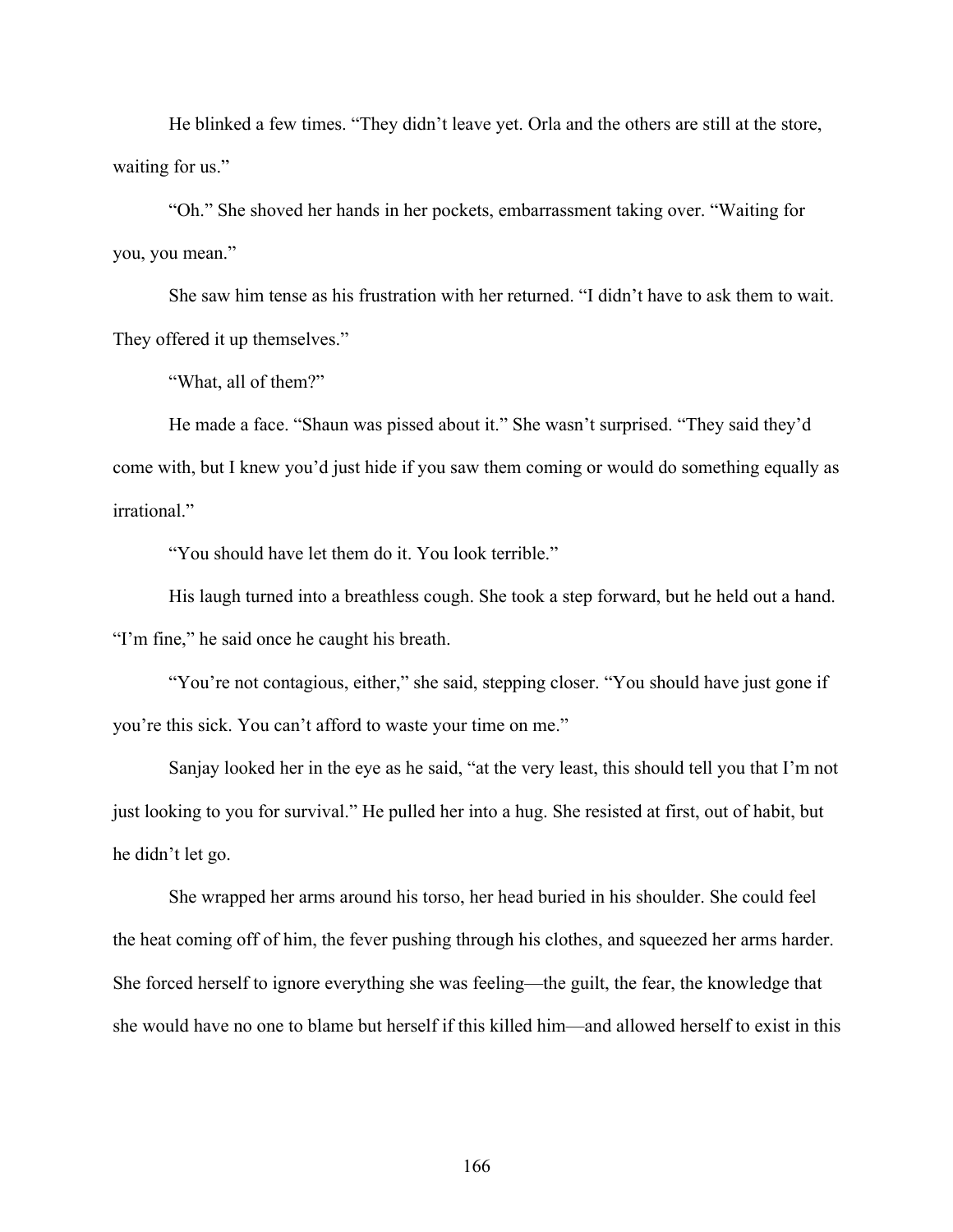He blinked a few times. "They didn't leave yet. Orla and the others are still at the store, waiting for us."

"Oh." She shoved her hands in her pockets, embarrassment taking over. "Waiting for you, you mean."

She saw him tense as his frustration with her returned. "I didn't have to ask them to wait. They offered it up themselves."

"What, all of them?"

He made a face. "Shaun was pissed about it." She wasn't surprised. "They said they'd come with, but I knew you'd just hide if you saw them coming or would do something equally as irrational."

"You should have let them do it. You look terrible."

His laugh turned into a breathless cough. She took a step forward, but he held out a hand. "I'm fine," he said once he caught his breath.

"You're not contagious, either," she said, stepping closer. "You should have just gone if you're this sick. You can't afford to waste your time on me."

Sanjay looked her in the eye as he said, "at the very least, this should tell you that I'm not just looking to you for survival." He pulled her into a hug. She resisted at first, out of habit, but he didn't let go.

She wrapped her arms around his torso, her head buried in his shoulder. She could feel the heat coming off of him, the fever pushing through his clothes, and squeezed her arms harder. She forced herself to ignore everything she was feeling—the guilt, the fear, the knowledge that she would have no one to blame but herself if this killed him—and allowed herself to exist in this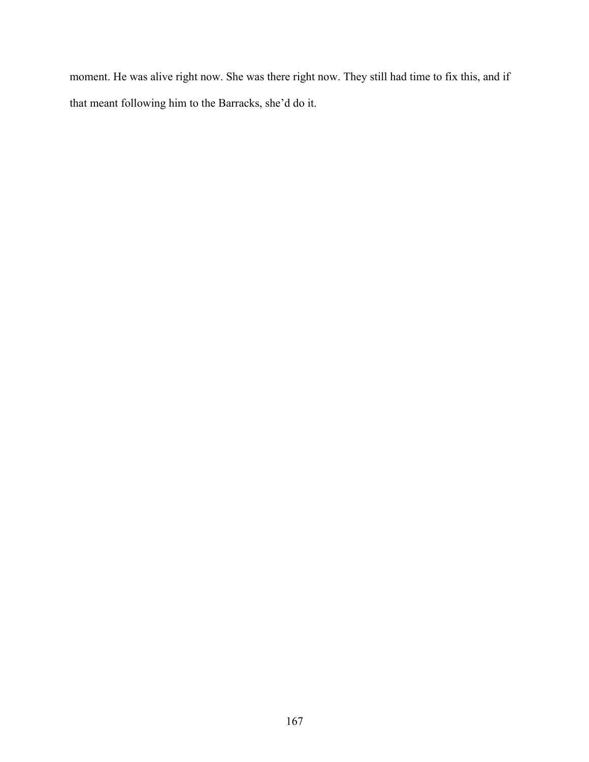moment. He was alive right now. She was there right now. They still had time to fix this, and if that meant following him to the Barracks, she’d do it.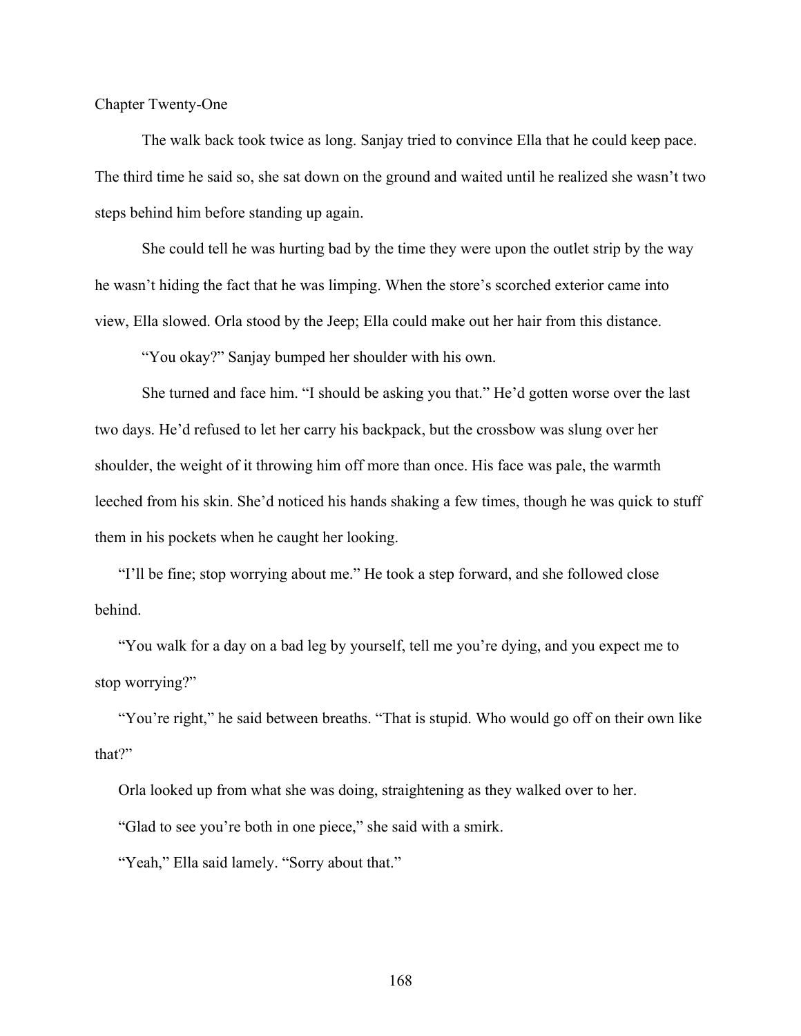# Chapter Twenty-One

The walk back took twice as long. Sanjay tried to convince Ella that he could keep pace. The third time he said so, she sat down on the ground and waited until he realized she wasn't two steps behind him before standing up again.

She could tell he was hurting bad by the time they were upon the outlet strip by the way he wasn't hiding the fact that he was limping. When the store's scorched exterior came into view, Ella slowed. Orla stood by the Jeep; Ella could make out her hair from this distance.

"You okay?" Sanjay bumped her shoulder with his own.

She turned and face him. "I should be asking you that." He'd gotten worse over the last two days. He'd refused to let her carry his backpack, but the crossbow was slung over her shoulder, the weight of it throwing him off more than once. His face was pale, the warmth leeched from his skin. She'd noticed his hands shaking a few times, though he was quick to stuff them in his pockets when he caught her looking.

"I'll be fine; stop worrying about me." He took a step forward, and she followed close behind.

"You walk for a day on a bad leg by yourself, tell me you're dying, and you expect me to stop worrying?"

"You're right," he said between breaths. "That is stupid. Who would go off on their own like that?"

Orla looked up from what she was doing, straightening as they walked over to her.

"Glad to see you're both in one piece," she said with a smirk.

"Yeah," Ella said lamely. "Sorry about that."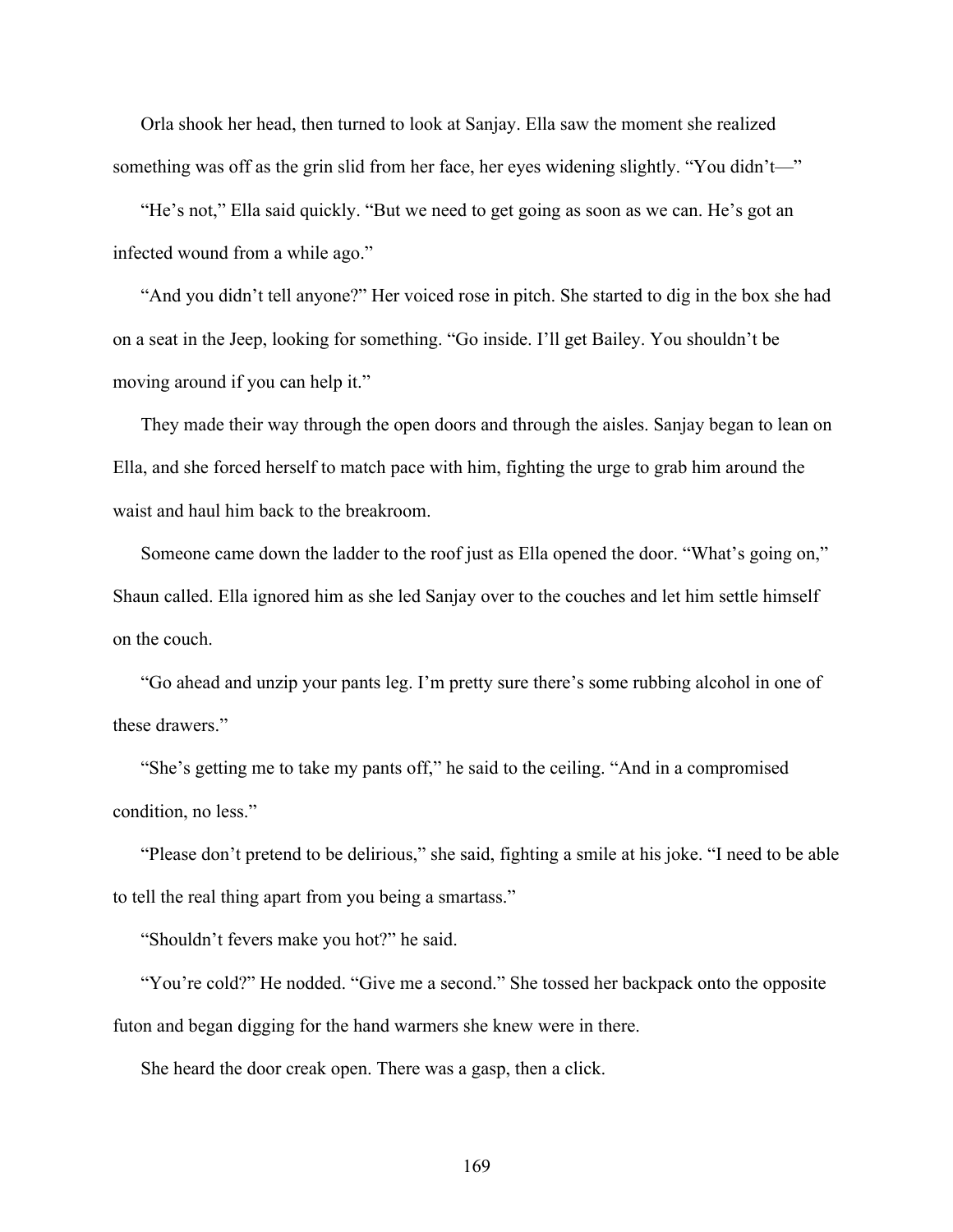Orla shook her head, then turned to look at Sanjay. Ella saw the moment she realized something was off as the grin slid from her face, her eyes widening slightly. "You didn't—"

"He's not," Ella said quickly. "But we need to get going as soon as we can. He's got an infected wound from a while ago."

"And you didn't tell anyone?" Her voiced rose in pitch. She started to dig in the box she had on a seat in the Jeep, looking for something. "Go inside. I'll get Bailey. You shouldn't be moving around if you can help it."

They made their way through the open doors and through the aisles. Sanjay began to lean on Ella, and she forced herself to match pace with him, fighting the urge to grab him around the waist and haul him back to the breakroom.

Someone came down the ladder to the roof just as Ella opened the door. "What's going on," Shaun called. Ella ignored him as she led Sanjay over to the couches and let him settle himself on the couch.

"Go ahead and unzip your pants leg. I'm pretty sure there's some rubbing alcohol in one of these drawers."

"She's getting me to take my pants off," he said to the ceiling. "And in a compromised condition, no less."

"Please don't pretend to be delirious," she said, fighting a smile at his joke. "I need to be able to tell the real thing apart from you being a smartass."

"Shouldn't fevers make you hot?" he said.

"You're cold?" He nodded. "Give me a second." She tossed her backpack onto the opposite futon and began digging for the hand warmers she knew were in there.

She heard the door creak open. There was a gasp, then a click.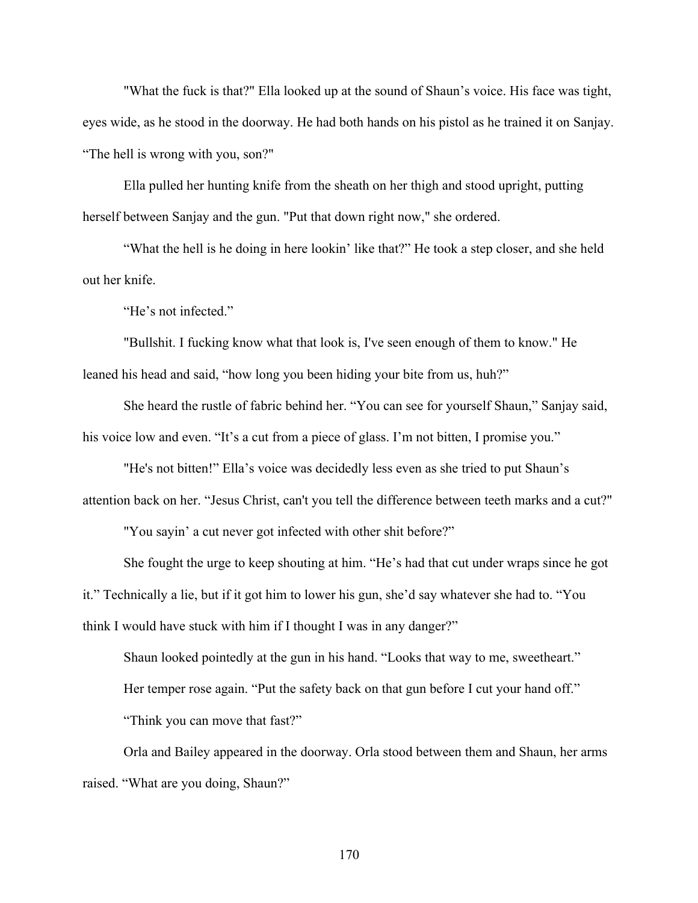"What the fuck is that?" Ella looked up at the sound of Shaun's voice. His face was tight, eyes wide, as he stood in the doorway. He had both hands on his pistol as he trained it on Sanjay. "The hell is wrong with you, son?"

Ella pulled her hunting knife from the sheath on her thigh and stood upright, putting herself between Sanjay and the gun. "Put that down right now," she ordered.

"What the hell is he doing in here lookin' like that?" He took a step closer, and she held out her knife.

"He's not infected."

"Bullshit. I fucking know what that look is, I've seen enough of them to know." He leaned his head and said, "how long you been hiding your bite from us, huh?"

She heard the rustle of fabric behind her. "You can see for yourself Shaun," Sanjay said, his voice low and even. "It's a cut from a piece of glass. I'm not bitten, I promise you."

"He's not bitten!" Ella's voice was decidedly less even as she tried to put Shaun's attention back on her. "Jesus Christ, can't you tell the difference between teeth marks and a cut?"

"You sayin' a cut never got infected with other shit before?"

She fought the urge to keep shouting at him. "He's had that cut under wraps since he got it." Technically a lie, but if it got him to lower his gun, she'd say whatever she had to. "You think I would have stuck with him if I thought I was in any danger?"

Shaun looked pointedly at the gun in his hand. "Looks that way to me, sweetheart."

Her temper rose again. "Put the safety back on that gun before I cut your hand off."

"Think you can move that fast?"

Orla and Bailey appeared in the doorway. Orla stood between them and Shaun, her arms raised. "What are you doing, Shaun?"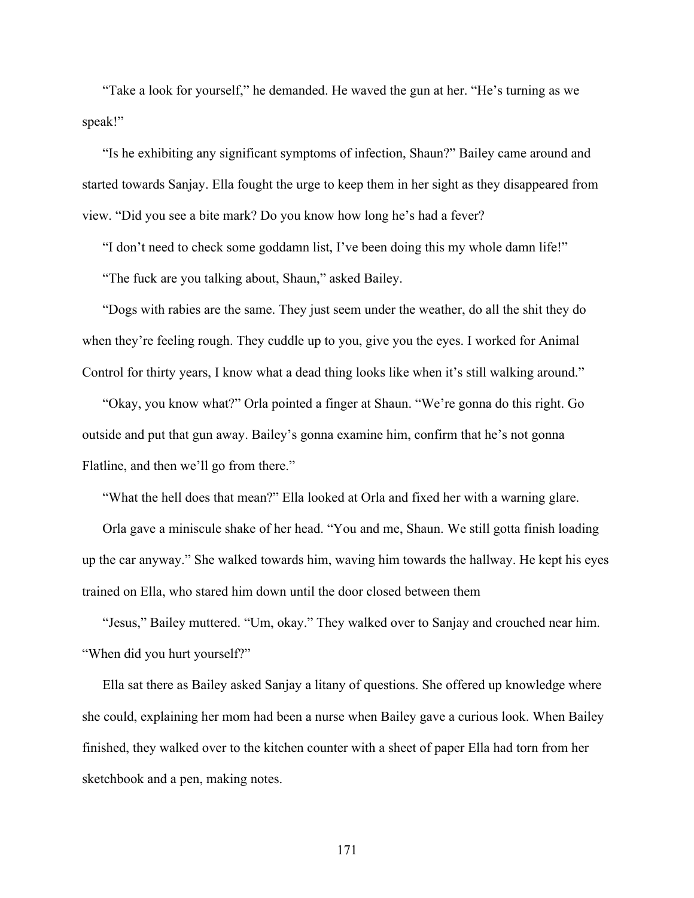"Take a look for yourself," he demanded. He waved the gun at her. "He's turning as we speak!"

"Is he exhibiting any significant symptoms of infection, Shaun?" Bailey came around and started towards Sanjay. Ella fought the urge to keep them in her sight as they disappeared from view. "Did you see a bite mark? Do you know how long he's had a fever?

"I don't need to check some goddamn list, I've been doing this my whole damn life!"

"The fuck are you talking about, Shaun," asked Bailey.

"Dogs with rabies are the same. They just seem under the weather, do all the shit they do when they're feeling rough. They cuddle up to you, give you the eyes. I worked for Animal Control for thirty years, I know what a dead thing looks like when it's still walking around."

"Okay, you know what?" Orla pointed a finger at Shaun. "We're gonna do this right. Go outside and put that gun away. Bailey's gonna examine him, confirm that he's not gonna Flatline, and then we'll go from there."

"What the hell does that mean?" Ella looked at Orla and fixed her with a warning glare.

Orla gave a miniscule shake of her head. "You and me, Shaun. We still gotta finish loading up the car anyway." She walked towards him, waving him towards the hallway. He kept his eyes trained on Ella, who stared him down until the door closed between them

"Jesus," Bailey muttered. "Um, okay." They walked over to Sanjay and crouched near him. "When did you hurt yourself?"

Ella sat there as Bailey asked Sanjay a litany of questions. She offered up knowledge where she could, explaining her mom had been a nurse when Bailey gave a curious look. When Bailey finished, they walked over to the kitchen counter with a sheet of paper Ella had torn from her sketchbook and a pen, making notes.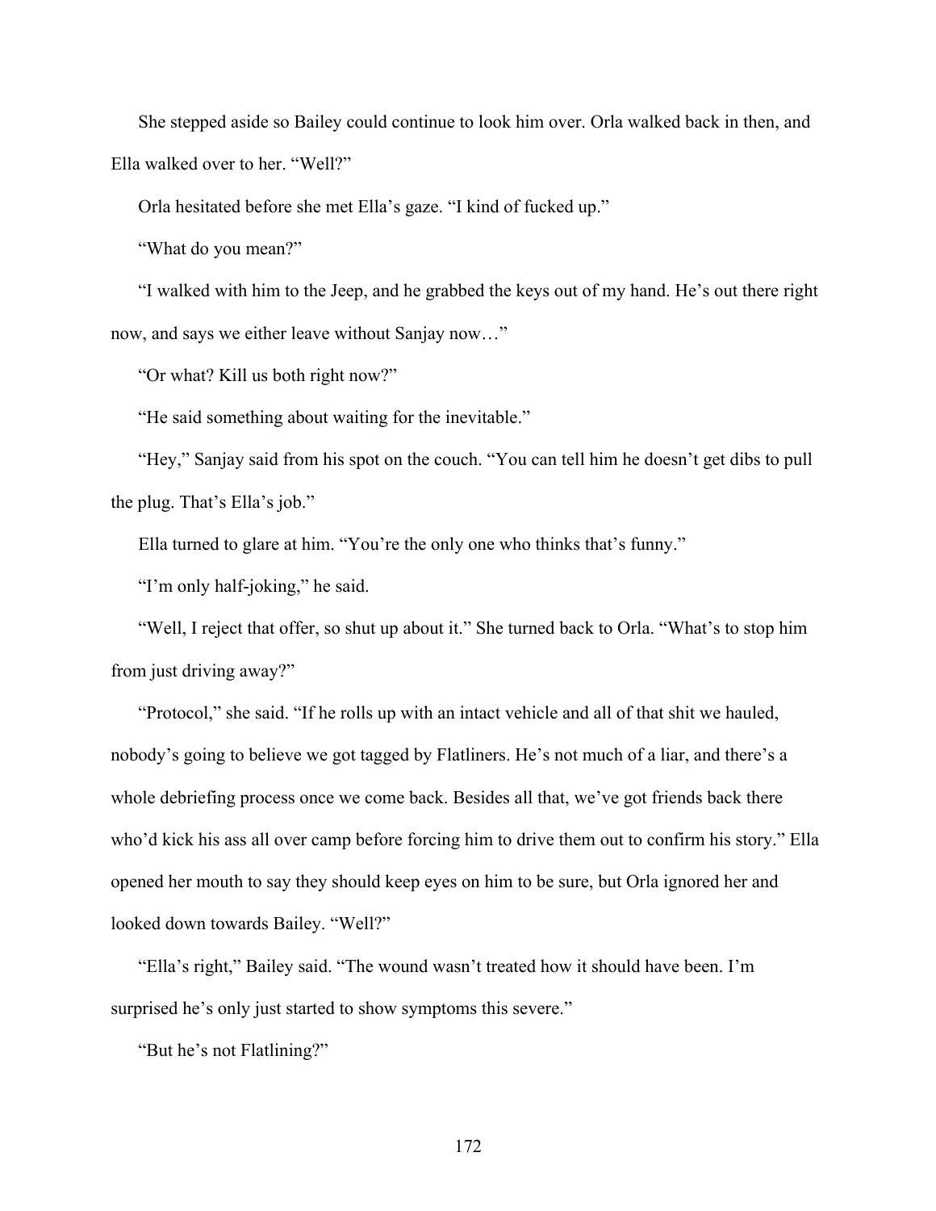She stepped aside so Bailey could continue to look him over. Orla walked back in then, and Ella walked over to her. "Well?"

Orla hesitated before she met Ella's gaze. "I kind of fucked up."

"What do you mean?"

"I walked with him to the Jeep, and he grabbed the keys out of my hand. He's out there right now, and says we either leave without Sanjay now…"

"Or what? Kill us both right now?"

"He said something about waiting for the inevitable."

"Hey," Sanjay said from his spot on the couch. "You can tell him he doesn't get dibs to pull the plug. That's Ella's job."

Ella turned to glare at him. "You're the only one who thinks that's funny."

"I'm only half-joking," he said.

"Well, I reject that offer, so shut up about it." She turned back to Orla. "What's to stop him from just driving away?"

"Protocol," she said. "If he rolls up with an intact vehicle and all of that shit we hauled, nobody's going to believe we got tagged by Flatliners. He's not much of a liar, and there's a whole debriefing process once we come back. Besides all that, we've got friends back there who'd kick his ass all over camp before forcing him to drive them out to confirm his story." Ella opened her mouth to say they should keep eyes on him to be sure, but Orla ignored her and looked down towards Bailey. "Well?"

"Ella's right," Bailey said. "The wound wasn't treated how it should have been. I'm surprised he's only just started to show symptoms this severe."

"But he's not Flatlining?"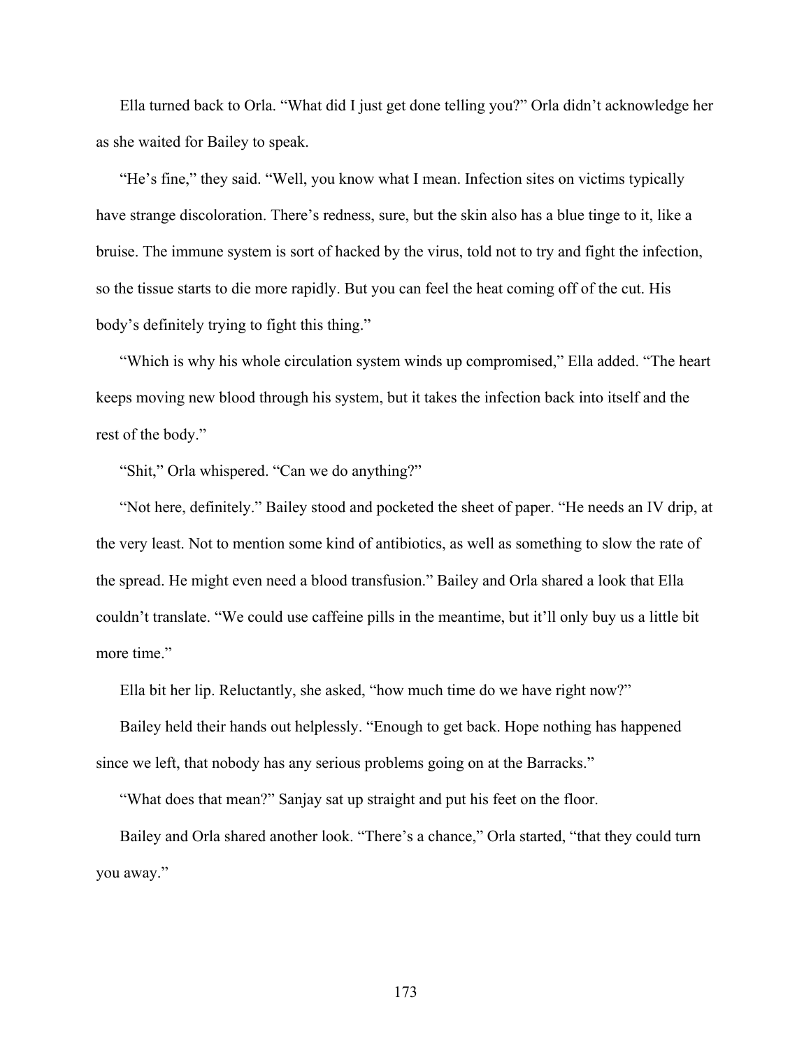Ella turned back to Orla. “What did I just get done telling you?” Orla didn’t acknowledge her as she waited for Bailey to speak.

“He’s fine,” they said. “Well, you know what I mean. Infection sites on victims typically have strange discoloration. There’s redness, sure, but the skin also has a blue tinge to it, like a bruise. The immune system is sort of hacked by the virus, told not to try and fight the infection, so the tissue starts to die more rapidly. But you can feel the heat coming off of the cut. His body’s definitely trying to fight this thing.”

“Which is why his whole circulation system winds up compromised,” Ella added. “The heart keeps moving new blood through his system, but it takes the infection back into itself and the rest of the body.”

“Shit,” Orla whispered. “Can we do anything?”

“Not here, definitely.” Bailey stood and pocketed the sheet of paper. “He needs an IV drip, at the very least. Not to mention some kind of antibiotics, as well as something to slow the rate of the spread. He might even need a blood transfusion.” Bailey and Orla shared a look that Ella couldn’t translate. “We could use caffeine pills in the meantime, but it’ll only buy us a little bit more time.”

Ella bit her lip. Reluctantly, she asked, “how much time do we have right now?”

Bailey held their hands out helplessly. “Enough to get back. Hope nothing has happened since we left, that nobody has any serious problems going on at the Barracks.”

“What does that mean?” Sanjay sat up straight and put his feet on the floor.

Bailey and Orla shared another look. “There’s a chance,” Orla started, “that they could turn you away.”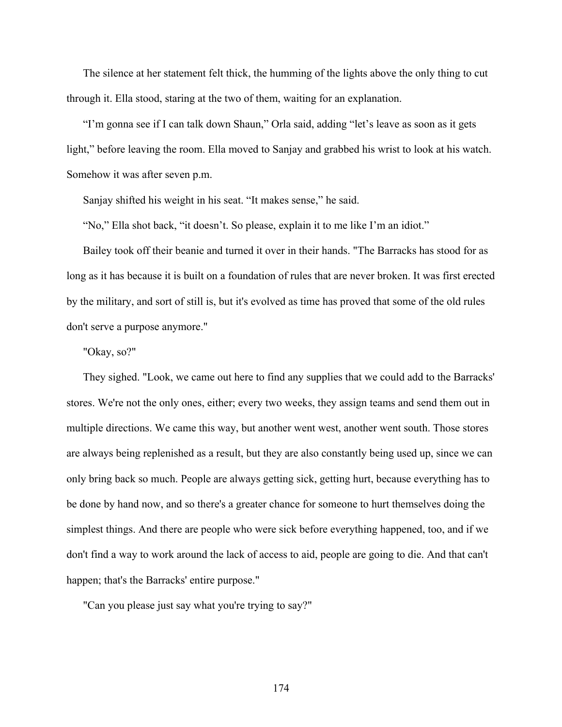The silence at her statement felt thick, the humming of the lights above the only thing to cut through it. Ella stood, staring at the two of them, waiting for an explanation.

“I’m gonna see if I can talk down Shaun,” Orla said, adding “let’s leave as soon as it gets light,” before leaving the room. Ella moved to Sanjay and grabbed his wrist to look at his watch. Somehow it was after seven p.m.

Sanjay shifted his weight in his seat. “It makes sense,” he said.

“No,” Ella shot back, “it doesn’t. So please, explain it to me like I’m an idiot.”

Bailey took off their beanie and turned it over in their hands. "The Barracks has stood for as long as it has because it is built on a foundation of rules that are never broken. It was first erected by the military, and sort of still is, but it's evolved as time has proved that some of the old rules don't serve a purpose anymore."

"Okay, so?"

They sighed. "Look, we came out here to find any supplies that we could add to the Barracks' stores. We're not the only ones, either; every two weeks, they assign teams and send them out in multiple directions. We came this way, but another went west, another went south. Those stores are always being replenished as a result, but they are also constantly being used up, since we can only bring back so much. People are always getting sick, getting hurt, because everything has to be done by hand now, and so there's a greater chance for someone to hurt themselves doing the simplest things. And there are people who were sick before everything happened, too, and if we don't find a way to work around the lack of access to aid, people are going to die. And that can't happen; that's the Barracks' entire purpose."

"Can you please just say what you're trying to say?"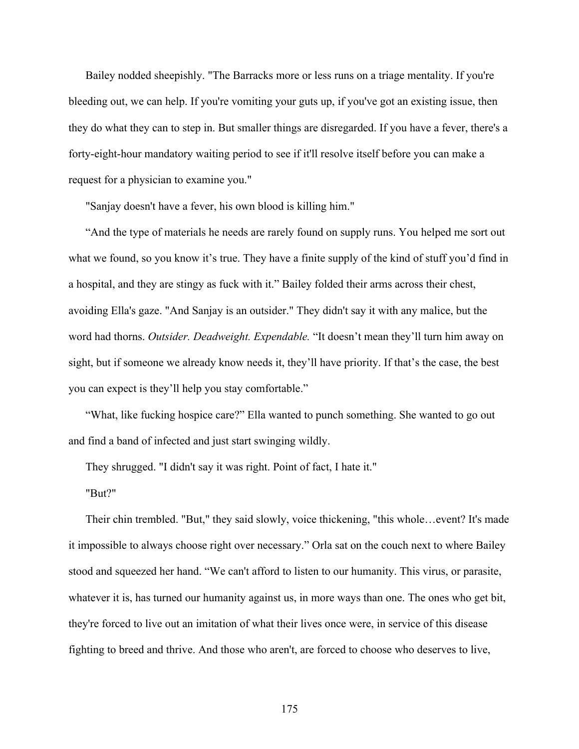Bailey nodded sheepishly. "The Barracks more or less runs on a triage mentality. If you're bleeding out, we can help. If you're vomiting your guts up, if you've got an existing issue, then they do what they can to step in. But smaller things are disregarded. If you have a fever, there's a forty-eight-hour mandatory waiting period to see if it'll resolve itself before you can make a request for a physician to examine you."

"Sanjay doesn't have a fever, his own blood is killing him."

“And the type of materials he needs are rarely found on supply runs. You helped me sort out what we found, so you know it’s true. They have a finite supply of the kind of stuff you’d find in a hospital, and they are stingy as fuck with it.” Bailey folded their arms across their chest, avoiding Ella's gaze. "And Sanjay is an outsider." They didn't say it with any malice, but the word had thorns. *Outsider. Deadweight. Expendable.* “It doesn’t mean they’ll turn him away on sight, but if someone we already know needs it, they’ll have priority. If that’s the case, the best you can expect is they’ll help you stay comfortable.”

“What, like fucking hospice care?” Ella wanted to punch something. She wanted to go out and find a band of infected and just start swinging wildly.

They shrugged. "I didn't say it was right. Point of fact, I hate it."

"But?"

Their chin trembled. "But," they said slowly, voice thickening, "this whole…event? It's made it impossible to always choose right over necessary.” Orla sat on the couch next to where Bailey stood and squeezed her hand. “We can't afford to listen to our humanity. This virus, or parasite, whatever it is, has turned our humanity against us, in more ways than one. The ones who get bit, they're forced to live out an imitation of what their lives once were, in service of this disease fighting to breed and thrive. And those who aren't, are forced to choose who deserves to live,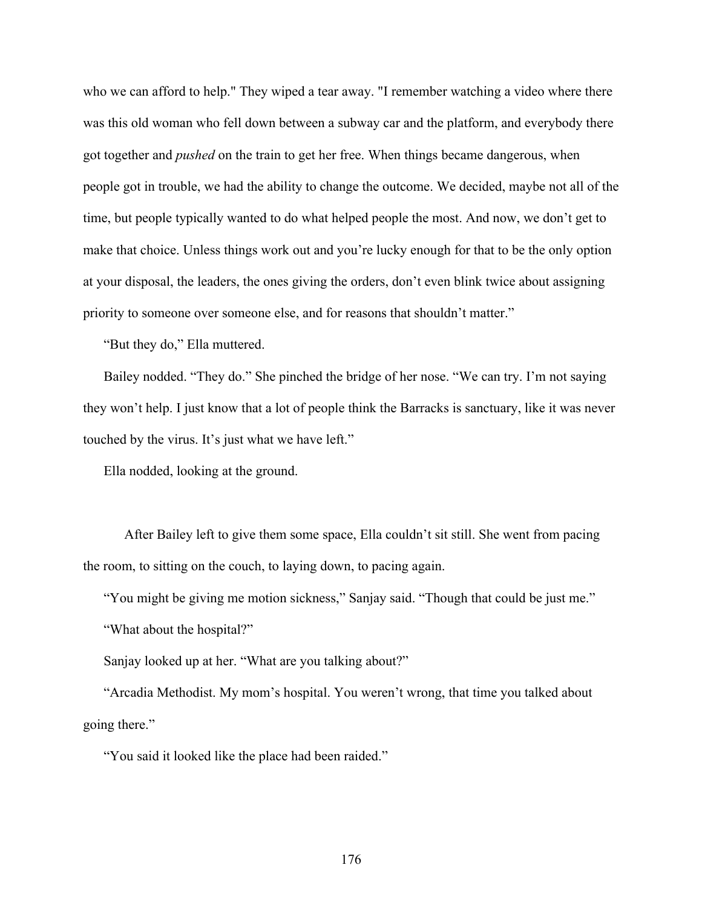who we can afford to help." They wiped a tear away. "I remember watching a video where there was this old woman who fell down between a subway car and the platform, and everybody there got together and *pushed* on the train to get her free. When things became dangerous, when people got in trouble, we had the ability to change the outcome. We decided, maybe not all of the time, but people typically wanted to do what helped people the most. And now, we don't get to make that choice. Unless things work out and you're lucky enough for that to be the only option at your disposal, the leaders, the ones giving the orders, don't even blink twice about assigning priority to someone over someone else, and for reasons that shouldn't matter."

"But they do," Ella muttered.

Bailey nodded. "They do." She pinched the bridge of her nose. "We can try. I'm not saying they won't help. I just know that a lot of people think the Barracks is sanctuary, like it was never touched by the virus. It's just what we have left."

Ella nodded, looking at the ground.

After Bailey left to give them some space, Ella couldn't sit still. She went from pacing the room, to sitting on the couch, to laying down, to pacing again.

"You might be giving me motion sickness," Sanjay said. "Though that could be just me."

"What about the hospital?"

Sanjay looked up at her. "What are you talking about?"

"Arcadia Methodist. My mom's hospital. You weren't wrong, that time you talked about going there."

"You said it looked like the place had been raided."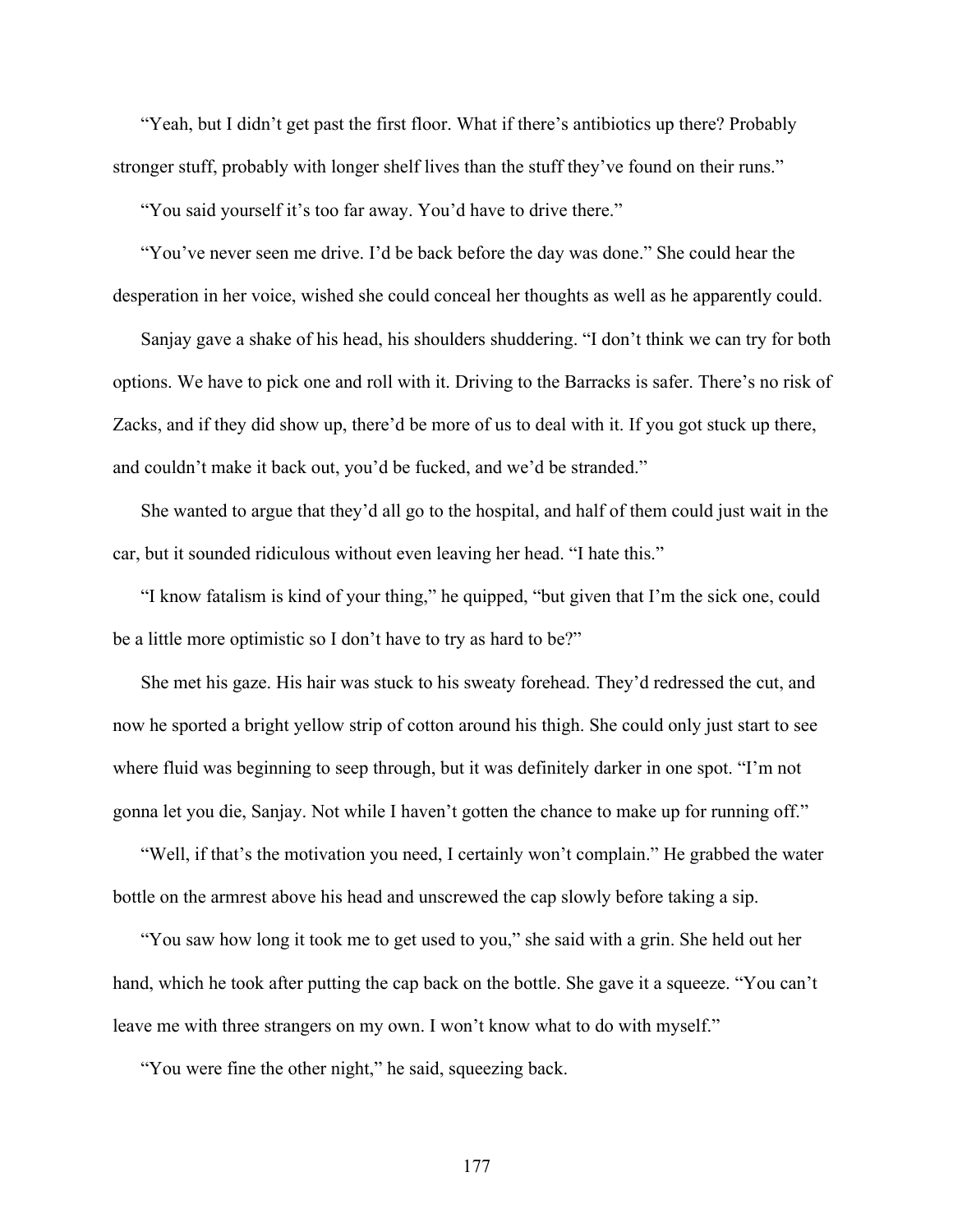"Yeah, but I didn't get past the first floor. What if there's antibiotics up there? Probably stronger stuff, probably with longer shelf lives than the stuff they've found on their runs."

"You said yourself it's too far away. You'd have to drive there."

"You've never seen me drive. I'd be back before the day was done." She could hear the desperation in her voice, wished she could conceal her thoughts as well as he apparently could.

Sanjay gave a shake of his head, his shoulders shuddering. "I don't think we can try for both options. We have to pick one and roll with it. Driving to the Barracks is safer. There's no risk of Zacks, and if they did show up, there'd be more of us to deal with it. If you got stuck up there, and couldn't make it back out, you'd be fucked, and we'd be stranded."

She wanted to argue that they'd all go to the hospital, and half of them could just wait in the car, but it sounded ridiculous without even leaving her head. "I hate this."

"I know fatalism is kind of your thing," he quipped, "but given that I'm the sick one, could be a little more optimistic so I don't have to try as hard to be?"

She met his gaze. His hair was stuck to his sweaty forehead. They'd redressed the cut, and now he sported a bright yellow strip of cotton around his thigh. She could only just start to see where fluid was beginning to seep through, but it was definitely darker in one spot. "I'm not gonna let you die, Sanjay. Not while I haven't gotten the chance to make up for running off."

"Well, if that's the motivation you need, I certainly won't complain." He grabbed the water bottle on the armrest above his head and unscrewed the cap slowly before taking a sip.

"You saw how long it took me to get used to you," she said with a grin. She held out her hand, which he took after putting the cap back on the bottle. She gave it a squeeze. "You can't leave me with three strangers on my own. I won't know what to do with myself."

"You were fine the other night," he said, squeezing back.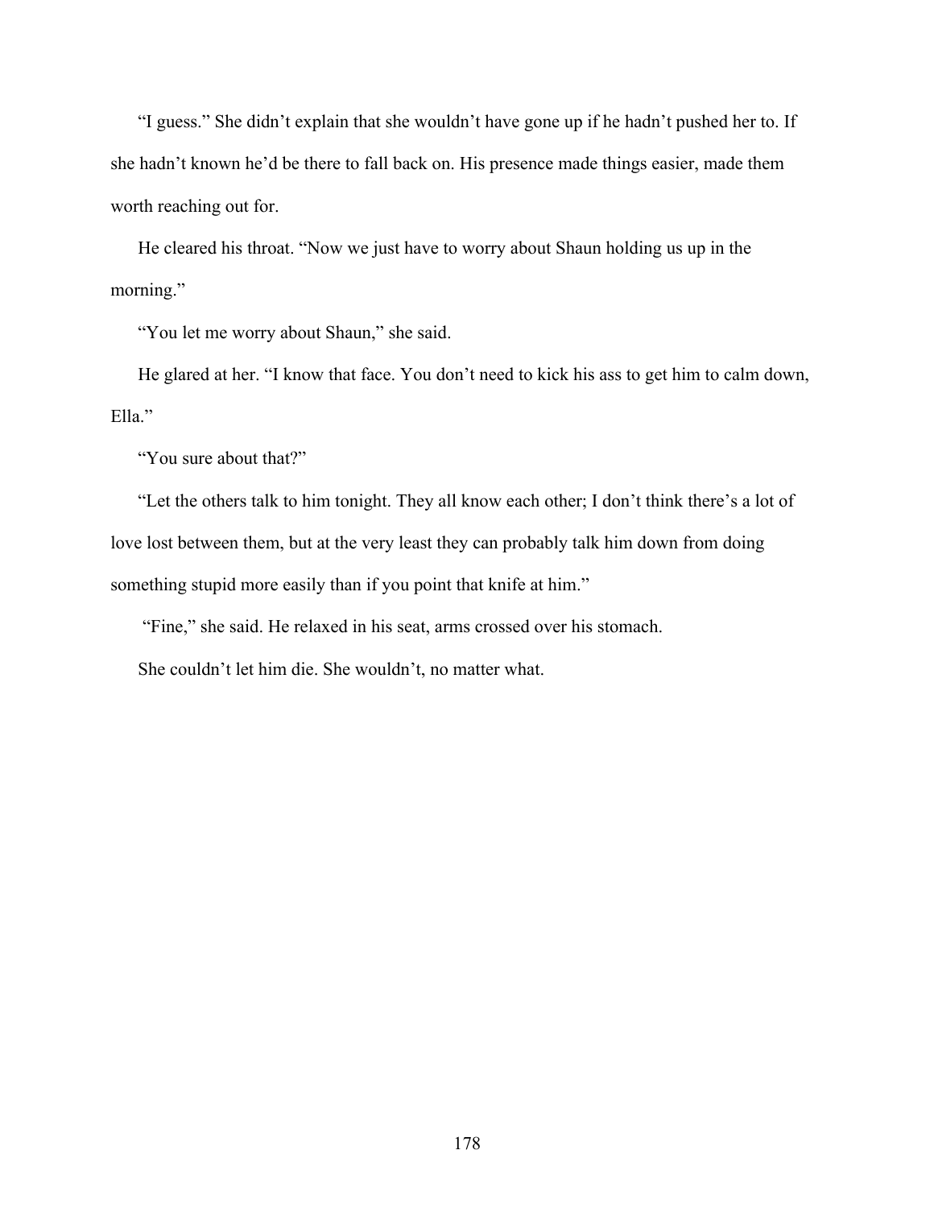"I guess." She didn't explain that she wouldn't have gone up if he hadn't pushed her to. If she hadn't known he'd be there to fall back on. His presence made things easier, made them worth reaching out for.

He cleared his throat. "Now we just have to worry about Shaun holding us up in the morning."

"You let me worry about Shaun," she said.

He glared at her. "I know that face. You don't need to kick his ass to get him to calm down, Ella."

"You sure about that?"

"Let the others talk to him tonight. They all know each other; I don't think there's a lot of love lost between them, but at the very least they can probably talk him down from doing something stupid more easily than if you point that knife at him."

"Fine," she said. He relaxed in his seat, arms crossed over his stomach.

She couldn't let him die. She wouldn't, no matter what.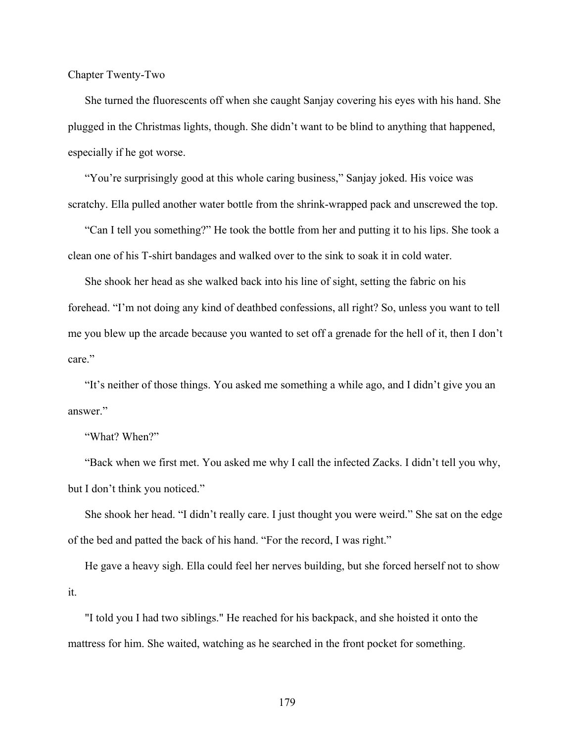Chapter Twenty-Two

She turned the fluorescents off when she caught Sanjay covering his eyes with his hand. She plugged in the Christmas lights, though. She didn't want to be blind to anything that happened, especially if he got worse.

"You're surprisingly good at this whole caring business," Sanjay joked. His voice was scratchy. Ella pulled another water bottle from the shrink-wrapped pack and unscrewed the top.

"Can I tell you something?" He took the bottle from her and putting it to his lips. She took a clean one of his T-shirt bandages and walked over to the sink to soak it in cold water.

She shook her head as she walked back into his line of sight, setting the fabric on his forehead. "I'm not doing any kind of deathbed confessions, all right? So, unless you want to tell me you blew up the arcade because you wanted to set off a grenade for the hell of it, then I don't care."

"It's neither of those things. You asked me something a while ago, and I didn't give you an answer."

"What? When?"

"Back when we first met. You asked me why I call the infected Zacks. I didn't tell you why, but I don't think you noticed."

She shook her head. "I didn't really care. I just thought you were weird." She sat on the edge of the bed and patted the back of his hand. "For the record, I was right."

He gave a heavy sigh. Ella could feel her nerves building, but she forced herself not to show it.

"I told you I had two siblings." He reached for his backpack, and she hoisted it onto the mattress for him. She waited, watching as he searched in the front pocket for something.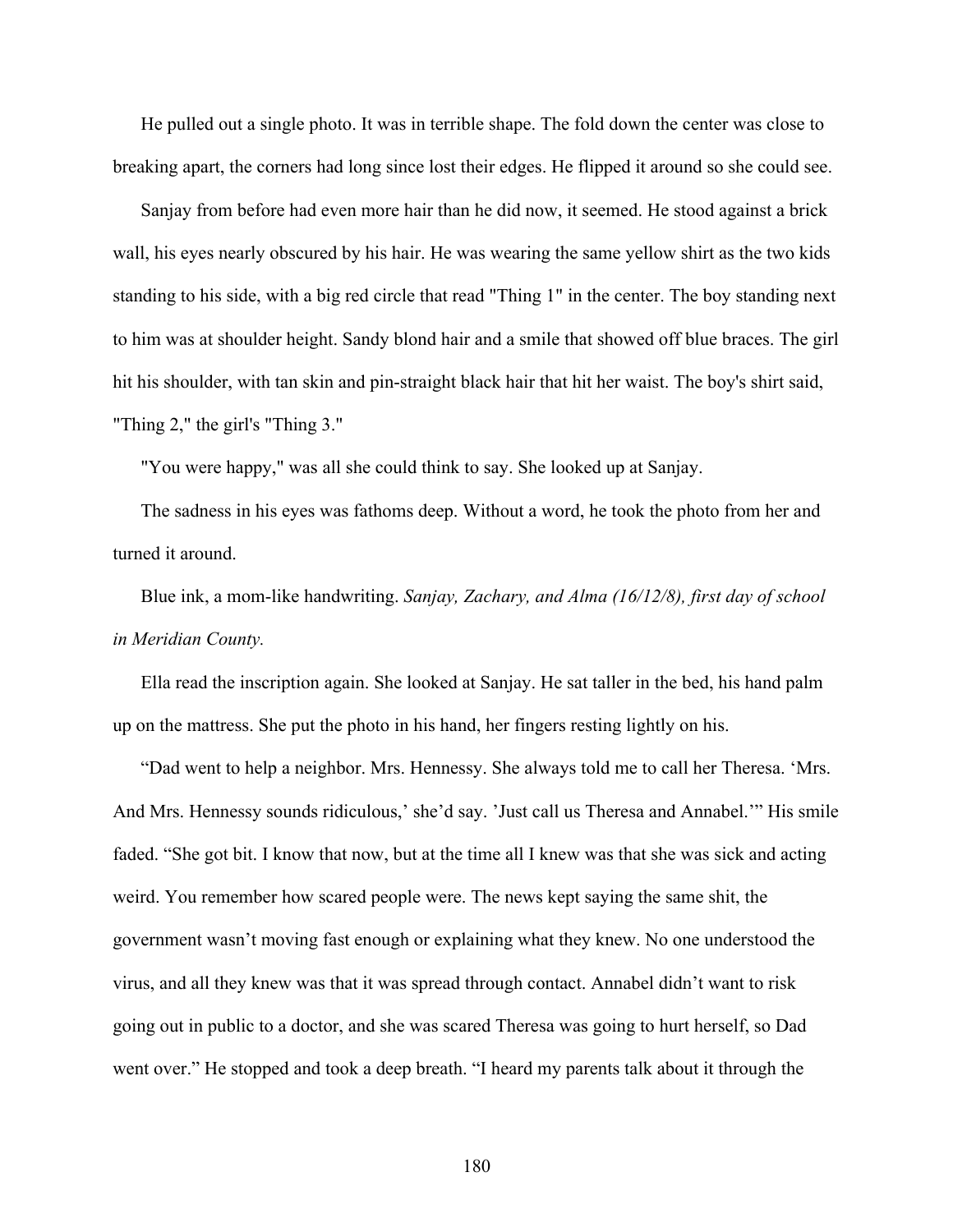He pulled out a single photo. It was in terrible shape. The fold down the center was close to breaking apart, the corners had long since lost their edges. He flipped it around so she could see.

Sanjay from before had even more hair than he did now, it seemed. He stood against a brick wall, his eyes nearly obscured by his hair. He was wearing the same yellow shirt as the two kids standing to his side, with a big red circle that read "Thing 1" in the center. The boy standing next to him was at shoulder height. Sandy blond hair and a smile that showed off blue braces. The girl hit his shoulder, with tan skin and pin-straight black hair that hit her waist. The boy's shirt said, "Thing 2," the girl's "Thing 3."

"You were happy," was all she could think to say. She looked up at Sanjay.

The sadness in his eyes was fathoms deep. Without a word, he took the photo from her and turned it around.

Blue ink, a mom-like handwriting. *Sanjay, Zachary, and Alma (16/12/8), first day of school in Meridian County.*

Ella read the inscription again. She looked at Sanjay. He sat taller in the bed, his hand palm up on the mattress. She put the photo in his hand, her fingers resting lightly on his.

"Dad went to help a neighbor. Mrs. Hennessy. She always told me to call her Theresa. 'Mrs. And Mrs. Hennessy sounds ridiculous,' she'd say. 'Just call us Theresa and Annabel.'" His smile faded. "She got bit. I know that now, but at the time all I knew was that she was sick and acting weird. You remember how scared people were. The news kept saying the same shit, the government wasn't moving fast enough or explaining what they knew. No one understood the virus, and all they knew was that it was spread through contact. Annabel didn't want to risk going out in public to a doctor, and she was scared Theresa was going to hurt herself, so Dad went over." He stopped and took a deep breath. "I heard my parents talk about it through the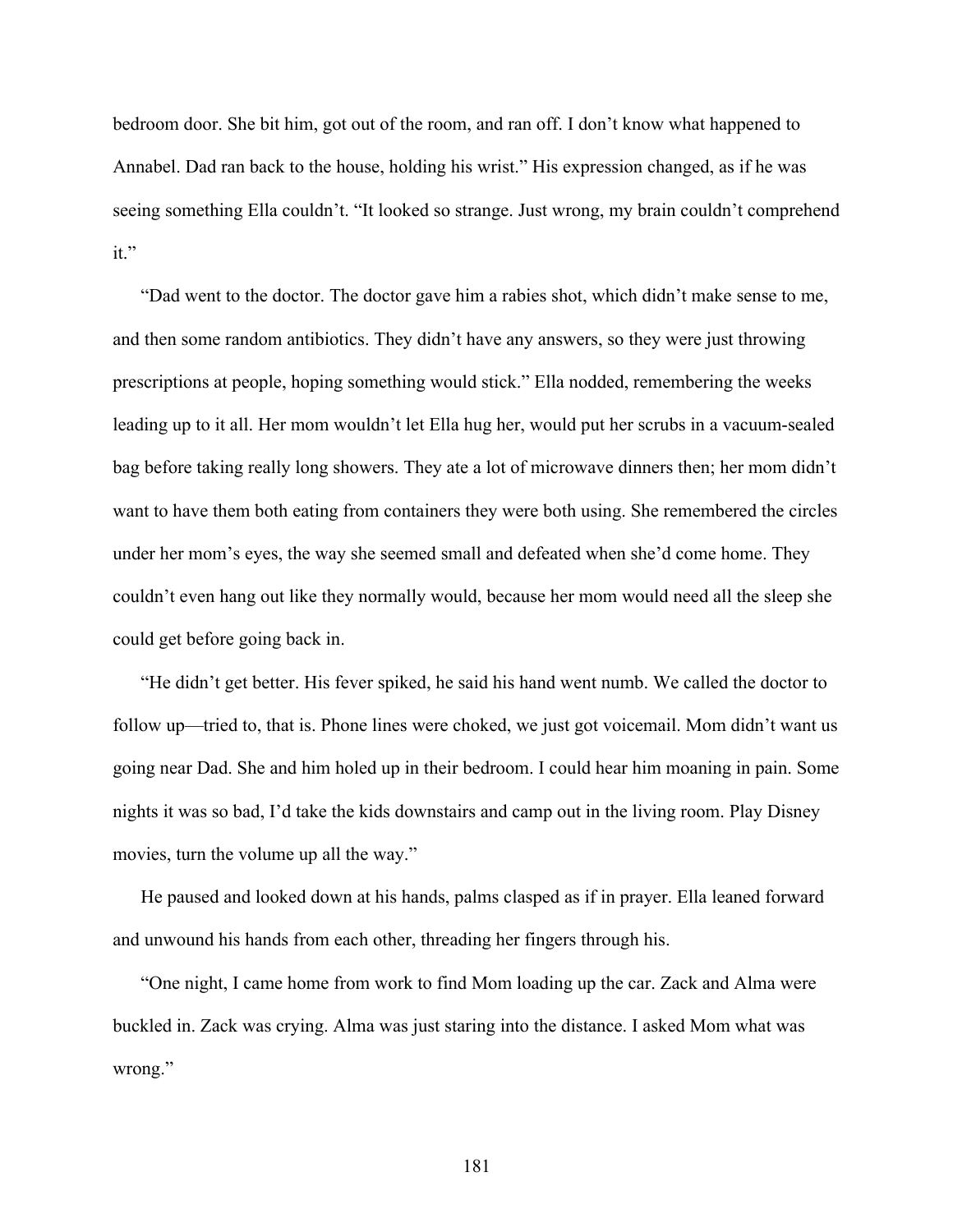bedroom door. She bit him, got out of the room, and ran off. I don't know what happened to Annabel. Dad ran back to the house, holding his wrist." His expression changed, as if he was seeing something Ella couldn't. "It looked so strange. Just wrong, my brain couldn't comprehend it."

"Dad went to the doctor. The doctor gave him a rabies shot, which didn't make sense to me, and then some random antibiotics. They didn't have any answers, so they were just throwing prescriptions at people, hoping something would stick." Ella nodded, remembering the weeks leading up to it all. Her mom wouldn't let Ella hug her, would put her scrubs in a vacuum-sealed bag before taking really long showers. They ate a lot of microwave dinners then; her mom didn't want to have them both eating from containers they were both using. She remembered the circles under her mom's eyes, the way she seemed small and defeated when she'd come home. They couldn't even hang out like they normally would, because her mom would need all the sleep she could get before going back in.

"He didn't get better. His fever spiked, he said his hand went numb. We called the doctor to follow up—tried to, that is. Phone lines were choked, we just got voicemail. Mom didn't want us going near Dad. She and him holed up in their bedroom. I could hear him moaning in pain. Some nights it was so bad, I'd take the kids downstairs and camp out in the living room. Play Disney movies, turn the volume up all the way."

He paused and looked down at his hands, palms clasped as if in prayer. Ella leaned forward and unwound his hands from each other, threading her fingers through his.

"One night, I came home from work to find Mom loading up the car. Zack and Alma were buckled in. Zack was crying. Alma was just staring into the distance. I asked Mom what was wrong."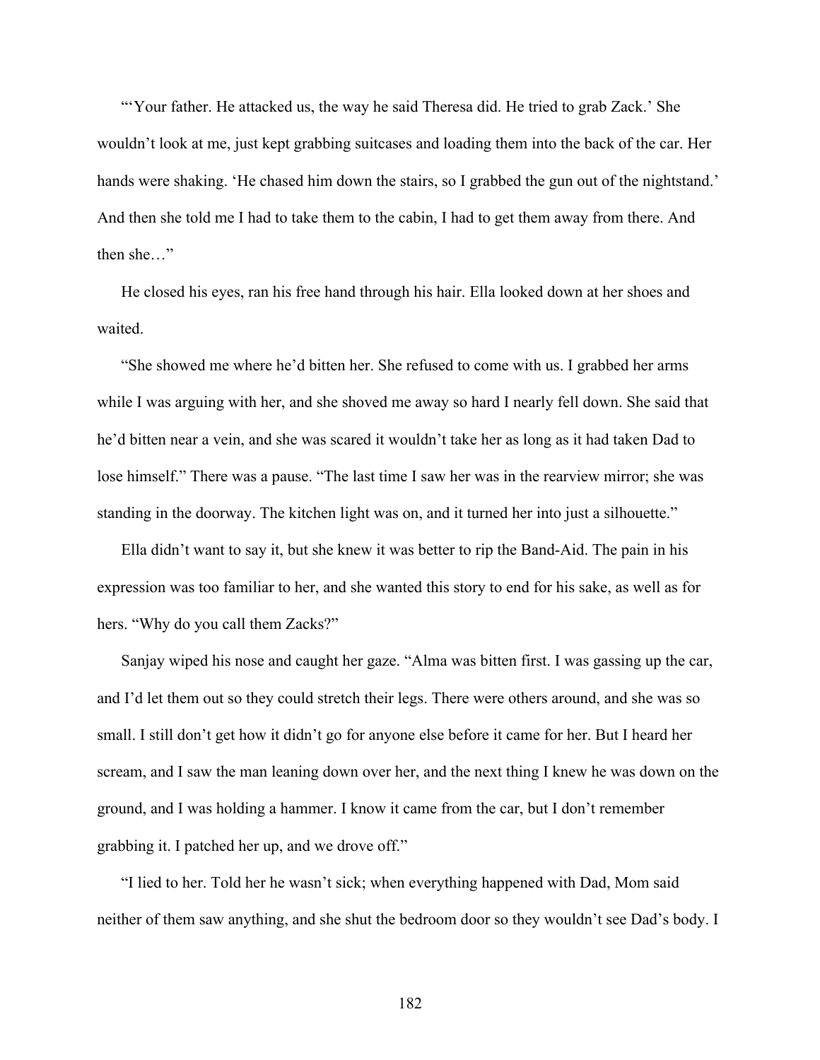"'Your father. He attacked us, the way he said Theresa did. He tried to grab Zack.' She wouldn't look at me, just kept grabbing suitcases and loading them into the back of the car. Her hands were shaking. 'He chased him down the stairs, so I grabbed the gun out of the nightstand.' And then she told me I had to take them to the cabin, I had to get them away from there. And then she…"

He closed his eyes, ran his free hand through his hair. Ella looked down at her shoes and waited.

"She showed me where he'd bitten her. She refused to come with us. I grabbed her arms while I was arguing with her, and she shoved me away so hard I nearly fell down. She said that he'd bitten near a vein, and she was scared it wouldn't take her as long as it had taken Dad to lose himself." There was a pause. "The last time I saw her was in the rearview mirror; she was standing in the doorway. The kitchen light was on, and it turned her into just a silhouette."

Ella didn't want to say it, but she knew it was better to rip the Band-Aid. The pain in his expression was too familiar to her, and she wanted this story to end for his sake, as well as for hers. "Why do you call them Zacks?"

Sanjay wiped his nose and caught her gaze. "Alma was bitten first. I was gassing up the car, and I'd let them out so they could stretch their legs. There were others around, and she was so small. I still don't get how it didn't go for anyone else before it came for her. But I heard her scream, and I saw the man leaning down over her, and the next thing I knew he was down on the ground, and I was holding a hammer. I know it came from the car, but I don't remember grabbing it. I patched her up, and we drove off."

"I lied to her. Told her he wasn't sick; when everything happened with Dad, Mom said neither of them saw anything, and she shut the bedroom door so they wouldn't see Dad's body. I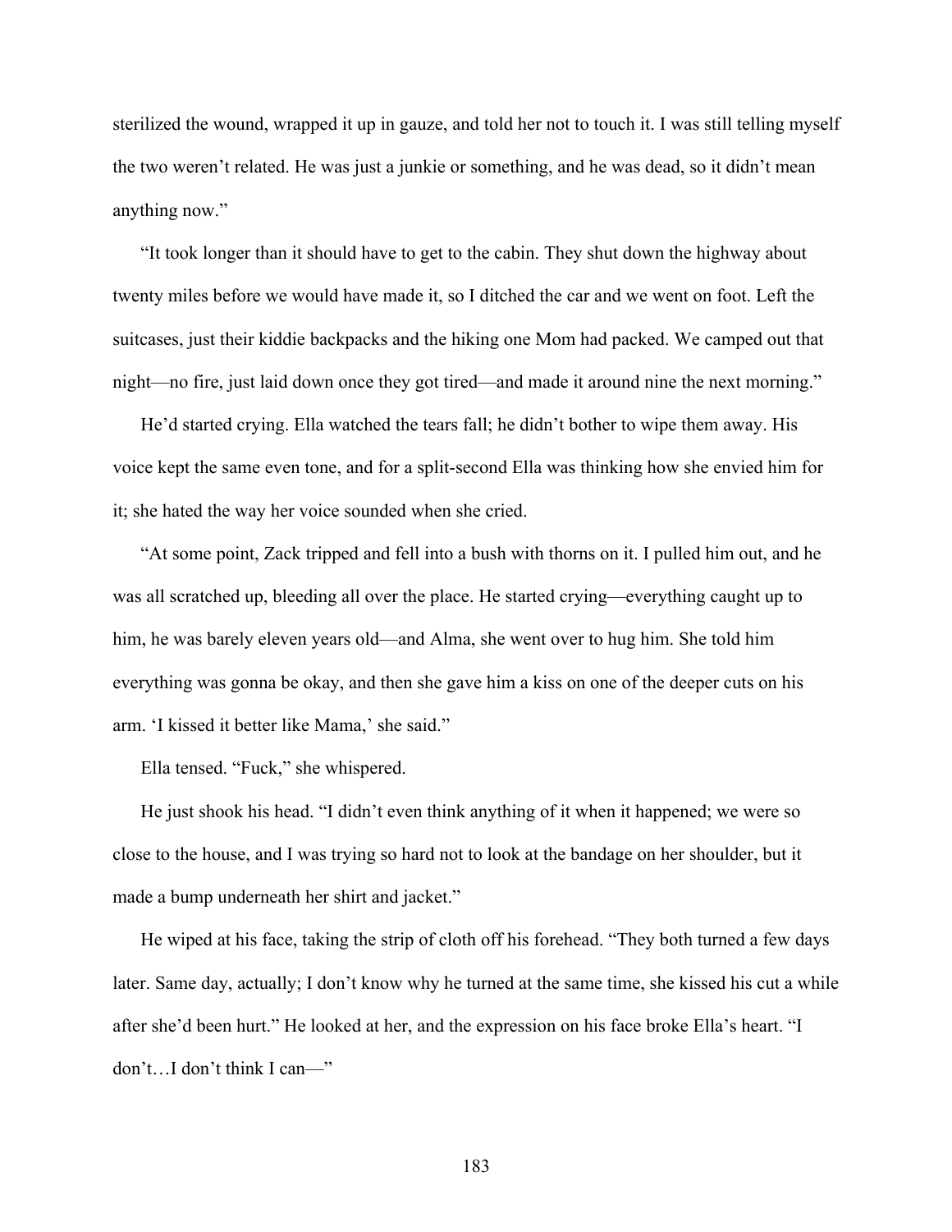sterilized the wound, wrapped it up in gauze, and told her not to touch it. I was still telling myself the two weren't related. He was just a junkie or something, and he was dead, so it didn't mean anything now."

"It took longer than it should have to get to the cabin. They shut down the highway about twenty miles before we would have made it, so I ditched the car and we went on foot. Left the suitcases, just their kiddie backpacks and the hiking one Mom had packed. We camped out that night—no fire, just laid down once they got tired—and made it around nine the next morning."

He'd started crying. Ella watched the tears fall; he didn't bother to wipe them away. His voice kept the same even tone, and for a split-second Ella was thinking how she envied him for it; she hated the way her voice sounded when she cried.

"At some point, Zack tripped and fell into a bush with thorns on it. I pulled him out, and he was all scratched up, bleeding all over the place. He started crying—everything caught up to him, he was barely eleven years old—and Alma, she went over to hug him. She told him everything was gonna be okay, and then she gave him a kiss on one of the deeper cuts on his arm. 'I kissed it better like Mama,' she said."

Ella tensed. "Fuck," she whispered.

He just shook his head. "I didn't even think anything of it when it happened; we were so close to the house, and I was trying so hard not to look at the bandage on her shoulder, but it made a bump underneath her shirt and jacket."

He wiped at his face, taking the strip of cloth off his forehead. "They both turned a few days later. Same day, actually; I don't know why he turned at the same time, she kissed his cut a while after she'd been hurt." He looked at her, and the expression on his face broke Ella's heart. "I don't…I don't think I can—"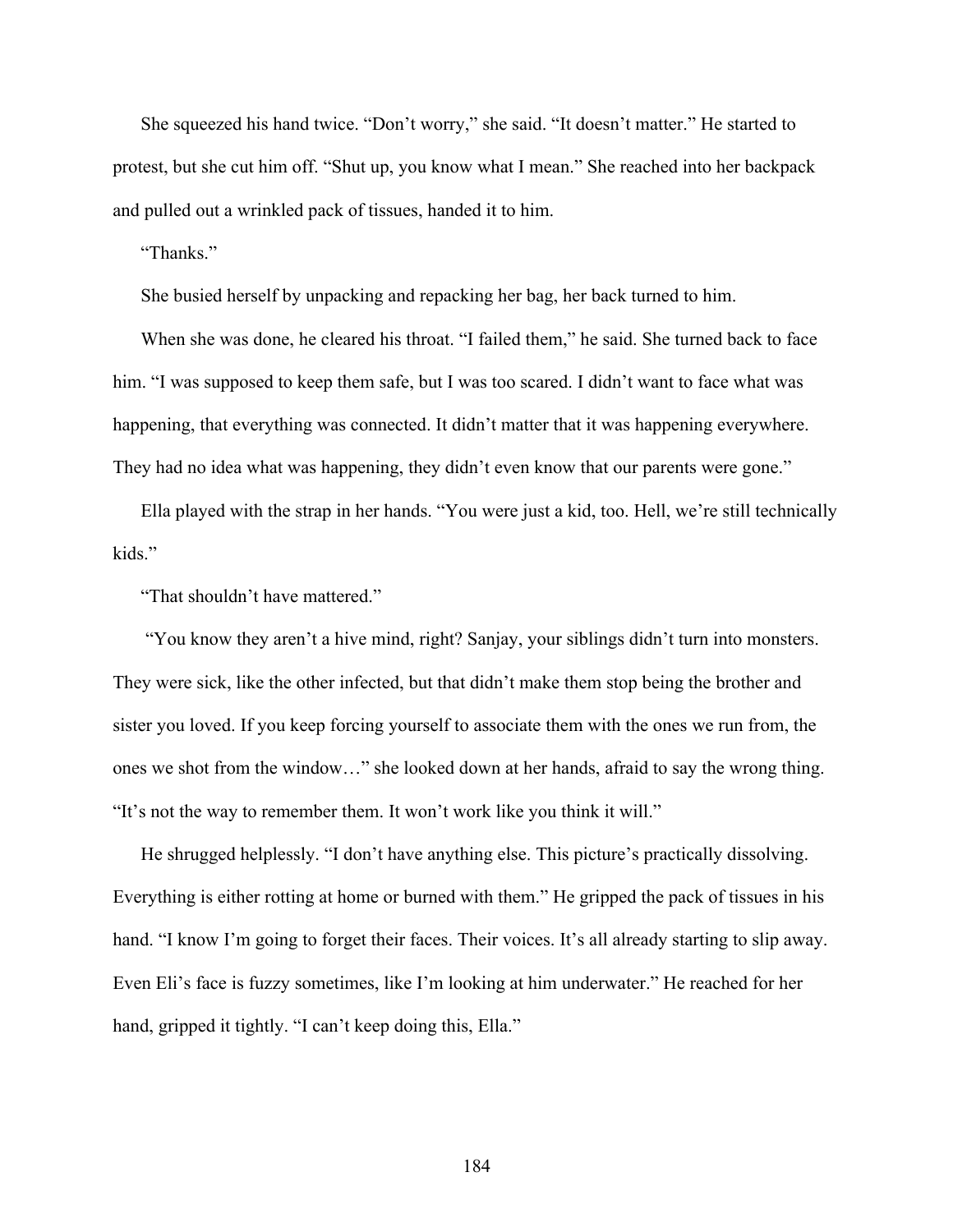She squeezed his hand twice. "Don't worry," she said. "It doesn't matter." He started to protest, but she cut him off. "Shut up, you know what I mean." She reached into her backpack and pulled out a wrinkled pack of tissues, handed it to him.

"Thanks."

She busied herself by unpacking and repacking her bag, her back turned to him.

When she was done, he cleared his throat. "I failed them," he said. She turned back to face him. "I was supposed to keep them safe, but I was too scared. I didn't want to face what was happening, that everything was connected. It didn't matter that it was happening everywhere. They had no idea what was happening, they didn't even know that our parents were gone."

Ella played with the strap in her hands. "You were just a kid, too. Hell, we're still technically kids."

"That shouldn't have mattered."

"You know they aren't a hive mind, right? Sanjay, your siblings didn't turn into monsters. They were sick, like the other infected, but that didn't make them stop being the brother and sister you loved. If you keep forcing yourself to associate them with the ones we run from, the ones we shot from the window…" she looked down at her hands, afraid to say the wrong thing. "It's not the way to remember them. It won't work like you think it will."

He shrugged helplessly. "I don't have anything else. This picture's practically dissolving. Everything is either rotting at home or burned with them." He gripped the pack of tissues in his hand. "I know I'm going to forget their faces. Their voices. It's all already starting to slip away. Even Eli's face is fuzzy sometimes, like I'm looking at him underwater." He reached for her hand, gripped it tightly. "I can't keep doing this, Ella."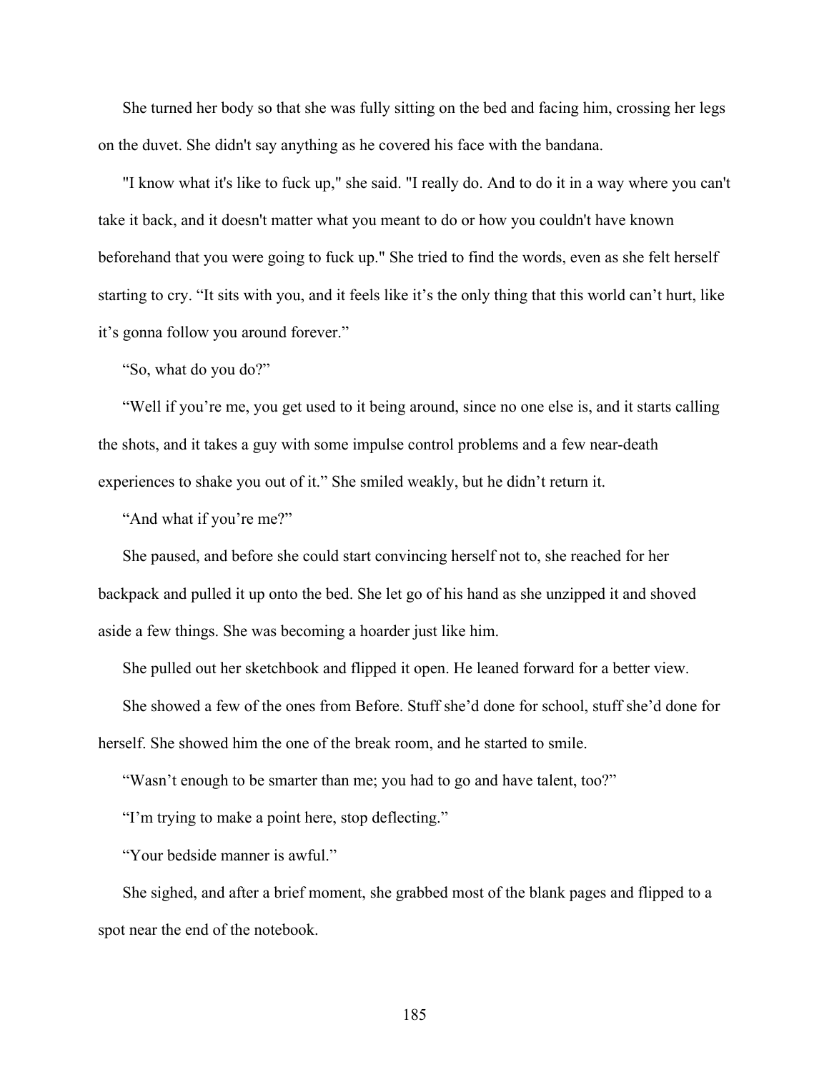She turned her body so that she was fully sitting on the bed and facing him, crossing her legs on the duvet. She didn't say anything as he covered his face with the bandana.

"I know what it's like to fuck up," she said. "I really do. And to do it in a way where you can't take it back, and it doesn't matter what you meant to do or how you couldn't have known beforehand that you were going to fuck up." She tried to find the words, even as she felt herself starting to cry. "It sits with you, and it feels like it's the only thing that this world can't hurt, like it's gonna follow you around forever."

"So, what do you do?"

"Well if you're me, you get used to it being around, since no one else is, and it starts calling the shots, and it takes a guy with some impulse control problems and a few near-death experiences to shake you out of it." She smiled weakly, but he didn't return it.

"And what if you're me?"

She paused, and before she could start convincing herself not to, she reached for her backpack and pulled it up onto the bed. She let go of his hand as she unzipped it and shoved aside a few things. She was becoming a hoarder just like him.

She pulled out her sketchbook and flipped it open. He leaned forward for a better view.

She showed a few of the ones from Before. Stuff she'd done for school, stuff she'd done for herself. She showed him the one of the break room, and he started to smile.

"Wasn't enough to be smarter than me; you had to go and have talent, too?"

"I'm trying to make a point here, stop deflecting."

"Your bedside manner is awful."

She sighed, and after a brief moment, she grabbed most of the blank pages and flipped to a spot near the end of the notebook.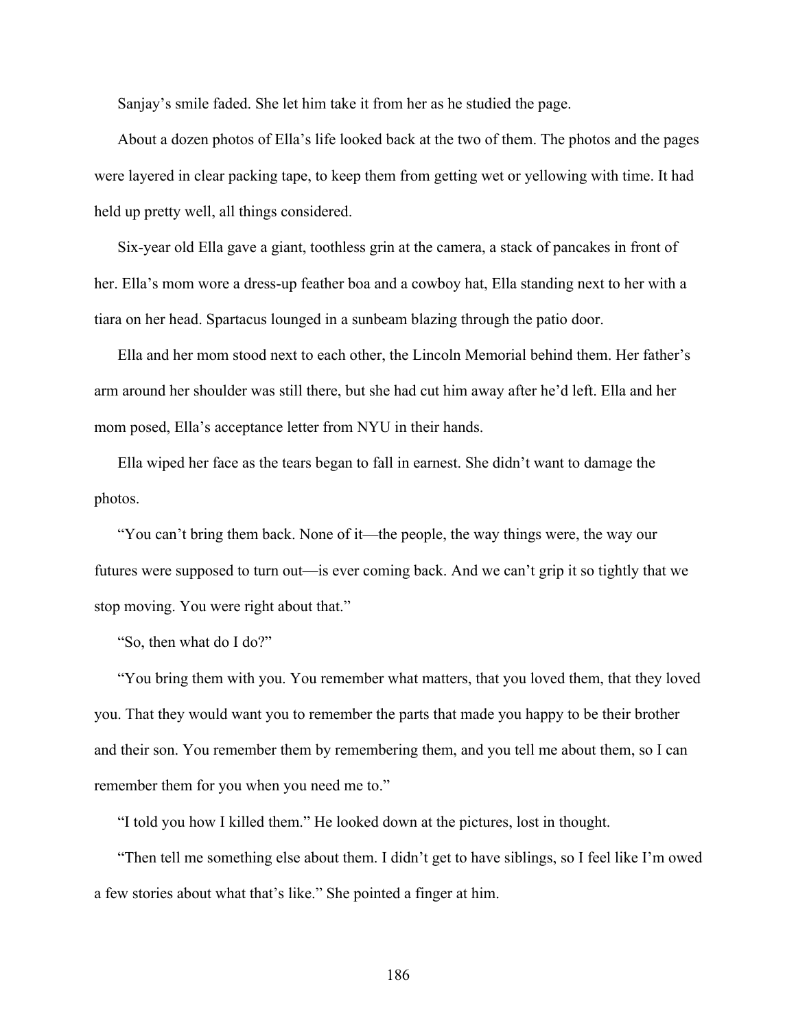Sanjay's smile faded. She let him take it from her as he studied the page.

About a dozen photos of Ella's life looked back at the two of them. The photos and the pages were layered in clear packing tape, to keep them from getting wet or yellowing with time. It had held up pretty well, all things considered.

Six-year old Ella gave a giant, toothless grin at the camera, a stack of pancakes in front of her. Ella's mom wore a dress-up feather boa and a cowboy hat, Ella standing next to her with a tiara on her head. Spartacus lounged in a sunbeam blazing through the patio door.

Ella and her mom stood next to each other, the Lincoln Memorial behind them. Her father's arm around her shoulder was still there, but she had cut him away after he'd left. Ella and her mom posed, Ella's acceptance letter from NYU in their hands.

Ella wiped her face as the tears began to fall in earnest. She didn't want to damage the photos.

"You can't bring them back. None of it—the people, the way things were, the way our futures were supposed to turn out—is ever coming back. And we can't grip it so tightly that we stop moving. You were right about that."

"So, then what do I do?"

"You bring them with you. You remember what matters, that you loved them, that they loved you. That they would want you to remember the parts that made you happy to be their brother and their son. You remember them by remembering them, and you tell me about them, so I can remember them for you when you need me to."

"I told you how I killed them." He looked down at the pictures, lost in thought.

"Then tell me something else about them. I didn't get to have siblings, so I feel like I'm owed a few stories about what that's like." She pointed a finger at him.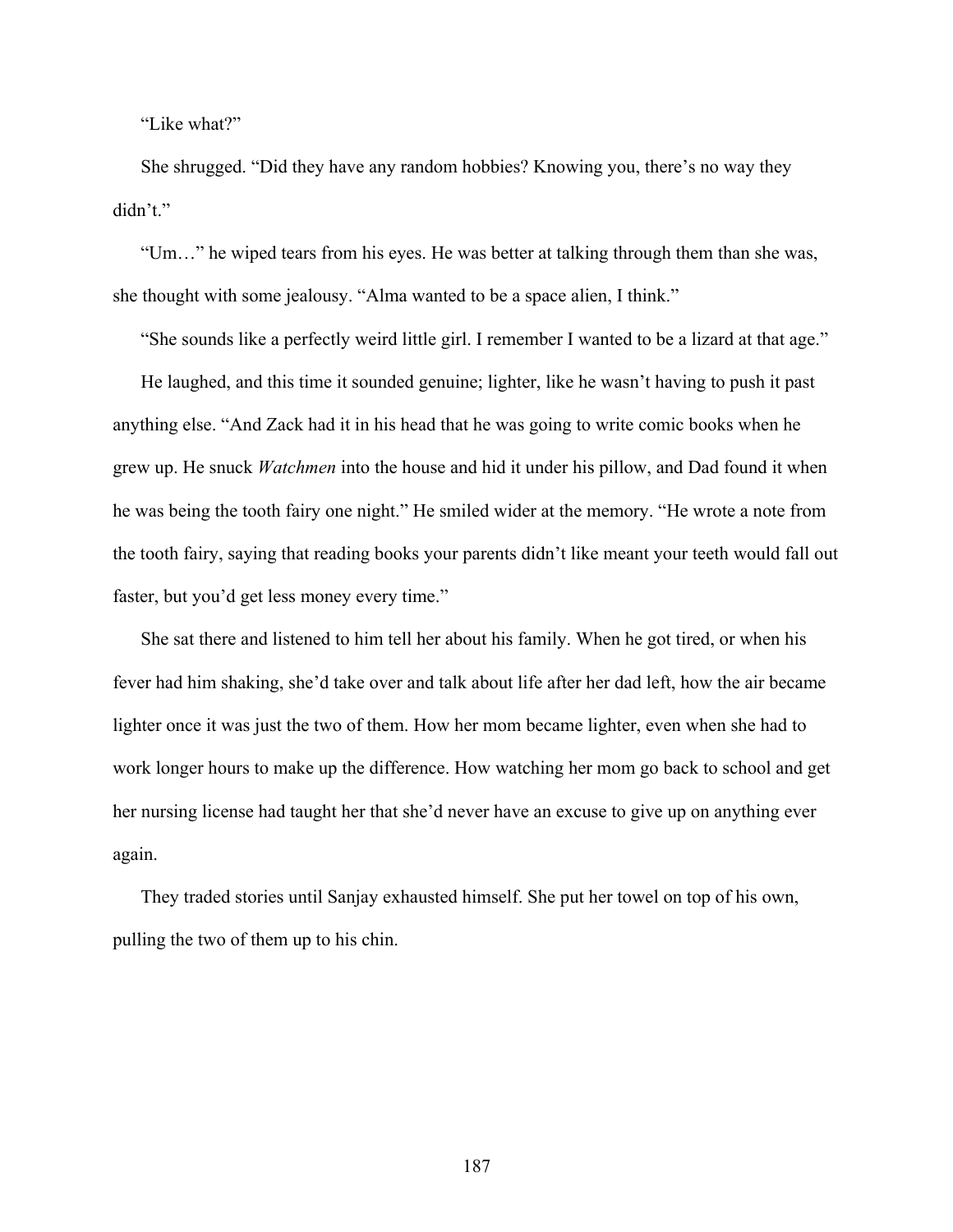"Like what?"

She shrugged. "Did they have any random hobbies? Knowing you, there's no way they didn't."

"Um…" he wiped tears from his eyes. He was better at talking through them than she was, she thought with some jealousy. "Alma wanted to be a space alien, I think."

"She sounds like a perfectly weird little girl. I remember I wanted to be a lizard at that age."

He laughed, and this time it sounded genuine; lighter, like he wasn't having to push it past anything else. "And Zack had it in his head that he was going to write comic books when he grew up. He snuck *Watchmen* into the house and hid it under his pillow, and Dad found it when he was being the tooth fairy one night." He smiled wider at the memory. "He wrote a note from the tooth fairy, saying that reading books your parents didn't like meant your teeth would fall out faster, but you'd get less money every time."

She sat there and listened to him tell her about his family. When he got tired, or when his fever had him shaking, she'd take over and talk about life after her dad left, how the air became lighter once it was just the two of them. How her mom became lighter, even when she had to work longer hours to make up the difference. How watching her mom go back to school and get her nursing license had taught her that she'd never have an excuse to give up on anything ever again.

They traded stories until Sanjay exhausted himself. She put her towel on top of his own, pulling the two of them up to his chin.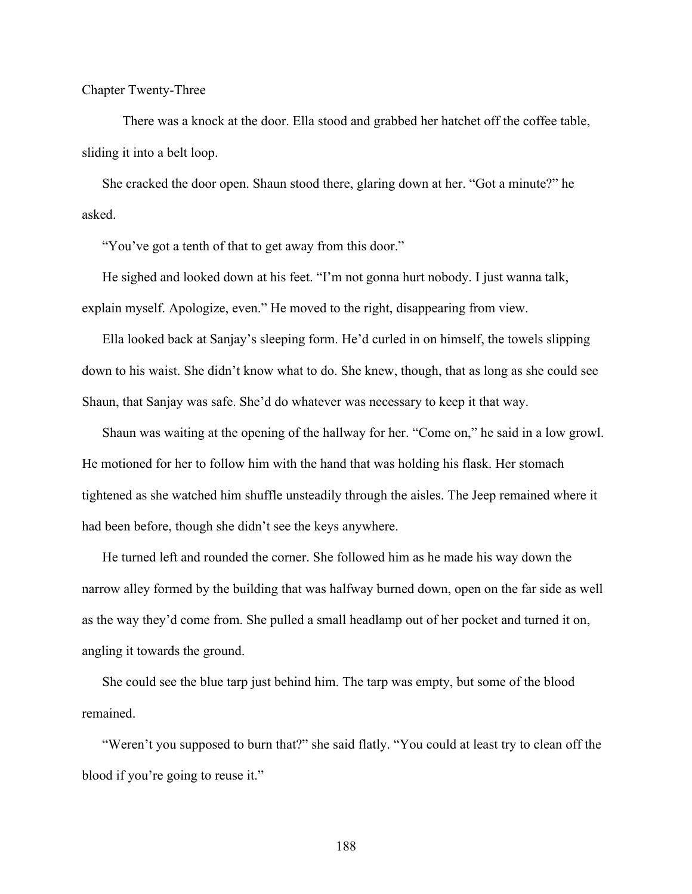## Chapter Twenty-Three

There was a knock at the door. Ella stood and grabbed her hatchet off the coffee table, sliding it into a belt loop.

She cracked the door open. Shaun stood there, glaring down at her. “Got a minute?” he asked.

“You’ve got a tenth of that to get away from this door.”

He sighed and looked down at his feet. “I’m not gonna hurt nobody. I just wanna talk, explain myself. Apologize, even.” He moved to the right, disappearing from view.

Ella looked back at Sanjay’s sleeping form. He’d curled in on himself, the towels slipping down to his waist. She didn’t know what to do. She knew, though, that as long as she could see Shaun, that Sanjay was safe. She’d do whatever was necessary to keep it that way.

Shaun was waiting at the opening of the hallway for her. “Come on,” he said in a low growl. He motioned for her to follow him with the hand that was holding his flask. Her stomach tightened as she watched him shuffle unsteadily through the aisles. The Jeep remained where it had been before, though she didn’t see the keys anywhere.

He turned left and rounded the corner. She followed him as he made his way down the narrow alley formed by the building that was halfway burned down, open on the far side as well as the way they’d come from. She pulled a small headlamp out of her pocket and turned it on, angling it towards the ground.

She could see the blue tarp just behind him. The tarp was empty, but some of the blood remained.

“Weren’t you supposed to burn that?” she said flatly. “You could at least try to clean off the blood if you’re going to reuse it.”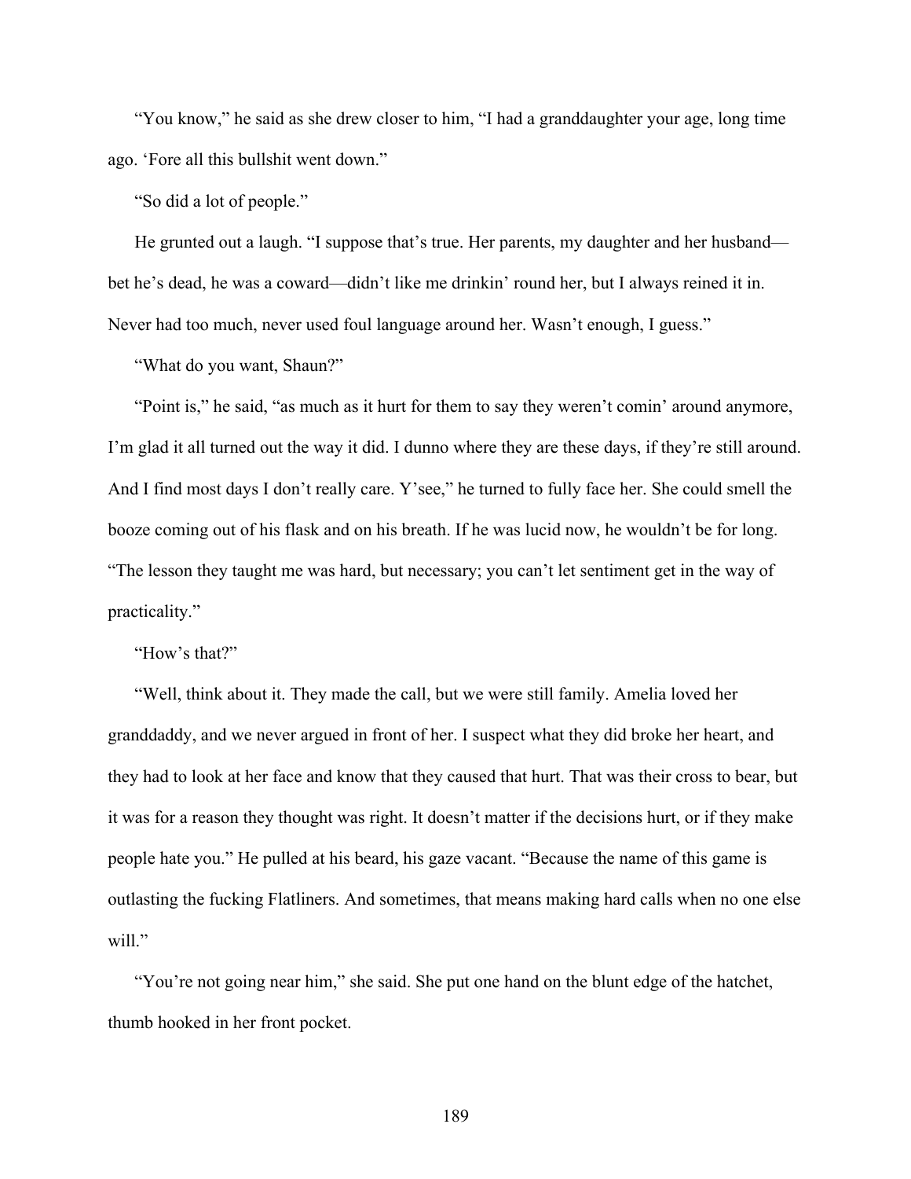"You know," he said as she drew closer to him, "I had a granddaughter your age, long time ago. 'Fore all this bullshit went down."

"So did a lot of people."

He grunted out a laugh. "I suppose that's true. Her parents, my daughter and her husband—bet he's dead, he was a coward—didn't like me drinkin' round her, but I always reined it in. Never had too much, never used foul language around her. Wasn't enough, I guess."

"What do you want, Shaun?"

"Point is," he said, "as much as it hurt for them to say they weren't comin' around anymore, I'm glad it all turned out the way it did. I dunno where they are these days, if they're still around. And I find most days I don't really care. Y'see," he turned to fully face her. She could smell the booze coming out of his flask and on his breath. If he was lucid now, he wouldn't be for long. "The lesson they taught me was hard, but necessary; you can't let sentiment get in the way of practicality."

"How's that?"

"Well, think about it. They made the call, but we were still family. Amelia loved her granddaddy, and we never argued in front of her. I suspect what they did broke her heart, and they had to look at her face and know that they caused that hurt. That was their cross to bear, but it was for a reason they thought was right. It doesn't matter if the decisions hurt, or if they make people hate you." He pulled at his beard, his gaze vacant. "Because the name of this game is outlasting the fucking Flatliners. And sometimes, that means making hard calls when no one else will."

"You're not going near him," she said. She put one hand on the blunt edge of the hatchet, thumb hooked in her front pocket.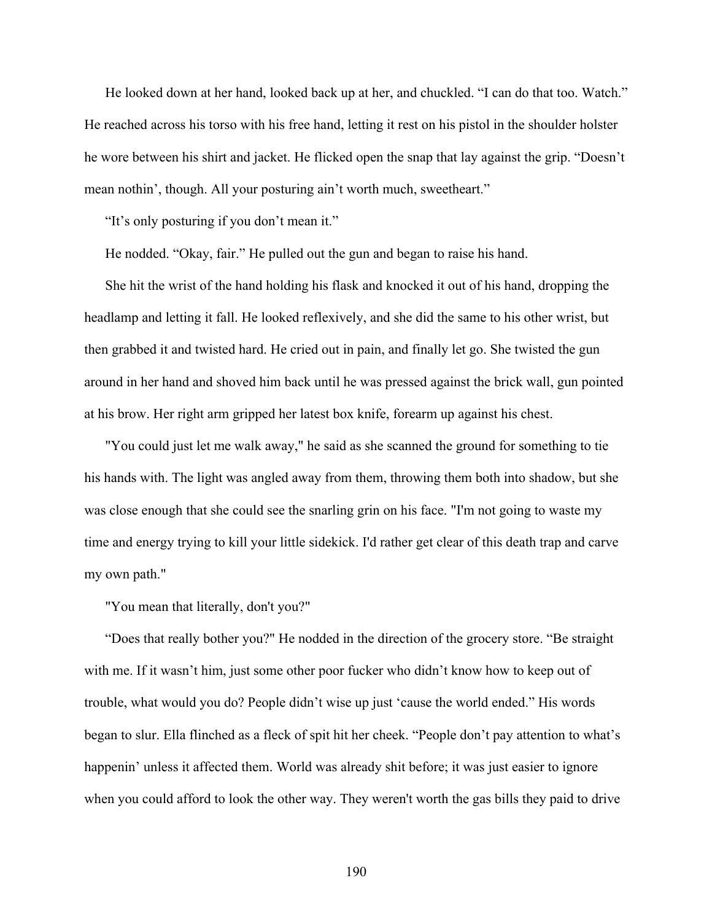He looked down at her hand, looked back up at her, and chuckled. “I can do that too. Watch.” He reached across his torso with his free hand, letting it rest on his pistol in the shoulder holster he wore between his shirt and jacket. He flicked open the snap that lay against the grip. “Doesn’t mean nothin’, though. All your posturing ain’t worth much, sweetheart.”

“It’s only posturing if you don’t mean it.”

He nodded. “Okay, fair.” He pulled out the gun and began to raise his hand.

She hit the wrist of the hand holding his flask and knocked it out of his hand, dropping the headlamp and letting it fall. He looked reflexively, and she did the same to his other wrist, but then grabbed it and twisted hard. He cried out in pain, and finally let go. She twisted the gun around in her hand and shoved him back until he was pressed against the brick wall, gun pointed at his brow. Her right arm gripped her latest box knife, forearm up against his chest.

"You could just let me walk away," he said as she scanned the ground for something to tie his hands with. The light was angled away from them, throwing them both into shadow, but she was close enough that she could see the snarling grin on his face. "I'm not going to waste my time and energy trying to kill your little sidekick. I'd rather get clear of this death trap and carve my own path."

"You mean that literally, don't you?"

“Does that really bother you?" He nodded in the direction of the grocery store. “Be straight with me. If it wasn’t him, just some other poor fucker who didn’t know how to keep out of trouble, what would you do? People didn’t wise up just ‘cause the world ended.” His words began to slur. Ella flinched as a fleck of spit hit her cheek. “People don’t pay attention to what’s happenin’ unless it affected them. World was already shit before; it was just easier to ignore when you could afford to look the other way. They weren't worth the gas bills they paid to drive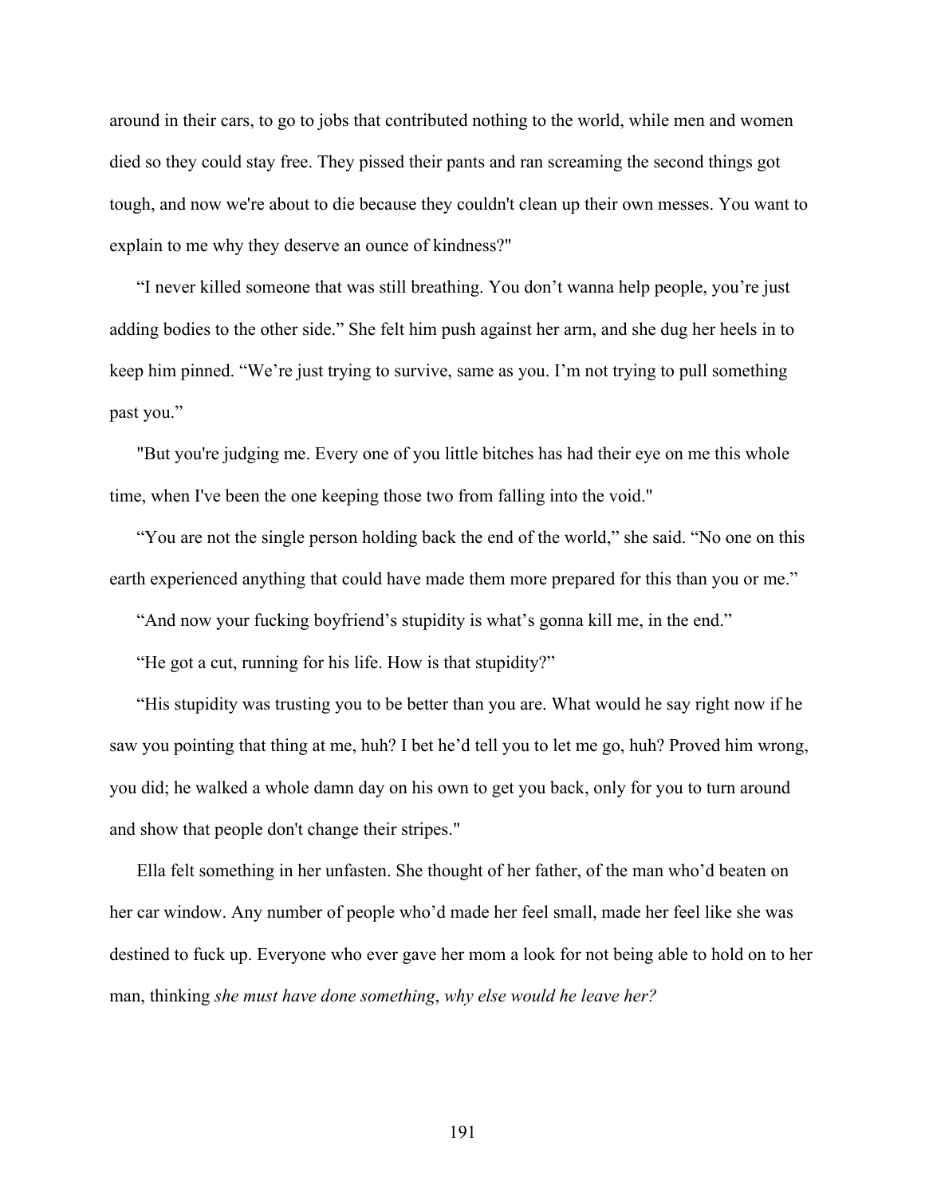around in their cars, to go to jobs that contributed nothing to the world, while men and women died so they could stay free. They pissed their pants and ran screaming the second things got tough, and now we're about to die because they couldn't clean up their own messes. You want to explain to me why they deserve an ounce of kindness?"

“I never killed someone that was still breathing. You don’t wanna help people, you’re just adding bodies to the other side.” She felt him push against her arm, and she dug her heels in to keep him pinned. “We’re just trying to survive, same as you. I’m not trying to pull something past you.”

"But you're judging me. Every one of you little bitches has had their eye on me this whole time, when I've been the one keeping those two from falling into the void."

“You are not the single person holding back the end of the world,” she said. “No one on this earth experienced anything that could have made them more prepared for this than you or me.”

“And now your fucking boyfriend’s stupidity is what’s gonna kill me, in the end.”

“He got a cut, running for his life. How is that stupidity?”

“His stupidity was trusting you to be better than you are. What would he say right now if he saw you pointing that thing at me, huh? I bet he’d tell you to let me go, huh? Proved him wrong, you did; he walked a whole damn day on his own to get you back, only for you to turn around and show that people don't change their stripes."

Ella felt something in her unfasten. She thought of her father, of the man who’d beaten on her car window. Any number of people who’d made her feel small, made her feel like she was destined to fuck up. Everyone who ever gave her mom a look for not being able to hold on to her man, thinking *she must have done something*, *why else would he leave her?*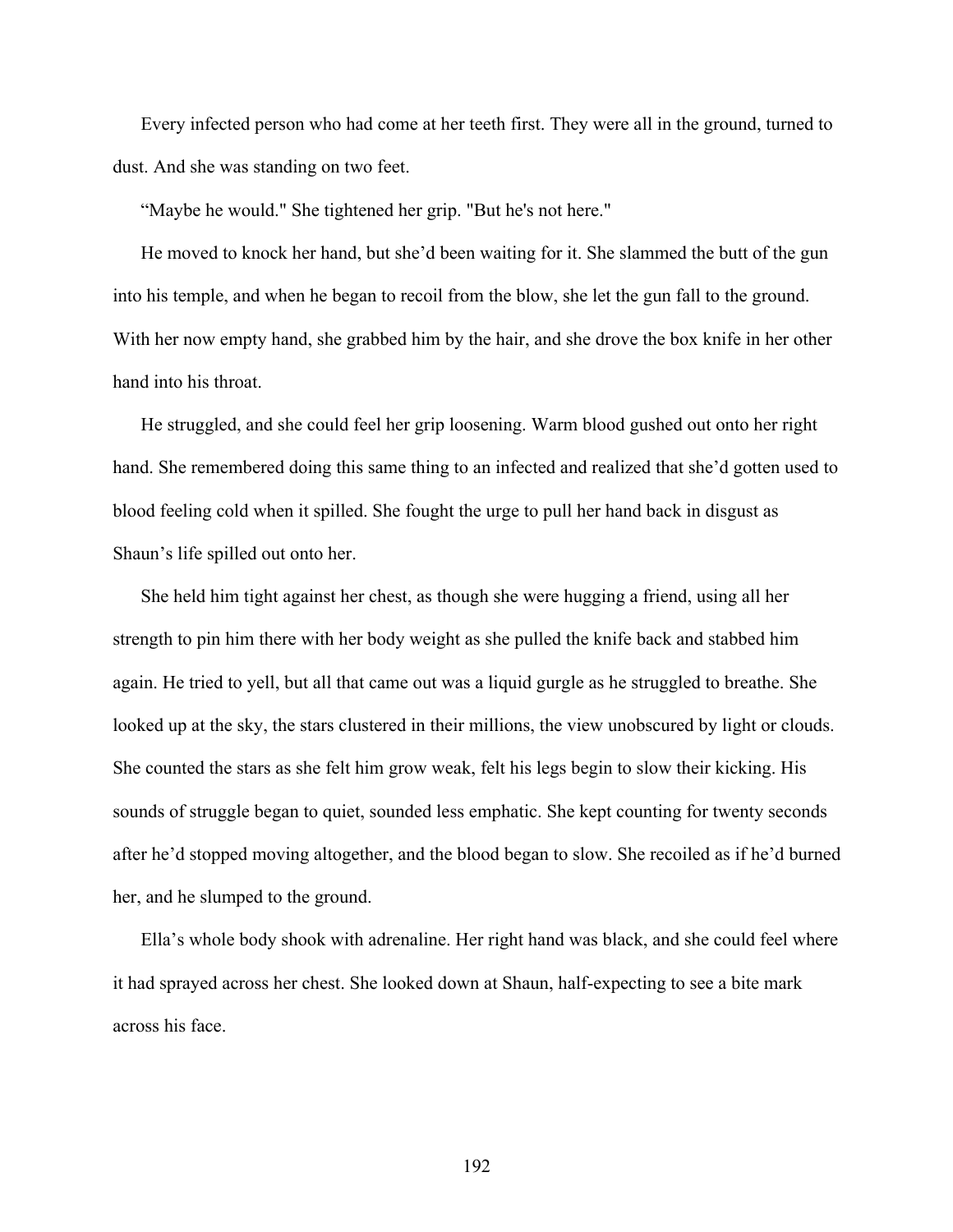Every infected person who had come at her teeth first. They were all in the ground, turned to dust. And she was standing on two feet.

“Maybe he would." She tightened her grip. "But he's not here."

He moved to knock her hand, but she’d been waiting for it. She slammed the butt of the gun into his temple, and when he began to recoil from the blow, she let the gun fall to the ground. With her now empty hand, she grabbed him by the hair, and she drove the box knife in her other hand into his throat.

He struggled, and she could feel her grip loosening. Warm blood gushed out onto her right hand. She remembered doing this same thing to an infected and realized that she’d gotten used to blood feeling cold when it spilled. She fought the urge to pull her hand back in disgust as Shaun’s life spilled out onto her.

She held him tight against her chest, as though she were hugging a friend, using all her strength to pin him there with her body weight as she pulled the knife back and stabbed him again. He tried to yell, but all that came out was a liquid gurgle as he struggled to breathe. She looked up at the sky, the stars clustered in their millions, the view unobscured by light or clouds. She counted the stars as she felt him grow weak, felt his legs begin to slow their kicking. His sounds of struggle began to quiet, sounded less emphatic. She kept counting for twenty seconds after he’d stopped moving altogether, and the blood began to slow. She recoiled as if he’d burned her, and he slumped to the ground.

Ella’s whole body shook with adrenaline. Her right hand was black, and she could feel where it had sprayed across her chest. She looked down at Shaun, half-expecting to see a bite mark across his face.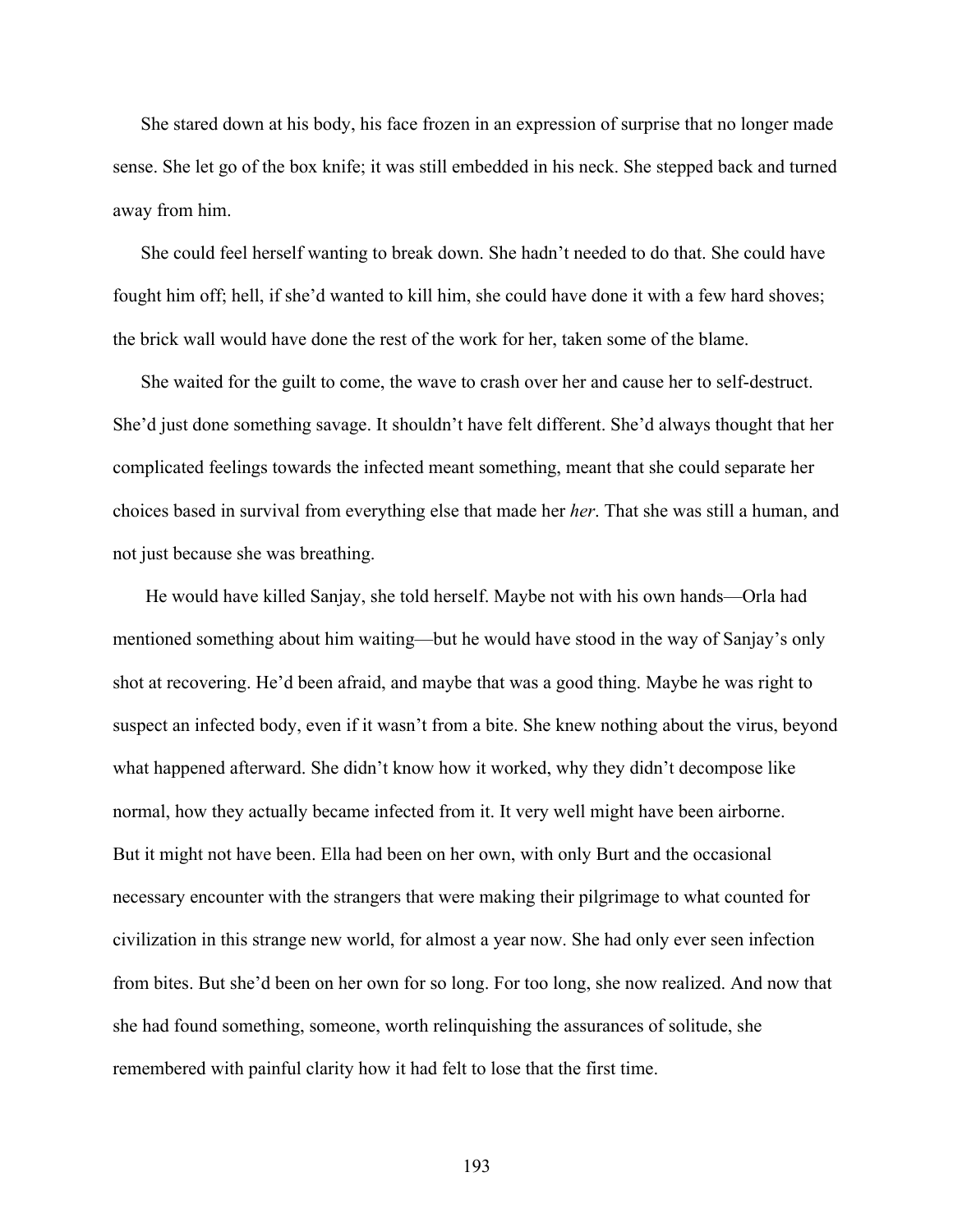She stared down at his body, his face frozen in an expression of surprise that no longer made sense. She let go of the box knife; it was still embedded in his neck. She stepped back and turned away from him.

She could feel herself wanting to break down. She hadn't needed to do that. She could have fought him off; hell, if she'd wanted to kill him, she could have done it with a few hard shoves; the brick wall would have done the rest of the work for her, taken some of the blame.

She waited for the guilt to come, the wave to crash over her and cause her to self-destruct. She'd just done something savage. It shouldn't have felt different. She'd always thought that her complicated feelings towards the infected meant something, meant that she could separate her choices based in survival from everything else that made her *her*. That she was still a human, and not just because she was breathing.

He would have killed Sanjay, she told herself. Maybe not with his own hands—Orla had mentioned something about him waiting—but he would have stood in the way of Sanjay's only shot at recovering. He'd been afraid, and maybe that was a good thing. Maybe he was right to suspect an infected body, even if it wasn't from a bite. She knew nothing about the virus, beyond what happened afterward. She didn't know how it worked, why they didn't decompose like normal, how they actually became infected from it. It very well might have been airborne.

But it might not have been. Ella had been on her own, with only Burt and the occasional necessary encounter with the strangers that were making their pilgrimage to what counted for civilization in this strange new world, for almost a year now. She had only ever seen infection from bites. But she'd been on her own for so long. For too long, she now realized. And now that she had found something, someone, worth relinquishing the assurances of solitude, she remembered with painful clarity how it had felt to lose that the first time.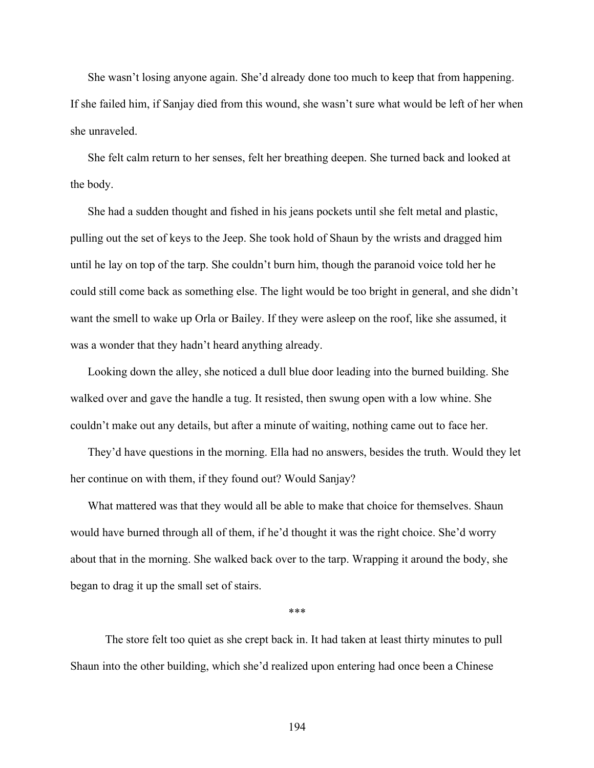She wasn't losing anyone again. She'd already done too much to keep that from happening. If she failed him, if Sanjay died from this wound, she wasn't sure what would be left of her when she unraveled.

She felt calm return to her senses, felt her breathing deepen. She turned back and looked at the body.

She had a sudden thought and fished in his jeans pockets until she felt metal and plastic, pulling out the set of keys to the Jeep. She took hold of Shaun by the wrists and dragged him until he lay on top of the tarp. She couldn't burn him, though the paranoid voice told her he could still come back as something else. The light would be too bright in general, and she didn't want the smell to wake up Orla or Bailey. If they were asleep on the roof, like she assumed, it was a wonder that they hadn't heard anything already.

Looking down the alley, she noticed a dull blue door leading into the burned building. She walked over and gave the handle a tug. It resisted, then swung open with a low whine. She couldn't make out any details, but after a minute of waiting, nothing came out to face her.

They'd have questions in the morning. Ella had no answers, besides the truth. Would they let her continue on with them, if they found out? Would Sanjay?

What mattered was that they would all be able to make that choice for themselves. Shaun would have burned through all of them, if he'd thought it was the right choice. She'd worry about that in the morning. She walked back over to the tarp. Wrapping it around the body, she began to drag it up the small set of stairs.

***

The store felt too quiet as she crept back in. It had taken at least thirty minutes to pull Shaun into the other building, which she'd realized upon entering had once been a Chinese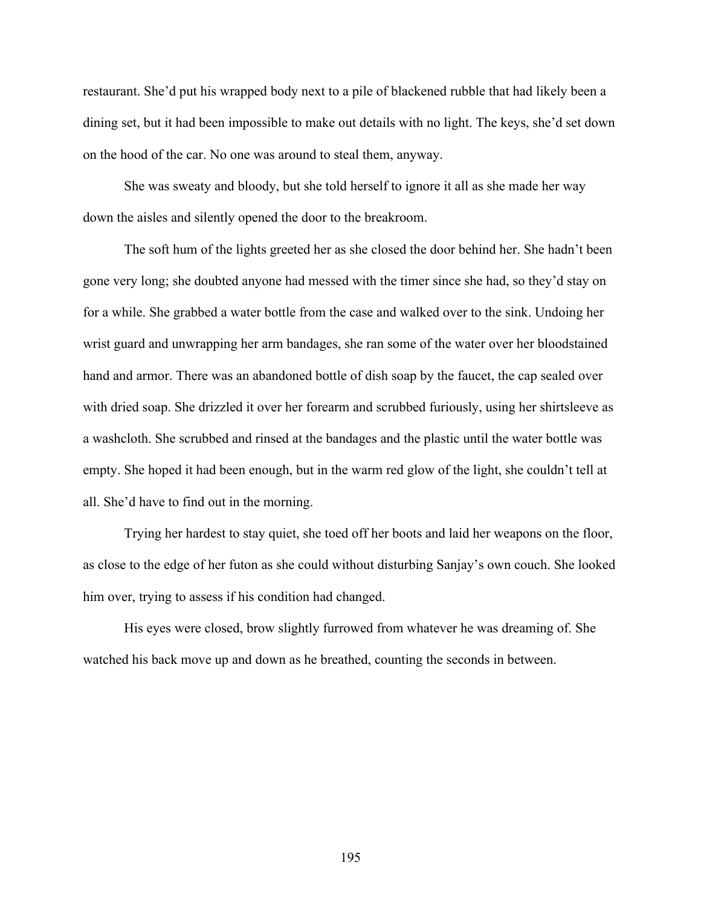restaurant. She'd put his wrapped body next to a pile of blackened rubble that had likely been a dining set, but it had been impossible to make out details with no light. The keys, she'd set down on the hood of the car. No one was around to steal them, anyway.

She was sweaty and bloody, but she told herself to ignore it all as she made her way down the aisles and silently opened the door to the breakroom.

The soft hum of the lights greeted her as she closed the door behind her. She hadn't been gone very long; she doubted anyone had messed with the timer since she had, so they'd stay on for a while. She grabbed a water bottle from the case and walked over to the sink. Undoing her wrist guard and unwrapping her arm bandages, she ran some of the water over her bloodstained hand and armor. There was an abandoned bottle of dish soap by the faucet, the cap sealed over with dried soap. She drizzled it over her forearm and scrubbed furiously, using her shirtsleeve as a washcloth. She scrubbed and rinsed at the bandages and the plastic until the water bottle was empty. She hoped it had been enough, but in the warm red glow of the light, she couldn't tell at all. She'd have to find out in the morning.

Trying her hardest to stay quiet, she toed off her boots and laid her weapons on the floor, as close to the edge of her futon as she could without disturbing Sanjay's own couch. She looked him over, trying to assess if his condition had changed.

His eyes were closed, brow slightly furrowed from whatever he was dreaming of. She watched his back move up and down as he breathed, counting the seconds in between.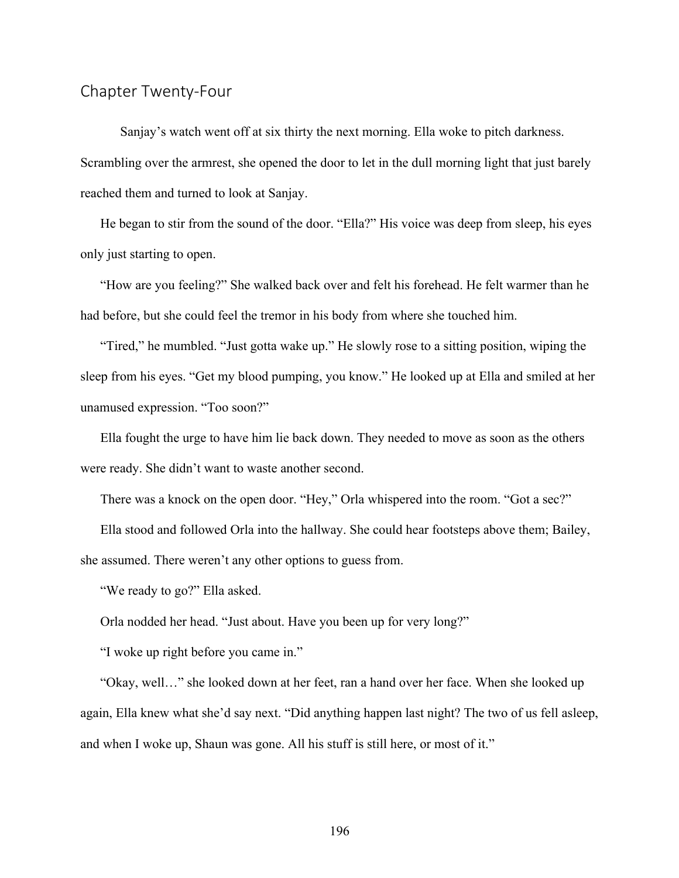## Chapter Twenty-Four

Sanjay's watch went off at six thirty the next morning. Ella woke to pitch darkness. Scrambling over the armrest, she opened the door to let in the dull morning light that just barely reached them and turned to look at Sanjay.

He began to stir from the sound of the door. "Ella?" His voice was deep from sleep, his eyes only just starting to open.

"How are you feeling?" She walked back over and felt his forehead. He felt warmer than he had before, but she could feel the tremor in his body from where she touched him.

"Tired," he mumbled. "Just gotta wake up." He slowly rose to a sitting position, wiping the sleep from his eyes. "Get my blood pumping, you know." He looked up at Ella and smiled at her unamused expression. "Too soon?"

Ella fought the urge to have him lie back down. They needed to move as soon as the others were ready. She didn't want to waste another second.

There was a knock on the open door. "Hey," Orla whispered into the room. "Got a sec?"

Ella stood and followed Orla into the hallway. She could hear footsteps above them; Bailey, she assumed. There weren't any other options to guess from.

"We ready to go?" Ella asked.

Orla nodded her head. "Just about. Have you been up for very long?"

"I woke up right before you came in."

"Okay, well…" she looked down at her feet, ran a hand over her face. When she looked up again, Ella knew what she'd say next. "Did anything happen last night? The two of us fell asleep, and when I woke up, Shaun was gone. All his stuff is still here, or most of it."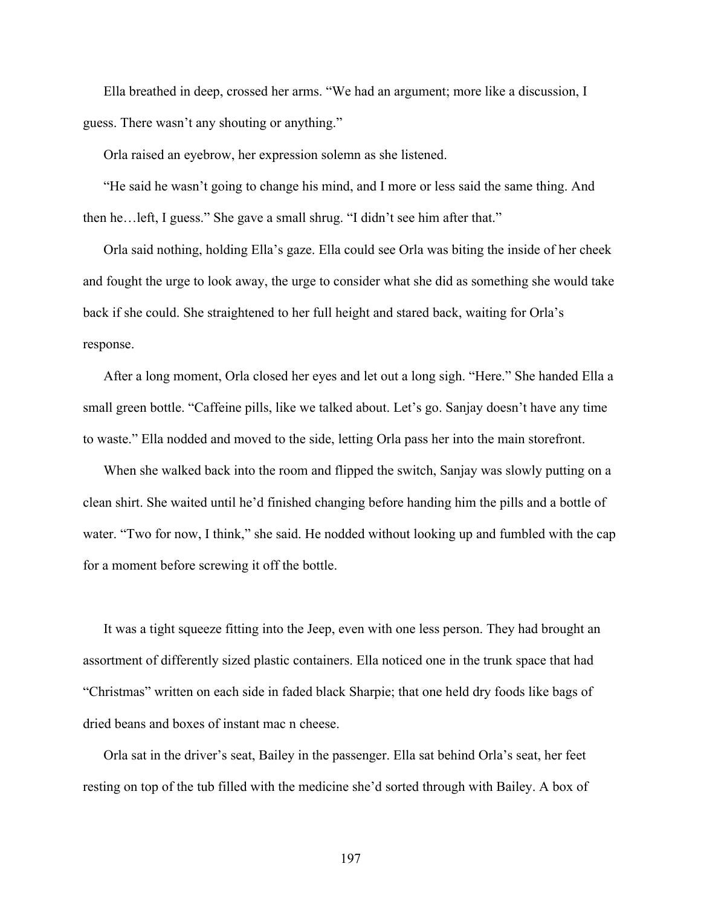Ella breathed in deep, crossed her arms. “We had an argument; more like a discussion, I guess. There wasn’t any shouting or anything.”

Orla raised an eyebrow, her expression solemn as she listened.

“He said he wasn’t going to change his mind, and I more or less said the same thing. And then he…left, I guess.” She gave a small shrug. “I didn’t see him after that.”

Orla said nothing, holding Ella’s gaze. Ella could see Orla was biting the inside of her cheek and fought the urge to look away, the urge to consider what she did as something she would take back if she could. She straightened to her full height and stared back, waiting for Orla’s response.

After a long moment, Orla closed her eyes and let out a long sigh. “Here.” She handed Ella a small green bottle. “Caffeine pills, like we talked about. Let’s go. Sanjay doesn’t have any time to waste.” Ella nodded and moved to the side, letting Orla pass her into the main storefront.

When she walked back into the room and flipped the switch, Sanjay was slowly putting on a clean shirt. She waited until he’d finished changing before handing him the pills and a bottle of water. “Two for now, I think,” she said. He nodded without looking up and fumbled with the cap for a moment before screwing it off the bottle.

It was a tight squeeze fitting into the Jeep, even with one less person. They had brought an assortment of differently sized plastic containers. Ella noticed one in the trunk space that had “Christmas” written on each side in faded black Sharpie; that one held dry foods like bags of dried beans and boxes of instant mac n cheese.

Orla sat in the driver’s seat, Bailey in the passenger. Ella sat behind Orla’s seat, her feet resting on top of the tub filled with the medicine she’d sorted through with Bailey. A box of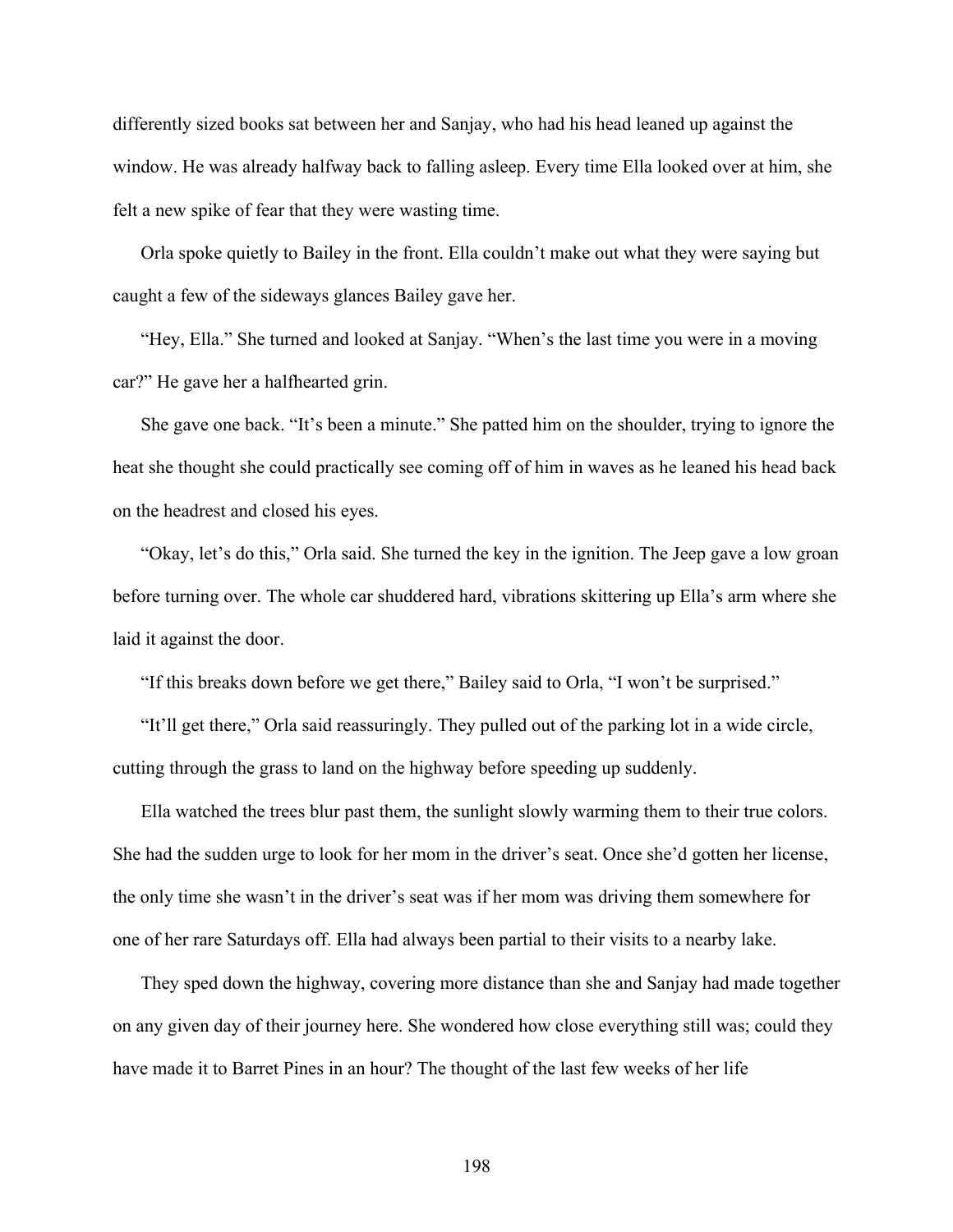differently sized books sat between her and Sanjay, who had his head leaned up against the window. He was already halfway back to falling asleep. Every time Ella looked over at him, she felt a new spike of fear that they were wasting time.

Orla spoke quietly to Bailey in the front. Ella couldn't make out what they were saying but caught a few of the sideways glances Bailey gave her.

"Hey, Ella." She turned and looked at Sanjay. "When's the last time you were in a moving car?" He gave her a halfhearted grin.

She gave one back. "It's been a minute." She patted him on the shoulder, trying to ignore the heat she thought she could practically see coming off of him in waves as he leaned his head back on the headrest and closed his eyes.

"Okay, let's do this," Orla said. She turned the key in the ignition. The Jeep gave a low groan before turning over. The whole car shuddered hard, vibrations skittering up Ella's arm where she laid it against the door.

"If this breaks down before we get there," Bailey said to Orla, "I won't be surprised."

"It'll get there," Orla said reassuringly. They pulled out of the parking lot in a wide circle, cutting through the grass to land on the highway before speeding up suddenly.

Ella watched the trees blur past them, the sunlight slowly warming them to their true colors. She had the sudden urge to look for her mom in the driver's seat. Once she'd gotten her license, the only time she wasn't in the driver's seat was if her mom was driving them somewhere for one of her rare Saturdays off. Ella had always been partial to their visits to a nearby lake.

They sped down the highway, covering more distance than she and Sanjay had made together on any given day of their journey here. She wondered how close everything still was; could they have made it to Barret Pines in an hour? The thought of the last few weeks of her life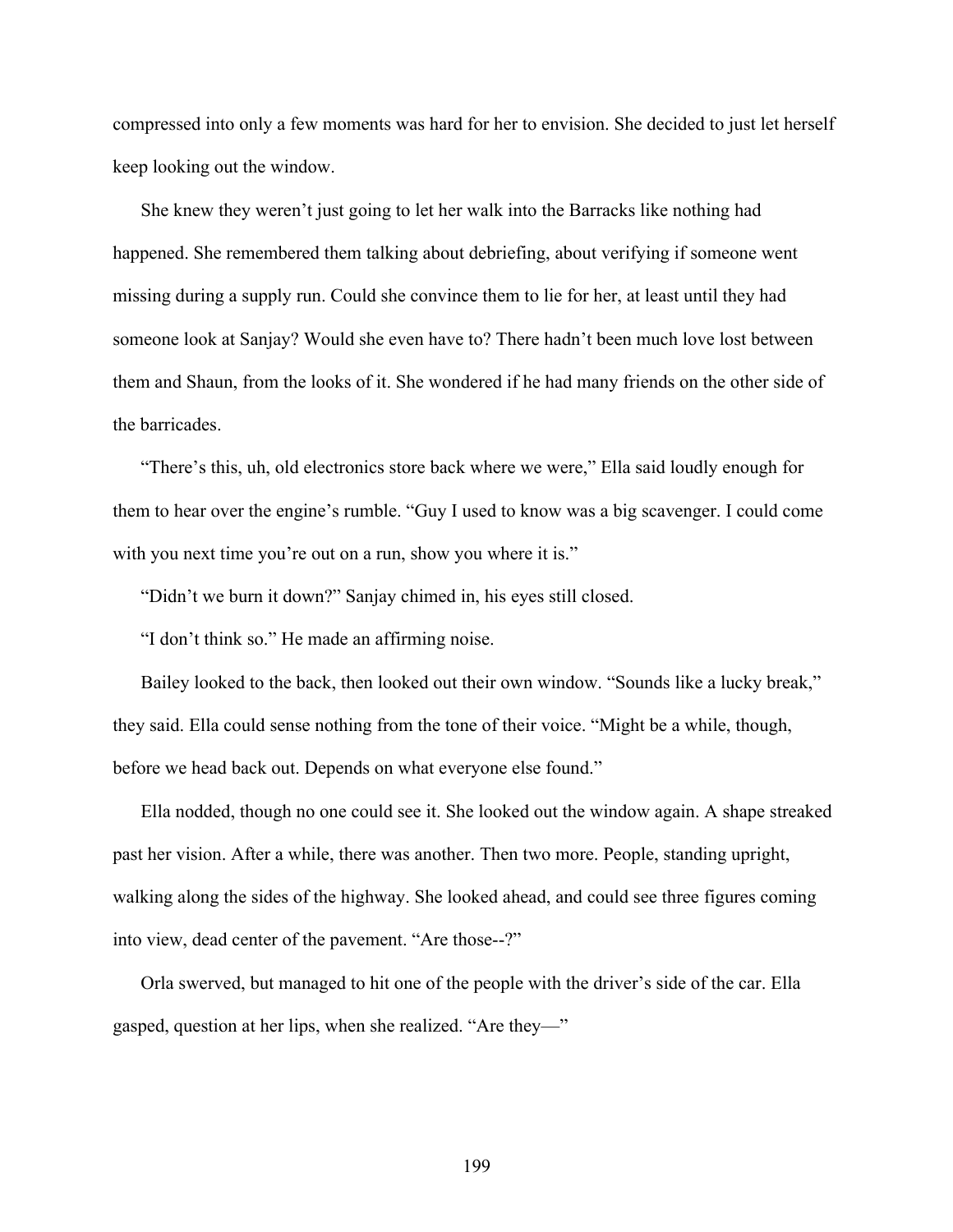compressed into only a few moments was hard for her to envision. She decided to just let herself keep looking out the window.

She knew they weren't just going to let her walk into the Barracks like nothing had happened. She remembered them talking about debriefing, about verifying if someone went missing during a supply run. Could she convince them to lie for her, at least until they had someone look at Sanjay? Would she even have to? There hadn't been much love lost between them and Shaun, from the looks of it. She wondered if he had many friends on the other side of the barricades.

"There's this, uh, old electronics store back where we were," Ella said loudly enough for them to hear over the engine's rumble. "Guy I used to know was a big scavenger. I could come with you next time you're out on a run, show you where it is."

"Didn't we burn it down?" Sanjay chimed in, his eyes still closed.

"I don't think so." He made an affirming noise.

Bailey looked to the back, then looked out their own window. "Sounds like a lucky break," they said. Ella could sense nothing from the tone of their voice. "Might be a while, though, before we head back out. Depends on what everyone else found."

Ella nodded, though no one could see it. She looked out the window again. A shape streaked past her vision. After a while, there was another. Then two more. People, standing upright, walking along the sides of the highway. She looked ahead, and could see three figures coming into view, dead center of the pavement. "Are those--?"

Orla swerved, but managed to hit one of the people with the driver's side of the car. Ella gasped, question at her lips, when she realized. "Are they—"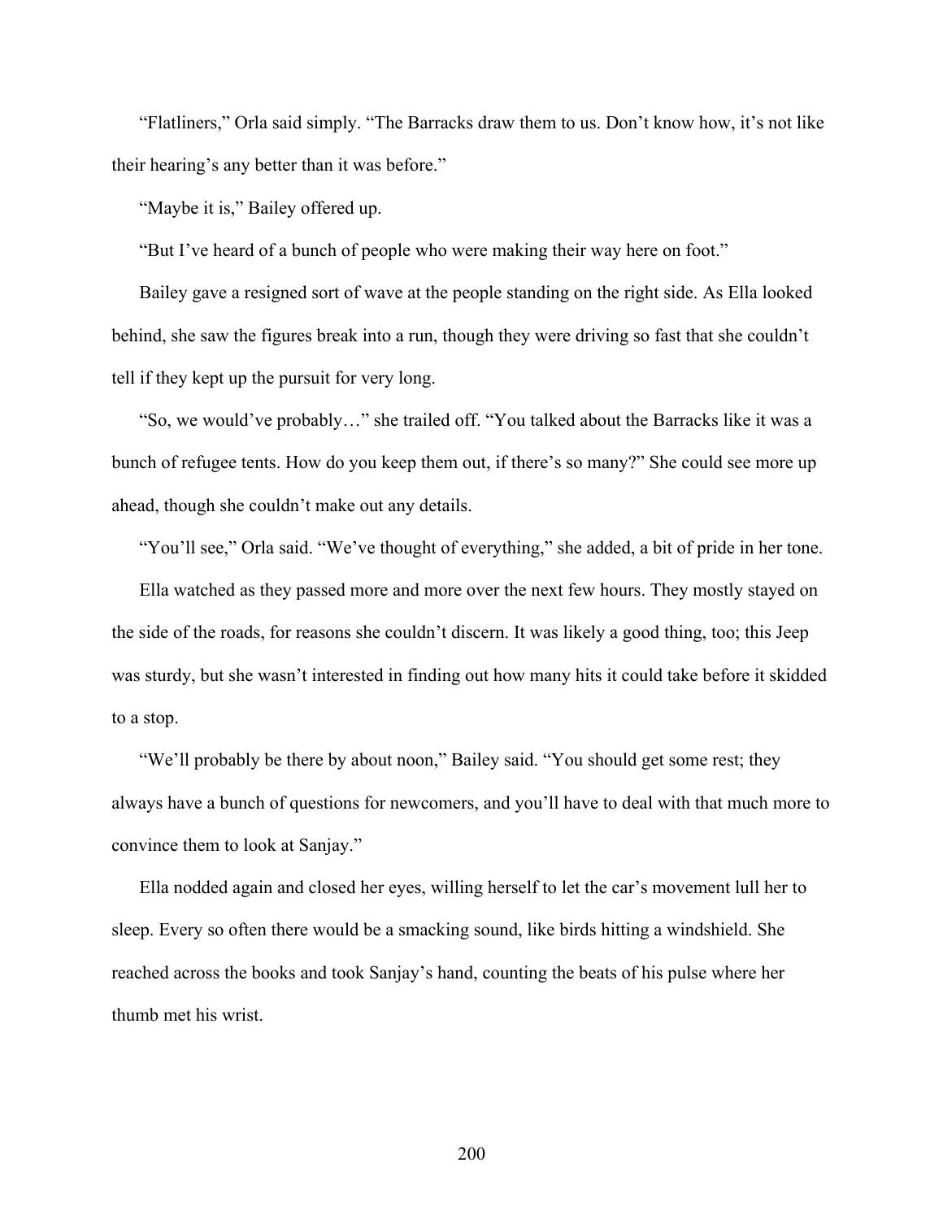"Flatliners," Orla said simply. "The Barracks draw them to us. Don't know how, it's not like their hearing's any better than it was before."

"Maybe it is," Bailey offered up.

"But I've heard of a bunch of people who were making their way here on foot."

Bailey gave a resigned sort of wave at the people standing on the right side. As Ella looked behind, she saw the figures break into a run, though they were driving so fast that she couldn't tell if they kept up the pursuit for very long.

"So, we would've probably…" she trailed off. "You talked about the Barracks like it was a bunch of refugee tents. How do you keep them out, if there's so many?" She could see more up ahead, though she couldn't make out any details.

"You'll see," Orla said. "We've thought of everything," she added, a bit of pride in her tone.

Ella watched as they passed more and more over the next few hours. They mostly stayed on the side of the roads, for reasons she couldn't discern. It was likely a good thing, too; this Jeep was sturdy, but she wasn't interested in finding out how many hits it could take before it skidded to a stop.

"We'll probably be there by about noon," Bailey said. "You should get some rest; they always have a bunch of questions for newcomers, and you'll have to deal with that much more to convince them to look at Sanjay."

Ella nodded again and closed her eyes, willing herself to let the car's movement lull her to sleep. Every so often there would be a smacking sound, like birds hitting a windshield. She reached across the books and took Sanjay's hand, counting the beats of his pulse where her thumb met his wrist.